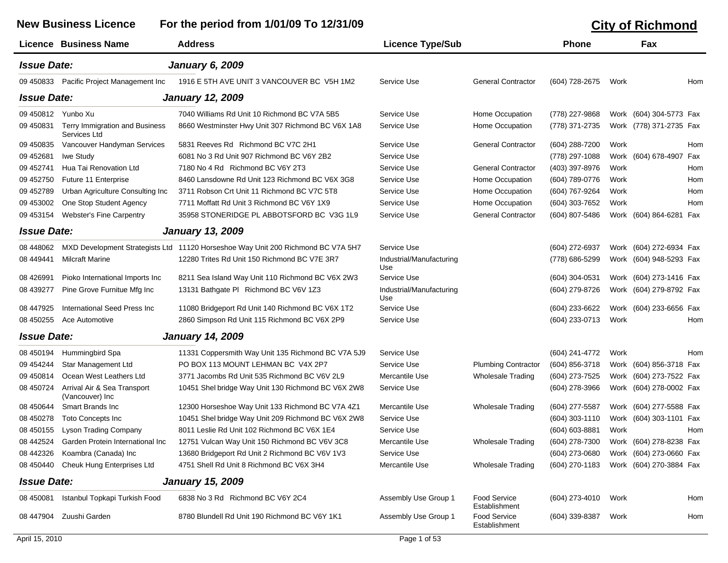# New Business Licence — For the period from 1/01/09 To 12/31/09

## City of Richmond

| Licence | Business Name | Address | Licence Type | Sub | Phone | | Fax | |
|---|---|---|---|---|---|---|---|---|
| ***Issue Date:*** | | ***January 6, 2009*** | | | | | | |
| 09 450833 | Pacific Project Management Inc | 1916 E 5TH AVE UNIT 3 VANCOUVER BC V5H 1M2 | Service Use | General Contractor | (604) 728-2675 | Work | | Hom |
| ***Issue Date:*** | | ***January 12, 2009*** | | | | | | |
| 09 450812 | Yunbo Xu | 7040 Williams Rd Unit 10 Richmond BC V7A 5B5 | Service Use | Home Occupation | (778) 227-9868 | Work | (604) 304-5773 | Fax |
| 09 450831 | Terry Immigration and Business Services Ltd | 8660 Westminster Hwy Unit 307 Richmond BC V6X 1A8 | Service Use | Home Occupation | (778) 371-2735 | Work | (778) 371-2735 | Fax |
| 09 450835 | Vancouver Handyman Services | 5831 Reeves Rd Richmond BC V7C 2H1 | Service Use | General Contractor | (604) 288-7200 | Work | | Hom |
| 09 452681 | Iwe Study | 6081 No 3 Rd Unit 907 Richmond BC V6Y 2B2 | Service Use | | (778) 297-1088 | Work | (604) 678-4907 | Fax |
| 09 452741 | Hua Tai Renovation Ltd | 7180 No 4 Rd Richmond BC V6Y 2T3 | Service Use | General Contractor | (403) 397-8976 | Work | | Hom |
| 09 452750 | Future 11 Enterprise | 8460 Lansdowne Rd Unit 123 Richmond BC V6X 3G8 | Service Use | Home Occupation | (604) 789-0776 | Work | | Hom |
| 09 452789 | Urban Agriculture Consulting Inc | 3711 Robson Crt Unit 11 Richmond BC V7C 5T8 | Service Use | Home Occupation | (604) 767-9264 | Work | | Hom |
| 09 453002 | One Stop Student Agency | 7711 Moffatt Rd Unit 3 Richmond BC V6Y 1X9 | Service Use | Home Occupation | (604) 303-7652 | Work | | Hom |
| 09 453154 | Webster's Fine Carpentry | 35958 STONERIDGE PL ABBOTSFORD BC V3G 1L9 | Service Use | General Contractor | (604) 807-5486 | Work | (604) 864-6281 | Fax |
| ***Issue Date:*** | | ***January 13, 2009*** | | | | | | |
| 08 448062 | MXD Development Strategists Ltd | 11120 Horseshoe Way Unit 200 Richmond BC V7A 5H7 | Service Use | | (604) 272-6937 | Work | (604) 272-6934 | Fax |
| 08 449441 | Milcraft Marine | 12280 Trites Rd Unit 150 Richmond BC V7E 3R7 | Industrial/Manufacturing Use | | (778) 686-5299 | Work | (604) 948-5293 | Fax |
| 08 426991 | Pioko International Imports Inc | 8211 Sea Island Way Unit 110 Richmond BC V6X 2W3 | Service Use | | (604) 304-0531 | Work | (604) 273-1416 | Fax |
| 08 439277 | Pine Grove Furnitue Mfg Inc | 13131 Bathgate Pl Richmond BC V6V 1Z3 | Industrial/Manufacturing Use | | (604) 279-8726 | Work | (604) 279-8792 | Fax |
| 08 447925 | International Seed Press Inc | 11080 Bridgeport Rd Unit 140 Richmond BC V6X 1T2 | Service Use | | (604) 233-6622 | Work | (604) 233-6656 | Fax |
| 08 450255 | Ace Automotive | 2860 Simpson Rd Unit 115 Richmond BC V6X 2P9 | Service Use | | (604) 233-0713 | Work | | Hom |
| ***Issue Date:*** | | ***January 14, 2009*** | | | | | | |
| 08 450194 | Hummingbird Spa | 11331 Coppersmith Way Unit 135 Richmond BC V7A 5J9 | Service Use | | (604) 241-4772 | Work | | Hom |
| 09 454244 | Star Management Ltd | PO BOX 113 MOUNT LEHMAN BC V4X 2P7 | Service Use | Plumbing Contractor | (604) 856-3718 | Work | (604) 856-3718 | Fax |
| 09 450814 | Ocean West Leathers Ltd | 3771 Jacombs Rd Unit 535 Richmond BC V6V 2L9 | Mercantile Use | Wholesale Trading | (604) 273-7525 | Work | (604) 273-7522 | Fax |
| 08 450724 | Arrival Air & Sea Transport (Vancouver) Inc | 10451 Shel bridge Way Unit 130 Richmond BC V6X 2W8 | Service Use | | (604) 278-3966 | Work | (604) 278-0002 | Fax |
| 08 450644 | Smart Brands Inc | 12300 Horseshoe Way Unit 133 Richmond BC V7A 4Z1 | Mercantile Use | Wholesale Trading | (604) 277-5587 | Work | (604) 277-5588 | Fax |
| 08 450278 | Toto Concepts Inc | 10451 Shel bridge Way Unit 209 Richmond BC V6X 2W8 | Service Use | | (604) 303-1110 | Work | (604) 303-1101 | Fax |
| 08 450155 | Lyson Trading Company | 8011 Leslie Rd Unit 102 Richmond BC V6X 1E4 | Service Use | | (604) 603-8881 | Work | | Hom |
| 08 442524 | Garden Protein International Inc | 12751 Vulcan Way Unit 150 Richmond BC V6V 3C8 | Mercantile Use | Wholesale Trading | (604) 278-7300 | Work | (604) 278-8238 | Fax |
| 08 442326 | Koambra (Canada) Inc | 13680 Bridgeport Rd Unit 2 Richmond BC V6V 1V3 | Service Use | | (604) 273-0680 | Work | (604) 273-0660 | Fax |
| 08 450440 | Cheuk Hung Enterprises Ltd | 4751 Shell Rd Unit 8 Richmond BC V6X 3H4 | Mercantile Use | Wholesale Trading | (604) 270-1183 | Work | (604) 270-3884 | Fax |
| ***Issue Date:*** | | ***January 15, 2009*** | | | | | | |
| 08 450081 | Istanbul Topkapi Turkish Food | 6838 No 3 Rd Richmond BC V6Y 2C4 | Assembly Use Group 1 | Food Service Establishment | (604) 273-4010 | Work | | Hom |
| 08 447904 | Zuushi Garden | 8780 Blundell Rd Unit 190 Richmond BC V6Y 1K1 | Assembly Use Group 1 | Food Service Establishment | (604) 339-8387 | Work | | Hom |

April 15, 2010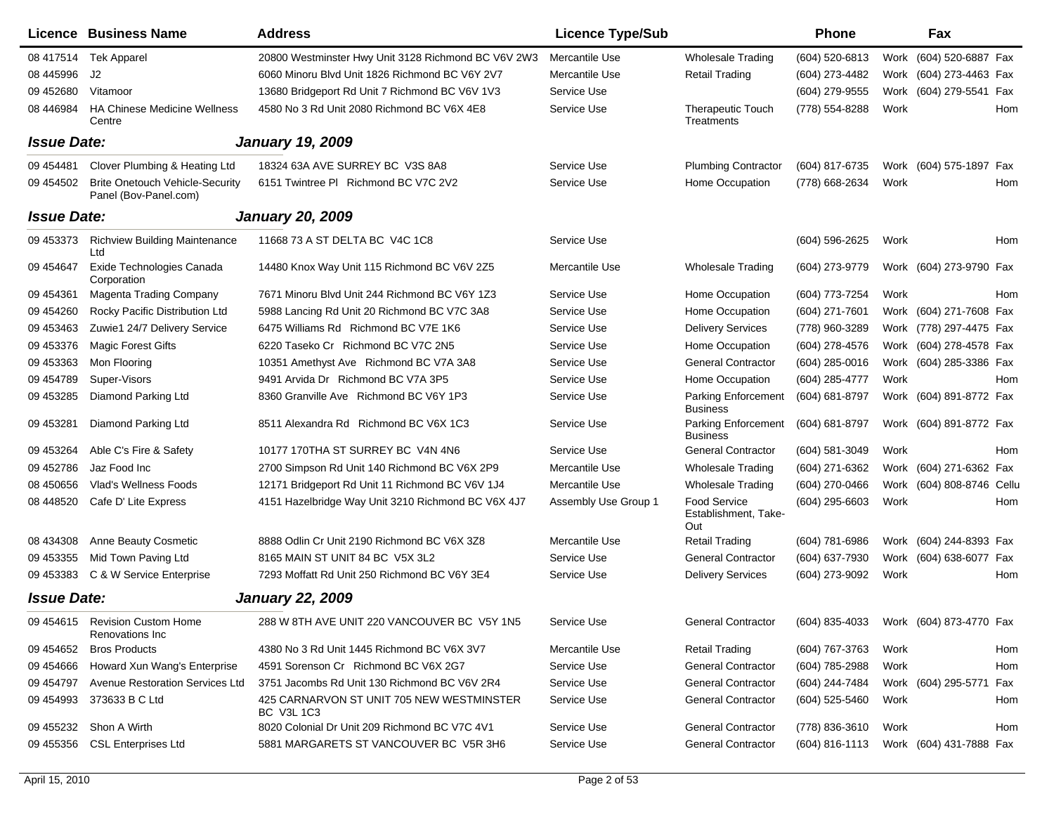| Licence | Business Name | Address | Licence Type/Sub | | Phone | | Fax | |
|---|---|---|---|---|---|---|---|---|
| 08 417514 | Tek Apparel | 20800 Westminster Hwy Unit 3128 Richmond BC V6V 2W3 | Mercantile Use | Wholesale Trading | (604) 520-6813 | Work | (604) 520-6887 | Fax |
| 08 445996 | J2 | 6060 Minoru Blvd Unit 1826 Richmond BC V6Y 2V7 | Mercantile Use | Retail Trading | (604) 273-4482 | Work | (604) 273-4463 | Fax |
| 09 452680 | Vitamoor | 13680 Bridgeport Rd Unit 7 Richmond BC V6V 1V3 | Service Use | | (604) 279-9555 | Work | (604) 279-5541 | Fax |
| 08 446984 | HA Chinese Medicine Wellness Centre | 4580 No 3 Rd Unit 2080 Richmond BC V6X 4E8 | Service Use | Therapeutic Touch Treatments | (778) 554-8288 | Work | | Hom |
| ***Issue Date:*** | | ***January 19, 2009*** | | | | | | |
| 09 454481 | Clover Plumbing & Heating Ltd | 18324 63A AVE SURREY BC V3S 8A8 | Service Use | Plumbing Contractor | (604) 817-6735 | Work | (604) 575-1897 | Fax |
| 09 454502 | Brite Onetouch Vehicle-Security Panel (Bov-Panel.com) | 6151 Twintree Pl Richmond BC V7C 2V2 | Service Use | Home Occupation | (778) 668-2634 | Work | | Hom |
| ***Issue Date:*** | | ***January 20, 2009*** | | | | | | |
| 09 453373 | Richview Building Maintenance Ltd | 11668 73 A ST DELTA BC V4C 1C8 | Service Use | | (604) 596-2625 | Work | | Hom |
| 09 454647 | Exide Technologies Canada Corporation | 14480 Knox Way Unit 115 Richmond BC V6V 2Z5 | Mercantile Use | Wholesale Trading | (604) 273-9779 | Work | (604) 273-9790 | Fax |
| 09 454361 | Magenta Trading Company | 7671 Minoru Blvd Unit 244 Richmond BC V6Y 1Z3 | Service Use | Home Occupation | (604) 773-7254 | Work | | Hom |
| 09 454260 | Rocky Pacific Distribution Ltd | 5988 Lancing Rd Unit 20 Richmond BC V7C 3A8 | Service Use | Home Occupation | (604) 271-7601 | Work | (604) 271-7608 | Fax |
| 09 453463 | Zuwie1 24/7 Delivery Service | 6475 Williams Rd Richmond BC V7E 1K6 | Service Use | Delivery Services | (778) 960-3289 | Work | (778) 297-4475 | Fax |
| 09 453376 | Magic Forest Gifts | 6220 Taseko Cr Richmond BC V7C 2N5 | Service Use | Home Occupation | (604) 278-4576 | Work | (604) 278-4578 | Fax |
| 09 453363 | Mon Flooring | 10351 Amethyst Ave Richmond BC V7A 3A8 | Service Use | General Contractor | (604) 285-0016 | Work | (604) 285-3386 | Fax |
| 09 454789 | Super-Visors | 9491 Arvida Dr Richmond BC V7A 3P5 | Service Use | Home Occupation | (604) 285-4777 | Work | | Hom |
| 09 453285 | Diamond Parking Ltd | 8360 Granville Ave Richmond BC V6Y 1P3 | Service Use | Parking Enforcement Business | (604) 681-8797 | Work | (604) 891-8772 | Fax |
| 09 453281 | Diamond Parking Ltd | 8511 Alexandra Rd Richmond BC V6X 1C3 | Service Use | Parking Enforcement Business | (604) 681-8797 | Work | (604) 891-8772 | Fax |
| 09 453264 | Able C's Fire & Safety | 10177 170THA ST SURREY BC V4N 4N6 | Service Use | General Contractor | (604) 581-3049 | Work | | Hom |
| 09 452786 | Jaz Food Inc | 2700 Simpson Rd Unit 140 Richmond BC V6X 2P9 | Mercantile Use | Wholesale Trading | (604) 271-6362 | Work | (604) 271-6362 | Fax |
| 08 450656 | Vlad's Wellness Foods | 12171 Bridgeport Rd Unit 11 Richmond BC V6V 1J4 | Mercantile Use | Wholesale Trading | (604) 270-0466 | Work | (604) 808-8746 | Cellu |
| 08 448520 | Cafe D' Lite Express | 4151 Hazelbridge Way Unit 3210 Richmond BC V6X 4J7 | Assembly Use Group 1 | Food Service Establishment, Take-Out | (604) 295-6603 | Work | | Hom |
| 08 434308 | Anne Beauty Cosmetic | 8888 Odlin Cr Unit 2190 Richmond BC V6X 3Z8 | Mercantile Use | Retail Trading | (604) 781-6986 | Work | (604) 244-8393 | Fax |
| 09 453355 | Mid Town Paving Ltd | 8165 MAIN ST UNIT 84 BC V5X 3L2 | Service Use | General Contractor | (604) 637-7930 | Work | (604) 638-6077 | Fax |
| 09 453383 | C & W Service Enterprise | 7293 Moffatt Rd Unit 250 Richmond BC V6Y 3E4 | Service Use | Delivery Services | (604) 273-9092 | Work | | Hom |
| ***Issue Date:*** | | ***January 22, 2009*** | | | | | | |
| 09 454615 | Revision Custom Home Renovations Inc | 288 W 8TH AVE UNIT 220 VANCOUVER BC V5Y 1N5 | Service Use | General Contractor | (604) 835-4033 | Work | (604) 873-4770 | Fax |
| 09 454652 | Bros Products | 4380 No 3 Rd Unit 1445 Richmond BC V6X 3V7 | Mercantile Use | Retail Trading | (604) 767-3763 | Work | | Hom |
| 09 454666 | Howard Xun Wang's Enterprise | 4591 Sorenson Cr Richmond BC V6X 2G7 | Service Use | General Contractor | (604) 785-2988 | Work | | Hom |
| 09 454797 | Avenue Restoration Services Ltd | 3751 Jacombs Rd Unit 130 Richmond BC V6V 2R4 | Service Use | General Contractor | (604) 244-7484 | Work | (604) 295-5771 | Fax |
| 09 454993 | 373633 B C Ltd | 425 CARNARVON ST UNIT 705 NEW WESTMINSTER BC V3L 1C3 | Service Use | General Contractor | (604) 525-5460 | Work | | Hom |
| 09 455232 | Shon A Wirth | 8020 Colonial Dr Unit 209 Richmond BC V7C 4V1 | Service Use | General Contractor | (778) 836-3610 | Work | | Hom |
| 09 455356 | CSL Enterprises Ltd | 5881 MARGARETS ST VANCOUVER BC V5R 3H6 | Service Use | General Contractor | (604) 816-1113 | Work | (604) 431-7888 | Fax |

April 15, 2010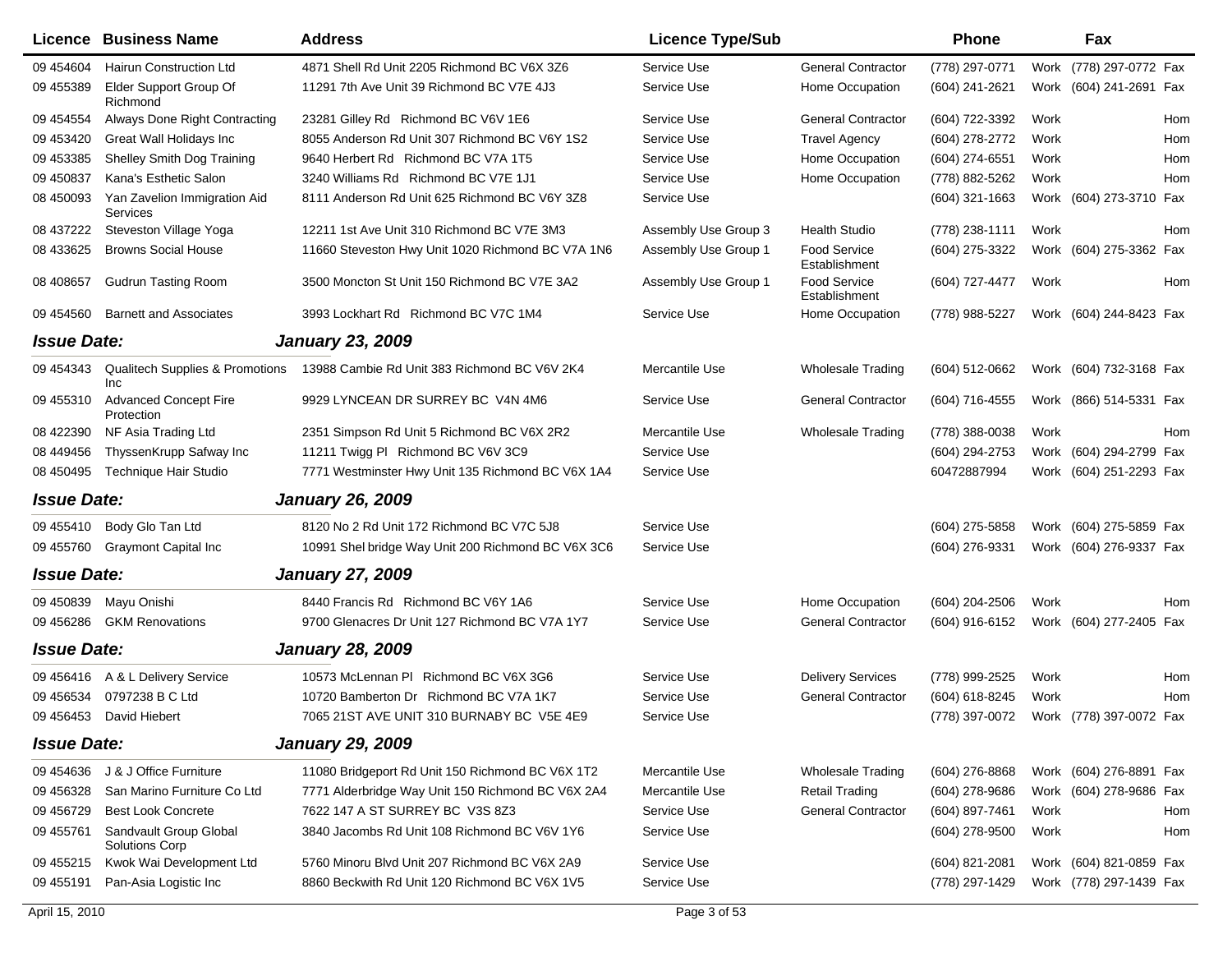| Licence | Business Name | Address | Licence Type/Sub | | Phone | | Fax | |
|---|---|---|---|---|---|---|---|---|
| 09 454604 | Hairun Construction Ltd | 4871 Shell Rd Unit 2205 Richmond BC V6X 3Z6 | Service Use | General Contractor | (778) 297-0771 | Work | (778) 297-0772 | Fax |
| 09 455389 | Elder Support Group Of Richmond | 11291 7th Ave Unit 39 Richmond BC V7E 4J3 | Service Use | Home Occupation | (604) 241-2621 | Work | (604) 241-2691 | Fax |
| 09 454554 | Always Done Right Contracting | 23281 Gilley Rd Richmond BC V6V 1E6 | Service Use | General Contractor | (604) 722-3392 | Work | | Hom |
| 09 453420 | Great Wall Holidays Inc | 8055 Anderson Rd Unit 307 Richmond BC V6Y 1S2 | Service Use | Travel Agency | (604) 278-2772 | Work | | Hom |
| 09 453385 | Shelley Smith Dog Training | 9640 Herbert Rd Richmond BC V7A 1T5 | Service Use | Home Occupation | (604) 274-6551 | Work | | Hom |
| 09 450837 | Kana's Esthetic Salon | 3240 Williams Rd Richmond BC V7E 1J1 | Service Use | Home Occupation | (778) 882-5262 | Work | | Hom |
| 08 450093 | Yan Zavelion Immigration Aid Services | 8111 Anderson Rd Unit 625 Richmond BC V6Y 3Z8 | Service Use | | (604) 321-1663 | Work | (604) 273-3710 | Fax |
| 08 437222 | Steveston Village Yoga | 12211 1st Ave Unit 310 Richmond BC V7E 3M3 | Assembly Use Group 3 | Health Studio | (778) 238-1111 | Work | | Hom |
| 08 433625 | Browns Social House | 11660 Steveston Hwy Unit 1020 Richmond BC V7A 1N6 | Assembly Use Group 1 | Food Service Establishment | (604) 275-3322 | Work | (604) 275-3362 | Fax |
| 08 408657 | Gudrun Tasting Room | 3500 Moncton St Unit 150 Richmond BC V7E 3A2 | Assembly Use Group 1 | Food Service Establishment | (604) 727-4477 | Work | | Hom |
| 09 454560 | Barnett and Associates | 3993 Lockhart Rd Richmond BC V7C 1M4 | Service Use | Home Occupation | (778) 988-5227 | Work | (604) 244-8423 | Fax |
| ***Issue Date:*** | | ***January 23, 2009*** | | | | | | |
| 09 454343 | Qualitech Supplies & Promotions Inc | 13988 Cambie Rd Unit 383 Richmond BC V6V 2K4 | Mercantile Use | Wholesale Trading | (604) 512-0662 | Work | (604) 732-3168 | Fax |
| 09 455310 | Advanced Concept Fire Protection | 9929 LYNCEAN DR SURREY BC V4N 4M6 | Service Use | General Contractor | (604) 716-4555 | Work | (866) 514-5331 | Fax |
| 08 422390 | NF Asia Trading Ltd | 2351 Simpson Rd Unit 5 Richmond BC V6X 2R2 | Mercantile Use | Wholesale Trading | (778) 388-0038 | Work | | Hom |
| 08 449456 | ThyssenKrupp Safway Inc | 11211 Twigg Pl Richmond BC V6V 3C9 | Service Use | | (604) 294-2753 | Work | (604) 294-2799 | Fax |
| 08 450495 | Technique Hair Studio | 7771 Westminster Hwy Unit 135 Richmond BC V6X 1A4 | Service Use | | 60472887994 | Work | (604) 251-2293 | Fax |
| ***Issue Date:*** | | ***January 26, 2009*** | | | | | | |
| 09 455410 | Body Glo Tan Ltd | 8120 No 2 Rd Unit 172 Richmond BC V7C 5J8 | Service Use | | (604) 275-5858 | Work | (604) 275-5859 | Fax |
| 09 455760 | Graymont Capital Inc | 10991 Shel bridge Way Unit 200 Richmond BC V6X 3C6 | Service Use | | (604) 276-9331 | Work | (604) 276-9337 | Fax |
| ***Issue Date:*** | | ***January 27, 2009*** | | | | | | |
| 09 450839 | Mayu Onishi | 8440 Francis Rd Richmond BC V6Y 1A6 | Service Use | Home Occupation | (604) 204-2506 | Work | | Hom |
| 09 456286 | GKM Renovations | 9700 Glenacres Dr Unit 127 Richmond BC V7A 1Y7 | Service Use | General Contractor | (604) 916-6152 | Work | (604) 277-2405 | Fax |
| ***Issue Date:*** | | ***January 28, 2009*** | | | | | | |
| 09 456416 | A & L Delivery Service | 10573 McLennan Pl Richmond BC V6X 3G6 | Service Use | Delivery Services | (778) 999-2525 | Work | | Hom |
| 09 456534 | 0797238 B C Ltd | 10720 Bamberton Dr Richmond BC V7A 1K7 | Service Use | General Contractor | (604) 618-8245 | Work | | Hom |
| 09 456453 | David Hiebert | 7065 21ST AVE UNIT 310 BURNABY BC V5E 4E9 | Service Use | | (778) 397-0072 | Work | (778) 397-0072 | Fax |
| ***Issue Date:*** | | ***January 29, 2009*** | | | | | | |
| 09 454636 | J & J Office Furniture | 11080 Bridgeport Rd Unit 150 Richmond BC V6X 1T2 | Mercantile Use | Wholesale Trading | (604) 276-8868 | Work | (604) 276-8891 | Fax |
| 09 456328 | San Marino Furniture Co Ltd | 7771 Alderbridge Way Unit 150 Richmond BC V6X 2A4 | Mercantile Use | Retail Trading | (604) 278-9686 | Work | (604) 278-9686 | Fax |
| 09 456729 | Best Look Concrete | 7622 147 A ST SURREY BC V3S 8Z3 | Service Use | General Contractor | (604) 897-7461 | Work | | Hom |
| 09 455761 | Sandvault Group Global Solutions Corp | 3840 Jacombs Rd Unit 108 Richmond BC V6V 1Y6 | Service Use | | (604) 278-9500 | Work | | Hom |
| 09 455215 | Kwok Wai Development Ltd | 5760 Minoru Blvd Unit 207 Richmond BC V6X 2A9 | Service Use | | (604) 821-2081 | Work | (604) 821-0859 | Fax |
| 09 455191 | Pan-Asia Logistic Inc | 8860 Beckwith Rd Unit 120 Richmond BC V6X 1V5 | Service Use | | (778) 297-1429 | Work | (778) 297-1439 | Fax |

April 15, 2010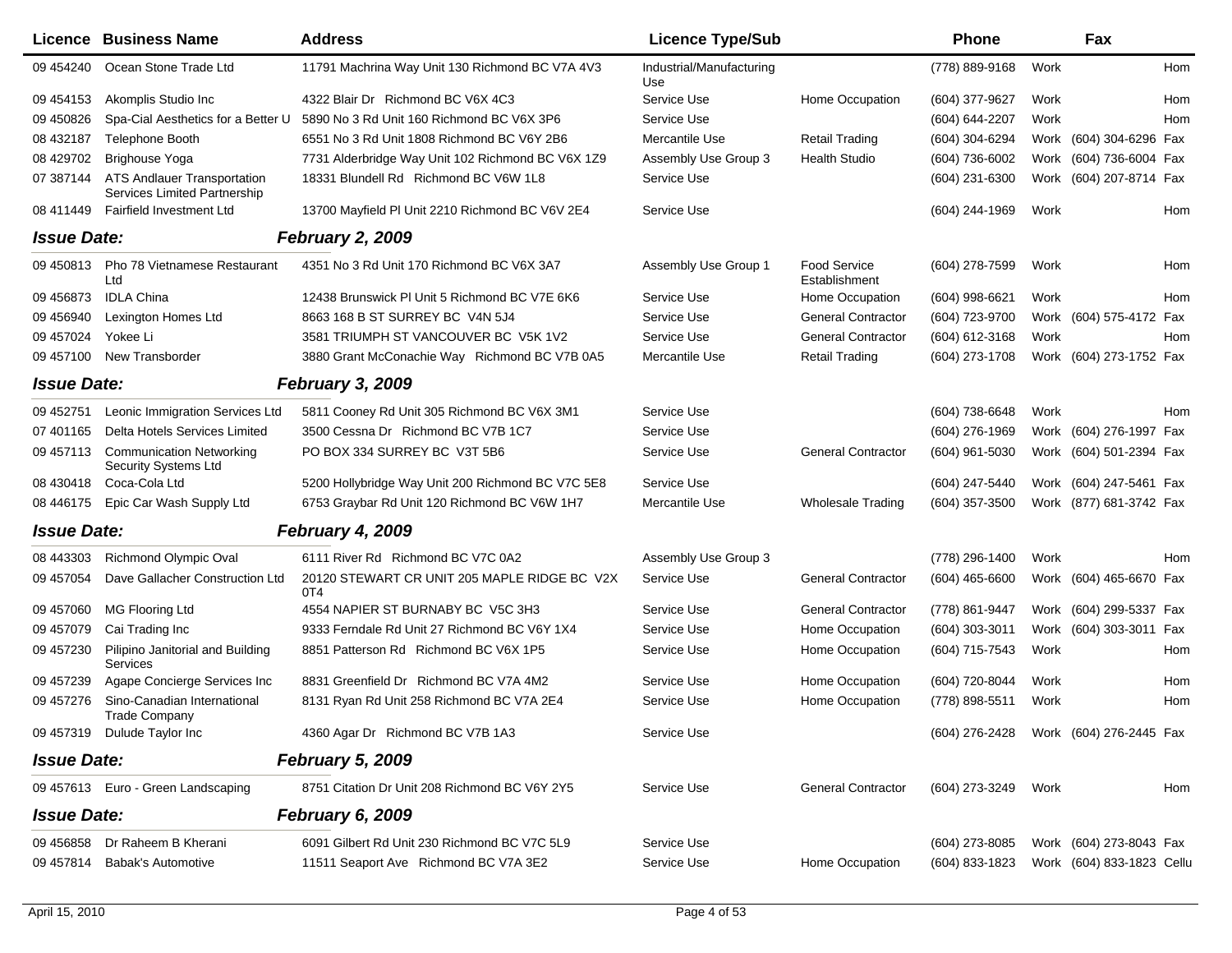| Licence | Business Name | Address | Licence Type/Sub | | Phone | | Fax | |
|---|---|---|---|---|---|---|---|---|
| 09 454240 | Ocean Stone Trade Ltd | 11791 Machrina Way Unit 130 Richmond BC V7A 4V3 | Industrial/Manufacturing Use | | (778) 889-9168 | Work | | Hom |
| 09 454153 | Akomplis Studio Inc | 4322 Blair Dr Richmond BC V6X 4C3 | Service Use | Home Occupation | (604) 377-9627 | Work | | Hom |
| 09 450826 | Spa-Cial Aesthetics for a Better U | 5890 No 3 Rd Unit 160 Richmond BC V6X 3P6 | Service Use | | (604) 644-2207 | Work | | Hom |
| 08 432187 | Telephone Booth | 6551 No 3 Rd Unit 1808 Richmond BC V6Y 2B6 | Mercantile Use | Retail Trading | (604) 304-6294 | Work | (604) 304-6296 | Fax |
| 08 429702 | Brighouse Yoga | 7731 Alderbridge Way Unit 102 Richmond BC V6X 1Z9 | Assembly Use Group 3 | Health Studio | (604) 736-6002 | Work | (604) 736-6004 | Fax |
| 07 387144 | ATS Andlauer Transportation Services Limited Partnership | 18331 Blundell Rd Richmond BC V6W 1L8 | Service Use | | (604) 231-6300 | Work | (604) 207-8714 | Fax |
| 08 411449 | Fairfield Investment Ltd | 13700 Mayfield Pl Unit 2210 Richmond BC V6V 2E4 | Service Use | | (604) 244-1969 | Work | | Hom |
| ***Issue Date:*** | | ***February 2, 2009*** | | | | | | |
| 09 450813 | Pho 78 Vietnamese Restaurant Ltd | 4351 No 3 Rd Unit 170 Richmond BC V6X 3A7 | Assembly Use Group 1 | Food Service Establishment | (604) 278-7599 | Work | | Hom |
| 09 456873 | IDLA China | 12438 Brunswick Pl Unit 5 Richmond BC V7E 6K6 | Service Use | Home Occupation | (604) 998-6621 | Work | | Hom |
| 09 456940 | Lexington Homes Ltd | 8663 168 B ST SURREY BC V4N 5J4 | Service Use | General Contractor | (604) 723-9700 | Work | (604) 575-4172 | Fax |
| 09 457024 | Yokee Li | 3581 TRIUMPH ST VANCOUVER BC V5K 1V2 | Service Use | General Contractor | (604) 612-3168 | Work | | Hom |
| 09 457100 | New Transborder | 3880 Grant McConachie Way Richmond BC V7B 0A5 | Mercantile Use | Retail Trading | (604) 273-1708 | Work | (604) 273-1752 | Fax |
| ***Issue Date:*** | | ***February 3, 2009*** | | | | | | |
| 09 452751 | Leonic Immigration Services Ltd | 5811 Cooney Rd Unit 305 Richmond BC V6X 3M1 | Service Use | | (604) 738-6648 | Work | | Hom |
| 07 401165 | Delta Hotels Services Limited | 3500 Cessna Dr Richmond BC V7B 1C7 | Service Use | | (604) 276-1969 | Work | (604) 276-1997 | Fax |
| 09 457113 | Communication Networking Security Systems Ltd | PO BOX 334 SURREY BC V3T 5B6 | Service Use | General Contractor | (604) 961-5030 | Work | (604) 501-2394 | Fax |
| 08 430418 | Coca-Cola Ltd | 5200 Hollybridge Way Unit 200 Richmond BC V7C 5E8 | Service Use | | (604) 247-5440 | Work | (604) 247-5461 | Fax |
| 08 446175 | Epic Car Wash Supply Ltd | 6753 Graybar Rd Unit 120 Richmond BC V6W 1H7 | Mercantile Use | Wholesale Trading | (604) 357-3500 | Work | (877) 681-3742 | Fax |
| ***Issue Date:*** | | ***February 4, 2009*** | | | | | | |
| 08 443303 | Richmond Olympic Oval | 6111 River Rd Richmond BC V7C 0A2 | Assembly Use Group 3 | | (778) 296-1400 | Work | | Hom |
| 09 457054 | Dave Gallacher Construction Ltd | 20120 STEWART CR UNIT 205 MAPLE RIDGE BC V2X 0T4 | Service Use | General Contractor | (604) 465-6600 | Work | (604) 465-6670 | Fax |
| 09 457060 | MG Flooring Ltd | 4554 NAPIER ST BURNABY BC V5C 3H3 | Service Use | General Contractor | (778) 861-9447 | Work | (604) 299-5337 | Fax |
| 09 457079 | Cai Trading Inc | 9333 Ferndale Rd Unit 27 Richmond BC V6Y 1X4 | Service Use | Home Occupation | (604) 303-3011 | Work | (604) 303-3011 | Fax |
| 09 457230 | Pilipino Janitorial and Building Services | 8851 Patterson Rd Richmond BC V6X 1P5 | Service Use | Home Occupation | (604) 715-7543 | Work | | Hom |
| 09 457239 | Agape Concierge Services Inc | 8831 Greenfield Dr Richmond BC V7A 4M2 | Service Use | Home Occupation | (604) 720-8044 | Work | | Hom |
| 09 457276 | Sino-Canadian International Trade Company | 8131 Ryan Rd Unit 258 Richmond BC V7A 2E4 | Service Use | Home Occupation | (778) 898-5511 | Work | | Hom |
| 09 457319 | Dulude Taylor Inc | 4360 Agar Dr Richmond BC V7B 1A3 | Service Use | | (604) 276-2428 | Work | (604) 276-2445 | Fax |
| ***Issue Date:*** | | ***February 5, 2009*** | | | | | | |
| 09 457613 | Euro - Green Landscaping | 8751 Citation Dr Unit 208 Richmond BC V6Y 2Y5 | Service Use | General Contractor | (604) 273-3249 | Work | | Hom |
| ***Issue Date:*** | | ***February 6, 2009*** | | | | | | |
| 09 456858 | Dr Raheem B Kherani | 6091 Gilbert Rd Unit 230 Richmond BC V7C 5L9 | Service Use | | (604) 273-8085 | Work | (604) 273-8043 | Fax |
| 09 457814 | Babak's Automotive | 11511 Seaport Ave Richmond BC V7A 3E2 | Service Use | Home Occupation | (604) 833-1823 | Work | (604) 833-1823 | Cellu |

April 15, 2010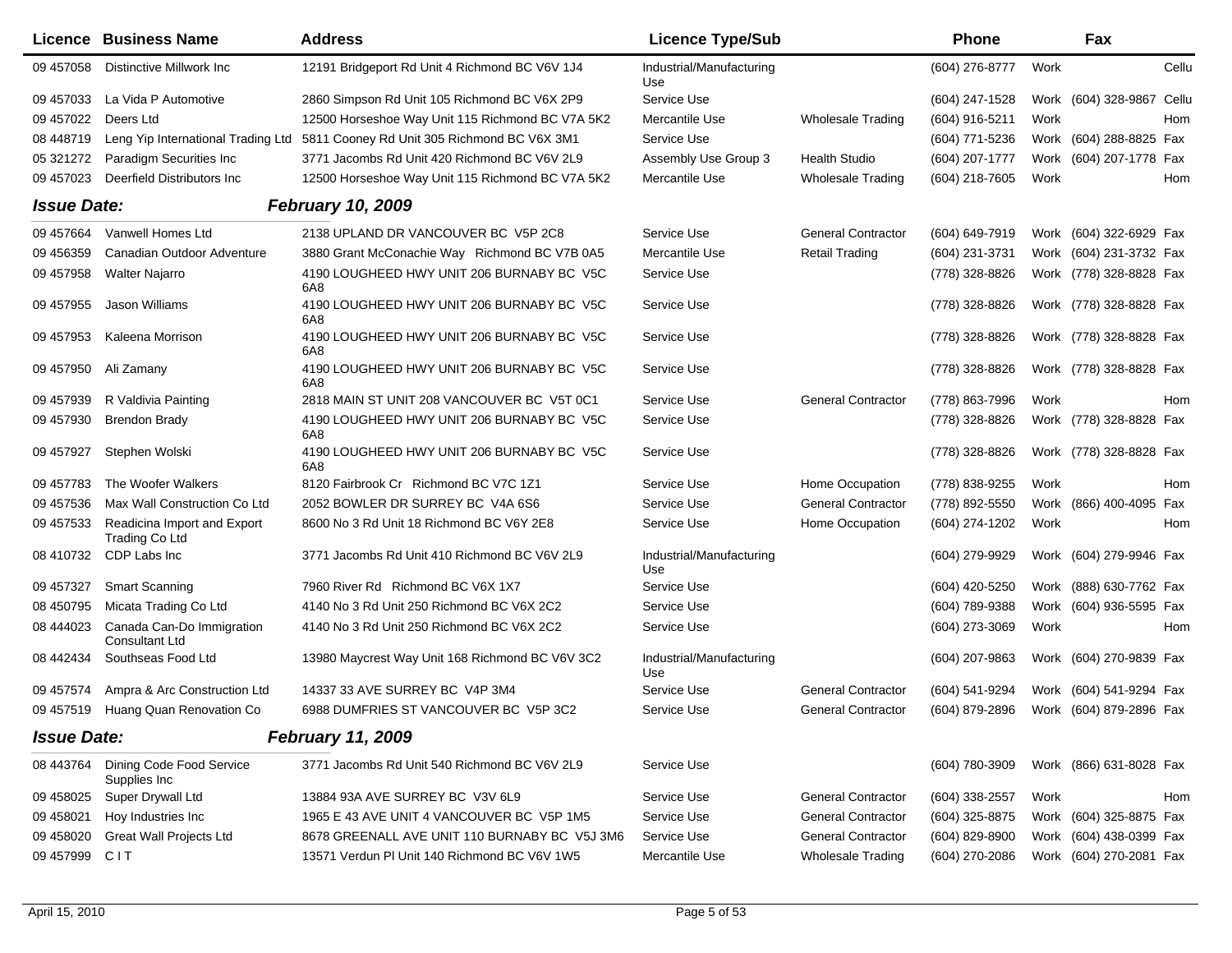| Licence | Business Name | Address | Licence Type/Sub | | Phone | | Fax | |
|---|---|---|---|---|---|---|---|---|
| 09 457058 | Distinctive Millwork Inc | 12191 Bridgeport Rd Unit 4 Richmond BC V6V 1J4 | Industrial/Manufacturing Use | | (604) 276-8777 | Work | | Cellu |
| 09 457033 | La Vida P Automotive | 2860 Simpson Rd Unit 105 Richmond BC V6X 2P9 | Service Use | | (604) 247-1528 | Work | (604) 328-9867 | Cellu |
| 09 457022 | Deers Ltd | 12500 Horseshoe Way Unit 115 Richmond BC V7A 5K2 | Mercantile Use | Wholesale Trading | (604) 916-5211 | Work | | Hom |
| 08 448719 | Leng Yip International Trading Ltd | 5811 Cooney Rd Unit 305 Richmond BC V6X 3M1 | Service Use | | (604) 771-5236 | Work | (604) 288-8825 | Fax |
| 05 321272 | Paradigm Securities Inc | 3771 Jacombs Rd Unit 420 Richmond BC V6V 2L9 | Assembly Use Group 3 | Health Studio | (604) 207-1777 | Work | (604) 207-1778 | Fax |
| 09 457023 | Deerfield Distributors Inc | 12500 Horseshoe Way Unit 115 Richmond BC V7A 5K2 | Mercantile Use | Wholesale Trading | (604) 218-7605 | Work | | Hom |
| ***Issue Date:*** | | ***February 10, 2009*** | | | | | | |
| 09 457664 | Vanwell Homes Ltd | 2138 UPLAND DR VANCOUVER BC V5P 2C8 | Service Use | General Contractor | (604) 649-7919 | Work | (604) 322-6929 | Fax |
| 09 456359 | Canadian Outdoor Adventure | 3880 Grant McConachie Way Richmond BC V7B 0A5 | Mercantile Use | Retail Trading | (604) 231-3731 | Work | (604) 231-3732 | Fax |
| 09 457958 | Walter Najarro | 4190 LOUGHEED HWY UNIT 206 BURNABY BC V5C 6A8 | Service Use | | (778) 328-8826 | Work | (778) 328-8828 | Fax |
| 09 457955 | Jason Williams | 4190 LOUGHEED HWY UNIT 206 BURNABY BC V5C 6A8 | Service Use | | (778) 328-8826 | Work | (778) 328-8828 | Fax |
| 09 457953 | Kaleena Morrison | 4190 LOUGHEED HWY UNIT 206 BURNABY BC V5C 6A8 | Service Use | | (778) 328-8826 | Work | (778) 328-8828 | Fax |
| 09 457950 | Ali Zamany | 4190 LOUGHEED HWY UNIT 206 BURNABY BC V5C 6A8 | Service Use | | (778) 328-8826 | Work | (778) 328-8828 | Fax |
| 09 457939 | R Valdivia Painting | 2818 MAIN ST UNIT 208 VANCOUVER BC V5T 0C1 | Service Use | General Contractor | (778) 863-7996 | Work | | Hom |
| 09 457930 | Brendon Brady | 4190 LOUGHEED HWY UNIT 206 BURNABY BC V5C 6A8 | Service Use | | (778) 328-8826 | Work | (778) 328-8828 | Fax |
| 09 457927 | Stephen Wolski | 4190 LOUGHEED HWY UNIT 206 BURNABY BC V5C 6A8 | Service Use | | (778) 328-8826 | Work | (778) 328-8828 | Fax |
| 09 457783 | The Woofer Walkers | 8120 Fairbrook Cr Richmond BC V7C 1Z1 | Service Use | Home Occupation | (778) 838-9255 | Work | | Hom |
| 09 457536 | Max Wall Construction Co Ltd | 2052 BOWLER DR SURREY BC V4A 6S6 | Service Use | General Contractor | (778) 892-5550 | Work | (866) 400-4095 | Fax |
| 09 457533 | Readicina Import and Export Trading Co Ltd | 8600 No 3 Rd Unit 18 Richmond BC V6Y 2E8 | Service Use | Home Occupation | (604) 274-1202 | Work | | Hom |
| 08 410732 | CDP Labs Inc | 3771 Jacombs Rd Unit 410 Richmond BC V6V 2L9 | Industrial/Manufacturing Use | | (604) 279-9929 | Work | (604) 279-9946 | Fax |
| 09 457327 | Smart Scanning | 7960 River Rd Richmond BC V6X 1X7 | Service Use | | (604) 420-5250 | Work | (888) 630-7762 | Fax |
| 08 450795 | Micata Trading Co Ltd | 4140 No 3 Rd Unit 250 Richmond BC V6X 2C2 | Service Use | | (604) 789-9388 | Work | (604) 936-5595 | Fax |
| 08 444023 | Canada Can-Do Immigration Consultant Ltd | 4140 No 3 Rd Unit 250 Richmond BC V6X 2C2 | Service Use | | (604) 273-3069 | Work | | Hom |
| 08 442434 | Southseas Food Ltd | 13980 Maycrest Way Unit 168 Richmond BC V6V 3C2 | Industrial/Manufacturing Use | | (604) 207-9863 | Work | (604) 270-9839 | Fax |
| 09 457574 | Ampra & Arc Construction Ltd | 14337 33 AVE SURREY BC V4P 3M4 | Service Use | General Contractor | (604) 541-9294 | Work | (604) 541-9294 | Fax |
| 09 457519 | Huang Quan Renovation Co | 6988 DUMFRIES ST VANCOUVER BC V5P 3C2 | Service Use | General Contractor | (604) 879-2896 | Work | (604) 879-2896 | Fax |
| ***Issue Date:*** | | ***February 11, 2009*** | | | | | | |
| 08 443764 | Dining Code Food Service Supplies Inc | 3771 Jacombs Rd Unit 540 Richmond BC V6V 2L9 | Service Use | | (604) 780-3909 | Work | (866) 631-8028 | Fax |
| 09 458025 | Super Drywall Ltd | 13884 93A AVE SURREY BC V3V 6L9 | Service Use | General Contractor | (604) 338-2557 | Work | | Hom |
| 09 458021 | Hoy Industries Inc | 1965 E 43 AVE UNIT 4 VANCOUVER BC V5P 1M5 | Service Use | General Contractor | (604) 325-8875 | Work | (604) 325-8875 | Fax |
| 09 458020 | Great Wall Projects Ltd | 8678 GREENALL AVE UNIT 110 BURNABY BC V5J 3M6 | Service Use | General Contractor | (604) 829-8900 | Work | (604) 438-0399 | Fax |
| 09 457999 | C I T | 13571 Verdun Pl Unit 140 Richmond BC V6V 1W5 | Mercantile Use | Wholesale Trading | (604) 270-2086 | Work | (604) 270-2081 | Fax |

April 15, 2010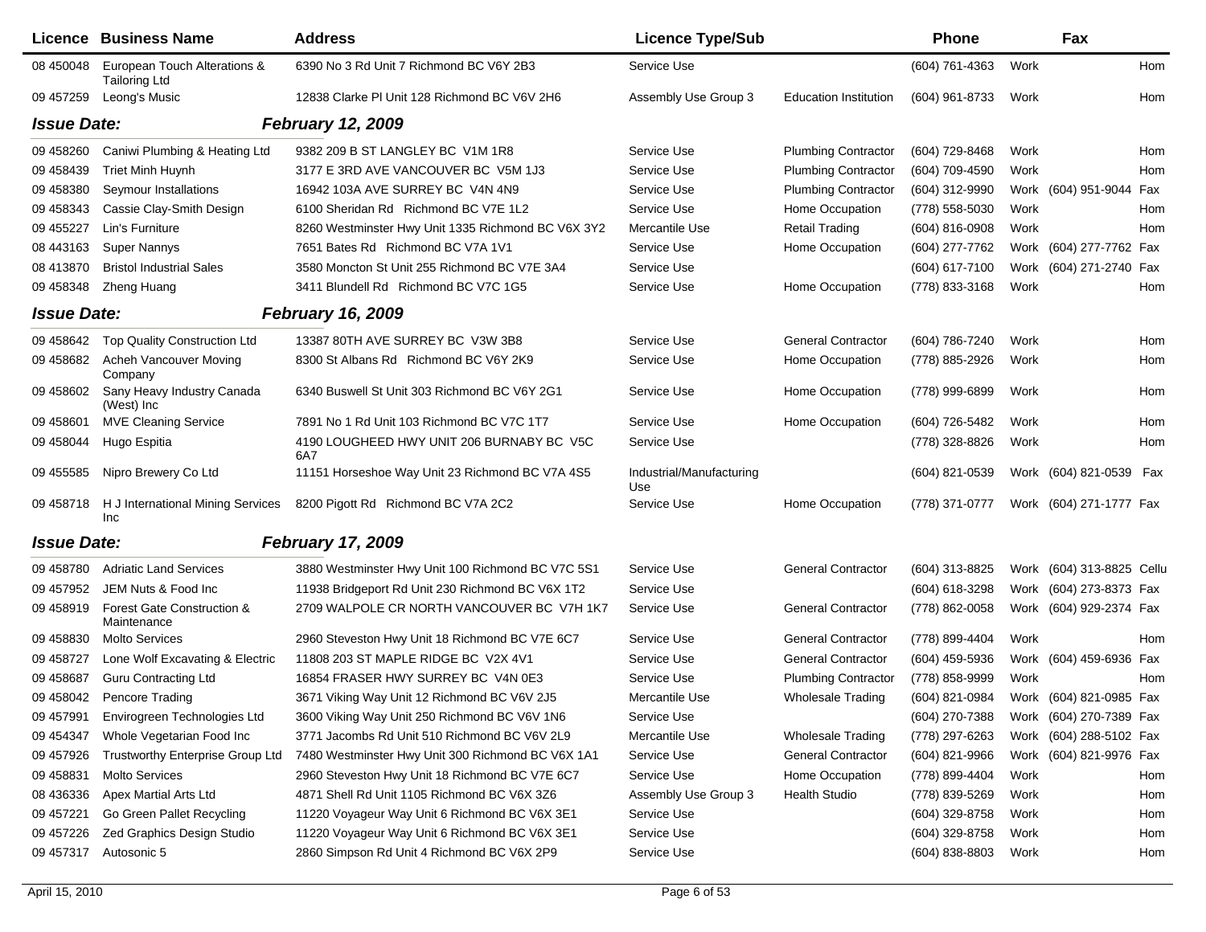| Licence | Business Name | Address | Licence Type/Sub | | Phone | | Fax | |
|---|---|---|---|---|---|---|---|---|
| 08 450048 | European Touch Alterations & Tailoring Ltd | 6390 No 3 Rd Unit 7 Richmond BC V6Y 2B3 | Service Use | | (604) 761-4363 | Work | | Hom |
| 09 457259 | Leong's Music | 12838 Clarke Pl Unit 128 Richmond BC V6V 2H6 | Assembly Use Group 3 | Education Institution | (604) 961-8733 | Work | | Hom |
| ***Issue Date:*** | | ***February 12, 2009*** | | | | | | |
| 09 458260 | Caniwi Plumbing & Heating Ltd | 9382 209 B ST LANGLEY BC V1M 1R8 | Service Use | Plumbing Contractor | (604) 729-8468 | Work | | Hom |
| 09 458439 | Triet Minh Huynh | 3177 E 3RD AVE VANCOUVER BC V5M 1J3 | Service Use | Plumbing Contractor | (604) 709-4590 | Work | | Hom |
| 09 458380 | Seymour Installations | 16942 103A AVE SURREY BC V4N 4N9 | Service Use | Plumbing Contractor | (604) 312-9990 | Work | (604) 951-9044 | Fax |
| 09 458343 | Cassie Clay-Smith Design | 6100 Sheridan Rd Richmond BC V7E 1L2 | Service Use | Home Occupation | (778) 558-5030 | Work | | Hom |
| 09 455227 | Lin's Furniture | 8260 Westminster Hwy Unit 1335 Richmond BC V6X 3Y2 | Mercantile Use | Retail Trading | (604) 816-0908 | Work | | Hom |
| 08 443163 | Super Nannys | 7651 Bates Rd Richmond BC V7A 1V1 | Service Use | Home Occupation | (604) 277-7762 | Work | (604) 277-7762 | Fax |
| 08 413870 | Bristol Industrial Sales | 3580 Moncton St Unit 255 Richmond BC V7E 3A4 | Service Use | | (604) 617-7100 | Work | (604) 271-2740 | Fax |
| 09 458348 | Zheng Huang | 3411 Blundell Rd Richmond BC V7C 1G5 | Service Use | Home Occupation | (778) 833-3168 | Work | | Hom |
| ***Issue Date:*** | | ***February 16, 2009*** | | | | | | |
| 09 458642 | Top Quality Construction Ltd | 13387 80TH AVE SURREY BC V3W 3B8 | Service Use | General Contractor | (604) 786-7240 | Work | | Hom |
| 09 458682 | Acheh Vancouver Moving Company | 8300 St Albans Rd Richmond BC V6Y 2K9 | Service Use | Home Occupation | (778) 885-2926 | Work | | Hom |
| 09 458602 | Sany Heavy Industry Canada (West) Inc | 6340 Buswell St Unit 303 Richmond BC V6Y 2G1 | Service Use | Home Occupation | (778) 999-6899 | Work | | Hom |
| 09 458601 | MVE Cleaning Service | 7891 No 1 Rd Unit 103 Richmond BC V7C 1T7 | Service Use | Home Occupation | (604) 726-5482 | Work | | Hom |
| 09 458044 | Hugo Espitia | 4190 LOUGHEED HWY UNIT 206 BURNABY BC V5C 6A7 | Service Use | | (778) 328-8826 | Work | | Hom |
| 09 455585 | Nipro Brewery Co Ltd | 11151 Horseshoe Way Unit 23 Richmond BC V7A 4S5 | Industrial/Manufacturing Use | | (604) 821-0539 | Work | (604) 821-0539 | Fax |
| 09 458718 | H J International Mining Services Inc | 8200 Pigott Rd Richmond BC V7A 2C2 | Service Use | Home Occupation | (778) 371-0777 | Work | (604) 271-1777 | Fax |
| ***Issue Date:*** | | ***February 17, 2009*** | | | | | | |
| 09 458780 | Adriatic Land Services | 3880 Westminster Hwy Unit 100 Richmond BC V7C 5S1 | Service Use | General Contractor | (604) 313-8825 | Work | (604) 313-8825 | Cellu |
| 09 457952 | JEM Nuts & Food Inc | 11938 Bridgeport Rd Unit 230 Richmond BC V6X 1T2 | Service Use | | (604) 618-3298 | Work | (604) 273-8373 | Fax |
| 09 458919 | Forest Gate Construction & Maintenance | 2709 WALPOLE CR NORTH VANCOUVER BC V7H 1K7 | Service Use | General Contractor | (778) 862-0058 | Work | (604) 929-2374 | Fax |
| 09 458830 | Molto Services | 2960 Steveston Hwy Unit 18 Richmond BC V7E 6C7 | Service Use | General Contractor | (778) 899-4404 | Work | | Hom |
| 09 458727 | Lone Wolf Excavating & Electric | 11808 203 ST MAPLE RIDGE BC V2X 4V1 | Service Use | General Contractor | (604) 459-5936 | Work | (604) 459-6936 | Fax |
| 09 458687 | Guru Contracting Ltd | 16854 FRASER HWY SURREY BC V4N 0E3 | Service Use | Plumbing Contractor | (778) 858-9999 | Work | | Hom |
| 09 458042 | Pencore Trading | 3671 Viking Way Unit 12 Richmond BC V6V 2J5 | Mercantile Use | Wholesale Trading | (604) 821-0984 | Work | (604) 821-0985 | Fax |
| 09 457991 | Envirogreen Technologies Ltd | 3600 Viking Way Unit 250 Richmond BC V6V 1N6 | Service Use | | (604) 270-7388 | Work | (604) 270-7389 | Fax |
| 09 454347 | Whole Vegetarian Food Inc | 3771 Jacombs Rd Unit 510 Richmond BC V6V 2L9 | Mercantile Use | Wholesale Trading | (778) 297-6263 | Work | (604) 288-5102 | Fax |
| 09 457926 | Trustworthy Enterprise Group Ltd | 7480 Westminster Hwy Unit 300 Richmond BC V6X 1A1 | Service Use | General Contractor | (604) 821-9966 | Work | (604) 821-9976 | Fax |
| 09 458831 | Molto Services | 2960 Steveston Hwy Unit 18 Richmond BC V7E 6C7 | Service Use | Home Occupation | (778) 899-4404 | Work | | Hom |
| 08 436336 | Apex Martial Arts Ltd | 4871 Shell Rd Unit 1105 Richmond BC V6X 3Z6 | Assembly Use Group 3 | Health Studio | (778) 839-5269 | Work | | Hom |
| 09 457221 | Go Green Pallet Recycling | 11220 Voyageur Way Unit 6 Richmond BC V6X 3E1 | Service Use | | (604) 329-8758 | Work | | Hom |
| 09 457226 | Zed Graphics Design Studio | 11220 Voyageur Way Unit 6 Richmond BC V6X 3E1 | Service Use | | (604) 329-8758 | Work | | Hom |
| 09 457317 | Autosonic 5 | 2860 Simpson Rd Unit 4 Richmond BC V6X 2P9 | Service Use | | (604) 838-8803 | Work | | Hom |

April 15, 2010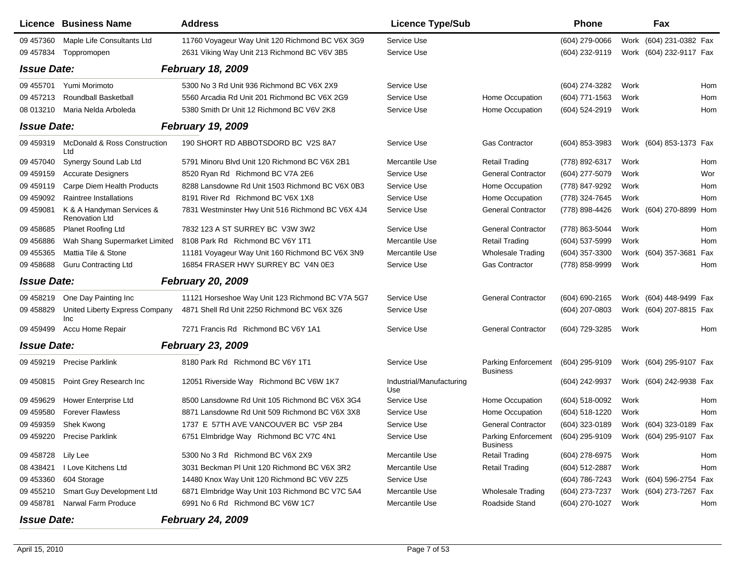| Licence | Business Name | Address | Licence Type/Sub | | Phone | | Fax | |
|---|---|---|---|---|---|---|---|---|
| 09 457360 | Maple Life Consultants Ltd | 11760 Voyageur Way Unit 120 Richmond BC V6X 3G9 | Service Use | | (604) 279-0066 | Work | (604) 231-0382 | Fax |
| 09 457834 | Toppromopen | 2631 Viking Way Unit 213 Richmond BC V6V 3B5 | Service Use | | (604) 232-9119 | Work | (604) 232-9117 | Fax |
| ***Issue Date:*** | | ***February 18, 2009*** | | | | | | |
| 09 455701 | Yumi Morimoto | 5300 No 3 Rd Unit 936 Richmond BC V6X 2X9 | Service Use | | (604) 274-3282 | Work | | Hom |
| 09 457213 | Roundball Basketball | 5560 Arcadia Rd Unit 201 Richmond BC V6X 2G9 | Service Use | Home Occupation | (604) 771-1563 | Work | | Hom |
| 08 013210 | Maria Nelda Arboleda | 5380 Smith Dr Unit 12 Richmond BC V6V 2K8 | Service Use | Home Occupation | (604) 524-2919 | Work | | Hom |
| ***Issue Date:*** | | ***February 19, 2009*** | | | | | | |
| 09 459319 | McDonald & Ross Construction Ltd | 190 SHORT RD ABBOTSDORD BC V2S 8A7 | Service Use | Gas Contractor | (604) 853-3983 | Work | (604) 853-1373 | Fax |
| 09 457040 | Synergy Sound Lab Ltd | 5791 Minoru Blvd Unit 120 Richmond BC V6X 2B1 | Mercantile Use | Retail Trading | (778) 892-6317 | Work | | Hom |
| 09 459159 | Accurate Designers | 8520 Ryan Rd Richmond BC V7A 2E6 | Service Use | General Contractor | (604) 277-5079 | Work | | Wor |
| 09 459119 | Carpe Diem Health Products | 8288 Lansdowne Rd Unit 1503 Richmond BC V6X 0B3 | Service Use | Home Occupation | (778) 847-9292 | Work | | Hom |
| 09 459092 | Raintree Installations | 8191 River Rd Richmond BC V6X 1X8 | Service Use | Home Occupation | (778) 324-7645 | Work | | Hom |
| 09 459081 | K & A Handyman Services & Renovation Ltd | 7831 Westminster Hwy Unit 516 Richmond BC V6X 4J4 | Service Use | General Contractor | (778) 898-4426 | Work | (604) 270-8899 | Hom |
| 09 458685 | Planet Roofing Ltd | 7832 123 A ST SURREY BC V3W 3W2 | Service Use | General Contractor | (778) 863-5044 | Work | | Hom |
| 09 456886 | Wah Shang Supermarket Limited | 8108 Park Rd Richmond BC V6Y 1T1 | Mercantile Use | Retail Trading | (604) 537-5999 | Work | | Hom |
| 09 455365 | Mattia Tile & Stone | 11181 Voyageur Way Unit 160 Richmond BC V6X 3N9 | Mercantile Use | Wholesale Trading | (604) 357-3300 | Work | (604) 357-3681 | Fax |
| 09 458688 | Guru Contracting Ltd | 16854 FRASER HWY SURREY BC V4N 0E3 | Service Use | Gas Contractor | (778) 858-9999 | Work | | Hom |
| ***Issue Date:*** | | ***February 20, 2009*** | | | | | | |
| 09 458219 | One Day Painting Inc | 11121 Horseshoe Way Unit 123 Richmond BC V7A 5G7 | Service Use | General Contractor | (604) 690-2165 | Work | (604) 448-9499 | Fax |
| 09 458829 | United Liberty Express Company Inc | 4871 Shell Rd Unit 2250 Richmond BC V6X 3Z6 | Service Use | | (604) 207-0803 | Work | (604) 207-8815 | Fax |
| 09 459499 | Accu Home Repair | 7271 Francis Rd Richmond BC V6Y 1A1 | Service Use | General Contractor | (604) 729-3285 | Work | | Hom |
| ***Issue Date:*** | | ***February 23, 2009*** | | | | | | |
| 09 459219 | Precise Parklink | 8180 Park Rd Richmond BC V6Y 1T1 | Service Use | Parking Enforcement Business | (604) 295-9109 | Work | (604) 295-9107 | Fax |
| 09 450815 | Point Grey Research Inc | 12051 Riverside Way Richmond BC V6W 1K7 | Industrial/Manufacturing Use | | (604) 242-9937 | Work | (604) 242-9938 | Fax |
| 09 459629 | Hower Enterprise Ltd | 8500 Lansdowne Rd Unit 105 Richmond BC V6X 3G4 | Service Use | Home Occupation | (604) 518-0092 | Work | | Hom |
| 09 459580 | Forever Flawless | 8871 Lansdowne Rd Unit 509 Richmond BC V6X 3X8 | Service Use | Home Occupation | (604) 518-1220 | Work | | Hom |
| 09 459359 | Shek Kwong | 1737 E 57TH AVE VANCOUVER BC V5P 2B4 | Service Use | General Contractor | (604) 323-0189 | Work | (604) 323-0189 | Fax |
| 09 459220 | Precise Parklink | 6751 Elmbridge Way Richmond BC V7C 4N1 | Service Use | Parking Enforcement Business | (604) 295-9109 | Work | (604) 295-9107 | Fax |
| 09 458728 | Lily Lee | 5300 No 3 Rd Richmond BC V6X 2X9 | Mercantile Use | Retail Trading | (604) 278-6975 | Work | | Hom |
| 08 438421 | I Love Kitchens Ltd | 3031 Beckman Pl Unit 120 Richmond BC V6X 3R2 | Mercantile Use | Retail Trading | (604) 512-2887 | Work | | Hom |
| 09 453360 | 604 Storage | 14480 Knox Way Unit 120 Richmond BC V6V 2Z5 | Service Use | | (604) 786-7243 | Work | (604) 596-2754 | Fax |
| 09 455210 | Smart Guy Development Ltd | 6871 Elmbridge Way Unit 103 Richmond BC V7C 5A4 | Mercantile Use | Wholesale Trading | (604) 273-7237 | Work | (604) 273-7267 | Fax |
| 09 458781 | Narwal Farm Produce | 6991 No 6 Rd Richmond BC V6W 1C7 | Mercantile Use | Roadside Stand | (604) 270-1027 | Work | | Hom |
| ***Issue Date:*** | | ***February 24, 2009*** | | | | | | |

April 15, 2010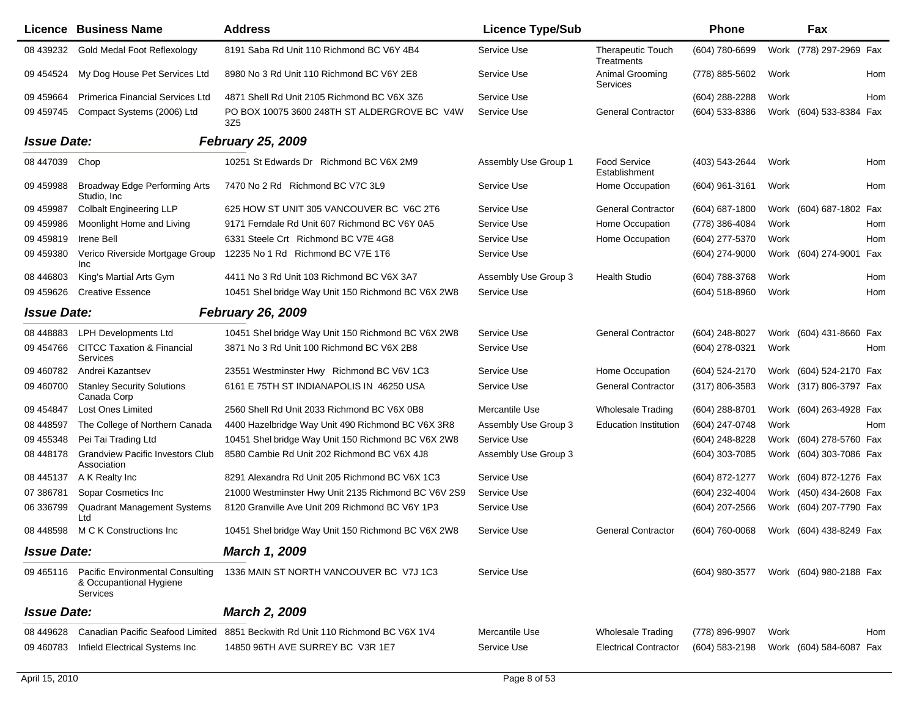| Licence | Business Name | Address | Licence Type/Sub | | Phone | | Fax | |
|---|---|---|---|---|---|---|---|---|
| 08 439232 | Gold Medal Foot Reflexology | 8191 Saba Rd Unit 110 Richmond BC V6Y 4B4 | Service Use | Therapeutic Touch Treatments | (604) 780-6699 | Work | (778) 297-2969 | Fax |
| 09 454524 | My Dog House Pet Services Ltd | 8980 No 3 Rd Unit 110 Richmond BC V6Y 2E8 | Service Use | Animal Grooming Services | (778) 885-5602 | Work | | Hom |
| 09 459664 | Primerica Financial Services Ltd | 4871 Shell Rd Unit 2105 Richmond BC V6X 3Z6 | Service Use | | (604) 288-2288 | Work | | Hom |
| 09 459745 | Compact Systems (2006) Ltd | PO BOX 10075 3600 248TH ST ALDERGROVE BC V4W 3Z5 | Service Use | General Contractor | (604) 533-8386 | Work | (604) 533-8384 | Fax |
| ***Issue Date:*** | | ***February 25, 2009*** | | | | | | |
| 08 447039 | Chop | 10251 St Edwards Dr Richmond BC V6X 2M9 | Assembly Use Group 1 | Food Service Establishment | (403) 543-2644 | Work | | Hom |
| 09 459988 | Broadway Edge Performing Arts Studio, Inc | 7470 No 2 Rd Richmond BC V7C 3L9 | Service Use | Home Occupation | (604) 961-3161 | Work | | Hom |
| 09 459987 | Colbalt Engineering LLP | 625 HOW ST UNIT 305 VANCOUVER BC V6C 2T6 | Service Use | General Contractor | (604) 687-1800 | Work | (604) 687-1802 | Fax |
| 09 459986 | Moonlight Home and Living | 9171 Ferndale Rd Unit 607 Richmond BC V6Y 0A5 | Service Use | Home Occupation | (778) 386-4084 | Work | | Hom |
| 09 459819 | Irene Bell | 6331 Steele Crt Richmond BC V7E 4G8 | Service Use | Home Occupation | (604) 277-5370 | Work | | Hom |
| 09 459380 | Verico Riverside Mortgage Group Inc | 12235 No 1 Rd Richmond BC V7E 1T6 | Service Use | | (604) 274-9000 | Work | (604) 274-9001 | Fax |
| 08 446803 | King's Martial Arts Gym | 4411 No 3 Rd Unit 103 Richmond BC V6X 3A7 | Assembly Use Group 3 | Health Studio | (604) 788-3768 | Work | | Hom |
| 09 459626 | Creative Essence | 10451 Shel bridge Way Unit 150 Richmond BC V6X 2W8 | Service Use | | (604) 518-8960 | Work | | Hom |
| ***Issue Date:*** | | ***February 26, 2009*** | | | | | | |
| 08 448883 | LPH Developments Ltd | 10451 Shel bridge Way Unit 150 Richmond BC V6X 2W8 | Service Use | General Contractor | (604) 248-8027 | Work | (604) 431-8660 | Fax |
| 09 454766 | CITCC Taxation & Financial Services | 3871 No 3 Rd Unit 100 Richmond BC V6X 2B8 | Service Use | | (604) 278-0321 | Work | | Hom |
| 09 460782 | Andrei Kazantsev | 23551 Westminster Hwy Richmond BC V6V 1C3 | Service Use | Home Occupation | (604) 524-2170 | Work | (604) 524-2170 | Fax |
| 09 460700 | Stanley Security Solutions Canada Corp | 6161 E 75TH ST INDIANAPOLIS IN 46250 USA | Service Use | General Contractor | (317) 806-3583 | Work | (317) 806-3797 | Fax |
| 09 454847 | Lost Ones Limited | 2560 Shell Rd Unit 2033 Richmond BC V6X 0B8 | Mercantile Use | Wholesale Trading | (604) 288-8701 | Work | (604) 263-4928 | Fax |
| 08 448597 | The College of Northern Canada | 4400 Hazelbridge Way Unit 490 Richmond BC V6X 3R8 | Assembly Use Group 3 | Education Institution | (604) 247-0748 | Work | | Hom |
| 09 455348 | Pei Tai Trading Ltd | 10451 Shel bridge Way Unit 150 Richmond BC V6X 2W8 | Service Use | | (604) 248-8228 | Work | (604) 278-5760 | Fax |
| 08 448178 | Grandview Pacific Investors Club Association | 8580 Cambie Rd Unit 202 Richmond BC V6X 4J8 | Assembly Use Group 3 | | (604) 303-7085 | Work | (604) 303-7086 | Fax |
| 08 445137 | A K Realty Inc | 8291 Alexandra Rd Unit 205 Richmond BC V6X 1C3 | Service Use | | (604) 872-1277 | Work | (604) 872-1276 | Fax |
| 07 386781 | Sopar Cosmetics Inc | 21000 Westminster Hwy Unit 2135 Richmond BC V6V 2S9 | Service Use | | (604) 232-4004 | Work | (450) 434-2608 | Fax |
| 06 336799 | Quadrant Management Systems Ltd | 8120 Granville Ave Unit 209 Richmond BC V6Y 1P3 | Service Use | | (604) 207-2566 | Work | (604) 207-7790 | Fax |
| 08 448598 | M C K Constructions Inc | 10451 Shel bridge Way Unit 150 Richmond BC V6X 2W8 | Service Use | General Contractor | (604) 760-0068 | Work | (604) 438-8249 | Fax |
| ***Issue Date:*** | | ***March 1, 2009*** | | | | | | |
| 09 465116 | Pacific Environmental Consulting & Occupantional Hygiene Services | 1336 MAIN ST NORTH VANCOUVER BC V7J 1C3 | Service Use | | (604) 980-3577 | Work | (604) 980-2188 | Fax |
| ***Issue Date:*** | | ***March 2, 2009*** | | | | | | |
| 08 449628 | Canadian Pacific Seafood Limited | 8851 Beckwith Rd Unit 110 Richmond BC V6X 1V4 | Mercantile Use | Wholesale Trading | (778) 896-9907 | Work | | Hom |
| 09 460783 | Infield Electrical Systems Inc | 14850 96TH AVE SURREY BC V3R 1E7 | Service Use | Electrical Contractor | (604) 583-2198 | Work | (604) 584-6087 | Fax |

April 15, 2010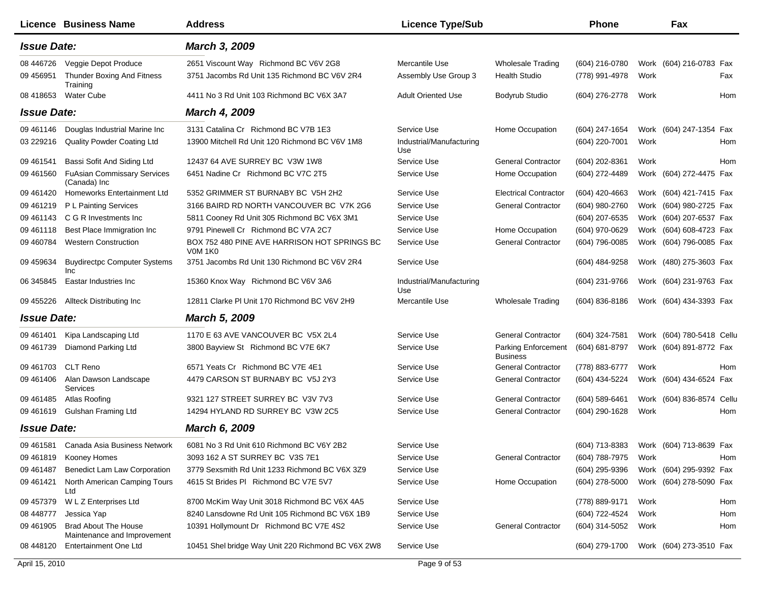| Licence | Business Name | Address | Licence Type/Sub | | Phone | | Fax | |
|---|---|---|---|---|---|---|---|---|
| ***Issue Date:*** | | ***March 3, 2009*** | | | | | | |
| 08 446726 | Veggie Depot Produce | 2651 Viscount Way Richmond BC V6V 2G8 | Mercantile Use | Wholesale Trading | (604) 216-0780 | Work | (604) 216-0783 | Fax |
| 09 456951 | Thunder Boxing And Fitness Training | 3751 Jacombs Rd Unit 135 Richmond BC V6V 2R4 | Assembly Use Group 3 | Health Studio | (778) 991-4978 | Work | | Fax |
| 08 418653 | Water Cube | 4411 No 3 Rd Unit 103 Richmond BC V6X 3A7 | Adult Oriented Use | Bodyrub Studio | (604) 276-2778 | Work | | Hom |
| ***Issue Date:*** | | ***March 4, 2009*** | | | | | | |
| 09 461146 | Douglas Industrial Marine Inc | 3131 Catalina Cr Richmond BC V7B 1E3 | Service Use | Home Occupation | (604) 247-1654 | Work | (604) 247-1354 | Fax |
| 03 229216 | Quality Powder Coating Ltd | 13900 Mitchell Rd Unit 120 Richmond BC V6V 1M8 | Industrial/Manufacturing Use | | (604) 220-7001 | Work | | Hom |
| 09 461541 | Bassi Sofit And Siding Ltd | 12437 64 AVE SURREY BC V3W 1W8 | Service Use | General Contractor | (604) 202-8361 | Work | | Hom |
| 09 461560 | FuAsian Commissary Services (Canada) Inc | 6451 Nadine Cr Richmond BC V7C 2T5 | Service Use | Home Occupation | (604) 272-4489 | Work | (604) 272-4475 | Fax |
| 09 461420 | Homeworks Entertainment Ltd | 5352 GRIMMER ST BURNABY BC V5H 2H2 | Service Use | Electrical Contractor | (604) 420-4663 | Work | (604) 421-7415 | Fax |
| 09 461219 | P L Painting Services | 3166 BAIRD RD NORTH VANCOUVER BC V7K 2G6 | Service Use | General Contractor | (604) 980-2760 | Work | (604) 980-2725 | Fax |
| 09 461143 | C G R Investments Inc | 5811 Cooney Rd Unit 305 Richmond BC V6X 3M1 | Service Use | | (604) 207-6535 | Work | (604) 207-6537 | Fax |
| 09 461118 | Best Place Immigration Inc | 9791 Pinewell Cr Richmond BC V7A 2C7 | Service Use | Home Occupation | (604) 970-0629 | Work | (604) 608-4723 | Fax |
| 09 460784 | Western Construction | BOX 752 480 PINE AVE HARRISON HOT SPRINGS BC V0M 1K0 | Service Use | General Contractor | (604) 796-0085 | Work | (604) 796-0085 | Fax |
| 09 459634 | Buydirectpc Computer Systems Inc | 3751 Jacombs Rd Unit 130 Richmond BC V6V 2R4 | Service Use | | (604) 484-9258 | Work | (480) 275-3603 | Fax |
| 06 345845 | Eastar Industries Inc | 15360 Knox Way Richmond BC V6V 3A6 | Industrial/Manufacturing Use | | (604) 231-9766 | Work | (604) 231-9763 | Fax |
| 09 455226 | Allteck Distributing Inc | 12811 Clarke Pl Unit 170 Richmond BC V6V 2H9 | Mercantile Use | Wholesale Trading | (604) 836-8186 | Work | (604) 434-3393 | Fax |
| ***Issue Date:*** | | ***March 5, 2009*** | | | | | | |
| 09 461401 | Kipa Landscaping Ltd | 1170 E 63 AVE VANCOUVER BC V5X 2L4 | Service Use | General Contractor | (604) 324-7581 | Work | (604) 780-5418 | Cellu |
| 09 461739 | Diamond Parking Ltd | 3800 Bayview St Richmond BC V7E 6K7 | Service Use | Parking Enforcement Business | (604) 681-8797 | Work | (604) 891-8772 | Fax |
| 09 461703 | CLT Reno | 6571 Yeats Cr Richmond BC V7E 4E1 | Service Use | General Contractor | (778) 883-6777 | Work | | Hom |
| 09 461406 | Alan Dawson Landscape Services | 4479 CARSON ST BURNABY BC V5J 2Y3 | Service Use | General Contractor | (604) 434-5224 | Work | (604) 434-6524 | Fax |
| 09 461485 | Atlas Roofing | 9321 127 STREET SURREY BC V3V 7V3 | Service Use | General Contractor | (604) 589-6461 | Work | (604) 836-8574 | Cellu |
| 09 461619 | Gulshan Framing Ltd | 14294 HYLAND RD SURREY BC V3W 2C5 | Service Use | General Contractor | (604) 290-1628 | Work | | Hom |
| ***Issue Date:*** | | ***March 6, 2009*** | | | | | | |
| 09 461581 | Canada Asia Business Network | 6081 No 3 Rd Unit 610 Richmond BC V6Y 2B2 | Service Use | | (604) 713-8383 | Work | (604) 713-8639 | Fax |
| 09 461819 | Kooney Homes | 3093 162 A ST SURREY BC V3S 7E1 | Service Use | General Contractor | (604) 788-7975 | Work | | Hom |
| 09 461487 | Benedict Lam Law Corporation | 3779 Sexsmith Rd Unit 1233 Richmond BC V6X 3Z9 | Service Use | | (604) 295-9396 | Work | (604) 295-9392 | Fax |
| 09 461421 | North American Camping Tours Ltd | 4615 St Brides Pl Richmond BC V7E 5V7 | Service Use | Home Occupation | (604) 278-5000 | Work | (604) 278-5090 | Fax |
| 09 457379 | W L Z Enterprises Ltd | 8700 McKim Way Unit 3018 Richmond BC V6X 4A5 | Service Use | | (778) 889-9171 | Work | | Hom |
| 08 448777 | Jessica Yap | 8240 Lansdowne Rd Unit 105 Richmond BC V6X 1B9 | Service Use | | (604) 722-4524 | Work | | Hom |
| 09 461905 | Brad About The House Maintenance and Improvement | 10391 Hollymount Dr Richmond BC V7E 4S2 | Service Use | General Contractor | (604) 314-5052 | Work | | Hom |
| 08 448120 | Entertainment One Ltd | 10451 Shel bridge Way Unit 220 Richmond BC V6X 2W8 | Service Use | | (604) 279-1700 | Work | (604) 273-3510 | Fax |

April 15, 2010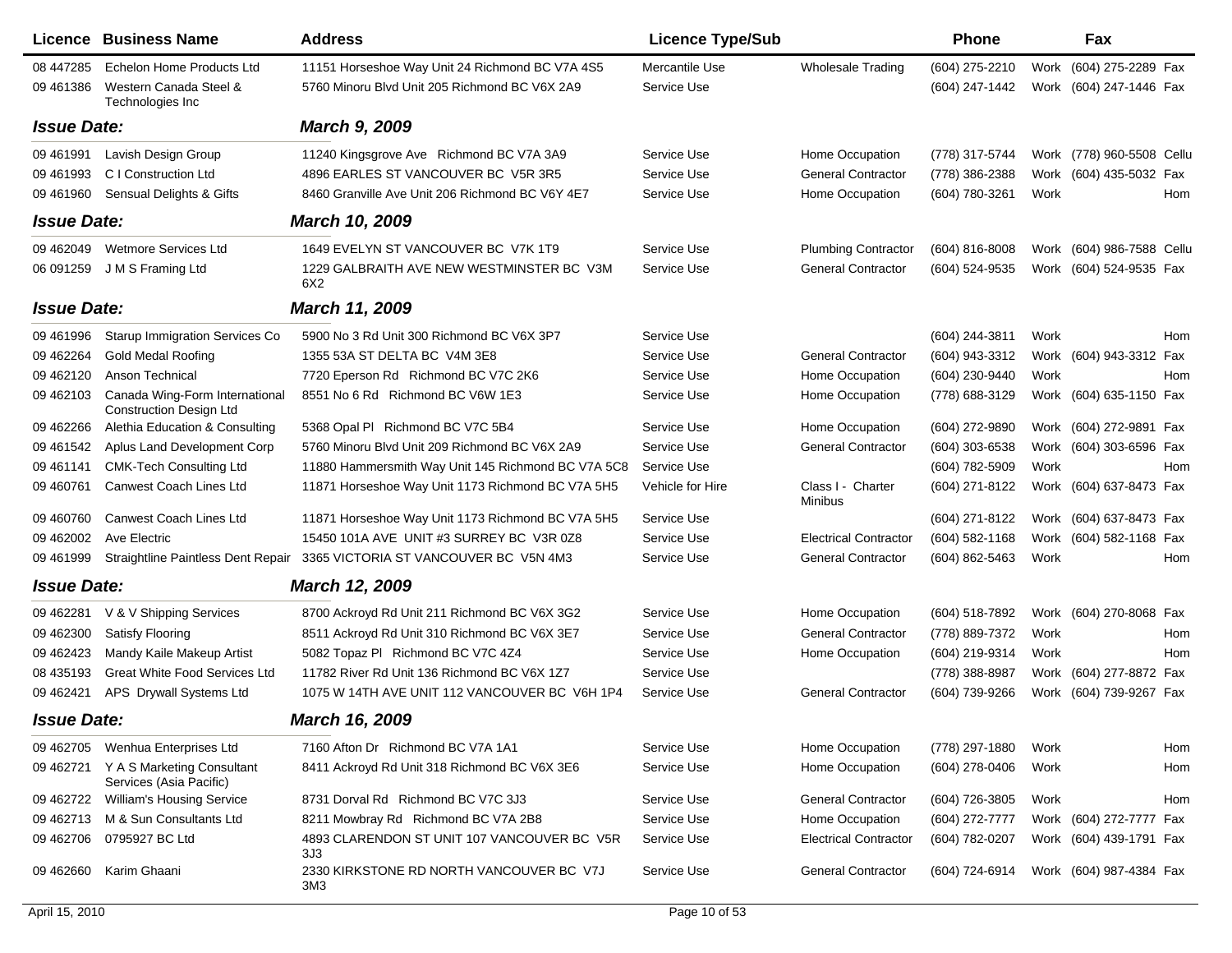| Licence | Business Name | Address | Licence Type/Sub | | Phone | | Fax | |
|---|---|---|---|---|---|---|---|---|
| 08 447285 | Echelon Home Products Ltd | 11151 Horseshoe Way Unit 24 Richmond BC V7A 4S5 | Mercantile Use | Wholesale Trading | (604) 275-2210 | Work | (604) 275-2289 | Fax |
| 09 461386 | Western Canada Steel & Technologies Inc | 5760 Minoru Blvd Unit 205 Richmond BC V6X 2A9 | Service Use | | (604) 247-1442 | Work | (604) 247-1446 | Fax |
| ***Issue Date:*** | | ***March 9, 2009*** | | | | | | |
| 09 461991 | Lavish Design Group | 11240 Kingsgrove Ave Richmond BC V7A 3A9 | Service Use | Home Occupation | (778) 317-5744 | Work | (778) 960-5508 | Cellu |
| 09 461993 | C I Construction Ltd | 4896 EARLES ST VANCOUVER BC V5R 3R5 | Service Use | General Contractor | (778) 386-2388 | Work | (604) 435-5032 | Fax |
| 09 461960 | Sensual Delights & Gifts | 8460 Granville Ave Unit 206 Richmond BC V6Y 4E7 | Service Use | Home Occupation | (604) 780-3261 | Work | | Hom |
| ***Issue Date:*** | | ***March 10, 2009*** | | | | | | |
| 09 462049 | Wetmore Services Ltd | 1649 EVELYN ST VANCOUVER BC V7K 1T9 | Service Use | Plumbing Contractor | (604) 816-8008 | Work | (604) 986-7588 | Cellu |
| 06 091259 | J M S Framing Ltd | 1229 GALBRAITH AVE NEW WESTMINSTER BC V3M 6X2 | Service Use | General Contractor | (604) 524-9535 | Work | (604) 524-9535 | Fax |
| ***Issue Date:*** | | ***March 11, 2009*** | | | | | | |
| 09 461996 | Starup Immigration Services Co | 5900 No 3 Rd Unit 300 Richmond BC V6X 3P7 | Service Use | | (604) 244-3811 | Work | | Hom |
| 09 462264 | Gold Medal Roofing | 1355 53A ST DELTA BC V4M 3E8 | Service Use | General Contractor | (604) 943-3312 | Work | (604) 943-3312 | Fax |
| 09 462120 | Anson Technical | 7720 Eperson Rd Richmond BC V7C 2K6 | Service Use | Home Occupation | (604) 230-9440 | Work | | Hom |
| 09 462103 | Canada Wing-Form International Construction Design Ltd | 8551 No 6 Rd Richmond BC V6W 1E3 | Service Use | Home Occupation | (778) 688-3129 | Work | (604) 635-1150 | Fax |
| 09 462266 | Alethia Education & Consulting | 5368 Opal Pl Richmond BC V7C 5B4 | Service Use | Home Occupation | (604) 272-9890 | Work | (604) 272-9891 | Fax |
| 09 461542 | Aplus Land Development Corp | 5760 Minoru Blvd Unit 209 Richmond BC V6X 2A9 | Service Use | General Contractor | (604) 303-6538 | Work | (604) 303-6596 | Fax |
| 09 461141 | CMK-Tech Consulting Ltd | 11880 Hammersmith Way Unit 145 Richmond BC V7A 5C8 | Service Use | | (604) 782-5909 | Work | | Hom |
| 09 460761 | Canwest Coach Lines Ltd | 11871 Horseshoe Way Unit 1173 Richmond BC V7A 5H5 | Vehicle for Hire | Class I - Charter Minibus | (604) 271-8122 | Work | (604) 637-8473 | Fax |
| 09 460760 | Canwest Coach Lines Ltd | 11871 Horseshoe Way Unit 1173 Richmond BC V7A 5H5 | Service Use | | (604) 271-8122 | Work | (604) 637-8473 | Fax |
| 09 462002 | Ave Electric | 15450 101A AVE UNIT #3 SURREY BC V3R 0Z8 | Service Use | Electrical Contractor | (604) 582-1168 | Work | (604) 582-1168 | Fax |
| 09 461999 | Straightline Paintless Dent Repair | 3365 VICTORIA ST VANCOUVER BC V5N 4M3 | Service Use | General Contractor | (604) 862-5463 | Work | | Hom |
| ***Issue Date:*** | | ***March 12, 2009*** | | | | | | |
| 09 462281 | V & V Shipping Services | 8700 Ackroyd Rd Unit 211 Richmond BC V6X 3G2 | Service Use | Home Occupation | (604) 518-7892 | Work | (604) 270-8068 | Fax |
| 09 462300 | Satisfy Flooring | 8511 Ackroyd Rd Unit 310 Richmond BC V6X 3E7 | Service Use | General Contractor | (778) 889-7372 | Work | | Hom |
| 09 462423 | Mandy Kaile Makeup Artist | 5082 Topaz Pl Richmond BC V7C 4Z4 | Service Use | Home Occupation | (604) 219-9314 | Work | | Hom |
| 08 435193 | Great White Food Services Ltd | 11782 River Rd Unit 136 Richmond BC V6X 1Z7 | Service Use | | (778) 388-8987 | Work | (604) 277-8872 | Fax |
| 09 462421 | APS Drywall Systems Ltd | 1075 W 14TH AVE UNIT 112 VANCOUVER BC V6H 1P4 | Service Use | General Contractor | (604) 739-9266 | Work | (604) 739-9267 | Fax |
| ***Issue Date:*** | | ***March 16, 2009*** | | | | | | |
| 09 462705 | Wenhua Enterprises Ltd | 7160 Afton Dr Richmond BC V7A 1A1 | Service Use | Home Occupation | (778) 297-1880 | Work | | Hom |
| 09 462721 | Y A S Marketing Consultant Services (Asia Pacific) | 8411 Ackroyd Rd Unit 318 Richmond BC V6X 3E6 | Service Use | Home Occupation | (604) 278-0406 | Work | | Hom |
| 09 462722 | William's Housing Service | 8731 Dorval Rd Richmond BC V7C 3J3 | Service Use | General Contractor | (604) 726-3805 | Work | | Hom |
| 09 462713 | M & Sun Consultants Ltd | 8211 Mowbray Rd Richmond BC V7A 2B8 | Service Use | Home Occupation | (604) 272-7777 | Work | (604) 272-7777 | Fax |
| 09 462706 | 0795927 BC Ltd | 4893 CLARENDON ST UNIT 107 VANCOUVER BC V5R 3J3 | Service Use | Electrical Contractor | (604) 782-0207 | Work | (604) 439-1791 | Fax |
| 09 462660 | Karim Ghaani | 2330 KIRKSTONE RD NORTH VANCOUVER BC V7J 3M3 | Service Use | General Contractor | (604) 724-6914 | Work | (604) 987-4384 | Fax |

April 15, 2010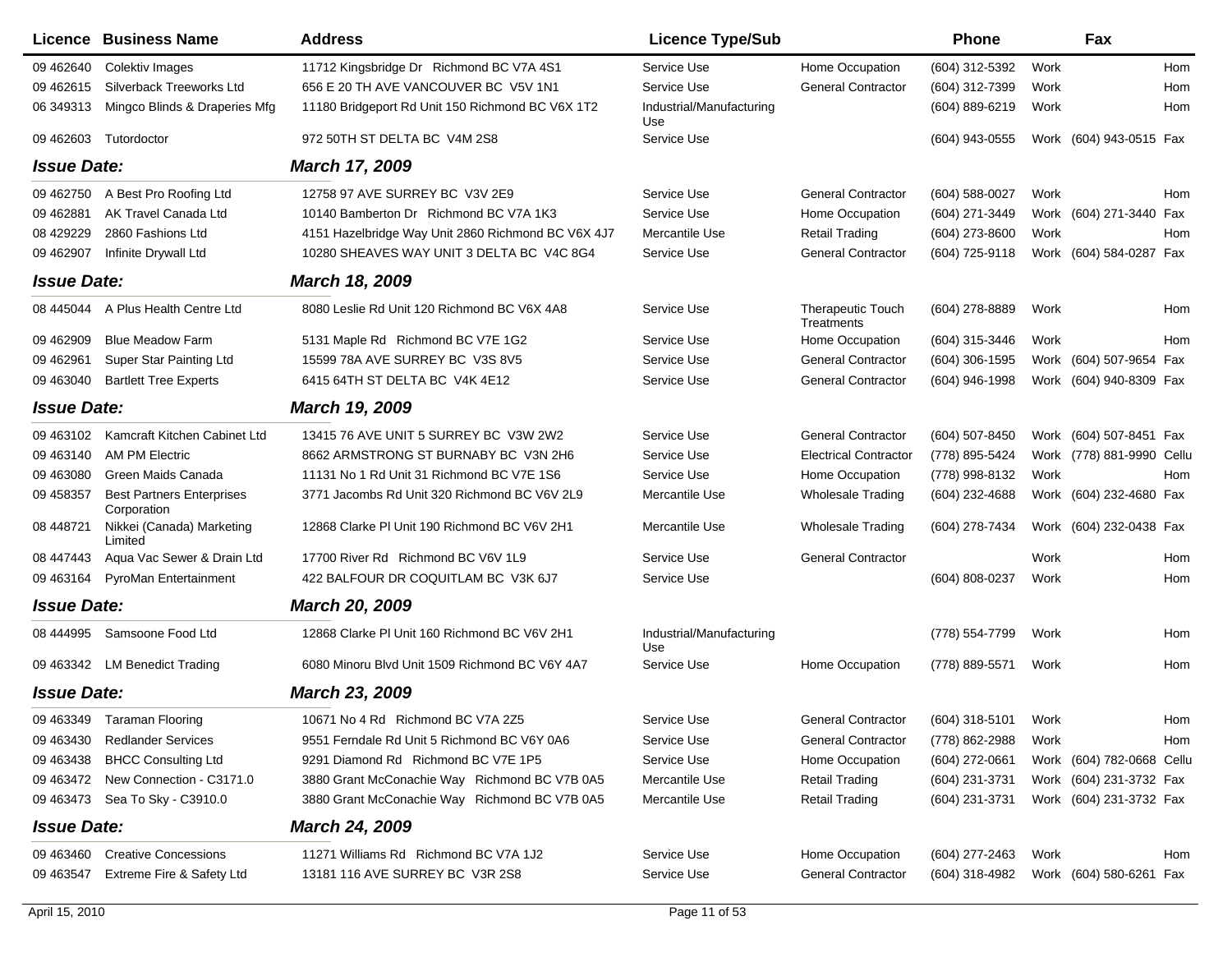| Licence | Business Name | Address | Licence Type/Sub | | Phone | | Fax | |
|---|---|---|---|---|---|---|---|---|
| 09 462640 | Colektiv Images | 11712 Kingsbridge Dr Richmond BC V7A 4S1 | Service Use | Home Occupation | (604) 312-5392 | Work | | Hom |
| 09 462615 | Silverback Treeworks Ltd | 656 E 20 TH AVE VANCOUVER BC V5V 1N1 | Service Use | General Contractor | (604) 312-7399 | Work | | Hom |
| 06 349313 | Mingco Blinds & Draperies Mfg | 11180 Bridgeport Rd Unit 150 Richmond BC V6X 1T2 | Industrial/Manufacturing Use | | (604) 889-6219 | Work | | Hom |
| 09 462603 | Tutordoctor | 972 50TH ST DELTA BC V4M 2S8 | Service Use | | (604) 943-0555 | Work | (604) 943-0515 | Fax |
| ***Issue Date:*** | | ***March 17, 2009*** | | | | | | |
| 09 462750 | A Best Pro Roofing Ltd | 12758 97 AVE SURREY BC V3V 2E9 | Service Use | General Contractor | (604) 588-0027 | Work | | Hom |
| 09 462881 | AK Travel Canada Ltd | 10140 Bamberton Dr Richmond BC V7A 1K3 | Service Use | Home Occupation | (604) 271-3449 | Work | (604) 271-3440 | Fax |
| 08 429229 | 2860 Fashions Ltd | 4151 Hazelbridge Way Unit 2860 Richmond BC V6X 4J7 | Mercantile Use | Retail Trading | (604) 273-8600 | Work | | Hom |
| 09 462907 | Infinite Drywall Ltd | 10280 SHEAVES WAY UNIT 3 DELTA BC V4C 8G4 | Service Use | General Contractor | (604) 725-9118 | Work | (604) 584-0287 | Fax |
| ***Issue Date:*** | | ***March 18, 2009*** | | | | | | |
| 08 445044 | A Plus Health Centre Ltd | 8080 Leslie Rd Unit 120 Richmond BC V6X 4A8 | Service Use | Therapeutic Touch Treatments | (604) 278-8889 | Work | | Hom |
| 09 462909 | Blue Meadow Farm | 5131 Maple Rd Richmond BC V7E 1G2 | Service Use | Home Occupation | (604) 315-3446 | Work | | Hom |
| 09 462961 | Super Star Painting Ltd | 15599 78A AVE SURREY BC V3S 8V5 | Service Use | General Contractor | (604) 306-1595 | Work | (604) 507-9654 | Fax |
| 09 463040 | Bartlett Tree Experts | 6415 64TH ST DELTA BC V4K 4E12 | Service Use | General Contractor | (604) 946-1998 | Work | (604) 940-8309 | Fax |
| ***Issue Date:*** | | ***March 19, 2009*** | | | | | | |
| 09 463102 | Kamcraft Kitchen Cabinet Ltd | 13415 76 AVE UNIT 5 SURREY BC V3W 2W2 | Service Use | General Contractor | (604) 507-8450 | Work | (604) 507-8451 | Fax |
| 09 463140 | AM PM Electric | 8662 ARMSTRONG ST BURNABY BC V3N 2H6 | Service Use | Electrical Contractor | (778) 895-5424 | Work | (778) 881-9990 | Cellu |
| 09 463080 | Green Maids Canada | 11131 No 1 Rd Unit 31 Richmond BC V7E 1S6 | Service Use | Home Occupation | (778) 998-8132 | Work | | Hom |
| 09 458357 | Best Partners Enterprises Corporation | 3771 Jacombs Rd Unit 320 Richmond BC V6V 2L9 | Mercantile Use | Wholesale Trading | (604) 232-4688 | Work | (604) 232-4680 | Fax |
| 08 448721 | Nikkei (Canada) Marketing Limited | 12868 Clarke Pl Unit 190 Richmond BC V6V 2H1 | Mercantile Use | Wholesale Trading | (604) 278-7434 | Work | (604) 232-0438 | Fax |
| 08 447443 | Aqua Vac Sewer & Drain Ltd | 17700 River Rd Richmond BC V6V 1L9 | Service Use | General Contractor | | Work | | Hom |
| 09 463164 | PyroMan Entertainment | 422 BALFOUR DR COQUITLAM BC V3K 6J7 | Service Use | | (604) 808-0237 | Work | | Hom |
| ***Issue Date:*** | | ***March 20, 2009*** | | | | | | |
| 08 444995 | Samsoone Food Ltd | 12868 Clarke Pl Unit 160 Richmond BC V6V 2H1 | Industrial/Manufacturing Use | | (778) 554-7799 | Work | | Hom |
| 09 463342 | LM Benedict Trading | 6080 Minoru Blvd Unit 1509 Richmond BC V6Y 4A7 | Service Use | Home Occupation | (778) 889-5571 | Work | | Hom |
| ***Issue Date:*** | | ***March 23, 2009*** | | | | | | |
| 09 463349 | Taraman Flooring | 10671 No 4 Rd Richmond BC V7A 2Z5 | Service Use | General Contractor | (604) 318-5101 | Work | | Hom |
| 09 463430 | Redlander Services | 9551 Ferndale Rd Unit 5 Richmond BC V6Y 0A6 | Service Use | General Contractor | (778) 862-2988 | Work | | Hom |
| 09 463438 | BHCC Consulting Ltd | 9291 Diamond Rd Richmond BC V7E 1P5 | Service Use | Home Occupation | (604) 272-0661 | Work | (604) 782-0668 | Cellu |
| 09 463472 | New Connection - C3171.0 | 3880 Grant McConachie Way Richmond BC V7B 0A5 | Mercantile Use | Retail Trading | (604) 231-3731 | Work | (604) 231-3732 | Fax |
| 09 463473 | Sea To Sky - C3910.0 | 3880 Grant McConachie Way Richmond BC V7B 0A5 | Mercantile Use | Retail Trading | (604) 231-3731 | Work | (604) 231-3732 | Fax |
| ***Issue Date:*** | | ***March 24, 2009*** | | | | | | |
| 09 463460 | Creative Concessions | 11271 Williams Rd Richmond BC V7A 1J2 | Service Use | Home Occupation | (604) 277-2463 | Work | | Hom |
| 09 463547 | Extreme Fire & Safety Ltd | 13181 116 AVE SURREY BC V3R 2S8 | Service Use | General Contractor | (604) 318-4982 | Work | (604) 580-6261 | Fax |

April 15, 2010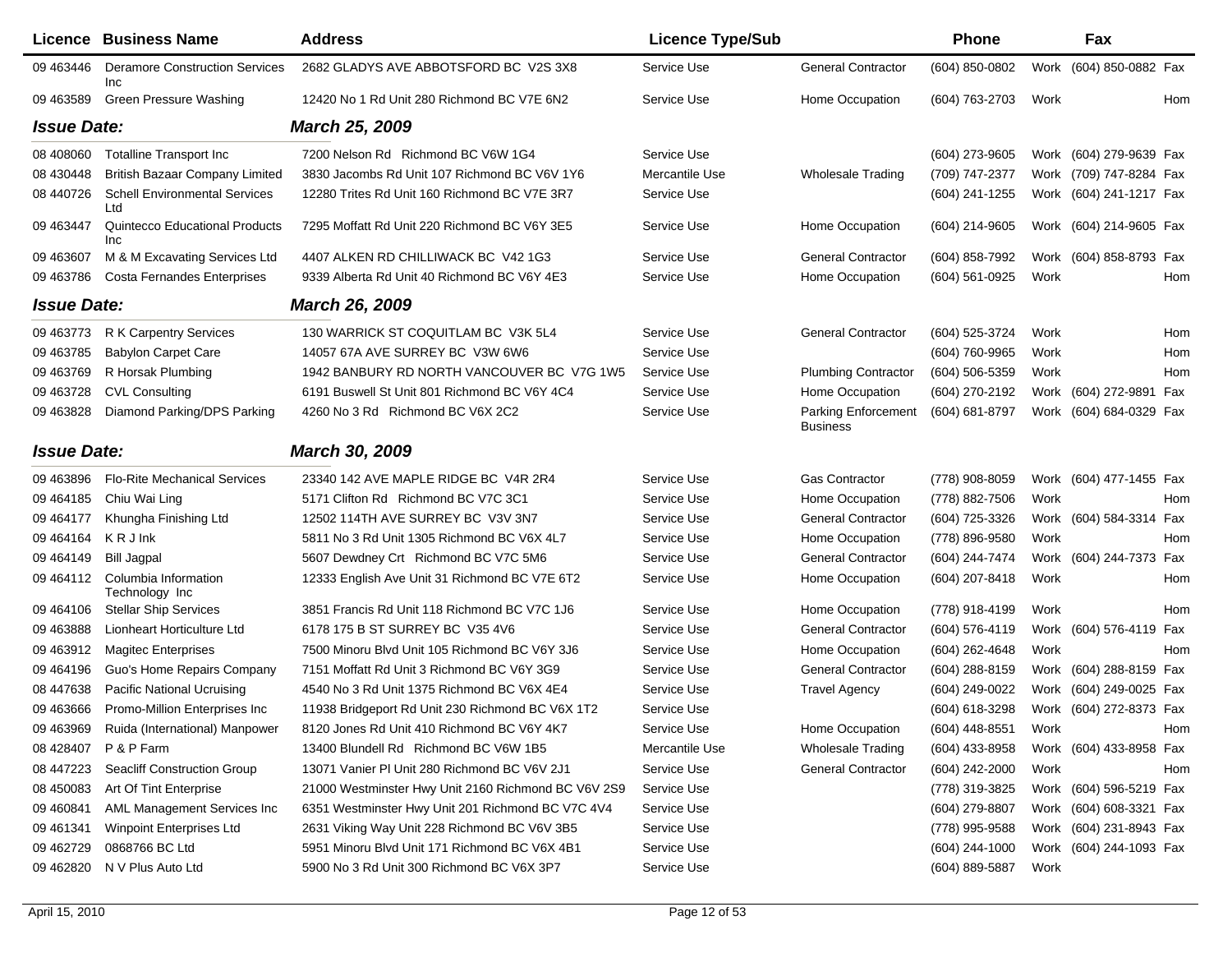| Licence | Business Name | Address | Licence Type/Sub | | Phone | | Fax | |
|---|---|---|---|---|---|---|---|---|
| 09 463446 | Deramore Construction Services Inc | 2682 GLADYS AVE ABBOTSFORD BC V2S 3X8 | Service Use | General Contractor | (604) 850-0802 | Work | (604) 850-0882 | Fax |
| 09 463589 | Green Pressure Washing | 12420 No 1 Rd Unit 280 Richmond BC V7E 6N2 | Service Use | Home Occupation | (604) 763-2703 | Work | | Hom |
| ***Issue Date:*** | | ***March 25, 2009*** | | | | | | |
| 08 408060 | Totalline Transport Inc | 7200 Nelson Rd Richmond BC V6W 1G4 | Service Use | | (604) 273-9605 | Work | (604) 279-9639 | Fax |
| 08 430448 | British Bazaar Company Limited | 3830 Jacombs Rd Unit 107 Richmond BC V6V 1Y6 | Mercantile Use | Wholesale Trading | (709) 747-2377 | Work | (709) 747-8284 | Fax |
| 08 440726 | Schell Environmental Services Ltd | 12280 Trites Rd Unit 160 Richmond BC V7E 3R7 | Service Use | | (604) 241-1255 | Work | (604) 241-1217 | Fax |
| 09 463447 | Quintecco Educational Products Inc | 7295 Moffatt Rd Unit 220 Richmond BC V6Y 3E5 | Service Use | Home Occupation | (604) 214-9605 | Work | (604) 214-9605 | Fax |
| 09 463607 | M & M Excavating Services Ltd | 4407 ALKEN RD CHILLIWACK BC V42 1G3 | Service Use | General Contractor | (604) 858-7992 | Work | (604) 858-8793 | Fax |
| 09 463786 | Costa Fernandes Enterprises | 9339 Alberta Rd Unit 40 Richmond BC V6Y 4E3 | Service Use | Home Occupation | (604) 561-0925 | Work | | Hom |
| ***Issue Date:*** | | ***March 26, 2009*** | | | | | | |
| 09 463773 | R K Carpentry Services | 130 WARRICK ST COQUITLAM BC V3K 5L4 | Service Use | General Contractor | (604) 525-3724 | Work | | Hom |
| 09 463785 | Babylon Carpet Care | 14057 67A AVE SURREY BC V3W 6W6 | Service Use | | (604) 760-9965 | Work | | Hom |
| 09 463769 | R Horsak Plumbing | 1942 BANBURY RD NORTH VANCOUVER BC V7G 1W5 | Service Use | Plumbing Contractor | (604) 506-5359 | Work | | Hom |
| 09 463728 | CVL Consulting | 6191 Buswell St Unit 801 Richmond BC V6Y 4C4 | Service Use | Home Occupation | (604) 270-2192 | Work | (604) 272-9891 | Fax |
| 09 463828 | Diamond Parking/DPS Parking | 4260 No 3 Rd Richmond BC V6X 2C2 | Service Use | Parking Enforcement Business | (604) 681-8797 | Work | (604) 684-0329 | Fax |
| ***Issue Date:*** | | ***March 30, 2009*** | | | | | | |
| 09 463896 | Flo-Rite Mechanical Services | 23340 142 AVE MAPLE RIDGE BC V4R 2R4 | Service Use | Gas Contractor | (778) 908-8059 | Work | (604) 477-1455 | Fax |
| 09 464185 | Chiu Wai Ling | 5171 Clifton Rd Richmond BC V7C 3C1 | Service Use | Home Occupation | (778) 882-7506 | Work | | Hom |
| 09 464177 | Khungha Finishing Ltd | 12502 114TH AVE SURREY BC V3V 3N7 | Service Use | General Contractor | (604) 725-3326 | Work | (604) 584-3314 | Fax |
| 09 464164 | K R J Ink | 5811 No 3 Rd Unit 1305 Richmond BC V6X 4L7 | Service Use | Home Occupation | (778) 896-9580 | Work | | Hom |
| 09 464149 | Bill Jagpal | 5607 Dewdney Crt Richmond BC V7C 5M6 | Service Use | General Contractor | (604) 244-7474 | Work | (604) 244-7373 | Fax |
| 09 464112 | Columbia Information Technology Inc | 12333 English Ave Unit 31 Richmond BC V7E 6T2 | Service Use | Home Occupation | (604) 207-8418 | Work | | Hom |
| 09 464106 | Stellar Ship Services | 3851 Francis Rd Unit 118 Richmond BC V7C 1J6 | Service Use | Home Occupation | (778) 918-4199 | Work | | Hom |
| 09 463888 | Lionheart Horticulture Ltd | 6178 175 B ST SURREY BC V35 4V6 | Service Use | General Contractor | (604) 576-4119 | Work | (604) 576-4119 | Fax |
| 09 463912 | Magitec Enterprises | 7500 Minoru Blvd Unit 105 Richmond BC V6Y 3J6 | Service Use | Home Occupation | (604) 262-4648 | Work | | Hom |
| 09 464196 | Guo's Home Repairs Company | 7151 Moffatt Rd Unit 3 Richmond BC V6Y 3G9 | Service Use | General Contractor | (604) 288-8159 | Work | (604) 288-8159 | Fax |
| 08 447638 | Pacific National Ucruising | 4540 No 3 Rd Unit 1375 Richmond BC V6X 4E4 | Service Use | Travel Agency | (604) 249-0022 | Work | (604) 249-0025 | Fax |
| 09 463666 | Promo-Million Enterprises Inc | 11938 Bridgeport Rd Unit 230 Richmond BC V6X 1T2 | Service Use | | (604) 618-3298 | Work | (604) 272-8373 | Fax |
| 09 463969 | Ruida (International) Manpower | 8120 Jones Rd Unit 410 Richmond BC V6Y 4K7 | Service Use | Home Occupation | (604) 448-8551 | Work | | Hom |
| 08 428407 | P & P Farm | 13400 Blundell Rd Richmond BC V6W 1B5 | Mercantile Use | Wholesale Trading | (604) 433-8958 | Work | (604) 433-8958 | Fax |
| 08 447223 | Seacliff Construction Group | 13071 Vanier Pl Unit 280 Richmond BC V6V 2J1 | Service Use | General Contractor | (604) 242-2000 | Work | | Hom |
| 08 450083 | Art Of Tint Enterprise | 21000 Westminster Hwy Unit 2160 Richmond BC V6V 2S9 | Service Use | | (778) 319-3825 | Work | (604) 596-5219 | Fax |
| 09 460841 | AML Management Services Inc | 6351 Westminster Hwy Unit 201 Richmond BC V7C 4V4 | Service Use | | (604) 279-8807 | Work | (604) 608-3321 | Fax |
| 09 461341 | Winpoint Enterprises Ltd | 2631 Viking Way Unit 228 Richmond BC V6V 3B5 | Service Use | | (778) 995-9588 | Work | (604) 231-8943 | Fax |
| 09 462729 | 0868766 BC Ltd | 5951 Minoru Blvd Unit 171 Richmond BC V6X 4B1 | Service Use | | (604) 244-1000 | Work | (604) 244-1093 | Fax |
| 09 462820 | N V Plus Auto Ltd | 5900 No 3 Rd Unit 300 Richmond BC V6X 3P7 | Service Use | | (604) 889-5887 | Work | | |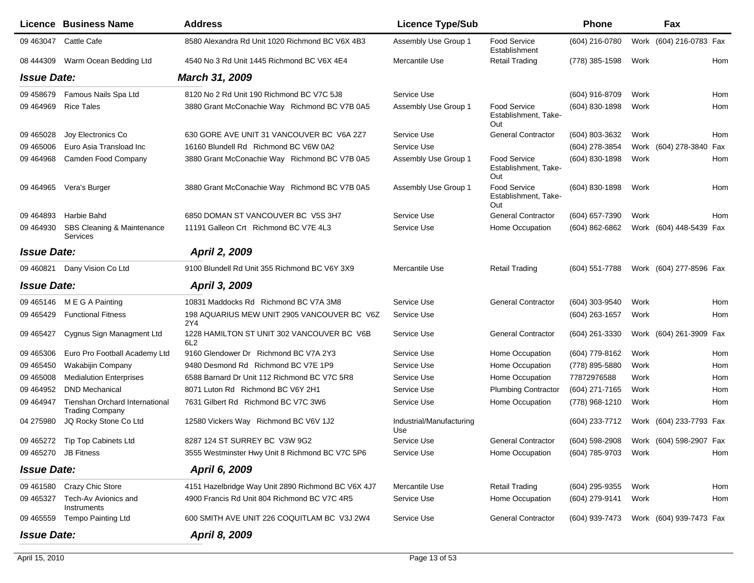| Licence | Business Name | Address | Licence Type/Sub | | Phone | | Fax | |
|---|---|---|---|---|---|---|---|---|
| 09 463047 | Cattle Cafe | 8580 Alexandra Rd Unit 1020 Richmond BC V6X 4B3 | Assembly Use Group 1 | Food Service Establishment | (604) 216-0780 | Work | (604) 216-0783 | Fax |
| 08 444309 | Warm Ocean Bedding Ltd | 4540 No 3 Rd Unit 1445 Richmond BC V6X 4E4 | Mercantile Use | Retail Trading | (778) 385-1598 | Work | | Hom |
| ***Issue Date:*** | | ***March 31, 2009*** | | | | | | |
| 09 458679 | Famous Nails Spa Ltd | 8120 No 2 Rd Unit 190 Richmond BC V7C 5J8 | Service Use | | (604) 916-8709 | Work | | Hom |
| 09 464969 | Rice Tales | 3880 Grant McConachie Way Richmond BC V7B 0A5 | Assembly Use Group 1 | Food Service Establishment, Take-Out | (604) 830-1898 | Work | | Hom |
| 09 465028 | Joy Electronics Co | 630 GORE AVE UNIT 31 VANCOUVER BC V6A 2Z7 | Service Use | General Contractor | (604) 803-3632 | Work | | Hom |
| 09 465006 | Euro Asia Transload Inc | 16160 Blundell Rd Richmond BC V6W 0A2 | Service Use | | (604) 278-3854 | Work | (604) 278-3840 | Fax |
| 09 464968 | Camden Food Company | 3880 Grant McConachie Way Richmond BC V7B 0A5 | Assembly Use Group 1 | Food Service Establishment, Take-Out | (604) 830-1898 | Work | | Hom |
| 09 464965 | Vera's Burger | 3880 Grant McConachie Way Richmond BC V7B 0A5 | Assembly Use Group 1 | Food Service Establishment, Take-Out | (604) 830-1898 | Work | | Hom |
| 09 464893 | Harbie Bahd | 6850 DOMAN ST VANCOUVER BC V5S 3H7 | Service Use | General Contractor | (604) 657-7390 | Work | | Hom |
| 09 464930 | SBS Cleaning & Maintenance Services | 11191 Galleon Crt Richmond BC V7E 4L3 | Service Use | Home Occupation | (604) 862-6862 | Work | (604) 448-5439 | Fax |
| ***Issue Date:*** | | ***April 2, 2009*** | | | | | | |
| 09 460821 | Dany Vision Co Ltd | 9100 Blundell Rd Unit 355 Richmond BC V6Y 3X9 | Mercantile Use | Retail Trading | (604) 551-7788 | Work | (604) 277-8596 | Fax |
| ***Issue Date:*** | | ***April 3, 2009*** | | | | | | |
| 09 465146 | M E G A Painting | 10831 Maddocks Rd Richmond BC V7A 3M8 | Service Use | General Contractor | (604) 303-9540 | Work | | Hom |
| 09 465429 | Functional Fitness | 198 AQUARIUS MEW UNIT 2905 VANCOUVER BC V6Z 2Y4 | Service Use | | (604) 263-1657 | Work | | Hom |
| 09 465427 | Cygnus Sign Managment Ltd | 1228 HAMILTON ST UNIT 302 VANCOUVER BC V6B 6L2 | Service Use | General Contractor | (604) 261-3330 | Work | (604) 261-3909 | Fax |
| 09 465306 | Euro Pro Football Academy Ltd | 9160 Glendower Dr Richmond BC V7A 2Y3 | Service Use | Home Occupation | (604) 779-8162 | Work | | Hom |
| 09 465450 | Wakabijin Company | 9480 Desmond Rd Richmond BC V7E 1P9 | Service Use | Home Occupation | (778) 895-5880 | Work | | Hom |
| 09 465008 | Medialution Enterprises | 6588 Barnard Dr Unit 112 Richmond BC V7C 5R8 | Service Use | Home Occupation | 77872976588 | Work | | Hom |
| 09 464952 | DND Mechanical | 8071 Luton Rd Richmond BC V6Y 2H1 | Service Use | Plumbing Contractor | (604) 271-7165 | Work | | Hom |
| 09 464947 | Tienshan Orchard International Trading Company | 7631 Gilbert Rd Richmond BC V7C 3W6 | Service Use | Home Occupation | (778) 968-1210 | Work | | Hom |
| 04 275980 | JQ Rocky Stone Co Ltd | 12580 Vickers Way Richmond BC V6V 1J2 | Industrial/Manufacturing Use | | (604) 233-7712 | Work | (604) 233-7793 | Fax |
| 09 465272 | Tip Top Cabinets Ltd | 8287 124 ST SURREY BC V3W 9G2 | Service Use | General Contractor | (604) 598-2908 | Work | (604) 598-2907 | Fax |
| 09 465270 | JB Fitness | 3555 Westminster Hwy Unit 8 Richmond BC V7C 5P6 | Service Use | Home Occupation | (604) 785-9703 | Work | | Hom |
| ***Issue Date:*** | | ***April 6, 2009*** | | | | | | |
| 09 461580 | Crazy Chic Store | 4151 Hazelbridge Way Unit 2890 Richmond BC V6X 4J7 | Mercantile Use | Retail Trading | (604) 295-9355 | Work | | Hom |
| 09 465327 | Tech-Av Avionics and Instruments | 4900 Francis Rd Unit 804 Richmond BC V7C 4R5 | Service Use | Home Occupation | (604) 279-9141 | Work | | Hom |
| 09 465559 | Tempo Painting Ltd | 600 SMITH AVE UNIT 226 COQUITLAM BC V3J 2W4 | Service Use | General Contractor | (604) 939-7473 | Work | (604) 939-7473 | Fax |
| ***Issue Date:*** | | ***April 8, 2009*** | | | | | | |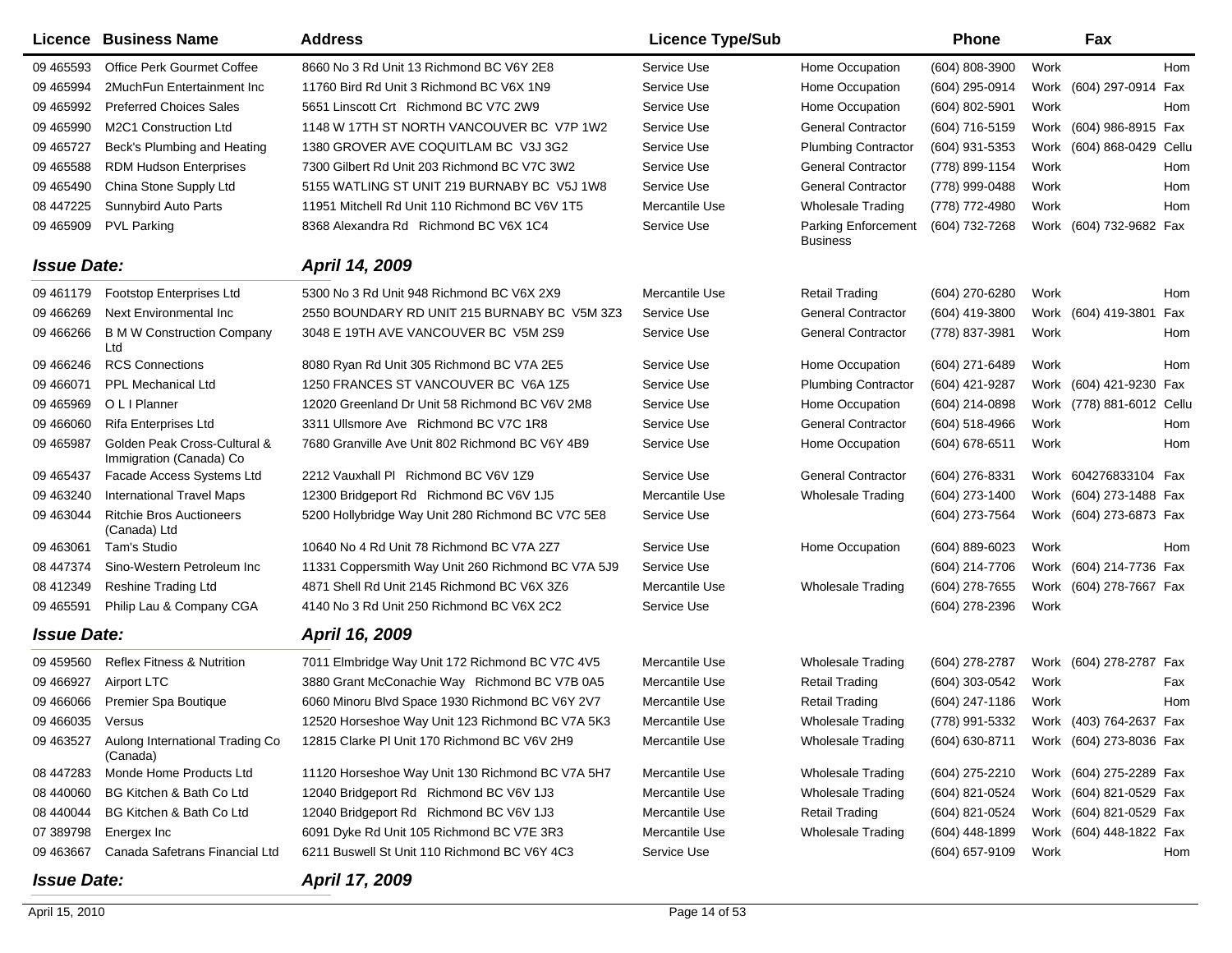| Licence | Business Name | Address | Licence Type/Sub | | Phone | | Fax | |
|---|---|---|---|---|---|---|---|---|
| 09 465593 | Office Perk Gourmet Coffee | 8660 No 3 Rd Unit 13 Richmond BC V6Y 2E8 | Service Use | Home Occupation | (604) 808-3900 | Work | | Hom |
| 09 465994 | 2MuchFun Entertainment Inc | 11760 Bird Rd Unit 3 Richmond BC V6X 1N9 | Service Use | Home Occupation | (604) 295-0914 | Work | (604) 297-0914 | Fax |
| 09 465992 | Preferred Choices Sales | 5651 Linscott Crt Richmond BC V7C 2W9 | Service Use | Home Occupation | (604) 802-5901 | Work | | Hom |
| 09 465990 | M2C1 Construction Ltd | 1148 W 17TH ST NORTH VANCOUVER BC V7P 1W2 | Service Use | General Contractor | (604) 716-5159 | Work | (604) 986-8915 | Fax |
| 09 465727 | Beck's Plumbing and Heating | 1380 GROVER AVE COQUITLAM BC V3J 3G2 | Service Use | Plumbing Contractor | (604) 931-5353 | Work | (604) 868-0429 | Cellu |
| 09 465588 | RDM Hudson Enterprises | 7300 Gilbert Rd Unit 203 Richmond BC V7C 3W2 | Service Use | General Contractor | (778) 899-1154 | Work | | Hom |
| 09 465490 | China Stone Supply Ltd | 5155 WATLING ST UNIT 219 BURNABY BC V5J 1W8 | Service Use | General Contractor | (778) 999-0488 | Work | | Hom |
| 08 447225 | Sunnybird Auto Parts | 11951 Mitchell Rd Unit 110 Richmond BC V6V 1T5 | Mercantile Use | Wholesale Trading | (778) 772-4980 | Work | | Hom |
| 09 465909 | PVL Parking | 8368 Alexandra Rd Richmond BC V6X 1C4 | Service Use | Parking Enforcement Business | (604) 732-7268 | Work | (604) 732-9682 | Fax |
| ***Issue Date:*** | | ***April 14, 2009*** | | | | | | |
| 09 461179 | Footstop Enterprises Ltd | 5300 No 3 Rd Unit 948 Richmond BC V6X 2X9 | Mercantile Use | Retail Trading | (604) 270-6280 | Work | | Hom |
| 09 466269 | Next Environmental Inc | 2550 BOUNDARY RD UNIT 215 BURNABY BC V5M 3Z3 | Service Use | General Contractor | (604) 419-3800 | Work | (604) 419-3801 | Fax |
| 09 466266 | B M W Construction Company Ltd | 3048 E 19TH AVE VANCOUVER BC V5M 2S9 | Service Use | General Contractor | (778) 837-3981 | Work | | Hom |
| 09 466246 | RCS Connections | 8080 Ryan Rd Unit 305 Richmond BC V7A 2E5 | Service Use | Home Occupation | (604) 271-6489 | Work | | Hom |
| 09 466071 | PPL Mechanical Ltd | 1250 FRANCES ST VANCOUVER BC V6A 1Z5 | Service Use | Plumbing Contractor | (604) 421-9287 | Work | (604) 421-9230 | Fax |
| 09 465969 | O L I Planner | 12020 Greenland Dr Unit 58 Richmond BC V6V 2M8 | Service Use | Home Occupation | (604) 214-0898 | Work | (778) 881-6012 | Cellu |
| 09 466060 | Rifa Enterprises Ltd | 3311 Ullsmore Ave Richmond BC V7C 1R8 | Service Use | General Contractor | (604) 518-4966 | Work | | Hom |
| 09 465987 | Golden Peak Cross-Cultural & Immigration (Canada) Co | 7680 Granville Ave Unit 802 Richmond BC V6Y 4B9 | Service Use | Home Occupation | (604) 678-6511 | Work | | Hom |
| 09 465437 | Facade Access Systems Ltd | 2212 Vauxhall Pl Richmond BC V6V 1Z9 | Service Use | General Contractor | (604) 276-8331 | Work | 604276833104 | Fax |
| 09 463240 | International Travel Maps | 12300 Bridgeport Rd Richmond BC V6V 1J5 | Mercantile Use | Wholesale Trading | (604) 273-1400 | Work | (604) 273-1488 | Fax |
| 09 463044 | Ritchie Bros Auctioneers (Canada) Ltd | 5200 Hollybridge Way Unit 280 Richmond BC V7C 5E8 | Service Use | | (604) 273-7564 | Work | (604) 273-6873 | Fax |
| 09 463061 | Tam's Studio | 10640 No 4 Rd Unit 78 Richmond BC V7A 2Z7 | Service Use | Home Occupation | (604) 889-6023 | Work | | Hom |
| 08 447374 | Sino-Western Petroleum Inc | 11331 Coppersmith Way Unit 260 Richmond BC V7A 5J9 | Service Use | | (604) 214-7706 | Work | (604) 214-7736 | Fax |
| 08 412349 | Reshine Trading Ltd | 4871 Shell Rd Unit 2145 Richmond BC V6X 3Z6 | Mercantile Use | Wholesale Trading | (604) 278-7655 | Work | (604) 278-7667 | Fax |
| 09 465591 | Philip Lau & Company CGA | 4140 No 3 Rd Unit 250 Richmond BC V6X 2C2 | Service Use | | (604) 278-2396 | Work | | |
| ***Issue Date:*** | | ***April 16, 2009*** | | | | | | |
| 09 459560 | Reflex Fitness & Nutrition | 7011 Elmbridge Way Unit 172 Richmond BC V7C 4V5 | Mercantile Use | Wholesale Trading | (604) 278-2787 | Work | (604) 278-2787 | Fax |
| 09 466927 | Airport LTC | 3880 Grant McConachie Way Richmond BC V7B 0A5 | Mercantile Use | Retail Trading | (604) 303-0542 | Work | | Fax |
| 09 466066 | Premier Spa Boutique | 6060 Minoru Blvd Space 1930 Richmond BC V6Y 2V7 | Mercantile Use | Retail Trading | (604) 247-1186 | Work | | Hom |
| 09 466035 | Versus | 12520 Horseshoe Way Unit 123 Richmond BC V7A 5K3 | Mercantile Use | Wholesale Trading | (778) 991-5332 | Work | (403) 764-2637 | Fax |
| 09 463527 | Aulong International Trading Co (Canada) | 12815 Clarke Pl Unit 170 Richmond BC V6V 2H9 | Mercantile Use | Wholesale Trading | (604) 630-8711 | Work | (604) 273-8036 | Fax |
| 08 447283 | Monde Home Products Ltd | 11120 Horseshoe Way Unit 130 Richmond BC V7A 5H7 | Mercantile Use | Wholesale Trading | (604) 275-2210 | Work | (604) 275-2289 | Fax |
| 08 440060 | BG Kitchen & Bath Co Ltd | 12040 Bridgeport Rd Richmond BC V6V 1J3 | Mercantile Use | Wholesale Trading | (604) 821-0524 | Work | (604) 821-0529 | Fax |
| 08 440044 | BG Kitchen & Bath Co Ltd | 12040 Bridgeport Rd Richmond BC V6V 1J3 | Mercantile Use | Retail Trading | (604) 821-0524 | Work | (604) 821-0529 | Fax |
| 07 389798 | Energex Inc | 6091 Dyke Rd Unit 105 Richmond BC V7E 3R3 | Mercantile Use | Wholesale Trading | (604) 448-1899 | Work | (604) 448-1822 | Fax |
| 09 463667 | Canada Safetrans Financial Ltd | 6211 Buswell St Unit 110 Richmond BC V6Y 4C3 | Service Use | | (604) 657-9109 | Work | | Hom |
| ***Issue Date:*** | | ***April 17, 2009*** | | | | | | |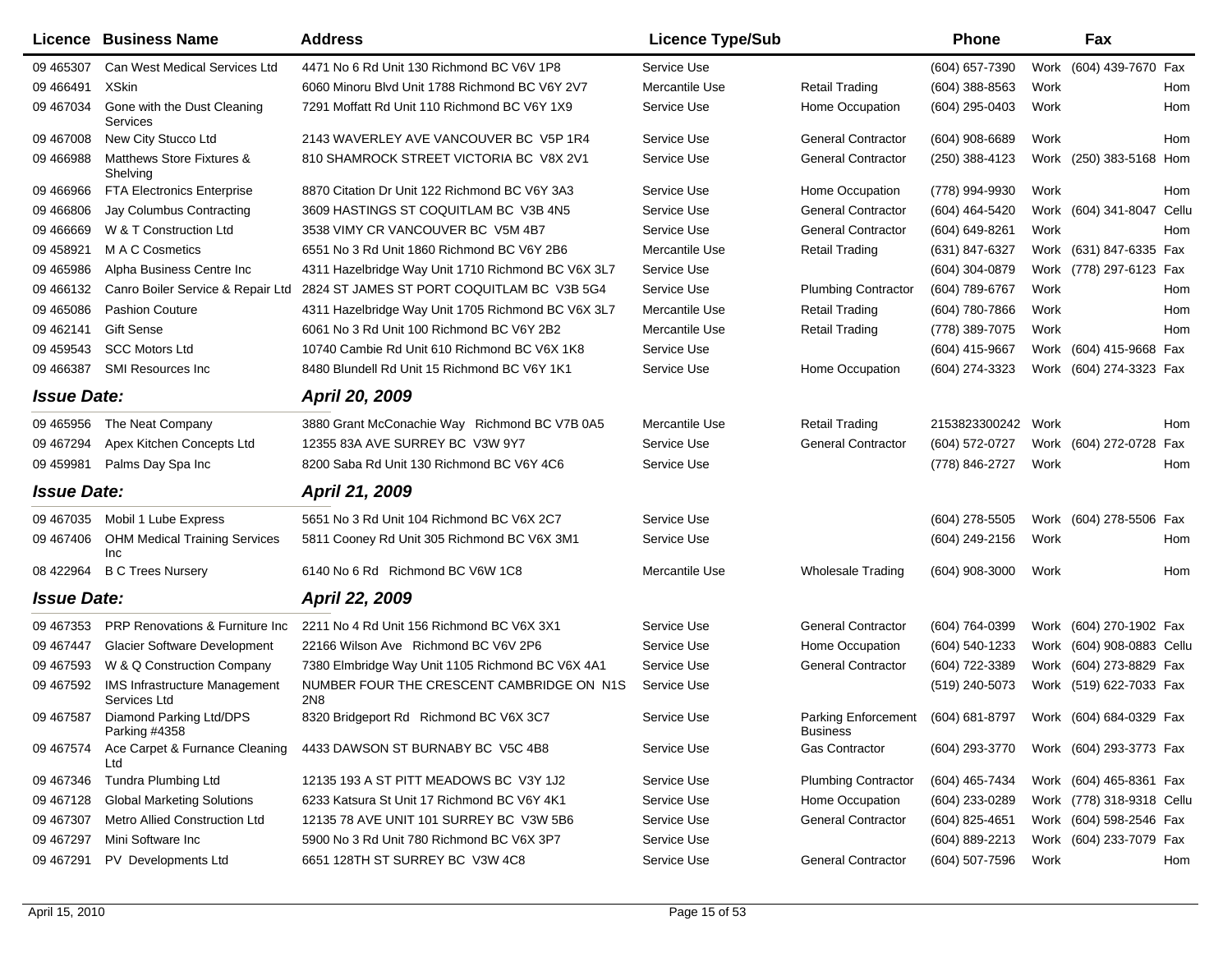| Licence | Business Name | Address | Licence Type/Sub | | Phone | | Fax | |
|---|---|---|---|---|---|---|---|---|
| 09 465307 | Can West Medical Services Ltd | 4471 No 6 Rd Unit 130 Richmond BC V6V 1P8 | Service Use | | (604) 657-7390 | Work | (604) 439-7670 | Fax |
| 09 466491 | XSkin | 6060 Minoru Blvd Unit 1788 Richmond BC V6Y 2V7 | Mercantile Use | Retail Trading | (604) 388-8563 | Work | | Hom |
| 09 467034 | Gone with the Dust Cleaning Services | 7291 Moffatt Rd Unit 110 Richmond BC V6Y 1X9 | Service Use | Home Occupation | (604) 295-0403 | Work | | Hom |
| 09 467008 | New City Stucco Ltd | 2143 WAVERLEY AVE VANCOUVER BC V5P 1R4 | Service Use | General Contractor | (604) 908-6689 | Work | | Hom |
| 09 466988 | Matthews Store Fixtures & Shelving | 810 SHAMROCK STREET VICTORIA BC V8X 2V1 | Service Use | General Contractor | (250) 388-4123 | Work | (250) 383-5168 | Hom |
| 09 466966 | FTA Electronics Enterprise | 8870 Citation Dr Unit 122 Richmond BC V6Y 3A3 | Service Use | Home Occupation | (778) 994-9930 | Work | | Hom |
| 09 466806 | Jay Columbus Contracting | 3609 HASTINGS ST COQUITLAM BC V3B 4N5 | Service Use | General Contractor | (604) 464-5420 | Work | (604) 341-8047 | Cellu |
| 09 466669 | W & T Construction Ltd | 3538 VIMY CR VANCOUVER BC V5M 4B7 | Service Use | General Contractor | (604) 649-8261 | Work | | Hom |
| 09 458921 | M A C Cosmetics | 6551 No 3 Rd Unit 1860 Richmond BC V6Y 2B6 | Mercantile Use | Retail Trading | (631) 847-6327 | Work | (631) 847-6335 | Fax |
| 09 465986 | Alpha Business Centre Inc | 4311 Hazelbridge Way Unit 1710 Richmond BC V6X 3L7 | Service Use | | (604) 304-0879 | Work | (778) 297-6123 | Fax |
| 09 466132 | Canro Boiler Service & Repair Ltd | 2824 ST JAMES ST PORT COQUITLAM BC V3B 5G4 | Service Use | Plumbing Contractor | (604) 789-6767 | Work | | Hom |
| 09 465086 | Pashion Couture | 4311 Hazelbridge Way Unit 1705 Richmond BC V6X 3L7 | Mercantile Use | Retail Trading | (604) 780-7866 | Work | | Hom |
| 09 462141 | Gift Sense | 6061 No 3 Rd Unit 100 Richmond BC V6Y 2B2 | Mercantile Use | Retail Trading | (778) 389-7075 | Work | | Hom |
| 09 459543 | SCC Motors Ltd | 10740 Cambie Rd Unit 610 Richmond BC V6X 1K8 | Service Use | | (604) 415-9667 | Work | (604) 415-9668 | Fax |
| 09 466387 | SMI Resources Inc | 8480 Blundell Rd Unit 15 Richmond BC V6Y 1K1 | Service Use | Home Occupation | (604) 274-3323 | Work | (604) 274-3323 | Fax |
| ***Issue Date:*** | | ***April 20, 2009*** | | | | | | |
| 09 465956 | The Neat Company | 3880 Grant McConachie Way Richmond BC V7B 0A5 | Mercantile Use | Retail Trading | 2153823300242 | Work | | Hom |
| 09 467294 | Apex Kitchen Concepts Ltd | 12355 83A AVE SURREY BC V3W 9Y7 | Service Use | General Contractor | (604) 572-0727 | Work | (604) 272-0728 | Fax |
| 09 459981 | Palms Day Spa Inc | 8200 Saba Rd Unit 130 Richmond BC V6Y 4C6 | Service Use | | (778) 846-2727 | Work | | Hom |
| ***Issue Date:*** | | ***April 21, 2009*** | | | | | | |
| 09 467035 | Mobil 1 Lube Express | 5651 No 3 Rd Unit 104 Richmond BC V6X 2C7 | Service Use | | (604) 278-5505 | Work | (604) 278-5506 | Fax |
| 09 467406 | OHM Medical Training Services Inc | 5811 Cooney Rd Unit 305 Richmond BC V6X 3M1 | Service Use | | (604) 249-2156 | Work | | Hom |
| 08 422964 | B C Trees Nursery | 6140 No 6 Rd Richmond BC V6W 1C8 | Mercantile Use | Wholesale Trading | (604) 908-3000 | Work | | Hom |
| ***Issue Date:*** | | ***April 22, 2009*** | | | | | | |
| 09 467353 | PRP Renovations & Furniture Inc | 2211 No 4 Rd Unit 156 Richmond BC V6X 3X1 | Service Use | General Contractor | (604) 764-0399 | Work | (604) 270-1902 | Fax |
| 09 467447 | Glacier Software Development | 22166 Wilson Ave Richmond BC V6V 2P6 | Service Use | Home Occupation | (604) 540-1233 | Work | (604) 908-0883 | Cellu |
| 09 467593 | W & Q Construction Company | 7380 Elmbridge Way Unit 1105 Richmond BC V6X 4A1 | Service Use | General Contractor | (604) 722-3389 | Work | (604) 273-8829 | Fax |
| 09 467592 | IMS Infrastructure Management Services Ltd | NUMBER FOUR THE CRESCENT CAMBRIDGE ON N1S 2N8 | Service Use | | (519) 240-5073 | Work | (519) 622-7033 | Fax |
| 09 467587 | Diamond Parking Ltd/DPS Parking #4358 | 8320 Bridgeport Rd Richmond BC V6X 3C7 | Service Use | Parking Enforcement Business | (604) 681-8797 | Work | (604) 684-0329 | Fax |
| 09 467574 | Ace Carpet & Furnance Cleaning Ltd | 4433 DAWSON ST BURNABY BC V5C 4B8 | Service Use | Gas Contractor | (604) 293-3770 | Work | (604) 293-3773 | Fax |
| 09 467346 | Tundra Plumbing Ltd | 12135 193 A ST PITT MEADOWS BC V3Y 1J2 | Service Use | Plumbing Contractor | (604) 465-7434 | Work | (604) 465-8361 | Fax |
| 09 467128 | Global Marketing Solutions | 6233 Katsura St Unit 17 Richmond BC V6Y 4K1 | Service Use | Home Occupation | (604) 233-0289 | Work | (778) 318-9318 | Cellu |
| 09 467307 | Metro Allied Construction Ltd | 12135 78 AVE UNIT 101 SURREY BC V3W 5B6 | Service Use | General Contractor | (604) 825-4651 | Work | (604) 598-2546 | Fax |
| 09 467297 | Mini Software Inc | 5900 No 3 Rd Unit 780 Richmond BC V6X 3P7 | Service Use | | (604) 889-2213 | Work | (604) 233-7079 | Fax |
| 09 467291 | PV Developments Ltd | 6651 128TH ST SURREY BC V3W 4C8 | Service Use | General Contractor | (604) 507-7596 | Work | | Hom |

April 15, 2010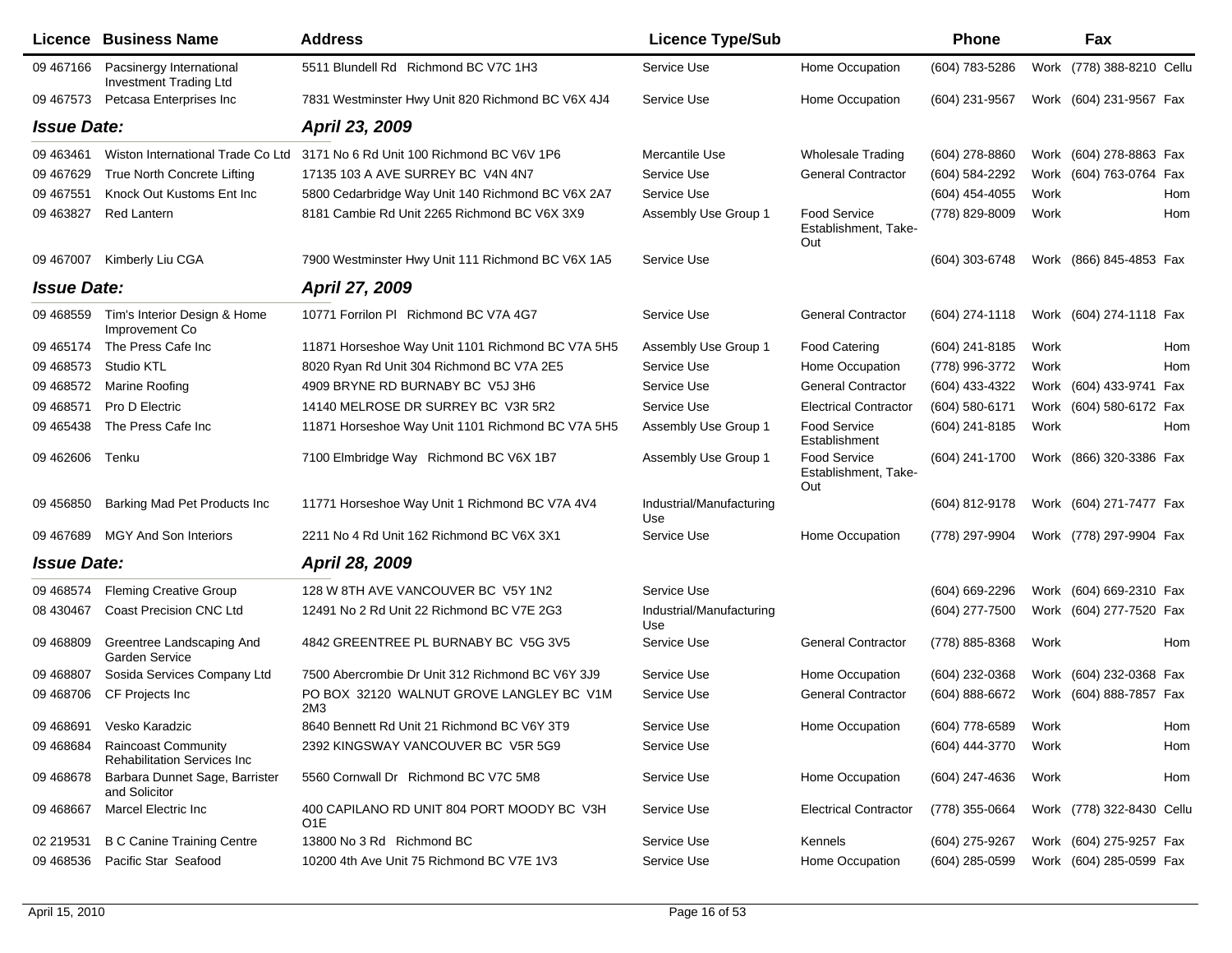| Licence | Business Name | Address | Licence Type/Sub | | Phone | | Fax | |
|---|---|---|---|---|---|---|---|---|
| 09 467166 | Pacsinergy International Investment Trading Ltd | 5511 Blundell Rd Richmond BC V7C 1H3 | Service Use | Home Occupation | (604) 783-5286 | Work | (778) 388-8210 | Cellu |
| 09 467573 | Petcasa Enterprises Inc | 7831 Westminster Hwy Unit 820 Richmond BC V6X 4J4 | Service Use | Home Occupation | (604) 231-9567 | Work | (604) 231-9567 | Fax |
| ***Issue Date:*** | | ***April 23, 2009*** | | | | | | |
| 09 463461 | Wiston International Trade Co Ltd | 3171 No 6 Rd Unit 100 Richmond BC V6V 1P6 | Mercantile Use | Wholesale Trading | (604) 278-8860 | Work | (604) 278-8863 | Fax |
| 09 467629 | True North Concrete Lifting | 17135 103 A AVE SURREY BC V4N 4N7 | Service Use | General Contractor | (604) 584-2292 | Work | (604) 763-0764 | Fax |
| 09 467551 | Knock Out Kustoms Ent Inc | 5800 Cedarbridge Way Unit 140 Richmond BC V6X 2A7 | Service Use | | (604) 454-4055 | Work | | Hom |
| 09 463827 | Red Lantern | 8181 Cambie Rd Unit 2265 Richmond BC V6X 3X9 | Assembly Use Group 1 | Food Service Establishment, Take-Out | (778) 829-8009 | Work | | Hom |
| 09 467007 | Kimberly Liu CGA | 7900 Westminster Hwy Unit 111 Richmond BC V6X 1A5 | Service Use | | (604) 303-6748 | Work | (866) 845-4853 | Fax |
| ***Issue Date:*** | | ***April 27, 2009*** | | | | | | |
| 09 468559 | Tim's Interior Design & Home Improvement Co | 10771 Forrilon Pl Richmond BC V7A 4G7 | Service Use | General Contractor | (604) 274-1118 | Work | (604) 274-1118 | Fax |
| 09 465174 | The Press Cafe Inc | 11871 Horseshoe Way Unit 1101 Richmond BC V7A 5H5 | Assembly Use Group 1 | Food Catering | (604) 241-8185 | Work | | Hom |
| 09 468573 | Studio KTL | 8020 Ryan Rd Unit 304 Richmond BC V7A 2E5 | Service Use | Home Occupation | (778) 996-3772 | Work | | Hom |
| 09 468572 | Marine Roofing | 4909 BRYNE RD BURNABY BC V5J 3H6 | Service Use | General Contractor | (604) 433-4322 | Work | (604) 433-9741 | Fax |
| 09 468571 | Pro D Electric | 14140 MELROSE DR SURREY BC V3R 5R2 | Service Use | Electrical Contractor | (604) 580-6171 | Work | (604) 580-6172 | Fax |
| 09 465438 | The Press Cafe Inc | 11871 Horseshoe Way Unit 1101 Richmond BC V7A 5H5 | Assembly Use Group 1 | Food Service Establishment | (604) 241-8185 | Work | | Hom |
| 09 462606 | Tenku | 7100 Elmbridge Way Richmond BC V6X 1B7 | Assembly Use Group 1 | Food Service Establishment, Take-Out | (604) 241-1700 | Work | (866) 320-3386 | Fax |
| 09 456850 | Barking Mad Pet Products Inc | 11771 Horseshoe Way Unit 1 Richmond BC V7A 4V4 | Industrial/Manufacturing Use | | (604) 812-9178 | Work | (604) 271-7477 | Fax |
| 09 467689 | MGY And Son Interiors | 2211 No 4 Rd Unit 162 Richmond BC V6X 3X1 | Service Use | Home Occupation | (778) 297-9904 | Work | (778) 297-9904 | Fax |
| ***Issue Date:*** | | ***April 28, 2009*** | | | | | | |
| 09 468574 | Fleming Creative Group | 128 W 8TH AVE VANCOUVER BC V5Y 1N2 | Service Use | | (604) 669-2296 | Work | (604) 669-2310 | Fax |
| 08 430467 | Coast Precision CNC Ltd | 12491 No 2 Rd Unit 22 Richmond BC V7E 2G3 | Industrial/Manufacturing Use | | (604) 277-7500 | Work | (604) 277-7520 | Fax |
| 09 468809 | Greentree Landscaping And Garden Service | 4842 GREENTREE PL BURNABY BC V5G 3V5 | Service Use | General Contractor | (778) 885-8368 | Work | | Hom |
| 09 468807 | Sosida Services Company Ltd | 7500 Abercrombie Dr Unit 312 Richmond BC V6Y 3J9 | Service Use | Home Occupation | (604) 232-0368 | Work | (604) 232-0368 | Fax |
| 09 468706 | CF Projects Inc | PO BOX 32120 WALNUT GROVE LANGLEY BC V1M 2M3 | Service Use | General Contractor | (604) 888-6672 | Work | (604) 888-7857 | Fax |
| 09 468691 | Vesko Karadzic | 8640 Bennett Rd Unit 21 Richmond BC V6Y 3T9 | Service Use | Home Occupation | (604) 778-6589 | Work | | Hom |
| 09 468684 | Raincoast Community Rehabilitation Services Inc | 2392 KINGSWAY VANCOUVER BC V5R 5G9 | Service Use | | (604) 444-3770 | Work | | Hom |
| 09 468678 | Barbara Dunnet Sage, Barrister and Solicitor | 5560 Cornwall Dr Richmond BC V7C 5M8 | Service Use | Home Occupation | (604) 247-4636 | Work | | Hom |
| 09 468667 | Marcel Electric Inc | 400 CAPILANO RD UNIT 804 PORT MOODY BC V3H O1E | Service Use | Electrical Contractor | (778) 355-0664 | Work | (778) 322-8430 | Cellu |
| 02 219531 | B C Canine Training Centre | 13800 No 3 Rd Richmond BC | Service Use | Kennels | (604) 275-9267 | Work | (604) 275-9257 | Fax |
| 09 468536 | Pacific Star Seafood | 10200 4th Ave Unit 75 Richmond BC V7E 1V3 | Service Use | Home Occupation | (604) 285-0599 | Work | (604) 285-0599 | Fax |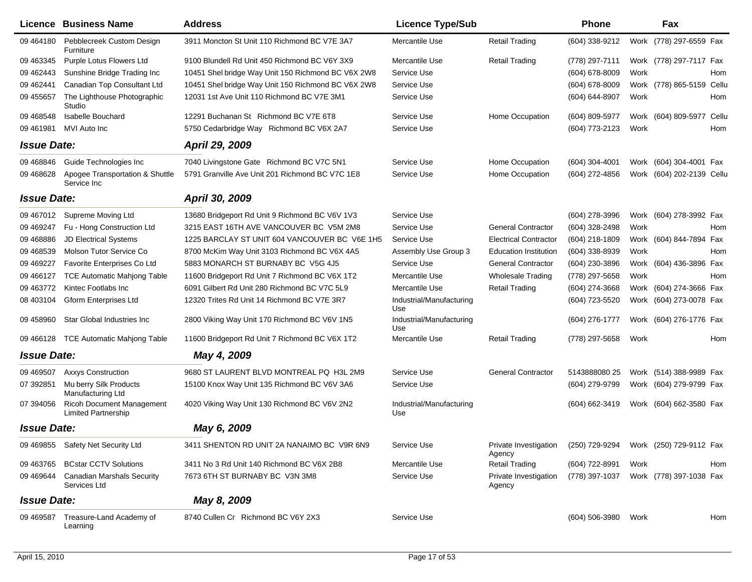| Licence | Business Name | Address | Licence Type/Sub | | Phone | | Fax | |
|---|---|---|---|---|---|---|---|---|
| 09 464180 | Pebblecreek Custom Design Furniture | 3911 Moncton St Unit 110 Richmond BC V7E 3A7 | Mercantile Use | Retail Trading | (604) 338-9212 | Work | (778) 297-6559 | Fax |
| 09 463345 | Purple Lotus Flowers Ltd | 9100 Blundell Rd Unit 450 Richmond BC V6Y 3X9 | Mercantile Use | Retail Trading | (778) 297-7111 | Work | (778) 297-7117 | Fax |
| 09 462443 | Sunshine Bridge Trading Inc | 10451 Shel bridge Way Unit 150 Richmond BC V6X 2W8 | Service Use | | (604) 678-8009 | Work | | Hom |
| 09 462441 | Canadian Top Consultant Ltd | 10451 Shel bridge Way Unit 150 Richmond BC V6X 2W8 | Service Use | | (604) 678-8009 | Work | (778) 865-5159 | Cellu |
| 09 455657 | The Lighthouse Photographic Studio | 12031 1st Ave Unit 110 Richmond BC V7E 3M1 | Service Use | | (604) 644-8907 | Work | | Hom |
| 09 468548 | Isabelle Bouchard | 12291 Buchanan St Richmond BC V7E 6T8 | Service Use | Home Occupation | (604) 809-5977 | Work | (604) 809-5977 | Cellu |
| 09 461981 | MVI Auto Inc | 5750 Cedarbridge Way Richmond BC V6X 2A7 | Service Use | | (604) 773-2123 | Work | | Hom |
| ***Issue Date:*** | | ***April 29, 2009*** | | | | | | |
| 09 468846 | Guide Technologies Inc | 7040 Livingstone Gate Richmond BC V7C 5N1 | Service Use | Home Occupation | (604) 304-4001 | Work | (604) 304-4001 | Fax |
| 09 468628 | Apogee Transportation & Shuttle Service Inc | 5791 Granville Ave Unit 201 Richmond BC V7C 1E8 | Service Use | Home Occupation | (604) 272-4856 | Work | (604) 202-2139 | Cellu |
| ***Issue Date:*** | | ***April 30, 2009*** | | | | | | |
| 09 467012 | Supreme Moving Ltd | 13680 Bridgeport Rd Unit 9 Richmond BC V6V 1V3 | Service Use | | (604) 278-3996 | Work | (604) 278-3992 | Fax |
| 09 469247 | Fu - Hong Construction Ltd | 3215 EAST 16TH AVE VANCOUVER BC V5M 2M8 | Service Use | General Contractor | (604) 328-2498 | Work | | Hom |
| 09 468886 | JD Electrical Systems | 1225 BARCLAY ST UNIT 604 VANCOUVER BC V6E 1H5 | Service Use | Electrical Contractor | (604) 218-1809 | Work | (604) 844-7894 | Fax |
| 09 468539 | Molson Tutor Service Co | 8700 McKim Way Unit 3103 Richmond BC V6X 4A5 | Assembly Use Group 3 | Education Institution | (604) 338-8939 | Work | | Hom |
| 09 469227 | Favorite Enterprises Co Ltd | 5883 MONARCH ST BURNABY BC V5G 4J5 | Service Use | General Contractor | (604) 230-3896 | Work | (604) 436-3896 | Fax |
| 09 466127 | TCE Automatic Mahjong Table | 11600 Bridgeport Rd Unit 7 Richmond BC V6X 1T2 | Mercantile Use | Wholesale Trading | (778) 297-5658 | Work | | Hom |
| 09 463772 | Kintec Footlabs Inc | 6091 Gilbert Rd Unit 280 Richmond BC V7C 5L9 | Mercantile Use | Retail Trading | (604) 274-3668 | Work | (604) 274-3666 | Fax |
| 08 403104 | Gform Enterprises Ltd | 12320 Trites Rd Unit 14 Richmond BC V7E 3R7 | Industrial/Manufacturing Use | | (604) 723-5520 | Work | (604) 273-0078 | Fax |
| 09 458960 | Star Global Industries Inc | 2800 Viking Way Unit 170 Richmond BC V6V 1N5 | Industrial/Manufacturing Use | | (604) 276-1777 | Work | (604) 276-1776 | Fax |
| 09 466128 | TCE Automatic Mahjong Table | 11600 Bridgeport Rd Unit 7 Richmond BC V6X 1T2 | Mercantile Use | Retail Trading | (778) 297-5658 | Work | | Hom |
| ***Issue Date:*** | | ***May 4, 2009*** | | | | | | |
| 09 469507 | Axxys Construction | 9680 ST LAURENT BLVD MONTREAL PQ H3L 2M9 | Service Use | General Contractor | 5143888080 25 | Work | (514) 388-9989 | Fax |
| 07 392851 | Mu berry Silk Products Manufacturing Ltd | 15100 Knox Way Unit 135 Richmond BC V6V 3A6 | Service Use | | (604) 279-9799 | Work | (604) 279-9799 | Fax |
| 07 394056 | Ricoh Document Management Limited Partnership | 4020 Viking Way Unit 130 Richmond BC V6V 2N2 | Industrial/Manufacturing Use | | (604) 662-3419 | Work | (604) 662-3580 | Fax |
| ***Issue Date:*** | | ***May 6, 2009*** | | | | | | |
| 09 469855 | Safety Net Security Ltd | 3411 SHENTON RD UNIT 2A NANAIMO BC V9R 6N9 | Service Use | Private Investigation Agency | (250) 729-9294 | Work | (250) 729-9112 | Fax |
| 09 463765 | BCstar CCTV Solutions | 3411 No 3 Rd Unit 140 Richmond BC V6X 2B8 | Mercantile Use | Retail Trading | (604) 722-8991 | Work | | Hom |
| 09 469644 | Canadian Marshals Security Services Ltd | 7673 6TH ST BURNABY BC V3N 3M8 | Service Use | Private Investigation Agency | (778) 397-1037 | Work | (778) 397-1038 | Fax |
| ***Issue Date:*** | | ***May 8, 2009*** | | | | | | |
| 09 469587 | Treasure-Land Academy of Learning | 8740 Cullen Cr Richmond BC V6Y 2X3 | Service Use | | (604) 506-3980 | Work | | Hom |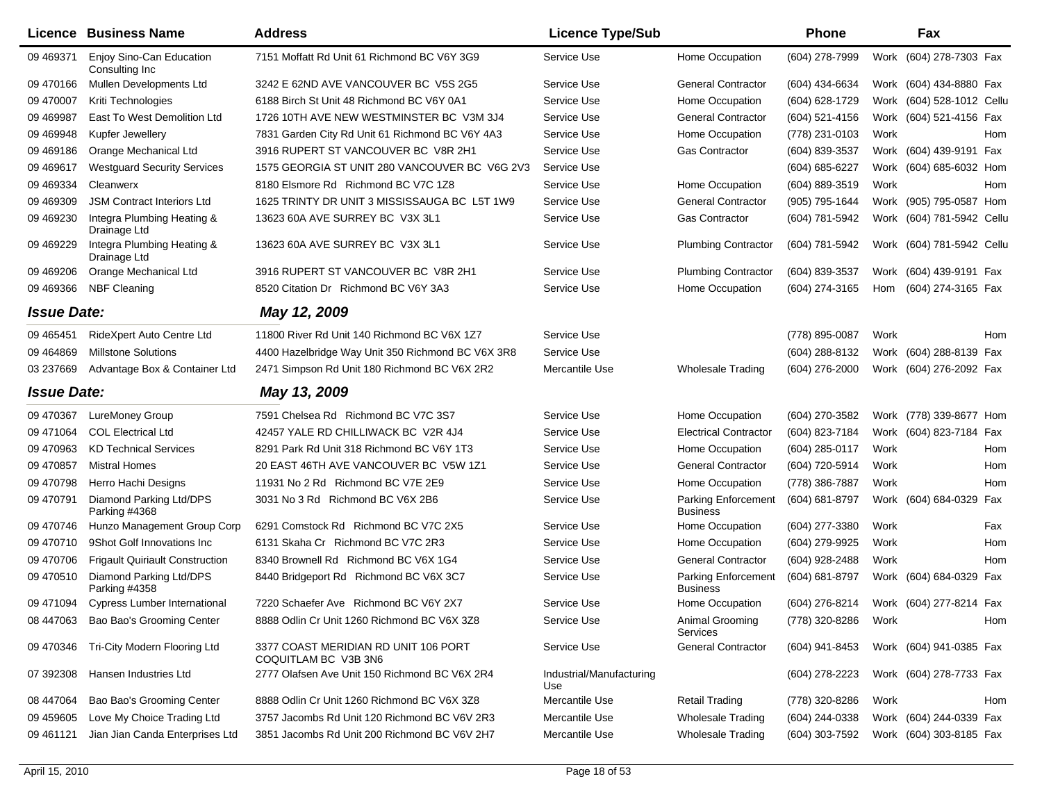| Licence | Business Name | Address | Licence Type/Sub | | Phone | | Fax | |
|---|---|---|---|---|---|---|---|---|
| 09 469371 | Enjoy Sino-Can Education Consulting Inc | 7151 Moffatt Rd Unit 61 Richmond BC V6Y 3G9 | Service Use | Home Occupation | (604) 278-7999 | Work | (604) 278-7303 | Fax |
| 09 470166 | Mullen Developments Ltd | 3242 E 62ND AVE VANCOUVER BC V5S 2G5 | Service Use | General Contractor | (604) 434-6634 | Work | (604) 434-8880 | Fax |
| 09 470007 | Kriti Technologies | 6188 Birch St Unit 48 Richmond BC V6Y 0A1 | Service Use | Home Occupation | (604) 628-1729 | Work | (604) 528-1012 | Cellu |
| 09 469987 | East To West Demolition Ltd | 1726 10TH AVE NEW WESTMINSTER BC V3M 3J4 | Service Use | General Contractor | (604) 521-4156 | Work | (604) 521-4156 | Fax |
| 09 469948 | Kupfer Jewellery | 7831 Garden City Rd Unit 61 Richmond BC V6Y 4A3 | Service Use | Home Occupation | (778) 231-0103 | Work | | Hom |
| 09 469186 | Orange Mechanical Ltd | 3916 RUPERT ST VANCOUVER BC V8R 2H1 | Service Use | Gas Contractor | (604) 839-3537 | Work | (604) 439-9191 | Fax |
| 09 469617 | Westguard Security Services | 1575 GEORGIA ST UNIT 280 VANCOUVER BC V6G 2V3 | Service Use | | (604) 685-6227 | Work | (604) 685-6032 | Hom |
| 09 469334 | Cleanwerx | 8180 Elsmore Rd Richmond BC V7C 1Z8 | Service Use | Home Occupation | (604) 889-3519 | Work | | Hom |
| 09 469309 | JSM Contract Interiors Ltd | 1625 TRINTY DR UNIT 3 MISSISSAUGA BC L5T 1W9 | Service Use | General Contractor | (905) 795-1644 | Work | (905) 795-0587 | Hom |
| 09 469230 | Integra Plumbing Heating & Drainage Ltd | 13623 60A AVE SURREY BC V3X 3L1 | Service Use | Gas Contractor | (604) 781-5942 | Work | (604) 781-5942 | Cellu |
| 09 469229 | Integra Plumbing Heating & Drainage Ltd | 13623 60A AVE SURREY BC V3X 3L1 | Service Use | Plumbing Contractor | (604) 781-5942 | Work | (604) 781-5942 | Cellu |
| 09 469206 | Orange Mechanical Ltd | 3916 RUPERT ST VANCOUVER BC V8R 2H1 | Service Use | Plumbing Contractor | (604) 839-3537 | Work | (604) 439-9191 | Fax |
| 09 469366 | NBF Cleaning | 8520 Citation Dr Richmond BC V6Y 3A3 | Service Use | Home Occupation | (604) 274-3165 | Hom | (604) 274-3165 | Fax |
| ***Issue Date:*** | | ***May 12, 2009*** | | | | | | |
| 09 465451 | RideXpert Auto Centre Ltd | 11800 River Rd Unit 140 Richmond BC V6X 1Z7 | Service Use | | (778) 895-0087 | Work | | Hom |
| 09 464869 | Millstone Solutions | 4400 Hazelbridge Way Unit 350 Richmond BC V6X 3R8 | Service Use | | (604) 288-8132 | Work | (604) 288-8139 | Fax |
| 03 237669 | Advantage Box & Container Ltd | 2471 Simpson Rd Unit 180 Richmond BC V6X 2R2 | Mercantile Use | Wholesale Trading | (604) 276-2000 | Work | (604) 276-2092 | Fax |
| ***Issue Date:*** | | ***May 13, 2009*** | | | | | | |
| 09 470367 | LureMoney Group | 7591 Chelsea Rd Richmond BC V7C 3S7 | Service Use | Home Occupation | (604) 270-3582 | Work | (778) 339-8677 | Hom |
| 09 471064 | COL Electrical Ltd | 42457 YALE RD CHILLIWACK BC V2R 4J4 | Service Use | Electrical Contractor | (604) 823-7184 | Work | (604) 823-7184 | Fax |
| 09 470963 | KD Technical Services | 8291 Park Rd Unit 318 Richmond BC V6Y 1T3 | Service Use | Home Occupation | (604) 285-0117 | Work | | Hom |
| 09 470857 | Mistral Homes | 20 EAST 46TH AVE VANCOUVER BC V5W 1Z1 | Service Use | General Contractor | (604) 720-5914 | Work | | Hom |
| 09 470798 | Herro Hachi Designs | 11931 No 2 Rd Richmond BC V7E 2E9 | Service Use | Home Occupation | (778) 386-7887 | Work | | Hom |
| 09 470791 | Diamond Parking Ltd/DPS Parking #4368 | 3031 No 3 Rd Richmond BC V6X 2B6 | Service Use | Parking Enforcement Business | (604) 681-8797 | Work | (604) 684-0329 | Fax |
| 09 470746 | Hunzo Management Group Corp | 6291 Comstock Rd Richmond BC V7C 2X5 | Service Use | Home Occupation | (604) 277-3380 | Work | | Fax |
| 09 470710 | 9Shot Golf Innovations Inc | 6131 Skaha Cr Richmond BC V7C 2R3 | Service Use | Home Occupation | (604) 279-9925 | Work | | Hom |
| 09 470706 | Frigault Quiriault Construction | 8340 Brownell Rd Richmond BC V6X 1G4 | Service Use | General Contractor | (604) 928-2488 | Work | | Hom |
| 09 470510 | Diamond Parking Ltd/DPS Parking #4358 | 8440 Bridgeport Rd Richmond BC V6X 3C7 | Service Use | Parking Enforcement Business | (604) 681-8797 | Work | (604) 684-0329 | Fax |
| 09 471094 | Cypress Lumber International | 7220 Schaefer Ave Richmond BC V6Y 2X7 | Service Use | Home Occupation | (604) 276-8214 | Work | (604) 277-8214 | Fax |
| 08 447063 | Bao Bao's Grooming Center | 8888 Odlin Cr Unit 1260 Richmond BC V6X 3Z8 | Service Use | Animal Grooming Services | (778) 320-8286 | Work | | Hom |
| 09 470346 | Tri-City Modern Flooring Ltd | 3377 COAST MERIDIAN RD UNIT 106 PORT COQUITLAM BC V3B 3N6 | Service Use | General Contractor | (604) 941-8453 | Work | (604) 941-0385 | Fax |
| 07 392308 | Hansen Industries Ltd | 2777 Olafsen Ave Unit 150 Richmond BC V6X 2R4 | Industrial/Manufacturing Use | | (604) 278-2223 | Work | (604) 278-7733 | Fax |
| 08 447064 | Bao Bao's Grooming Center | 8888 Odlin Cr Unit 1260 Richmond BC V6X 3Z8 | Mercantile Use | Retail Trading | (778) 320-8286 | Work | | Hom |
| 09 459605 | Love My Choice Trading Ltd | 3757 Jacombs Rd Unit 120 Richmond BC V6V 2R3 | Mercantile Use | Wholesale Trading | (604) 244-0338 | Work | (604) 244-0339 | Fax |
| 09 461121 | Jian Jian Canda Enterprises Ltd | 3851 Jacombs Rd Unit 200 Richmond BC V6V 2H7 | Mercantile Use | Wholesale Trading | (604) 303-7592 | Work | (604) 303-8185 | Fax |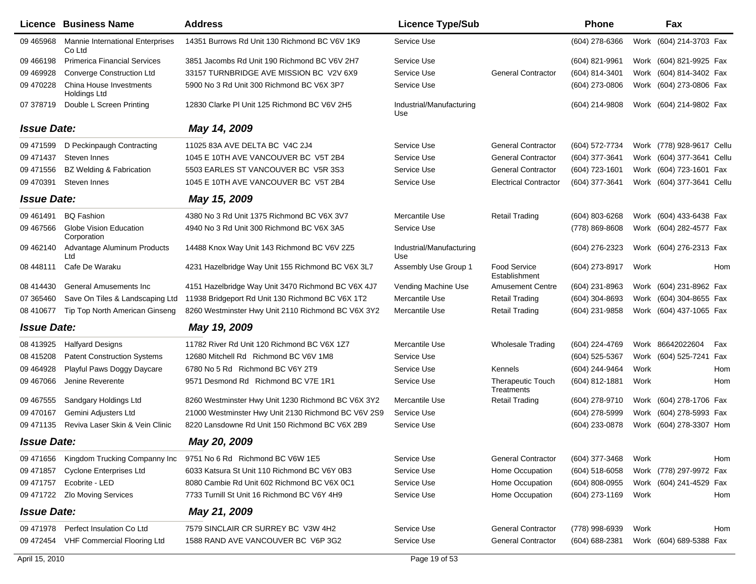| Licence | Business Name | Address | Licence Type/Sub | | Phone | | Fax | |
|---|---|---|---|---|---|---|---|---|
| 09 465968 | Mannie International Enterprises Co Ltd | 14351 Burrows Rd Unit 130 Richmond BC V6V 1K9 | Service Use | | (604) 278-6366 | Work | (604) 214-3703 | Fax |
| 09 466198 | Primerica Financial Services | 3851 Jacombs Rd Unit 190 Richmond BC V6V 2H7 | Service Use | | (604) 821-9961 | Work | (604) 821-9925 | Fax |
| 09 469928 | Converge Construction Ltd | 33157 TURNBRIDGE AVE MISSION BC V2V 6X9 | Service Use | General Contractor | (604) 814-3401 | Work | (604) 814-3402 | Fax |
| 09 470228 | China House Investments Holdings Ltd | 5900 No 3 Rd Unit 300 Richmond BC V6X 3P7 | Service Use | | (604) 273-0806 | Work | (604) 273-0806 | Fax |
| 07 378719 | Double L Screen Printing | 12830 Clarke Pl Unit 125 Richmond BC V6V 2H5 | Industrial/Manufacturing Use | | (604) 214-9808 | Work | (604) 214-9802 | Fax |
| ***Issue Date:*** | | ***May 14, 2009*** | | | | | | |
| 09 471599 | D Peckinpaugh Contracting | 11025 83A AVE DELTA BC V4C 2J4 | Service Use | General Contractor | (604) 572-7734 | Work | (778) 928-9617 | Cellu |
| 09 471437 | Steven Innes | 1045 E 10TH AVE VANCOUVER BC V5T 2B4 | Service Use | General Contractor | (604) 377-3641 | Work | (604) 377-3641 | Cellu |
| 09 471556 | BZ Welding & Fabrication | 5503 EARLES ST VANCOUVER BC V5R 3S3 | Service Use | General Contractor | (604) 723-1601 | Work | (604) 723-1601 | Fax |
| 09 470391 | Steven Innes | 1045 E 10TH AVE VANCOUVER BC V5T 2B4 | Service Use | Electrical Contractor | (604) 377-3641 | Work | (604) 377-3641 | Cellu |
| ***Issue Date:*** | | ***May 15, 2009*** | | | | | | |
| 09 461491 | BQ Fashion | 4380 No 3 Rd Unit 1375 Richmond BC V6X 3V7 | Mercantile Use | Retail Trading | (604) 803-6268 | Work | (604) 433-6438 | Fax |
| 09 467566 | Globe Vision Education Corporation | 4940 No 3 Rd Unit 300 Richmond BC V6X 3A5 | Service Use | | (778) 869-8608 | Work | (604) 282-4577 | Fax |
| 09 462140 | Advantage Aluminum Products Ltd | 14488 Knox Way Unit 143 Richmond BC V6V 2Z5 | Industrial/Manufacturing Use | | (604) 276-2323 | Work | (604) 276-2313 | Fax |
| 08 448111 | Cafe De Waraku | 4231 Hazelbridge Way Unit 155 Richmond BC V6X 3L7 | Assembly Use Group 1 | Food Service Establishment | (604) 273-8917 | Work | | Hom |
| 08 414430 | General Amusements Inc | 4151 Hazelbridge Way Unit 3470 Richmond BC V6X 4J7 | Vending Machine Use | Amusement Centre | (604) 231-8963 | Work | (604) 231-8962 | Fax |
| 07 365460 | Save On Tiles & Landscaping Ltd | 11938 Bridgeport Rd Unit 130 Richmond BC V6X 1T2 | Mercantile Use | Retail Trading | (604) 304-8693 | Work | (604) 304-8655 | Fax |
| 08 410677 | Tip Top North American Ginseng | 8260 Westminster Hwy Unit 2110 Richmond BC V6X 3Y2 | Mercantile Use | Retail Trading | (604) 231-9858 | Work | (604) 437-1065 | Fax |
| ***Issue Date:*** | | ***May 19, 2009*** | | | | | | |
| 08 413925 | Halfyard Designs | 11782 River Rd Unit 120 Richmond BC V6X 1Z7 | Mercantile Use | Wholesale Trading | (604) 224-4769 | Work | 86642022604 | Fax |
| 08 415208 | Patent Construction Systems | 12680 Mitchell Rd Richmond BC V6V 1M8 | Service Use | | (604) 525-5367 | Work | (604) 525-7241 | Fax |
| 09 464928 | Playful Paws Doggy Daycare | 6780 No 5 Rd Richmond BC V6Y 2T9 | Service Use | Kennels | (604) 244-9464 | Work | | Hom |
| 09 467066 | Jenine Reverente | 9571 Desmond Rd Richmond BC V7E 1R1 | Service Use | Therapeutic Touch Treatments | (604) 812-1881 | Work | | Hom |
| 09 467555 | Sandgary Holdings Ltd | 8260 Westminster Hwy Unit 1230 Richmond BC V6X 3Y2 | Mercantile Use | Retail Trading | (604) 278-9710 | Work | (604) 278-1706 | Fax |
| 09 470167 | Gemini Adjusters Ltd | 21000 Westminster Hwy Unit 2130 Richmond BC V6V 2S9 | Service Use | | (604) 278-5999 | Work | (604) 278-5993 | Fax |
| 09 471135 | Reviva Laser Skin & Vein Clinic | 8220 Lansdowne Rd Unit 150 Richmond BC V6X 2B9 | Service Use | | (604) 233-0878 | Work | (604) 278-3307 | Hom |
| ***Issue Date:*** | | ***May 20, 2009*** | | | | | | |
| 09 471656 | Kingdom Trucking Companny Inc | 9751 No 6 Rd Richmond BC V6W 1E5 | Service Use | General Contractor | (604) 377-3468 | Work | | Hom |
| 09 471857 | Cyclone Enterprises Ltd | 6033 Katsura St Unit 110 Richmond BC V6Y 0B3 | Service Use | Home Occupation | (604) 518-6058 | Work | (778) 297-9972 | Fax |
| 09 471757 | Ecobrite - LED | 8080 Cambie Rd Unit 602 Richmond BC V6X 0C1 | Service Use | Home Occupation | (604) 808-0955 | Work | (604) 241-4529 | Fax |
| 09 471722 | Zlo Moving Services | 7733 Turnill St Unit 16 Richmond BC V6Y 4H9 | Service Use | Home Occupation | (604) 273-1169 | Work | | Hom |
| ***Issue Date:*** | | ***May 21, 2009*** | | | | | | |
| 09 471978 | Perfect Insulation Co Ltd | 7579 SINCLAIR CR SURREY BC V3W 4H2 | Service Use | General Contractor | (778) 998-6939 | Work | | Hom |
| 09 472454 | VHF Commercial Flooring Ltd | 1588 RAND AVE VANCOUVER BC V6P 3G2 | Service Use | General Contractor | (604) 688-2381 | Work | (604) 689-5388 | Fax |

April 15, 2010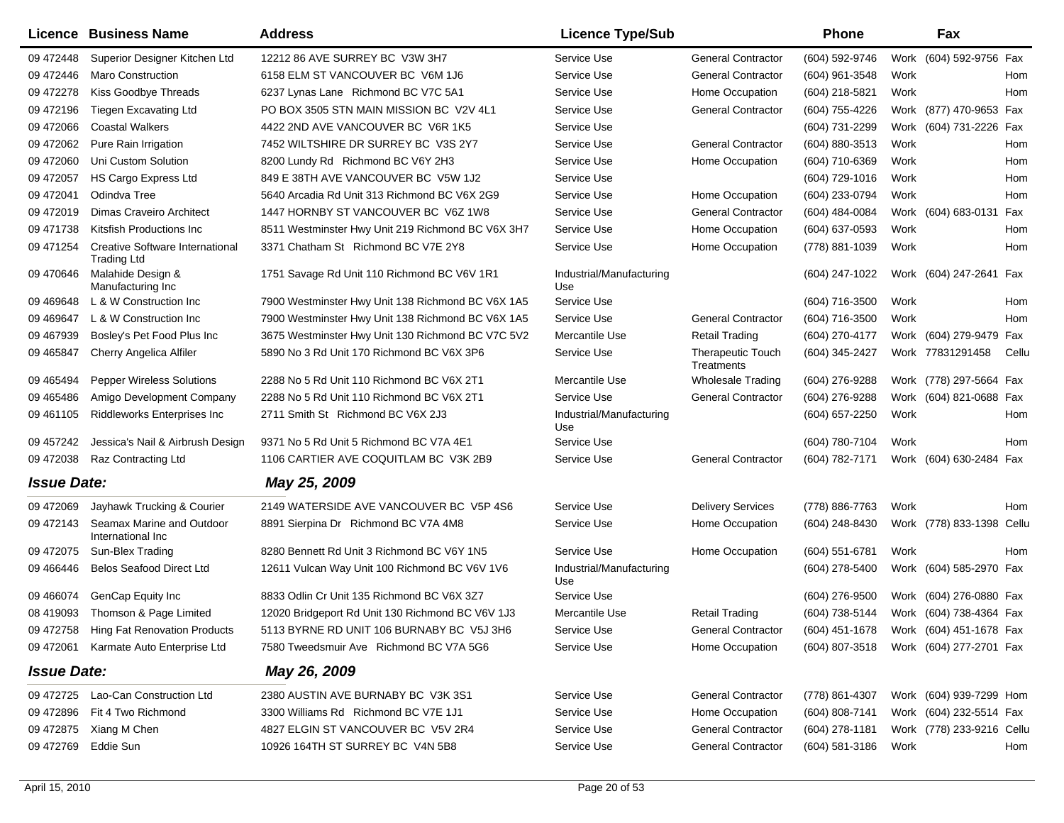| Licence | Business Name | Address | Licence Type/Sub | | Phone | | Fax | |
|---|---|---|---|---|---|---|---|---|
| 09 472448 | Superior Designer Kitchen Ltd | 12212 86 AVE SURREY BC V3W 3H7 | Service Use | General Contractor | (604) 592-9746 | Work | (604) 592-9756 | Fax |
| 09 472446 | Maro Construction | 6158 ELM ST VANCOUVER BC V6M 1J6 | Service Use | General Contractor | (604) 961-3548 | Work | | Hom |
| 09 472278 | Kiss Goodbye Threads | 6237 Lynas Lane Richmond BC V7C 5A1 | Service Use | Home Occupation | (604) 218-5821 | Work | | Hom |
| 09 472196 | Tiegen Excavating Ltd | PO BOX 3505 STN MAIN MISSION BC V2V 4L1 | Service Use | General Contractor | (604) 755-4226 | Work | (877) 470-9653 | Fax |
| 09 472066 | Coastal Walkers | 4422 2ND AVE VANCOUVER BC V6R 1K5 | Service Use | | (604) 731-2299 | Work | (604) 731-2226 | Fax |
| 09 472062 | Pure Rain Irrigation | 7452 WILTSHIRE DR SURREY BC V3S 2Y7 | Service Use | General Contractor | (604) 880-3513 | Work | | Hom |
| 09 472060 | Uni Custom Solution | 8200 Lundy Rd Richmond BC V6Y 2H3 | Service Use | Home Occupation | (604) 710-6369 | Work | | Hom |
| 09 472057 | HS Cargo Express Ltd | 849 E 38TH AVE VANCOUVER BC V5W 1J2 | Service Use | | (604) 729-1016 | Work | | Hom |
| 09 472041 | Odindva Tree | 5640 Arcadia Rd Unit 313 Richmond BC V6X 2G9 | Service Use | Home Occupation | (604) 233-0794 | Work | | Hom |
| 09 472019 | Dimas Craveiro Architect | 1447 HORNBY ST VANCOUVER BC V6Z 1W8 | Service Use | General Contractor | (604) 484-0084 | Work | (604) 683-0131 | Fax |
| 09 471738 | Kitsfish Productions Inc | 8511 Westminster Hwy Unit 219 Richmond BC V6X 3H7 | Service Use | Home Occupation | (604) 637-0593 | Work | | Hom |
| 09 471254 | Creative Software International Trading Ltd | 3371 Chatham St Richmond BC V7E 2Y8 | Service Use | Home Occupation | (778) 881-1039 | Work | | Hom |
| 09 470646 | Malahide Design & Manufacturing Inc | 1751 Savage Rd Unit 110 Richmond BC V6V 1R1 | Industrial/Manufacturing Use | | (604) 247-1022 | Work | (604) 247-2641 | Fax |
| 09 469648 | L & W Construction Inc | 7900 Westminster Hwy Unit 138 Richmond BC V6X 1A5 | Service Use | | (604) 716-3500 | Work | | Hom |
| 09 469647 | L & W Construction Inc | 7900 Westminster Hwy Unit 138 Richmond BC V6X 1A5 | Service Use | General Contractor | (604) 716-3500 | Work | | Hom |
| 09 467939 | Bosley's Pet Food Plus Inc | 3675 Westminster Hwy Unit 130 Richmond BC V7C 5V2 | Mercantile Use | Retail Trading | (604) 270-4177 | Work | (604) 279-9479 | Fax |
| 09 465847 | Cherry Angelica Alfiler | 5890 No 3 Rd Unit 170 Richmond BC V6X 3P6 | Service Use | Therapeutic Touch Treatments | (604) 345-2427 | Work | 77831291458 | Cellu |
| 09 465494 | Pepper Wireless Solutions | 2288 No 5 Rd Unit 110 Richmond BC V6X 2T1 | Mercantile Use | Wholesale Trading | (604) 276-9288 | Work | (778) 297-5664 | Fax |
| 09 465486 | Amigo Development Company | 2288 No 5 Rd Unit 110 Richmond BC V6X 2T1 | Service Use | General Contractor | (604) 276-9288 | Work | (604) 821-0688 | Fax |
| 09 461105 | Riddleworks Enterprises Inc | 2711 Smith St Richmond BC V6X 2J3 | Industrial/Manufacturing Use | | (604) 657-2250 | Work | | Hom |
| 09 457242 | Jessica's Nail & Airbrush Design | 9371 No 5 Rd Unit 5 Richmond BC V7A 4E1 | Service Use | | (604) 780-7104 | Work | | Hom |
| 09 472038 | Raz Contracting Ltd | 1106 CARTIER AVE COQUITLAM BC V3K 2B9 | Service Use | General Contractor | (604) 782-7171 | Work | (604) 630-2484 | Fax |
| ***Issue Date:*** | | ***May 25, 2009*** | | | | | | |
| 09 472069 | Jayhawk Trucking & Courier | 2149 WATERSIDE AVE VANCOUVER BC V5P 4S6 | Service Use | Delivery Services | (778) 886-7763 | Work | | Hom |
| 09 472143 | Seamax Marine and Outdoor International Inc | 8891 Sierpina Dr Richmond BC V7A 4M8 | Service Use | Home Occupation | (604) 248-8430 | Work | (778) 833-1398 | Cellu |
| 09 472075 | Sun-Blex Trading | 8280 Bennett Rd Unit 3 Richmond BC V6Y 1N5 | Service Use | Home Occupation | (604) 551-6781 | Work | | Hom |
| 09 466446 | Belos Seafood Direct Ltd | 12611 Vulcan Way Unit 100 Richmond BC V6V 1V6 | Industrial/Manufacturing Use | | (604) 278-5400 | Work | (604) 585-2970 | Fax |
| 09 466074 | GenCap Equity Inc | 8833 Odlin Cr Unit 135 Richmond BC V6X 3Z7 | Service Use | | (604) 276-9500 | Work | (604) 276-0880 | Fax |
| 08 419093 | Thomson & Page Limited | 12020 Bridgeport Rd Unit 130 Richmond BC V6V 1J3 | Mercantile Use | Retail Trading | (604) 738-5144 | Work | (604) 738-4364 | Fax |
| 09 472758 | Hing Fat Renovation Products | 5113 BYRNE RD UNIT 106 BURNABY BC V5J 3H6 | Service Use | General Contractor | (604) 451-1678 | Work | (604) 451-1678 | Fax |
| 09 472061 | Karmate Auto Enterprise Ltd | 7580 Tweedsmuir Ave Richmond BC V7A 5G6 | Service Use | Home Occupation | (604) 807-3518 | Work | (604) 277-2701 | Fax |
| ***Issue Date:*** | | ***May 26, 2009*** | | | | | | |
| 09 472725 | Lao-Can Construction Ltd | 2380 AUSTIN AVE BURNABY BC V3K 3S1 | Service Use | General Contractor | (778) 861-4307 | Work | (604) 939-7299 | Hom |
| 09 472896 | Fit 4 Two Richmond | 3300 Williams Rd Richmond BC V7E 1J1 | Service Use | Home Occupation | (604) 808-7141 | Work | (604) 232-5514 | Fax |
| 09 472875 | Xiang M Chen | 4827 ELGIN ST VANCOUVER BC V5V 2R4 | Service Use | General Contractor | (604) 278-1181 | Work | (778) 233-9216 | Cellu |
| 09 472769 | Eddie Sun | 10926 164TH ST SURREY BC V4N 5B8 | Service Use | General Contractor | (604) 581-3186 | Work | | Hom |

April 15, 2010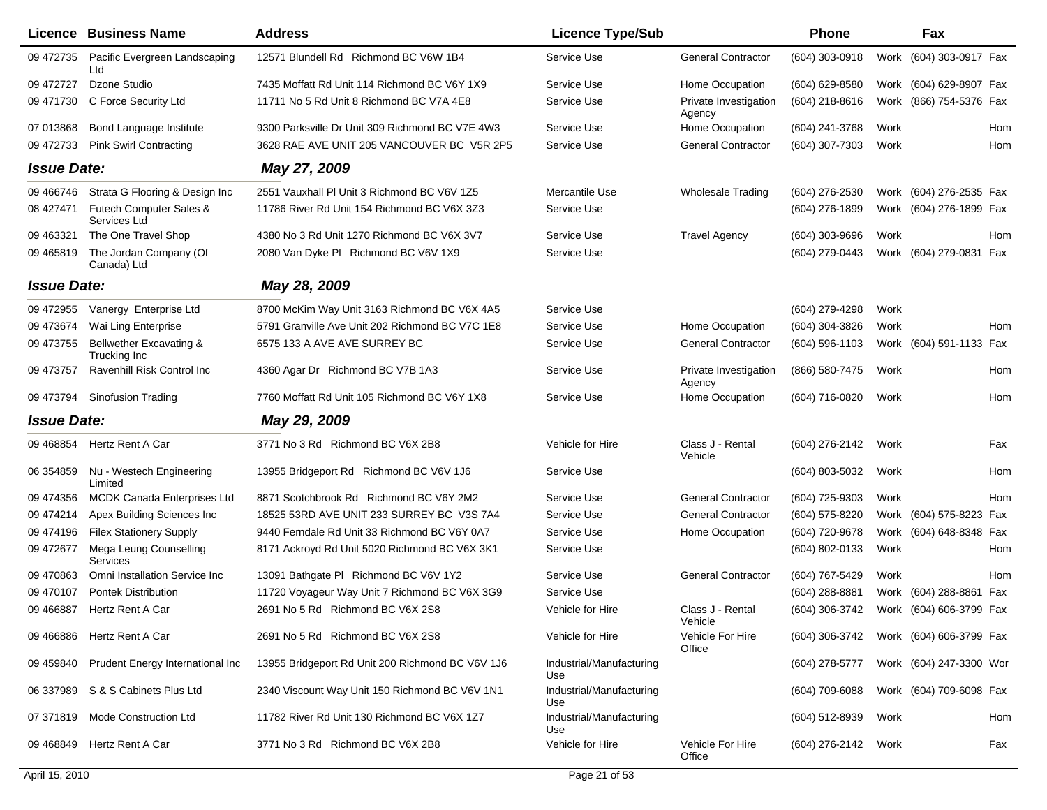| Licence | Business Name | Address | Licence Type/Sub | | Phone | | Fax | |
|---|---|---|---|---|---|---|---|---|
| 09 472735 | Pacific Evergreen Landscaping Ltd | 12571 Blundell Rd Richmond BC V6W 1B4 | Service Use | General Contractor | (604) 303-0918 | Work | (604) 303-0917 | Fax |
| 09 472727 | Dzone Studio | 7435 Moffatt Rd Unit 114 Richmond BC V6Y 1X9 | Service Use | Home Occupation | (604) 629-8580 | Work | (604) 629-8907 | Fax |
| 09 471730 | C Force Security Ltd | 11711 No 5 Rd Unit 8 Richmond BC V7A 4E8 | Service Use | Private Investigation Agency | (604) 218-8616 | Work | (866) 754-5376 | Fax |
| 07 013868 | Bond Language Institute | 9300 Parksville Dr Unit 309 Richmond BC V7E 4W3 | Service Use | Home Occupation | (604) 241-3768 | Work | | Hom |
| 09 472733 | Pink Swirl Contracting | 3628 RAE AVE UNIT 205 VANCOUVER BC V5R 2P5 | Service Use | General Contractor | (604) 307-7303 | Work | | Hom |
| ***Issue Date:*** | | ***May 27, 2009*** | | | | | | |
| 09 466746 | Strata G Flooring & Design Inc | 2551 Vauxhall Pl Unit 3 Richmond BC V6V 1Z5 | Mercantile Use | Wholesale Trading | (604) 276-2530 | Work | (604) 276-2535 | Fax |
| 08 427471 | Futech Computer Sales & Services Ltd | 11786 River Rd Unit 154 Richmond BC V6X 3Z3 | Service Use | | (604) 276-1899 | Work | (604) 276-1899 | Fax |
| 09 463321 | The One Travel Shop | 4380 No 3 Rd Unit 1270 Richmond BC V6X 3V7 | Service Use | Travel Agency | (604) 303-9696 | Work | | Hom |
| 09 465819 | The Jordan Company (Of Canada) Ltd | 2080 Van Dyke Pl Richmond BC V6V 1X9 | Service Use | | (604) 279-0443 | Work | (604) 279-0831 | Fax |
| ***Issue Date:*** | | ***May 28, 2009*** | | | | | | |
| 09 472955 | Vanergy Enterprise Ltd | 8700 McKim Way Unit 3163 Richmond BC V6X 4A5 | Service Use | | (604) 279-4298 | Work | | |
| 09 473674 | Wai Ling Enterprise | 5791 Granville Ave Unit 202 Richmond BC V7C 1E8 | Service Use | Home Occupation | (604) 304-3826 | Work | | Hom |
| 09 473755 | Bellwether Excavating & Trucking Inc | 6575 133 A AVE AVE SURREY BC | Service Use | General Contractor | (604) 596-1103 | Work | (604) 591-1133 | Fax |
| 09 473757 | Ravenhill Risk Control Inc | 4360 Agar Dr Richmond BC V7B 1A3 | Service Use | Private Investigation Agency | (866) 580-7475 | Work | | Hom |
| 09 473794 | Sinofusion Trading | 7760 Moffatt Rd Unit 105 Richmond BC V6Y 1X8 | Service Use | Home Occupation | (604) 716-0820 | Work | | Hom |
| ***Issue Date:*** | | ***May 29, 2009*** | | | | | | |
| 09 468854 | Hertz Rent A Car | 3771 No 3 Rd Richmond BC V6X 2B8 | Vehicle for Hire | Class J - Rental Vehicle | (604) 276-2142 | Work | | Fax |
| 06 354859 | Nu - Westech Engineering Limited | 13955 Bridgeport Rd Richmond BC V6V 1J6 | Service Use | | (604) 803-5032 | Work | | Hom |
| 09 474356 | MCDK Canada Enterprises Ltd | 8871 Scotchbrook Rd Richmond BC V6Y 2M2 | Service Use | General Contractor | (604) 725-9303 | Work | | Hom |
| 09 474214 | Apex Building Sciences Inc | 18525 53RD AVE UNIT 233 SURREY BC V3S 7A4 | Service Use | General Contractor | (604) 575-8220 | Work | (604) 575-8223 | Fax |
| 09 474196 | Filex Stationery Supply | 9440 Ferndale Rd Unit 33 Richmond BC V6Y 0A7 | Service Use | Home Occupation | (604) 720-9678 | Work | (604) 648-8348 | Fax |
| 09 472677 | Mega Leung Counselling Services | 8171 Ackroyd Rd Unit 5020 Richmond BC V6X 3K1 | Service Use | | (604) 802-0133 | Work | | Hom |
| 09 470863 | Omni Installation Service Inc | 13091 Bathgate Pl Richmond BC V6V 1Y2 | Service Use | General Contractor | (604) 767-5429 | Work | | Hom |
| 09 470107 | Pontek Distribution | 11720 Voyageur Way Unit 7 Richmond BC V6X 3G9 | Service Use | | (604) 288-8881 | Work | (604) 288-8861 | Fax |
| 09 466887 | Hertz Rent A Car | 2691 No 5 Rd Richmond BC V6X 2S8 | Vehicle for Hire | Class J - Rental Vehicle | (604) 306-3742 | Work | (604) 606-3799 | Fax |
| 09 466886 | Hertz Rent A Car | 2691 No 5 Rd Richmond BC V6X 2S8 | Vehicle for Hire | Vehicle For Hire Office | (604) 306-3742 | Work | (604) 606-3799 | Fax |
| 09 459840 | Prudent Energy International Inc | 13955 Bridgeport Rd Unit 200 Richmond BC V6V 1J6 | Industrial/Manufacturing Use | | (604) 278-5777 | Work | (604) 247-3300 | Wor |
| 06 337989 | S & S Cabinets Plus Ltd | 2340 Viscount Way Unit 150 Richmond BC V6V 1N1 | Industrial/Manufacturing Use | | (604) 709-6088 | Work | (604) 709-6098 | Fax |
| 07 371819 | Mode Construction Ltd | 11782 River Rd Unit 130 Richmond BC V6X 1Z7 | Industrial/Manufacturing Use | | (604) 512-8939 | Work | | Hom |
| 09 468849 | Hertz Rent A Car | 3771 No 3 Rd Richmond BC V6X 2B8 | Vehicle for Hire | Vehicle For Hire Office | (604) 276-2142 | Work | | Fax |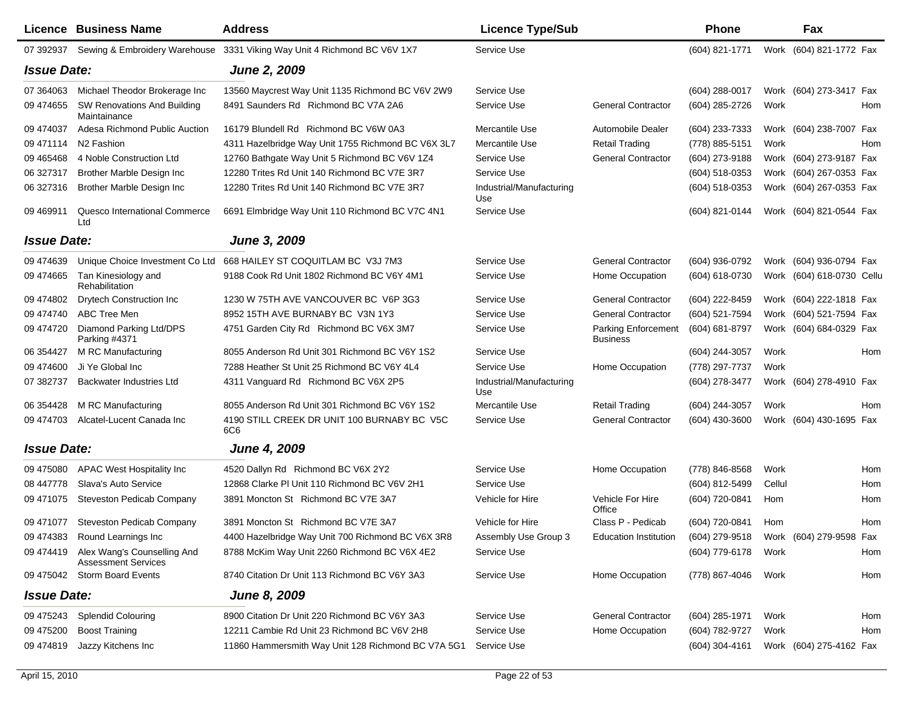| Licence | Business Name | Address | Licence Type/Sub | | Phone | | Fax | |
|---|---|---|---|---|---|---|---|---|
| 07 392937 | Sewing & Embroidery Warehouse | 3331 Viking Way Unit 4 Richmond BC V6V 1X7 | Service Use | | (604) 821-1771 | Work | (604) 821-1772 | Fax |
| ***Issue Date:*** | | ***June 2, 2009*** | | | | | | |
| 07 364063 | Michael Theodor Brokerage Inc | 13560 Maycrest Way Unit 1135 Richmond BC V6V 2W9 | Service Use | | (604) 288-0017 | Work | (604) 273-3417 | Fax |
| 09 474655 | SW Renovations And Building Maintainance | 8491 Saunders Rd Richmond BC V7A 2A6 | Service Use | General Contractor | (604) 285-2726 | Work | | Hom |
| 09 474037 | Adesa Richmond Public Auction | 16179 Blundell Rd Richmond BC V6W 0A3 | Mercantile Use | Automobile Dealer | (604) 233-7333 | Work | (604) 238-7007 | Fax |
| 09 471114 | N2 Fashion | 4311 Hazelbridge Way Unit 1755 Richmond BC V6X 3L7 | Mercantile Use | Retail Trading | (778) 885-5151 | Work | | Hom |
| 09 465468 | 4 Noble Construction Ltd | 12760 Bathgate Way Unit 5 Richmond BC V6V 1Z4 | Service Use | General Contractor | (604) 273-9188 | Work | (604) 273-9187 | Fax |
| 06 327317 | Brother Marble Design Inc | 12280 Trites Rd Unit 140 Richmond BC V7E 3R7 | Service Use | | (604) 518-0353 | Work | (604) 267-0353 | Fax |
| 06 327316 | Brother Marble Design Inc | 12280 Trites Rd Unit 140 Richmond BC V7E 3R7 | Industrial/Manufacturing Use | | (604) 518-0353 | Work | (604) 267-0353 | Fax |
| 09 469911 | Quesco International Commerce Ltd | 6691 Elmbridge Way Unit 110 Richmond BC V7C 4N1 | Service Use | | (604) 821-0144 | Work | (604) 821-0544 | Fax |
| ***Issue Date:*** | | ***June 3, 2009*** | | | | | | |
| 09 474639 | Unique Choice Investment Co Ltd | 668 HAILEY ST COQUITLAM BC V3J 7M3 | Service Use | General Contractor | (604) 936-0792 | Work | (604) 936-0794 | Fax |
| 09 474665 | Tan Kinesiology and Rehabilitation | 9188 Cook Rd Unit 1802 Richmond BC V6Y 4M1 | Service Use | Home Occupation | (604) 618-0730 | Work | (604) 618-0730 | Cellu |
| 09 474802 | Drytech Construction Inc | 1230 W 75TH AVE VANCOUVER BC V6P 3G3 | Service Use | General Contractor | (604) 222-8459 | Work | (604) 222-1818 | Fax |
| 09 474740 | ABC Tree Men | 8952 15TH AVE BURNABY BC V3N 1Y3 | Service Use | General Contractor | (604) 521-7594 | Work | (604) 521-7594 | Fax |
| 09 474720 | Diamond Parking Ltd/DPS Parking #4371 | 4751 Garden City Rd Richmond BC V6X 3M7 | Service Use | Parking Enforcement Business | (604) 681-8797 | Work | (604) 684-0329 | Fax |
| 06 354427 | M RC Manufacturing | 8055 Anderson Rd Unit 301 Richmond BC V6Y 1S2 | Service Use | | (604) 244-3057 | Work | | Hom |
| 09 474600 | Ji Ye Global Inc | 7288 Heather St Unit 25 Richmond BC V6Y 4L4 | Service Use | Home Occupation | (778) 297-7737 | Work | | |
| 07 382737 | Backwater Industries Ltd | 4311 Vanguard Rd Richmond BC V6X 2P5 | Industrial/Manufacturing Use | | (604) 278-3477 | Work | (604) 278-4910 | Fax |
| 06 354428 | M RC Manufacturing | 8055 Anderson Rd Unit 301 Richmond BC V6Y 1S2 | Mercantile Use | Retail Trading | (604) 244-3057 | Work | | Hom |
| 09 474703 | Alcatel-Lucent Canada Inc | 4190 STILL CREEK DR UNIT 100 BURNABY BC V5C 6C6 | Service Use | General Contractor | (604) 430-3600 | Work | (604) 430-1695 | Fax |
| ***Issue Date:*** | | ***June 4, 2009*** | | | | | | |
| 09 475080 | APAC West Hospitality Inc | 4520 Dallyn Rd Richmond BC V6X 2Y2 | Service Use | Home Occupation | (778) 846-8568 | Work | | Hom |
| 08 447778 | Slava's Auto Service | 12868 Clarke Pl Unit 110 Richmond BC V6V 2H1 | Service Use | | (604) 812-5499 | Cellul | | Hom |
| 09 471075 | Steveston Pedicab Company | 3891 Moncton St Richmond BC V7E 3A7 | Vehicle for Hire | Vehicle For Hire Office | (604) 720-0841 | Hom | | Hom |
| 09 471077 | Steveston Pedicab Company | 3891 Moncton St Richmond BC V7E 3A7 | Vehicle for Hire | Class P - Pedicab | (604) 720-0841 | Hom | | Hom |
| 09 474383 | Round Learnings Inc | 4400 Hazelbridge Way Unit 700 Richmond BC V6X 3R8 | Assembly Use Group 3 | Education Institution | (604) 279-9518 | Work | (604) 279-9598 | Fax |
| 09 474419 | Alex Wang's Counselling And Assessment Services | 8788 McKim Way Unit 2260 Richmond BC V6X 4E2 | Service Use | | (604) 779-6178 | Work | | Hom |
| 09 475042 | Storm Board Events | 8740 Citation Dr Unit 113 Richmond BC V6Y 3A3 | Service Use | Home Occupation | (778) 867-4046 | Work | | Hom |
| ***Issue Date:*** | | ***June 8, 2009*** | | | | | | |
| 09 475243 | Splendid Colouring | 8900 Citation Dr Unit 220 Richmond BC V6Y 3A3 | Service Use | General Contractor | (604) 285-1971 | Work | | Hom |
| 09 475200 | Boost Training | 12211 Cambie Rd Unit 23 Richmond BC V6V 2H8 | Service Use | Home Occupation | (604) 782-9727 | Work | | Hom |
| 09 474819 | Jazzy Kitchens Inc | 11860 Hammersmith Way Unit 128 Richmond BC V7A 5G1 | Service Use | | (604) 304-4161 | Work | (604) 275-4162 | Fax |

April 15, 2010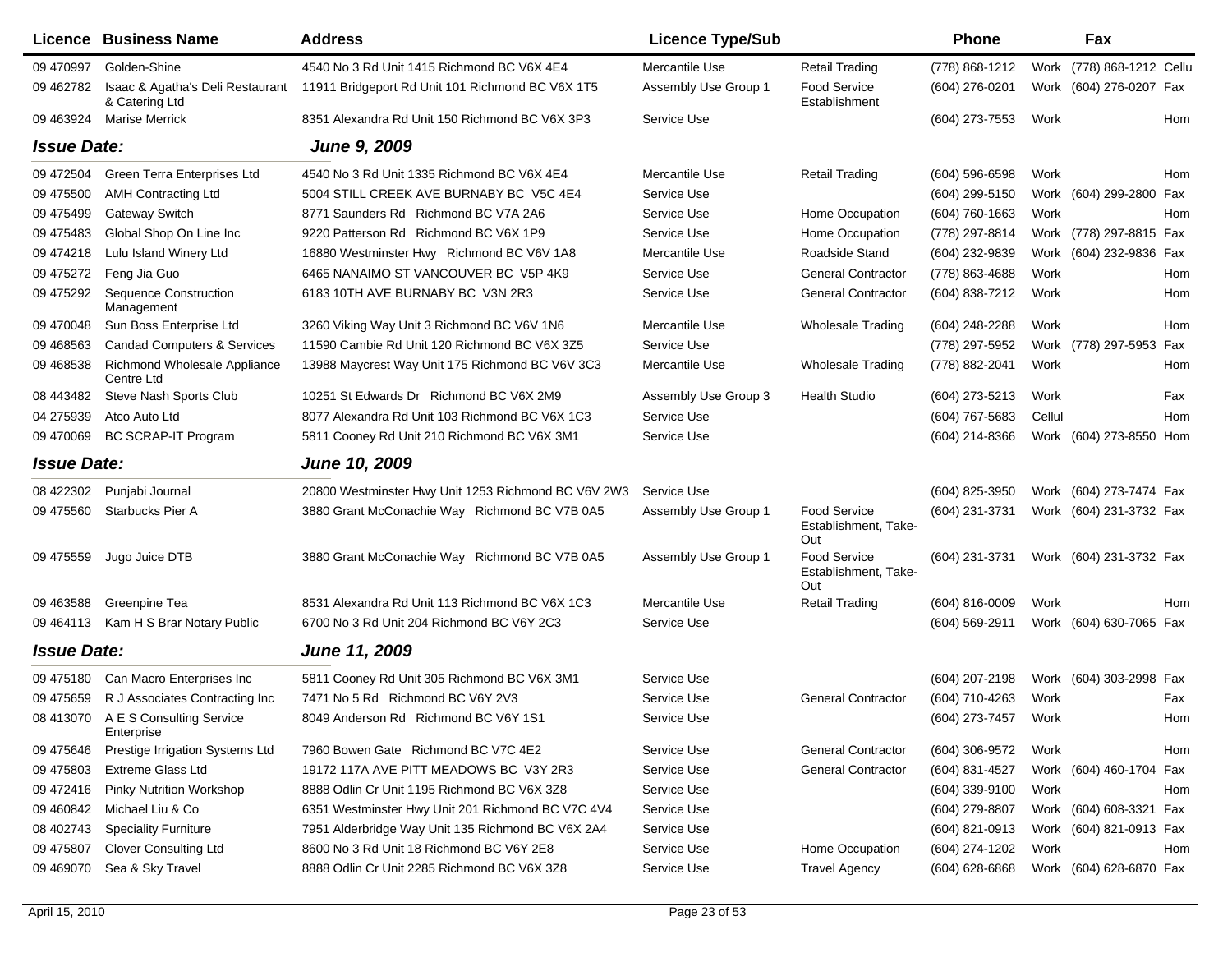| Licence | Business Name | Address | Licence Type/Sub | | Phone | | Fax | |
|---|---|---|---|---|---|---|---|---|
| 09 470997 | Golden-Shine | 4540 No 3 Rd Unit 1415 Richmond BC V6X 4E4 | Mercantile Use | Retail Trading | (778) 868-1212 | Work | (778) 868-1212 | Cellu |
| 09 462782 | Isaac & Agatha's Deli Restaurant & Catering Ltd | 11911 Bridgeport Rd Unit 101 Richmond BC V6X 1T5 | Assembly Use Group 1 | Food Service Establishment | (604) 276-0201 | Work | (604) 276-0207 | Fax |
| 09 463924 | Marise Merrick | 8351 Alexandra Rd Unit 150 Richmond BC V6X 3P3 | Service Use | | (604) 273-7553 | Work | | Hom |

***Issue Date:*** ***June 9, 2009***

| Licence | Business Name | Address | Licence Type/Sub | | Phone | | Fax | |
|---|---|---|---|---|---|---|---|---|
| 09 472504 | Green Terra Enterprises Ltd | 4540 No 3 Rd Unit 1335 Richmond BC V6X 4E4 | Mercantile Use | Retail Trading | (604) 596-6598 | Work | | Hom |
| 09 475500 | AMH Contracting Ltd | 5004 STILL CREEK AVE BURNABY BC V5C 4E4 | Service Use | | (604) 299-5150 | Work | (604) 299-2800 | Fax |
| 09 475499 | Gateway Switch | 8771 Saunders Rd Richmond BC V7A 2A6 | Service Use | Home Occupation | (604) 760-1663 | Work | | Hom |
| 09 475483 | Global Shop On Line Inc | 9220 Patterson Rd Richmond BC V6X 1P9 | Service Use | Home Occupation | (778) 297-8814 | Work | (778) 297-8815 | Fax |
| 09 474218 | Lulu Island Winery Ltd | 16880 Westminster Hwy Richmond BC V6V 1A8 | Mercantile Use | Roadside Stand | (604) 232-9839 | Work | (604) 232-9836 | Fax |
| 09 475272 | Feng Jia Guo | 6465 NANAIMO ST VANCOUVER BC V5P 4K9 | Service Use | General Contractor | (778) 863-4688 | Work | | Hom |
| 09 475292 | Sequence Construction Management | 6183 10TH AVE BURNABY BC V3N 2R3 | Service Use | General Contractor | (604) 838-7212 | Work | | Hom |
| 09 470048 | Sun Boss Enterprise Ltd | 3260 Viking Way Unit 3 Richmond BC V6V 1N6 | Mercantile Use | Wholesale Trading | (604) 248-2288 | Work | | Hom |
| 09 468563 | Candad Computers & Services | 11590 Cambie Rd Unit 120 Richmond BC V6X 3Z5 | Service Use | | (778) 297-5952 | Work | (778) 297-5953 | Fax |
| 09 468538 | Richmond Wholesale Appliance Centre Ltd | 13988 Maycrest Way Unit 175 Richmond BC V6V 3C3 | Mercantile Use | Wholesale Trading | (778) 882-2041 | Work | | Hom |
| 08 443482 | Steve Nash Sports Club | 10251 St Edwards Dr Richmond BC V6X 2M9 | Assembly Use Group 3 | Health Studio | (604) 273-5213 | Work | | Fax |
| 04 275939 | Atco Auto Ltd | 8077 Alexandra Rd Unit 103 Richmond BC V6X 1C3 | Service Use | | (604) 767-5683 | Cellul | | Hom |
| 09 470069 | BC SCRAP-IT Program | 5811 Cooney Rd Unit 210 Richmond BC V6X 3M1 | Service Use | | (604) 214-8366 | Work | (604) 273-8550 | Hom |

***Issue Date:*** ***June 10, 2009***

| Licence | Business Name | Address | Licence Type/Sub | | Phone | | Fax | |
|---|---|---|---|---|---|---|---|---|
| 08 422302 | Punjabi Journal | 20800 Westminster Hwy Unit 1253 Richmond BC V6V 2W3 | Service Use | | (604) 825-3950 | Work | (604) 273-7474 | Fax |
| 09 475560 | Starbucks Pier A | 3880 Grant McConachie Way Richmond BC V7B 0A5 | Assembly Use Group 1 | Food Service Establishment, Take-Out | (604) 231-3731 | Work | (604) 231-3732 | Fax |
| 09 475559 | Jugo Juice DTB | 3880 Grant McConachie Way Richmond BC V7B 0A5 | Assembly Use Group 1 | Food Service Establishment, Take-Out | (604) 231-3731 | Work | (604) 231-3732 | Fax |
| 09 463588 | Greenpine Tea | 8531 Alexandra Rd Unit 113 Richmond BC V6X 1C3 | Mercantile Use | Retail Trading | (604) 816-0009 | Work | | Hom |
| 09 464113 | Kam H S Brar Notary Public | 6700 No 3 Rd Unit 204 Richmond BC V6Y 2C3 | Service Use | | (604) 569-2911 | Work | (604) 630-7065 | Fax |

***Issue Date:*** ***June 11, 2009***

| Licence | Business Name | Address | Licence Type/Sub | | Phone | | Fax | |
|---|---|---|---|---|---|---|---|---|
| 09 475180 | Can Macro Enterprises Inc | 5811 Cooney Rd Unit 305 Richmond BC V6X 3M1 | Service Use | | (604) 207-2198 | Work | (604) 303-2998 | Fax |
| 09 475659 | R J Associates Contracting Inc | 7471 No 5 Rd Richmond BC V6Y 2V3 | Service Use | General Contractor | (604) 710-4263 | Work | | Fax |
| 08 413070 | A E S Consulting Service Enterprise | 8049 Anderson Rd Richmond BC V6Y 1S1 | Service Use | | (604) 273-7457 | Work | | Hom |
| 09 475646 | Prestige Irrigation Systems Ltd | 7960 Bowen Gate Richmond BC V7C 4E2 | Service Use | General Contractor | (604) 306-9572 | Work | | Hom |
| 09 475803 | Extreme Glass Ltd | 19172 117A AVE PITT MEADOWS BC V3Y 2R3 | Service Use | General Contractor | (604) 831-4527 | Work | (604) 460-1704 | Fax |
| 09 472416 | Pinky Nutrition Workshop | 8888 Odlin Cr Unit 1195 Richmond BC V6X 3Z8 | Service Use | | (604) 339-9100 | Work | | Hom |
| 09 460842 | Michael Liu & Co | 6351 Westminster Hwy Unit 201 Richmond BC V7C 4V4 | Service Use | | (604) 279-8807 | Work | (604) 608-3321 | Fax |
| 08 402743 | Speciality Furniture | 7951 Alderbridge Way Unit 135 Richmond BC V6X 2A4 | Service Use | | (604) 821-0913 | Work | (604) 821-0913 | Fax |
| 09 475807 | Clover Consulting Ltd | 8600 No 3 Rd Unit 18 Richmond BC V6Y 2E8 | Service Use | Home Occupation | (604) 274-1202 | Work | | Hom |
| 09 469070 | Sea & Sky Travel | 8888 Odlin Cr Unit 2285 Richmond BC V6X 3Z8 | Service Use | Travel Agency | (604) 628-6868 | Work | (604) 628-6870 | Fax |

April 15, 2010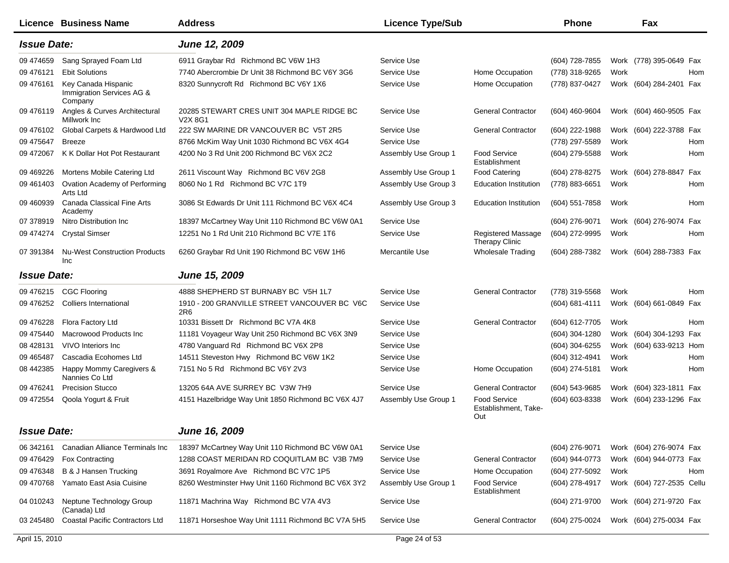| Licence | Business Name | Address | Licence Type/Sub | | Phone | | Fax | |
|---|---|---|---|---|---|---|---|---|
| ***Issue Date:*** | | ***June 12, 2009*** | | | | | | |
| 09 474659 | Sang Sprayed Foam Ltd | 6911 Graybar Rd Richmond BC V6W 1H3 | Service Use | | (604) 728-7855 | Work | (778) 395-0649 | Fax |
| 09 476121 | Ebit Solutions | 7740 Abercrombie Dr Unit 38 Richmond BC V6Y 3G6 | Service Use | Home Occupation | (778) 318-9265 | Work | | Hom |
| 09 476161 | Key Canada Hispanic Immigration Services AG & Company | 8320 Sunnycroft Rd Richmond BC V6Y 1X6 | Service Use | Home Occupation | (778) 837-0427 | Work | (604) 284-2401 | Fax |
| 09 476119 | Angles & Curves Architectural Millwork Inc | 20285 STEWART CRES UNIT 304 MAPLE RIDGE BC V2X 8G1 | Service Use | General Contractor | (604) 460-9604 | Work | (604) 460-9505 | Fax |
| 09 476102 | Global Carpets & Hardwood Ltd | 222 SW MARINE DR VANCOUVER BC V5T 2R5 | Service Use | General Contractor | (604) 222-1988 | Work | (604) 222-3788 | Fax |
| 09 475647 | Breeze | 8766 McKim Way Unit 1030 Richmond BC V6X 4G4 | Service Use | | (778) 297-5589 | Work | | Hom |
| 09 472067 | K K Dollar Hot Pot Restaurant | 4200 No 3 Rd Unit 200 Richmond BC V6X 2C2 | Assembly Use Group 1 | Food Service Establishment | (604) 279-5588 | Work | | Hom |
| 09 469226 | Mortens Mobile Catering Ltd | 2611 Viscount Way Richmond BC V6V 2G8 | Assembly Use Group 1 | Food Catering | (604) 278-8275 | Work | (604) 278-8847 | Fax |
| 09 461403 | Ovation Academy of Performing Arts Ltd | 8060 No 1 Rd Richmond BC V7C 1T9 | Assembly Use Group 3 | Education Institution | (778) 883-6651 | Work | | Hom |
| 09 460939 | Canada Classical Fine Arts Academy | 3086 St Edwards Dr Unit 111 Richmond BC V6X 4C4 | Assembly Use Group 3 | Education Institution | (604) 551-7858 | Work | | Hom |
| 07 378919 | Nitro Distribution Inc | 18397 McCartney Way Unit 110 Richmond BC V6W 0A1 | Service Use | | (604) 276-9071 | Work | (604) 276-9074 | Fax |
| 09 474274 | Crystal Simser | 12251 No 1 Rd Unit 210 Richmond BC V7E 1T6 | Service Use | Registered Massage Therapy Clinic | (604) 272-9995 | Work | | Hom |
| 07 391384 | Nu-West Construction Products Inc | 6260 Graybar Rd Unit 190 Richmond BC V6W 1H6 | Mercantile Use | Wholesale Trading | (604) 288-7382 | Work | (604) 288-7383 | Fax |
| ***Issue Date:*** | | ***June 15, 2009*** | | | | | | |
| 09 476215 | CGC Flooring | 4888 SHEPHERD ST BURNABY BC V5H 1L7 | Service Use | General Contractor | (778) 319-5568 | Work | | Hom |
| 09 476252 | Colliers International | 1910 - 200 GRANVILLE STREET VANCOUVER BC V6C 2R6 | Service Use | | (604) 681-4111 | Work | (604) 661-0849 | Fax |
| 09 476228 | Flora Factory Ltd | 10331 Bissett Dr Richmond BC V7A 4K8 | Service Use | General Contractor | (604) 612-7705 | Work | | Hom |
| 09 475440 | Macrowood Products Inc | 11181 Voyageur Way Unit 250 Richmond BC V6X 3N9 | Service Use | | (604) 304-1280 | Work | (604) 304-1293 | Fax |
| 08 428131 | VIVO Interiors Inc | 4780 Vanguard Rd Richmond BC V6X 2P8 | Service Use | | (604) 304-6255 | Work | (604) 633-9213 | Hom |
| 09 465487 | Cascadia Ecohomes Ltd | 14511 Steveston Hwy Richmond BC V6W 1K2 | Service Use | | (604) 312-4941 | Work | | Hom |
| 08 442385 | Happy Mommy Caregivers & Nannies Co Ltd | 7151 No 5 Rd Richmond BC V6Y 2V3 | Service Use | Home Occupation | (604) 274-5181 | Work | | Hom |
| 09 476241 | Precision Stucco | 13205 64A AVE SURREY BC V3W 7H9 | Service Use | General Contractor | (604) 543-9685 | Work | (604) 323-1811 | Fax |
| 09 472554 | Qoola Yogurt & Fruit | 4151 Hazelbridge Way Unit 1850 Richmond BC V6X 4J7 | Assembly Use Group 1 | Food Service Establishment, Take-Out | (604) 603-8338 | Work | (604) 233-1296 | Fax |
| ***Issue Date:*** | | ***June 16, 2009*** | | | | | | |
| 06 342161 | Canadian Alliance Terminals Inc | 18397 McCartney Way Unit 110 Richmond BC V6W 0A1 | Service Use | | (604) 276-9071 | Work | (604) 276-9074 | Fax |
| 09 476429 | Fox Contracting | 1288 COAST MERIDAN RD COQUITLAM BC V3B 7M9 | Service Use | General Contractor | (604) 944-0773 | Work | (604) 944-0773 | Fax |
| 09 476348 | B & J Hansen Trucking | 3691 Royalmore Ave Richmond BC V7C 1P5 | Service Use | Home Occupation | (604) 277-5092 | Work | | Hom |
| 09 470768 | Yamato East Asia Cuisine | 8260 Westminster Hwy Unit 1160 Richmond BC V6X 3Y2 | Assembly Use Group 1 | Food Service Establishment | (604) 278-4917 | Work | (604) 727-2535 | Cellu |
| 04 010243 | Neptune Technology Group (Canada) Ltd | 11871 Machrina Way Richmond BC V7A 4V3 | Service Use | | (604) 271-9700 | Work | (604) 271-9720 | Fax |
| 03 245480 | Coastal Pacific Contractors Ltd | 11871 Horseshoe Way Unit 1111 Richmond BC V7A 5H5 | Service Use | General Contractor | (604) 275-0024 | Work | (604) 275-0034 | Fax |

April 15, 2010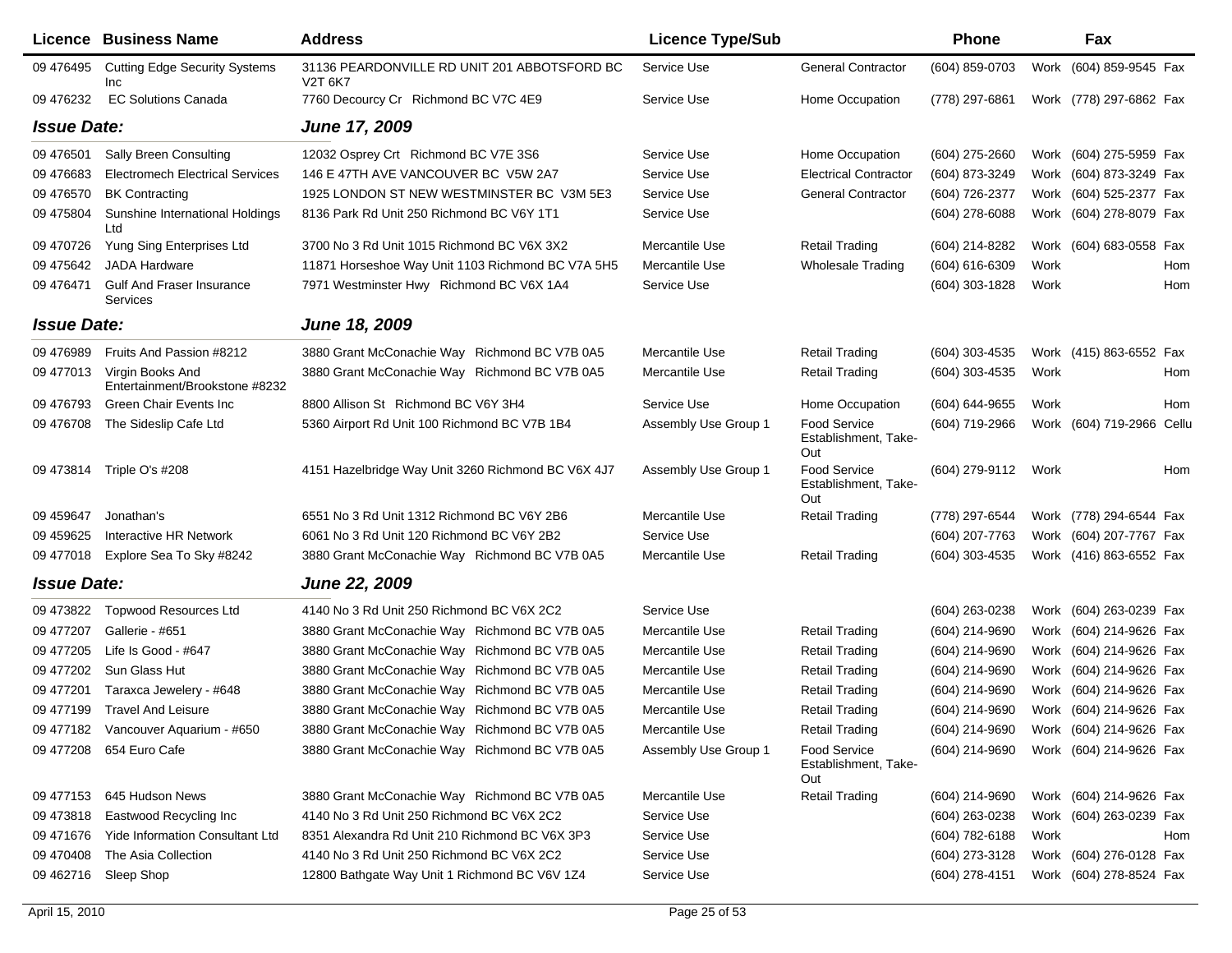| Licence | Business Name | Address | Licence Type/Sub | | Phone | | Fax | |
|---|---|---|---|---|---|---|---|---|
| 09 476495 | Cutting Edge Security Systems Inc | 31136 PEARDONVILLE RD UNIT 201 ABBOTSFORD BC V2T 6K7 | Service Use | General Contractor | (604) 859-0703 | Work | (604) 859-9545 | Fax |
| 09 476232 | EC Solutions Canada | 7760 Decourcy Cr Richmond BC V7C 4E9 | Service Use | Home Occupation | (778) 297-6861 | Work | (778) 297-6862 | Fax |
| ***Issue Date:*** | | ***June 17, 2009*** | | | | | | |
| 09 476501 | Sally Breen Consulting | 12032 Osprey Crt Richmond BC V7E 3S6 | Service Use | Home Occupation | (604) 275-2660 | Work | (604) 275-5959 | Fax |
| 09 476683 | Electromech Electrical Services | 146 E 47TH AVE VANCOUVER BC V5W 2A7 | Service Use | Electrical Contractor | (604) 873-3249 | Work | (604) 873-3249 | Fax |
| 09 476570 | BK Contracting | 1925 LONDON ST NEW WESTMINSTER BC V3M 5E3 | Service Use | General Contractor | (604) 726-2377 | Work | (604) 525-2377 | Fax |
| 09 475804 | Sunshine International Holdings Ltd | 8136 Park Rd Unit 250 Richmond BC V6Y 1T1 | Service Use | | (604) 278-6088 | Work | (604) 278-8079 | Fax |
| 09 470726 | Yung Sing Enterprises Ltd | 3700 No 3 Rd Unit 1015 Richmond BC V6X 3X2 | Mercantile Use | Retail Trading | (604) 214-8282 | Work | (604) 683-0558 | Fax |
| 09 475642 | JADA Hardware | 11871 Horseshoe Way Unit 1103 Richmond BC V7A 5H5 | Mercantile Use | Wholesale Trading | (604) 616-6309 | Work | | Hom |
| 09 476471 | Gulf And Fraser Insurance Services | 7971 Westminster Hwy Richmond BC V6X 1A4 | Service Use | | (604) 303-1828 | Work | | Hom |
| ***Issue Date:*** | | ***June 18, 2009*** | | | | | | |
| 09 476989 | Fruits And Passion #8212 | 3880 Grant McConachie Way Richmond BC V7B 0A5 | Mercantile Use | Retail Trading | (604) 303-4535 | Work | (415) 863-6552 | Fax |
| 09 477013 | Virgin Books And Entertainment/Brookstone #8232 | 3880 Grant McConachie Way Richmond BC V7B 0A5 | Mercantile Use | Retail Trading | (604) 303-4535 | Work | | Hom |
| 09 476793 | Green Chair Events Inc | 8800 Allison St Richmond BC V6Y 3H4 | Service Use | Home Occupation | (604) 644-9655 | Work | | Hom |
| 09 476708 | The Sideslip Cafe Ltd | 5360 Airport Rd Unit 100 Richmond BC V7B 1B4 | Assembly Use Group 1 | Food Service Establishment, Take-Out | (604) 719-2966 | Work | (604) 719-2966 | Cellu |
| 09 473814 | Triple O's #208 | 4151 Hazelbridge Way Unit 3260 Richmond BC V6X 4J7 | Assembly Use Group 1 | Food Service Establishment, Take-Out | (604) 279-9112 | Work | | Hom |
| 09 459647 | Jonathan's | 6551 No 3 Rd Unit 1312 Richmond BC V6Y 2B6 | Mercantile Use | Retail Trading | (778) 297-6544 | Work | (778) 294-6544 | Fax |
| 09 459625 | Interactive HR Network | 6061 No 3 Rd Unit 120 Richmond BC V6Y 2B2 | Service Use | | (604) 207-7763 | Work | (604) 207-7767 | Fax |
| 09 477018 | Explore Sea To Sky #8242 | 3880 Grant McConachie Way Richmond BC V7B 0A5 | Mercantile Use | Retail Trading | (604) 303-4535 | Work | (416) 863-6552 | Fax |
| ***Issue Date:*** | | ***June 22, 2009*** | | | | | | |
| 09 473822 | Topwood Resources Ltd | 4140 No 3 Rd Unit 250 Richmond BC V6X 2C2 | Service Use | | (604) 263-0238 | Work | (604) 263-0239 | Fax |
| 09 477207 | Gallerie - #651 | 3880 Grant McConachie Way Richmond BC V7B 0A5 | Mercantile Use | Retail Trading | (604) 214-9690 | Work | (604) 214-9626 | Fax |
| 09 477205 | Life Is Good - #647 | 3880 Grant McConachie Way Richmond BC V7B 0A5 | Mercantile Use | Retail Trading | (604) 214-9690 | Work | (604) 214-9626 | Fax |
| 09 477202 | Sun Glass Hut | 3880 Grant McConachie Way Richmond BC V7B 0A5 | Mercantile Use | Retail Trading | (604) 214-9690 | Work | (604) 214-9626 | Fax |
| 09 477201 | Taraxca Jewelery - #648 | 3880 Grant McConachie Way Richmond BC V7B 0A5 | Mercantile Use | Retail Trading | (604) 214-9690 | Work | (604) 214-9626 | Fax |
| 09 477199 | Travel And Leisure | 3880 Grant McConachie Way Richmond BC V7B 0A5 | Mercantile Use | Retail Trading | (604) 214-9690 | Work | (604) 214-9626 | Fax |
| 09 477182 | Vancouver Aquarium - #650 | 3880 Grant McConachie Way Richmond BC V7B 0A5 | Mercantile Use | Retail Trading | (604) 214-9690 | Work | (604) 214-9626 | Fax |
| 09 477208 | 654 Euro Cafe | 3880 Grant McConachie Way Richmond BC V7B 0A5 | Assembly Use Group 1 | Food Service Establishment, Take-Out | (604) 214-9690 | Work | (604) 214-9626 | Fax |
| 09 477153 | 645 Hudson News | 3880 Grant McConachie Way Richmond BC V7B 0A5 | Mercantile Use | Retail Trading | (604) 214-9690 | Work | (604) 214-9626 | Fax |
| 09 473818 | Eastwood Recycling Inc | 4140 No 3 Rd Unit 250 Richmond BC V6X 2C2 | Service Use | | (604) 263-0238 | Work | (604) 263-0239 | Fax |
| 09 471676 | Yide Information Consultant Ltd | 8351 Alexandra Rd Unit 210 Richmond BC V6X 3P3 | Service Use | | (604) 782-6188 | Work | | Hom |
| 09 470408 | The Asia Collection | 4140 No 3 Rd Unit 250 Richmond BC V6X 2C2 | Service Use | | (604) 273-3128 | Work | (604) 276-0128 | Fax |
| 09 462716 | Sleep Shop | 12800 Bathgate Way Unit 1 Richmond BC V6V 1Z4 | Service Use | | (604) 278-4151 | Work | (604) 278-8524 | Fax |

April 15, 2010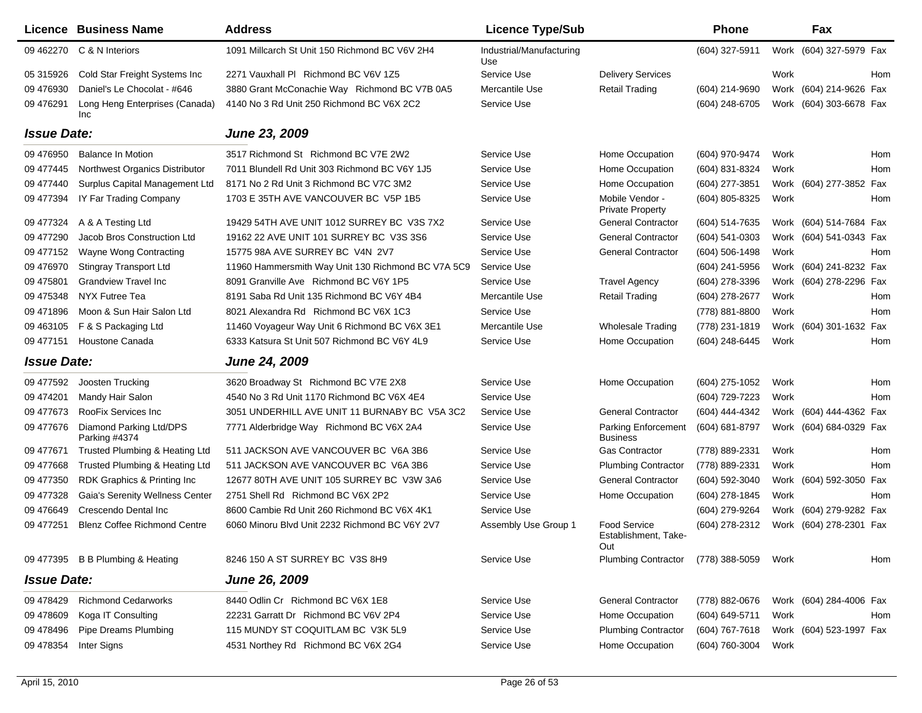| Licence | Business Name | Address | Licence Type/Sub | | Phone | | Fax | |
|---|---|---|---|---|---|---|---|---|
| 09 462270 | C & N Interiors | 1091 Millcarch St Unit 150 Richmond BC V6V 2H4 | Industrial/Manufacturing Use | | (604) 327-5911 | Work | (604) 327-5979 | Fax |
| 05 315926 | Cold Star Freight Systems Inc | 2271 Vauxhall Pl Richmond BC V6V 1Z5 | Service Use | Delivery Services | | Work | | Hom |
| 09 476930 | Daniel's Le Chocolat - #646 | 3880 Grant McConachie Way Richmond BC V7B 0A5 | Mercantile Use | Retail Trading | (604) 214-9690 | Work | (604) 214-9626 | Fax |
| 09 476291 | Long Heng Enterprises (Canada) Inc | 4140 No 3 Rd Unit 250 Richmond BC V6X 2C2 | Service Use | | (604) 248-6705 | Work | (604) 303-6678 | Fax |
| ***Issue Date:*** | | ***June 23, 2009*** | | | | | | |
| 09 476950 | Balance In Motion | 3517 Richmond St Richmond BC V7E 2W2 | Service Use | Home Occupation | (604) 970-9474 | Work | | Hom |
| 09 477445 | Northwest Organics Distributor | 7011 Blundell Rd Unit 303 Richmond BC V6Y 1J5 | Service Use | Home Occupation | (604) 831-8324 | Work | | Hom |
| 09 477440 | Surplus Capital Management Ltd | 8171 No 2 Rd Unit 3 Richmond BC V7C 3M2 | Service Use | Home Occupation | (604) 277-3851 | Work | (604) 277-3852 | Fax |
| 09 477394 | IY Far Trading Company | 1703 E 35TH AVE VANCOUVER BC V5P 1B5 | Service Use | Mobile Vendor - Private Property | (604) 805-8325 | Work | | Hom |
| 09 477324 | A & A Testing Ltd | 19429 54TH AVE UNIT 1012 SURREY BC V3S 7X2 | Service Use | General Contractor | (604) 514-7635 | Work | (604) 514-7684 | Fax |
| 09 477290 | Jacob Bros Construction Ltd | 19162 22 AVE UNIT 101 SURREY BC V3S 3S6 | Service Use | General Contractor | (604) 541-0303 | Work | (604) 541-0343 | Fax |
| 09 477152 | Wayne Wong Contracting | 15775 98A AVE SURREY BC V4N 2V7 | Service Use | General Contractor | (604) 506-1498 | Work | | Hom |
| 09 476970 | Stingray Transport Ltd | 11960 Hammersmith Way Unit 130 Richmond BC V7A 5C9 | Service Use | | (604) 241-5956 | Work | (604) 241-8232 | Fax |
| 09 475801 | Grandview Travel Inc | 8091 Granville Ave Richmond BC V6Y 1P5 | Service Use | Travel Agency | (604) 278-3396 | Work | (604) 278-2296 | Fax |
| 09 475348 | NYX Futree Tea | 8191 Saba Rd Unit 135 Richmond BC V6Y 4B4 | Mercantile Use | Retail Trading | (604) 278-2677 | Work | | Hom |
| 09 471896 | Moon & Sun Hair Salon Ltd | 8021 Alexandra Rd Richmond BC V6X 1C3 | Service Use | | (778) 881-8800 | Work | | Hom |
| 09 463105 | F & S Packaging Ltd | 11460 Voyageur Way Unit 6 Richmond BC V6X 3E1 | Mercantile Use | Wholesale Trading | (778) 231-1819 | Work | (604) 301-1632 | Fax |
| 09 477151 | Houstone Canada | 6333 Katsura St Unit 507 Richmond BC V6Y 4L9 | Service Use | Home Occupation | (604) 248-6445 | Work | | Hom |
| ***Issue Date:*** | | ***June 24, 2009*** | | | | | | |
| 09 477592 | Joosten Trucking | 3620 Broadway St Richmond BC V7E 2X8 | Service Use | Home Occupation | (604) 275-1052 | Work | | Hom |
| 09 474201 | Mandy Hair Salon | 4540 No 3 Rd Unit 1170 Richmond BC V6X 4E4 | Service Use | | (604) 729-7223 | Work | | Hom |
| 09 477673 | RooFix Services Inc | 3051 UNDERHILL AVE UNIT 11 BURNABY BC V5A 3C2 | Service Use | General Contractor | (604) 444-4342 | Work | (604) 444-4362 | Fax |
| 09 477676 | Diamond Parking Ltd/DPS Parking #4374 | 7771 Alderbridge Way Richmond BC V6X 2A4 | Service Use | Parking Enforcement Business | (604) 681-8797 | Work | (604) 684-0329 | Fax |
| 09 477671 | Trusted Plumbing & Heating Ltd | 511 JACKSON AVE VANCOUVER BC V6A 3B6 | Service Use | Gas Contractor | (778) 889-2331 | Work | | Hom |
| 09 477668 | Trusted Plumbing & Heating Ltd | 511 JACKSON AVE VANCOUVER BC V6A 3B6 | Service Use | Plumbing Contractor | (778) 889-2331 | Work | | Hom |
| 09 477350 | RDK Graphics & Printing Inc | 12677 80TH AVE UNIT 105 SURREY BC V3W 3A6 | Service Use | General Contractor | (604) 592-3040 | Work | (604) 592-3050 | Fax |
| 09 477328 | Gaia's Serenity Wellness Center | 2751 Shell Rd Richmond BC V6X 2P2 | Service Use | Home Occupation | (604) 278-1845 | Work | | Hom |
| 09 476649 | Crescendo Dental Inc | 8600 Cambie Rd Unit 260 Richmond BC V6X 4K1 | Service Use | | (604) 279-9264 | Work | (604) 279-9282 | Fax |
| 09 477251 | Blenz Coffee Richmond Centre | 6060 Minoru Blvd Unit 2232 Richmond BC V6Y 2V7 | Assembly Use Group 1 | Food Service Establishment, Take-Out | (604) 278-2312 | Work | (604) 278-2301 | Fax |
| 09 477395 | B B Plumbing & Heating | 8246 150 A ST SURREY BC V3S 8H9 | Service Use | Plumbing Contractor | (778) 388-5059 | Work | | Hom |
| ***Issue Date:*** | | ***June 26, 2009*** | | | | | | |
| 09 478429 | Richmond Cedarworks | 8440 Odlin Cr Richmond BC V6X 1E8 | Service Use | General Contractor | (778) 882-0676 | Work | (604) 284-4006 | Fax |
| 09 478609 | Koga IT Consulting | 22231 Garratt Dr Richmond BC V6V 2P4 | Service Use | Home Occupation | (604) 649-5711 | Work | | Hom |
| 09 478496 | Pipe Dreams Plumbing | 115 MUNDY ST COQUITLAM BC V3K 5L9 | Service Use | Plumbing Contractor | (604) 767-7618 | Work | (604) 523-1997 | Fax |
| 09 478354 | Inter Signs | 4531 Northey Rd Richmond BC V6X 2G4 | Service Use | Home Occupation | (604) 760-3004 | Work | | |

April 15, 2010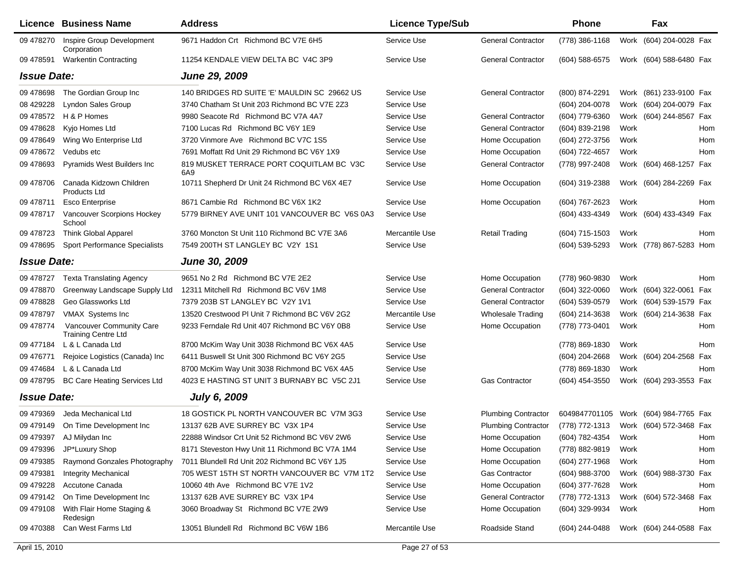| Licence | Business Name | Address | Licence Type/Sub | | Phone | | Fax | |
|---|---|---|---|---|---|---|---|---|
| 09 478270 | Inspire Group Development Corporation | 9671 Haddon Crt Richmond BC V7E 6H5 | Service Use | General Contractor | (778) 386-1168 | Work | (604) 204-0028 | Fax |
| 09 478591 | Warkentin Contracting | 11254 KENDALE VIEW DELTA BC V4C 3P9 | Service Use | General Contractor | (604) 588-6575 | Work | (604) 588-6480 | Fax |
| ***Issue Date:*** | | ***June 29, 2009*** | | | | | | |
| 09 478698 | The Gordian Group Inc | 140 BRIDGES RD SUITE 'E' MAULDIN SC 29662 US | Service Use | General Contractor | (800) 874-2291 | Work | (861) 233-9100 | Fax |
| 08 429228 | Lyndon Sales Group | 3740 Chatham St Unit 203 Richmond BC V7E 2Z3 | Service Use | | (604) 204-0078 | Work | (604) 204-0079 | Fax |
| 09 478572 | H & P Homes | 9980 Seacote Rd Richmond BC V7A 4A7 | Service Use | General Contractor | (604) 779-6360 | Work | (604) 244-8567 | Fax |
| 09 478628 | Kyjo Homes Ltd | 7100 Lucas Rd Richmond BC V6Y 1E9 | Service Use | General Contractor | (604) 839-2198 | Work | | Hom |
| 09 478649 | Wing Wo Enterprise Ltd | 3720 Vinmore Ave Richmond BC V7C 1S5 | Service Use | Home Occupation | (604) 272-3756 | Work | | Hom |
| 09 478672 | Vedubs etc | 7691 Moffatt Rd Unit 29 Richmond BC V6Y 1X9 | Service Use | Home Occupation | (604) 722-4657 | Work | | Hom |
| 09 478693 | Pyramids West Builders Inc | 819 MUSKET TERRACE PORT COQUITLAM BC V3C 6A9 | Service Use | General Contractor | (778) 997-2408 | Work | (604) 468-1257 | Fax |
| 09 478706 | Canada Kidzown Children Products Ltd | 10711 Shepherd Dr Unit 24 Richmond BC V6X 4E7 | Service Use | Home Occupation | (604) 319-2388 | Work | (604) 284-2269 | Fax |
| 09 478711 | Esco Enterprise | 8671 Cambie Rd Richmond BC V6X 1K2 | Service Use | Home Occupation | (604) 767-2623 | Work | | Hom |
| 09 478717 | Vancouver Scorpions Hockey School | 5779 BIRNEY AVE UNIT 101 VANCOUVER BC V6S 0A3 | Service Use | | (604) 433-4349 | Work | (604) 433-4349 | Fax |
| 09 478723 | Think Global Apparel | 3760 Moncton St Unit 110 Richmond BC V7E 3A6 | Mercantile Use | Retail Trading | (604) 715-1503 | Work | | Hom |
| 09 478695 | Sport Performance Specialists | 7549 200TH ST LANGLEY BC V2Y 1S1 | Service Use | | (604) 539-5293 | Work | (778) 867-5283 | Hom |
| ***Issue Date:*** | | ***June 30, 2009*** | | | | | | |
| 09 478727 | Texta Translating Agency | 9651 No 2 Rd Richmond BC V7E 2E2 | Service Use | Home Occupation | (778) 960-9830 | Work | | Hom |
| 09 478870 | Greenway Landscape Supply Ltd | 12311 Mitchell Rd Richmond BC V6V 1M8 | Service Use | General Contractor | (604) 322-0060 | Work | (604) 322-0061 | Fax |
| 09 478828 | Geo Glassworks Ltd | 7379 203B ST LANGLEY BC V2Y 1V1 | Service Use | General Contractor | (604) 539-0579 | Work | (604) 539-1579 | Fax |
| 09 478797 | VMAX Systems Inc | 13520 Crestwood Pl Unit 7 Richmond BC V6V 2G2 | Mercantile Use | Wholesale Trading | (604) 214-3638 | Work | (604) 214-3638 | Fax |
| 09 478774 | Vancouver Community Care Training Centre Ltd | 9233 Ferndale Rd Unit 407 Richmond BC V6Y 0B8 | Service Use | Home Occupation | (778) 773-0401 | Work | | Hom |
| 09 477184 | L & L Canada Ltd | 8700 McKim Way Unit 3038 Richmond BC V6X 4A5 | Service Use | | (778) 869-1830 | Work | | Hom |
| 09 476771 | Rejoice Logistics (Canada) Inc | 6411 Buswell St Unit 300 Richmond BC V6Y 2G5 | Service Use | | (604) 204-2668 | Work | (604) 204-2568 | Fax |
| 09 474684 | L & L Canada Ltd | 8700 McKim Way Unit 3038 Richmond BC V6X 4A5 | Service Use | | (778) 869-1830 | Work | | Hom |
| 09 478795 | BC Care Heating Services Ltd | 4023 E HASTING ST UNIT 3 BURNABY BC V5C 2J1 | Service Use | Gas Contractor | (604) 454-3550 | Work | (604) 293-3553 | Fax |
| ***Issue Date:*** | | ***July 6, 2009*** | | | | | | |
| 09 479369 | Jeda Mechanical Ltd | 18 GOSTICK PL NORTH VANCOUVER BC V7M 3G3 | Service Use | Plumbing Contractor | 6049847701105 | Work | (604) 984-7765 | Fax |
| 09 479149 | On Time Development Inc | 13137 62B AVE SURREY BC V3X 1P4 | Service Use | Plumbing Contractor | (778) 772-1313 | Work | (604) 572-3468 | Fax |
| 09 479397 | AJ Milydan Inc | 22888 Windsor Crt Unit 52 Richmond BC V6V 2W6 | Service Use | Home Occupation | (604) 782-4354 | Work | | Hom |
| 09 479396 | JP*Luxury Shop | 8171 Steveston Hwy Unit 11 Richmond BC V7A 1M4 | Service Use | Home Occupation | (778) 882-9819 | Work | | Hom |
| 09 479385 | Raymond Gonzales Photography | 7011 Blundell Rd Unit 202 Richmond BC V6Y 1J5 | Service Use | Home Occupation | (604) 277-1968 | Work | | Hom |
| 09 479381 | Integrity Mechanical | 705 WEST 15TH ST NORTH VANCOUVER BC V7M 1T2 | Service Use | Gas Contractor | (604) 988-3700 | Work | (604) 988-3730 | Fax |
| 09 479228 | Accutone Canada | 10060 4th Ave Richmond BC V7E 1V2 | Service Use | Home Occupation | (604) 377-7628 | Work | | Hom |
| 09 479142 | On Time Development Inc | 13137 62B AVE SURREY BC V3X 1P4 | Service Use | General Contractor | (778) 772-1313 | Work | (604) 572-3468 | Fax |
| 09 479108 | With Flair Home Staging & Redesign | 3060 Broadway St Richmond BC V7E 2W9 | Service Use | Home Occupation | (604) 329-9934 | Work | | Hom |
| 09 470388 | Can West Farms Ltd | 13051 Blundell Rd Richmond BC V6W 1B6 | Mercantile Use | Roadside Stand | (604) 244-0488 | Work | (604) 244-0588 | Fax |

April 15, 2010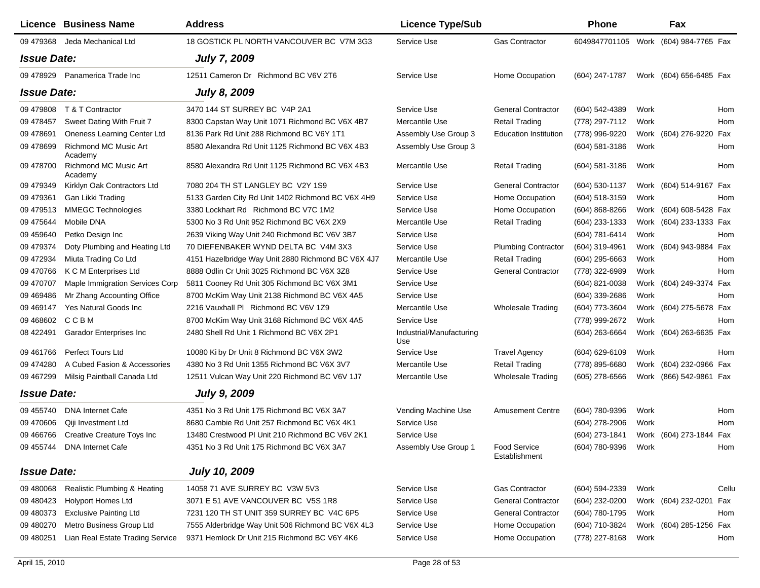| Licence | Business Name | Address | Licence Type/Sub | | Phone | | Fax | |
|---|---|---|---|---|---|---|---|---|
| 09 479368 | Jeda Mechanical Ltd | 18 GOSTICK PL NORTH VANCOUVER BC V7M 3G3 | Service Use | Gas Contractor | 6049847701105 | Work | (604) 984-7765 | Fax |
| ***Issue Date:*** | | ***July 7, 2009*** | | | | | | |
| 09 478929 | Panamerica Trade Inc | 12511 Cameron Dr Richmond BC V6V 2T6 | Service Use | Home Occupation | (604) 247-1787 | Work | (604) 656-6485 | Fax |
| ***Issue Date:*** | | ***July 8, 2009*** | | | | | | |
| 09 479808 | T & T Contractor | 3470 144 ST SURREY BC V4P 2A1 | Service Use | General Contractor | (604) 542-4389 | Work | | Hom |
| 09 478457 | Sweet Dating With Fruit 7 | 8300 Capstan Way Unit 1071 Richmond BC V6X 4B7 | Mercantile Use | Retail Trading | (778) 297-7112 | Work | | Hom |
| 09 478691 | Oneness Learning Center Ltd | 8136 Park Rd Unit 288 Richmond BC V6Y 1T1 | Assembly Use Group 3 | Education Institution | (778) 996-9220 | Work | (604) 276-9220 | Fax |
| 09 478699 | Richmond MC Music Art Academy | 8580 Alexandra Rd Unit 1125 Richmond BC V6X 4B3 | Assembly Use Group 3 | | (604) 581-3186 | Work | | Hom |
| 09 478700 | Richmond MC Music Art Academy | 8580 Alexandra Rd Unit 1125 Richmond BC V6X 4B3 | Mercantile Use | Retail Trading | (604) 581-3186 | Work | | Hom |
| 09 479349 | Kirklyn Oak Contractors Ltd | 7080 204 TH ST LANGLEY BC V2Y 1S9 | Service Use | General Contractor | (604) 530-1137 | Work | (604) 514-9167 | Fax |
| 09 479361 | Gan Likki Trading | 5133 Garden City Rd Unit 1402 Richmond BC V6X 4H9 | Service Use | Home Occupation | (604) 518-3159 | Work | | Hom |
| 09 479513 | MMEGC Technologies | 3380 Lockhart Rd Richmond BC V7C 1M2 | Service Use | Home Occupation | (604) 868-8266 | Work | (604) 608-5428 | Fax |
| 09 475644 | Mobile DNA | 5300 No 3 Rd Unit 952 Richmond BC V6X 2X9 | Mercantile Use | Retail Trading | (604) 233-1333 | Work | (604) 233-1333 | Fax |
| 09 459640 | Petko Design Inc | 2639 Viking Way Unit 240 Richmond BC V6V 3B7 | Service Use | | (604) 781-6414 | Work | | Hom |
| 09 479374 | Doty Plumbing and Heating Ltd | 70 DIEFENBAKER WYND DELTA BC V4M 3X3 | Service Use | Plumbing Contractor | (604) 319-4961 | Work | (604) 943-9884 | Fax |
| 09 472934 | Miuta Trading Co Ltd | 4151 Hazelbridge Way Unit 2880 Richmond BC V6X 4J7 | Mercantile Use | Retail Trading | (604) 295-6663 | Work | | Hom |
| 09 470766 | K C M Enterprises Ltd | 8888 Odlin Cr Unit 3025 Richmond BC V6X 3Z8 | Service Use | General Contractor | (778) 322-6989 | Work | | Hom |
| 09 470707 | Maple Immigration Services Corp | 5811 Cooney Rd Unit 305 Richmond BC V6X 3M1 | Service Use | | (604) 821-0038 | Work | (604) 249-3374 | Fax |
| 09 469486 | Mr Zhang Accounting Office | 8700 McKim Way Unit 2138 Richmond BC V6X 4A5 | Service Use | | (604) 339-2686 | Work | | Hom |
| 09 469147 | Yes Natural Goods Inc | 2216 Vauxhall Pl Richmond BC V6V 1Z9 | Mercantile Use | Wholesale Trading | (604) 773-3604 | Work | (604) 275-5678 | Fax |
| 09 468602 | C C B M | 8700 McKim Way Unit 3168 Richmond BC V6X 4A5 | Service Use | | (778) 999-2672 | Work | | Hom |
| 08 422491 | Garador Enterprises Inc | 2480 Shell Rd Unit 1 Richmond BC V6X 2P1 | Industrial/Manufacturing Use | | (604) 263-6664 | Work | (604) 263-6635 | Fax |
| 09 461766 | Perfect Tours Ltd | 10080 Ki by Dr Unit 8 Richmond BC V6X 3W2 | Service Use | Travel Agency | (604) 629-6109 | Work | | Hom |
| 09 474280 | A Cubed Fasion & Accessories | 4380 No 3 Rd Unit 1355 Richmond BC V6X 3V7 | Mercantile Use | Retail Trading | (778) 895-6680 | Work | (604) 232-0966 | Fax |
| 09 467299 | Milsig Paintball Canada Ltd | 12511 Vulcan Way Unit 220 Richmond BC V6V 1J7 | Mercantile Use | Wholesale Trading | (605) 278-6566 | Work | (866) 542-9861 | Fax |
| ***Issue Date:*** | | ***July 9, 2009*** | | | | | | |
| 09 455740 | DNA Internet Cafe | 4351 No 3 Rd Unit 175 Richmond BC V6X 3A7 | Vending Machine Use | Amusement Centre | (604) 780-9396 | Work | | Hom |
| 09 470606 | Qiji Investment Ltd | 8680 Cambie Rd Unit 257 Richmond BC V6X 4K1 | Service Use | | (604) 278-2906 | Work | | Hom |
| 09 466766 | Creative Creature Toys Inc | 13480 Crestwood Pl Unit 210 Richmond BC V6V 2K1 | Service Use | | (604) 273-1841 | Work | (604) 273-1844 | Fax |
| 09 455744 | DNA Internet Cafe | 4351 No 3 Rd Unit 175 Richmond BC V6X 3A7 | Assembly Use Group 1 | Food Service Establishment | (604) 780-9396 | Work | | Hom |
| ***Issue Date:*** | | ***July 10, 2009*** | | | | | | |
| 09 480068 | Realistic Plumbing & Heating | 14058 71 AVE SURREY BC V3W 5V3 | Service Use | Gas Contractor | (604) 594-2339 | Work | | Cellu |
| 09 480423 | Holyport Homes Ltd | 3071 E 51 AVE VANCOUVER BC V5S 1R8 | Service Use | General Contractor | (604) 232-0200 | Work | (604) 232-0201 | Fax |
| 09 480373 | Exclusive Painting Ltd | 7231 120 TH ST UNIT 359 SURREY BC V4C 6P5 | Service Use | General Contractor | (604) 780-1795 | Work | | Hom |
| 09 480270 | Metro Business Group Ltd | 7555 Alderbridge Way Unit 506 Richmond BC V6X 4L3 | Service Use | Home Occupation | (604) 710-3824 | Work | (604) 285-1256 | Fax |
| 09 480251 | Lian Real Estate Trading Service | 9371 Hemlock Dr Unit 215 Richmond BC V6Y 4K6 | Service Use | Home Occupation | (778) 227-8168 | Work | | Hom |

April 15, 2010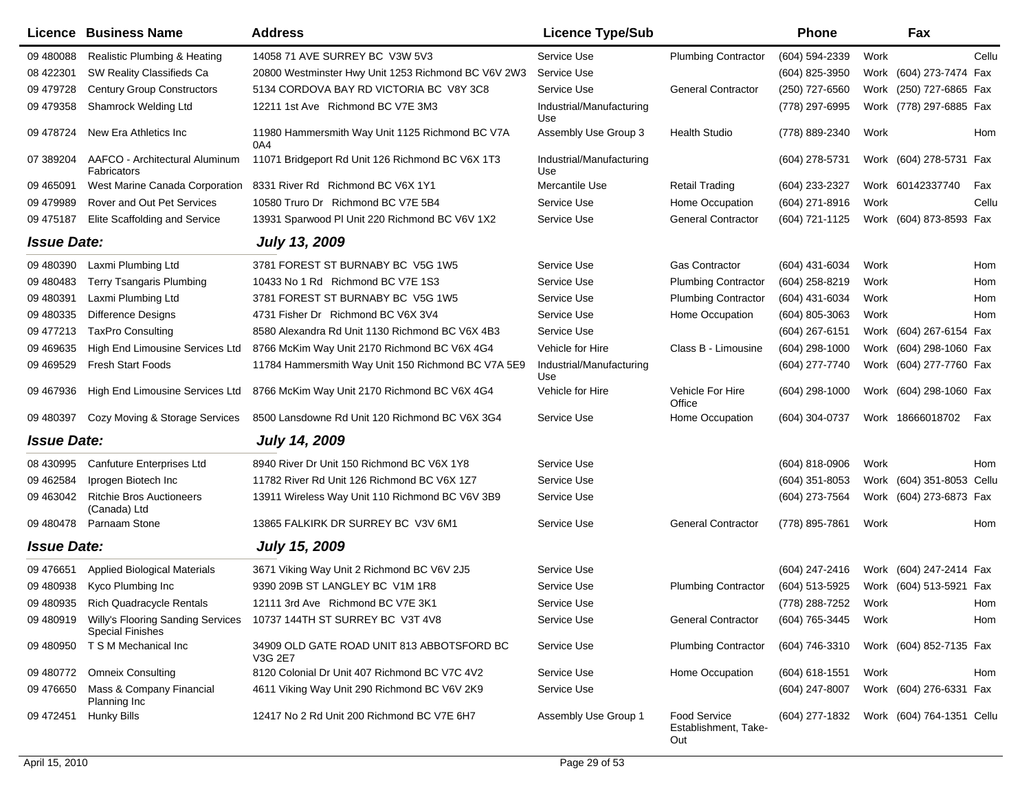| Licence | Business Name | Address | Licence Type/Sub | | Phone | | Fax | |
|---|---|---|---|---|---|---|---|---|
| 09 480088 | Realistic Plumbing & Heating | 14058 71 AVE SURREY BC V3W 5V3 | Service Use | Plumbing Contractor | (604) 594-2339 | Work | | Cellu |
| 08 422301 | SW Reality Classifieds Ca | 20800 Westminster Hwy Unit 1253 Richmond BC V6V 2W3 | Service Use | | (604) 825-3950 | Work | (604) 273-7474 | Fax |
| 09 479728 | Century Group Constructors | 5134 CORDOVA BAY RD VICTORIA BC V8Y 3C8 | Service Use | General Contractor | (250) 727-6560 | Work | (250) 727-6865 | Fax |
| 09 479358 | Shamrock Welding Ltd | 12211 1st Ave Richmond BC V7E 3M3 | Industrial/Manufacturing Use | | (778) 297-6995 | Work | (778) 297-6885 | Fax |
| 09 478724 | New Era Athletics Inc | 11980 Hammersmith Way Unit 1125 Richmond BC V7A 0A4 | Assembly Use Group 3 | Health Studio | (778) 889-2340 | Work | | Hom |
| 07 389204 | AAFCO - Architectural Aluminum Fabricators | 11071 Bridgeport Rd Unit 126 Richmond BC V6X 1T3 | Industrial/Manufacturing Use | | (604) 278-5731 | Work | (604) 278-5731 | Fax |
| 09 465091 | West Marine Canada Corporation | 8331 River Rd Richmond BC V6X 1Y1 | Mercantile Use | Retail Trading | (604) 233-2327 | Work | 60142337740 | Fax |
| 09 479989 | Rover and Out Pet Services | 10580 Truro Dr Richmond BC V7E 5B4 | Service Use | Home Occupation | (604) 271-8916 | Work | | Cellu |
| 09 475187 | Elite Scaffolding and Service | 13931 Sparwood Pl Unit 220 Richmond BC V6V 1X2 | Service Use | General Contractor | (604) 721-1125 | Work | (604) 873-8593 | Fax |
| ***Issue Date:*** | | ***July 13, 2009*** | | | | | | |
| 09 480390 | Laxmi Plumbing Ltd | 3781 FOREST ST BURNABY BC V5G 1W5 | Service Use | Gas Contractor | (604) 431-6034 | Work | | Hom |
| 09 480483 | Terry Tsangaris Plumbing | 10433 No 1 Rd Richmond BC V7E 1S3 | Service Use | Plumbing Contractor | (604) 258-8219 | Work | | Hom |
| 09 480391 | Laxmi Plumbing Ltd | 3781 FOREST ST BURNABY BC V5G 1W5 | Service Use | Plumbing Contractor | (604) 431-6034 | Work | | Hom |
| 09 480335 | Difference Designs | 4731 Fisher Dr Richmond BC V6X 3V4 | Service Use | Home Occupation | (604) 805-3063 | Work | | Hom |
| 09 477213 | TaxPro Consulting | 8580 Alexandra Rd Unit 1130 Richmond BC V6X 4B3 | Service Use | | (604) 267-6151 | Work | (604) 267-6154 | Fax |
| 09 469635 | High End Limousine Services Ltd | 8766 McKim Way Unit 2170 Richmond BC V6X 4G4 | Vehicle for Hire | Class B - Limousine | (604) 298-1000 | Work | (604) 298-1060 | Fax |
| 09 469529 | Fresh Start Foods | 11784 Hammersmith Way Unit 150 Richmond BC V7A 5E9 | Industrial/Manufacturing Use | | (604) 277-7740 | Work | (604) 277-7760 | Fax |
| 09 467936 | High End Limousine Services Ltd | 8766 McKim Way Unit 2170 Richmond BC V6X 4G4 | Vehicle for Hire | Vehicle For Hire Office | (604) 298-1000 | Work | (604) 298-1060 | Fax |
| 09 480397 | Cozy Moving & Storage Services | 8500 Lansdowne Rd Unit 120 Richmond BC V6X 3G4 | Service Use | Home Occupation | (604) 304-0737 | Work | 18666018702 | Fax |
| ***Issue Date:*** | | ***July 14, 2009*** | | | | | | |
| 08 430995 | Canfuture Enterprises Ltd | 8940 River Dr Unit 150 Richmond BC V6X 1Y8 | Service Use | | (604) 818-0906 | Work | | Hom |
| 09 462584 | Iprogen Biotech Inc | 11782 River Rd Unit 126 Richmond BC V6X 1Z7 | Service Use | | (604) 351-8053 | Work | (604) 351-8053 | Cellu |
| 09 463042 | Ritchie Bros Auctioneers (Canada) Ltd | 13911 Wireless Way Unit 110 Richmond BC V6V 3B9 | Service Use | | (604) 273-7564 | Work | (604) 273-6873 | Fax |
| 09 480478 | Parnaam Stone | 13865 FALKIRK DR SURREY BC V3V 6M1 | Service Use | General Contractor | (778) 895-7861 | Work | | Hom |
| ***Issue Date:*** | | ***July 15, 2009*** | | | | | | |
| 09 476651 | Applied Biological Materials | 3671 Viking Way Unit 2 Richmond BC V6V 2J5 | Service Use | | (604) 247-2416 | Work | (604) 247-2414 | Fax |
| 09 480938 | Kyco Plumbing Inc | 9390 209B ST LANGLEY BC V1M 1R8 | Service Use | Plumbing Contractor | (604) 513-5925 | Work | (604) 513-5921 | Fax |
| 09 480935 | Rich Quadracycle Rentals | 12111 3rd Ave Richmond BC V7E 3K1 | Service Use | | (778) 288-7252 | Work | | Hom |
| 09 480919 | Willy's Flooring Sanding Services Special Finishes | 10737 144TH ST SURREY BC V3T 4V8 | Service Use | General Contractor | (604) 765-3445 | Work | | Hom |
| 09 480950 | T S M Mechanical Inc | 34909 OLD GATE ROAD UNIT 813 ABBOTSFORD BC V3G 2E7 | Service Use | Plumbing Contractor | (604) 746-3310 | Work | (604) 852-7135 | Fax |
| 09 480772 | Omneix Consulting | 8120 Colonial Dr Unit 407 Richmond BC V7C 4V2 | Service Use | Home Occupation | (604) 618-1551 | Work | | Hom |
| 09 476650 | Mass & Company Financial Planning Inc | 4611 Viking Way Unit 290 Richmond BC V6V 2K9 | Service Use | | (604) 247-8007 | Work | (604) 276-6331 | Fax |
| 09 472451 | Hunky Bills | 12417 No 2 Rd Unit 200 Richmond BC V7E 6H7 | Assembly Use Group 1 | Food Service Establishment, Take-Out | (604) 277-1832 | Work | (604) 764-1351 | Cellu |

April 15, 2010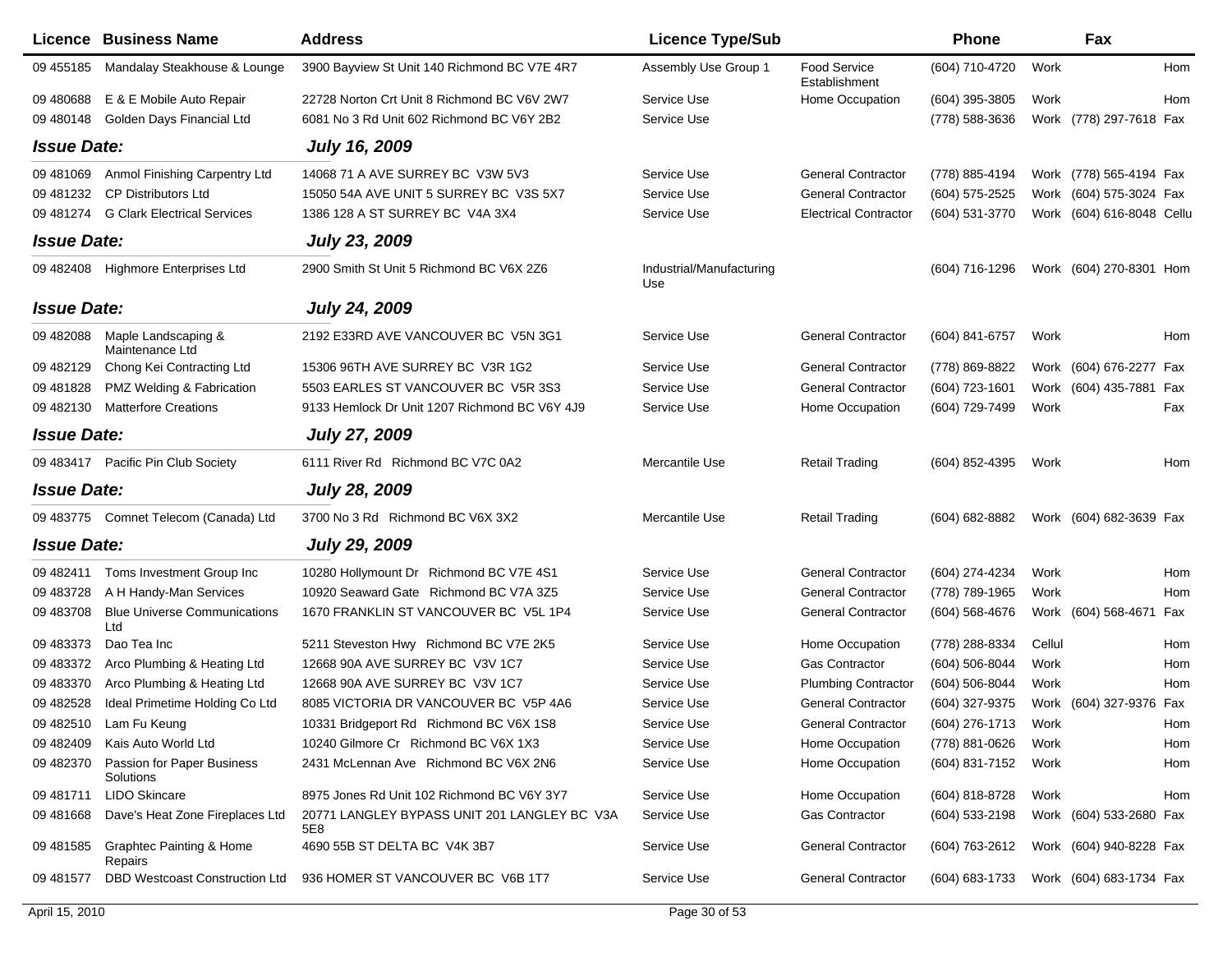| Licence | Business Name | Address | Licence Type/Sub | | Phone | | Fax | |
|---|---|---|---|---|---|---|---|---|
| 09 455185 | Mandalay Steakhouse & Lounge | 3900 Bayview St Unit 140 Richmond BC V7E 4R7 | Assembly Use Group 1 | Food Service Establishment | (604) 710-4720 | Work | | Hom |
| 09 480688 | E & E Mobile Auto Repair | 22728 Norton Crt Unit 8 Richmond BC V6V 2W7 | Service Use | Home Occupation | (604) 395-3805 | Work | | Hom |
| 09 480148 | Golden Days Financial Ltd | 6081 No 3 Rd Unit 602 Richmond BC V6Y 2B2 | Service Use | | (778) 588-3636 | Work | (778) 297-7618 | Fax |
| ***Issue Date:*** | | ***July 16, 2009*** | | | | | | |
| 09 481069 | Anmol Finishing Carpentry Ltd | 14068 71 A AVE SURREY BC V3W 5V3 | Service Use | General Contractor | (778) 885-4194 | Work | (778) 565-4194 | Fax |
| 09 481232 | CP Distributors Ltd | 15050 54A AVE UNIT 5 SURREY BC V3S 5X7 | Service Use | General Contractor | (604) 575-2525 | Work | (604) 575-3024 | Fax |
| 09 481274 | G Clark Electrical Services | 1386 128 A ST SURREY BC V4A 3X4 | Service Use | Electrical Contractor | (604) 531-3770 | Work | (604) 616-8048 | Cellu |
| ***Issue Date:*** | | ***July 23, 2009*** | | | | | | |
| 09 482408 | Highmore Enterprises Ltd | 2900 Smith St Unit 5 Richmond BC V6X 2Z6 | Industrial/Manufacturing Use | | (604) 716-1296 | Work | (604) 270-8301 | Hom |
| ***Issue Date:*** | | ***July 24, 2009*** | | | | | | |
| 09 482088 | Maple Landscaping & Maintenance Ltd | 2192 E33RD AVE VANCOUVER BC V5N 3G1 | Service Use | General Contractor | (604) 841-6757 | Work | | Hom |
| 09 482129 | Chong Kei Contracting Ltd | 15306 96TH AVE SURREY BC V3R 1G2 | Service Use | General Contractor | (778) 869-8822 | Work | (604) 676-2277 | Fax |
| 09 481828 | PMZ Welding & Fabrication | 5503 EARLES ST VANCOUVER BC V5R 3S3 | Service Use | General Contractor | (604) 723-1601 | Work | (604) 435-7881 | Fax |
| 09 482130 | Matterfore Creations | 9133 Hemlock Dr Unit 1207 Richmond BC V6Y 4J9 | Service Use | Home Occupation | (604) 729-7499 | Work | | Fax |
| ***Issue Date:*** | | ***July 27, 2009*** | | | | | | |
| 09 483417 | Pacific Pin Club Society | 6111 River Rd Richmond BC V7C 0A2 | Mercantile Use | Retail Trading | (604) 852-4395 | Work | | Hom |
| ***Issue Date:*** | | ***July 28, 2009*** | | | | | | |
| 09 483775 | Comnet Telecom (Canada) Ltd | 3700 No 3 Rd Richmond BC V6X 3X2 | Mercantile Use | Retail Trading | (604) 682-8882 | Work | (604) 682-3639 | Fax |
| ***Issue Date:*** | | ***July 29, 2009*** | | | | | | |
| 09 482411 | Toms Investment Group Inc | 10280 Hollymount Dr Richmond BC V7E 4S1 | Service Use | General Contractor | (604) 274-4234 | Work | | Hom |
| 09 483728 | A H Handy-Man Services | 10920 Seaward Gate Richmond BC V7A 3Z5 | Service Use | General Contractor | (778) 789-1965 | Work | | Hom |
| 09 483708 | Blue Universe Communications Ltd | 1670 FRANKLIN ST VANCOUVER BC V5L 1P4 | Service Use | General Contractor | (604) 568-4676 | Work | (604) 568-4671 | Fax |
| 09 483373 | Dao Tea Inc | 5211 Steveston Hwy Richmond BC V7E 2K5 | Service Use | Home Occupation | (778) 288-8334 | Cellul | | Hom |
| 09 483372 | Arco Plumbing & Heating Ltd | 12668 90A AVE SURREY BC V3V 1C7 | Service Use | Gas Contractor | (604) 506-8044 | Work | | Hom |
| 09 483370 | Arco Plumbing & Heating Ltd | 12668 90A AVE SURREY BC V3V 1C7 | Service Use | Plumbing Contractor | (604) 506-8044 | Work | | Hom |
| 09 482528 | Ideal Primetime Holding Co Ltd | 8085 VICTORIA DR VANCOUVER BC V5P 4A6 | Service Use | General Contractor | (604) 327-9375 | Work | (604) 327-9376 | Fax |
| 09 482510 | Lam Fu Keung | 10331 Bridgeport Rd Richmond BC V6X 1S8 | Service Use | General Contractor | (604) 276-1713 | Work | | Hom |
| 09 482409 | Kais Auto World Ltd | 10240 Gilmore Cr Richmond BC V6X 1X3 | Service Use | Home Occupation | (778) 881-0626 | Work | | Hom |
| 09 482370 | Passion for Paper Business Solutions | 2431 McLennan Ave Richmond BC V6X 2N6 | Service Use | Home Occupation | (604) 831-7152 | Work | | Hom |
| 09 481711 | LIDO Skincare | 8975 Jones Rd Unit 102 Richmond BC V6Y 3Y7 | Service Use | Home Occupation | (604) 818-8728 | Work | | Hom |
| 09 481668 | Dave's Heat Zone Fireplaces Ltd | 20771 LANGLEY BYPASS UNIT 201 LANGLEY BC V3A 5E8 | Service Use | Gas Contractor | (604) 533-2198 | Work | (604) 533-2680 | Fax |
| 09 481585 | Graphtec Painting & Home Repairs | 4690 55B ST DELTA BC V4K 3B7 | Service Use | General Contractor | (604) 763-2612 | Work | (604) 940-8228 | Fax |
| 09 481577 | DBD Westcoast Construction Ltd | 936 HOMER ST VANCOUVER BC V6B 1T7 | Service Use | General Contractor | (604) 683-1733 | Work | (604) 683-1734 | Fax |

April 15, 2010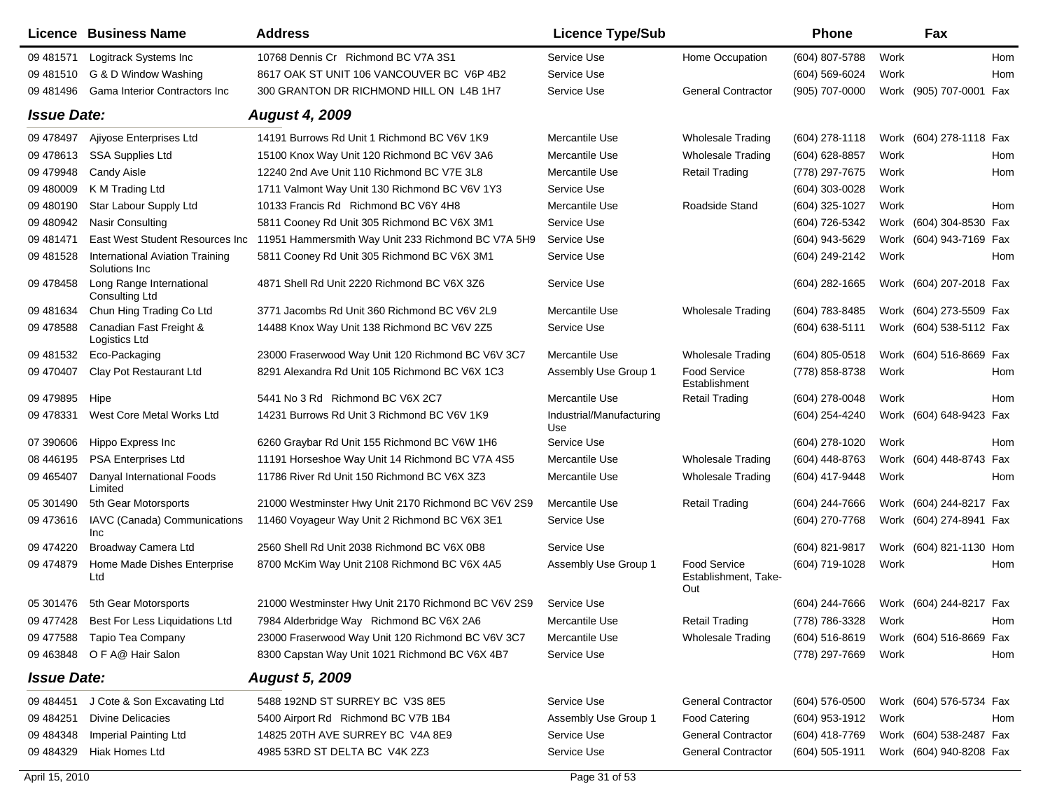| Licence | Business Name | Address | Licence Type/Sub | | Phone | | Fax | |
|---|---|---|---|---|---|---|---|---|
| 09 481571 | Logitrack Systems Inc | 10768 Dennis Cr Richmond BC V7A 3S1 | Service Use | Home Occupation | (604) 807-5788 | Work | | Hom |
| 09 481510 | G & D Window Washing | 8617 OAK ST UNIT 106 VANCOUVER BC V6P 4B2 | Service Use | | (604) 569-6024 | Work | | Hom |
| 09 481496 | Gama Interior Contractors Inc | 300 GRANTON DR RICHMOND HILL ON L4B 1H7 | Service Use | General Contractor | (905) 707-0000 | Work | (905) 707-0001 | Fax |
| ***Issue Date:*** | | ***August 4, 2009*** | | | | | | |
| 09 478497 | Ajiyose Enterprises Ltd | 14191 Burrows Rd Unit 1 Richmond BC V6V 1K9 | Mercantile Use | Wholesale Trading | (604) 278-1118 | Work | (604) 278-1118 | Fax |
| 09 478613 | SSA Supplies Ltd | 15100 Knox Way Unit 120 Richmond BC V6V 3A6 | Mercantile Use | Wholesale Trading | (604) 628-8857 | Work | | Hom |
| 09 479948 | Candy Aisle | 12240 2nd Ave Unit 110 Richmond BC V7E 3L8 | Mercantile Use | Retail Trading | (778) 297-7675 | Work | | Hom |
| 09 480009 | K M Trading Ltd | 1711 Valmont Way Unit 130 Richmond BC V6V 1Y3 | Service Use | | (604) 303-0028 | Work | | |
| 09 480190 | Star Labour Supply Ltd | 10133 Francis Rd Richmond BC V6Y 4H8 | Mercantile Use | Roadside Stand | (604) 325-1027 | Work | | Hom |
| 09 480942 | Nasir Consulting | 5811 Cooney Rd Unit 305 Richmond BC V6X 3M1 | Service Use | | (604) 726-5342 | Work | (604) 304-8530 | Fax |
| 09 481471 | East West Student Resources Inc | 11951 Hammersmith Way Unit 233 Richmond BC V7A 5H9 | Service Use | | (604) 943-5629 | Work | (604) 943-7169 | Fax |
| 09 481528 | International Aviation Training Solutions Inc | 5811 Cooney Rd Unit 305 Richmond BC V6X 3M1 | Service Use | | (604) 249-2142 | Work | | Hom |
| 09 478458 | Long Range International Consulting Ltd | 4871 Shell Rd Unit 2220 Richmond BC V6X 3Z6 | Service Use | | (604) 282-1665 | Work | (604) 207-2018 | Fax |
| 09 481634 | Chun Hing Trading Co Ltd | 3771 Jacombs Rd Unit 360 Richmond BC V6V 2L9 | Mercantile Use | Wholesale Trading | (604) 783-8485 | Work | (604) 273-5509 | Fax |
| 09 478588 | Canadian Fast Freight & Logistics Ltd | 14488 Knox Way Unit 138 Richmond BC V6V 2Z5 | Service Use | | (604) 638-5111 | Work | (604) 538-5112 | Fax |
| 09 481532 | Eco-Packaging | 23000 Fraserwood Way Unit 120 Richmond BC V6V 3C7 | Mercantile Use | Wholesale Trading | (604) 805-0518 | Work | (604) 516-8669 | Fax |
| 09 470407 | Clay Pot Restaurant Ltd | 8291 Alexandra Rd Unit 105 Richmond BC V6X 1C3 | Assembly Use Group 1 | Food Service Establishment | (778) 858-8738 | Work | | Hom |
| 09 479895 | Hipe | 5441 No 3 Rd Richmond BC V6X 2C7 | Mercantile Use | Retail Trading | (604) 278-0048 | Work | | Hom |
| 09 478331 | West Core Metal Works Ltd | 14231 Burrows Rd Unit 3 Richmond BC V6V 1K9 | Industrial/Manufacturing Use | | (604) 254-4240 | Work | (604) 648-9423 | Fax |
| 07 390606 | Hippo Express Inc | 6260 Graybar Rd Unit 155 Richmond BC V6W 1H6 | Service Use | | (604) 278-1020 | Work | | Hom |
| 08 446195 | PSA Enterprises Ltd | 11191 Horseshoe Way Unit 14 Richmond BC V7A 4S5 | Mercantile Use | Wholesale Trading | (604) 448-8763 | Work | (604) 448-8743 | Fax |
| 09 465407 | Danyal International Foods Limited | 11786 River Rd Unit 150 Richmond BC V6X 3Z3 | Mercantile Use | Wholesale Trading | (604) 417-9448 | Work | | Hom |
| 05 301490 | 5th Gear Motorsports | 21000 Westminster Hwy Unit 2170 Richmond BC V6V 2S9 | Mercantile Use | Retail Trading | (604) 244-7666 | Work | (604) 244-8217 | Fax |
| 09 473616 | IAVC (Canada) Communications Inc | 11460 Voyageur Way Unit 2 Richmond BC V6X 3E1 | Service Use | | (604) 270-7768 | Work | (604) 274-8941 | Fax |
| 09 474220 | Broadway Camera Ltd | 2560 Shell Rd Unit 2038 Richmond BC V6X 0B8 | Service Use | | (604) 821-9817 | Work | (604) 821-1130 | Hom |
| 09 474879 | Home Made Dishes Enterprise Ltd | 8700 McKim Way Unit 2108 Richmond BC V6X 4A5 | Assembly Use Group 1 | Food Service Establishment, Take-Out | (604) 719-1028 | Work | | Hom |
| 05 301476 | 5th Gear Motorsports | 21000 Westminster Hwy Unit 2170 Richmond BC V6V 2S9 | Service Use | | (604) 244-7666 | Work | (604) 244-8217 | Fax |
| 09 477428 | Best For Less Liquidations Ltd | 7984 Alderbridge Way Richmond BC V6X 2A6 | Mercantile Use | Retail Trading | (778) 786-3328 | Work | | Hom |
| 09 477588 | Tapio Tea Company | 23000 Fraserwood Way Unit 120 Richmond BC V6V 3C7 | Mercantile Use | Wholesale Trading | (604) 516-8619 | Work | (604) 516-8669 | Fax |
| 09 463848 | O F A@ Hair Salon | 8300 Capstan Way Unit 1021 Richmond BC V6X 4B7 | Service Use | | (778) 297-7669 | Work | | Hom |
| ***Issue Date:*** | | ***August 5, 2009*** | | | | | | |
| 09 484451 | J Cote & Son Excavating Ltd | 5488 192ND ST SURREY BC V3S 8E5 | Service Use | General Contractor | (604) 576-0500 | Work | (604) 576-5734 | Fax |
| 09 484251 | Divine Delicacies | 5400 Airport Rd Richmond BC V7B 1B4 | Assembly Use Group 1 | Food Catering | (604) 953-1912 | Work | | Hom |
| 09 484348 | Imperial Painting Ltd | 14825 20TH AVE SURREY BC V4A 8E9 | Service Use | General Contractor | (604) 418-7769 | Work | (604) 538-2487 | Fax |
| 09 484329 | Hiak Homes Ltd | 4985 53RD ST DELTA BC V4K 2Z3 | Service Use | General Contractor | (604) 505-1911 | Work | (604) 940-8208 | Fax |

April 15, 2010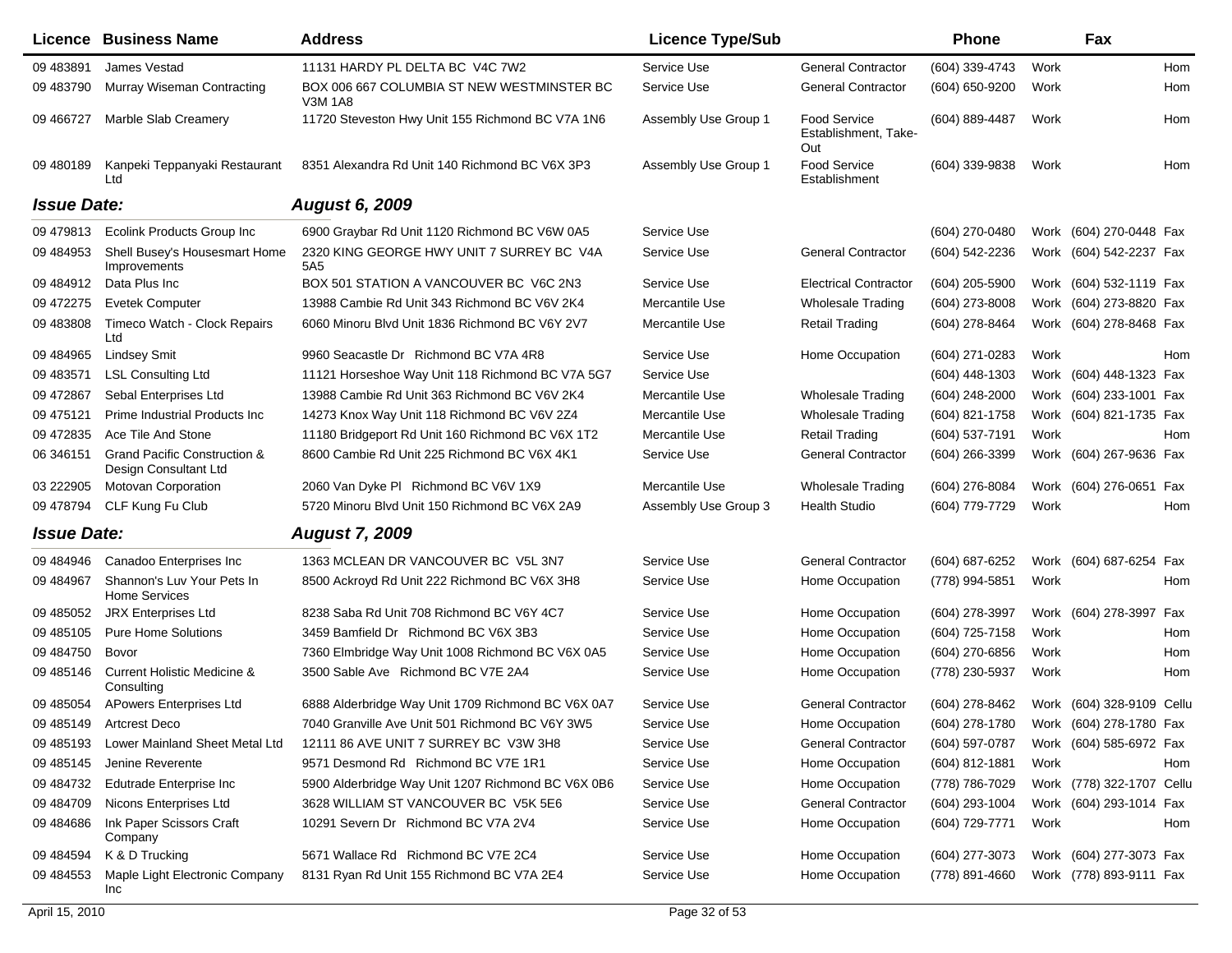| Licence | Business Name | Address | Licence Type/Sub | | Phone | | Fax | |
|---|---|---|---|---|---|---|---|---|
| 09 483891 | James Vestad | 11131 HARDY PL DELTA BC V4C 7W2 | Service Use | General Contractor | (604) 339-4743 | Work | | Hom |
| 09 483790 | Murray Wiseman Contracting | BOX 006 667 COLUMBIA ST NEW WESTMINSTER BC V3M 1A8 | Service Use | General Contractor | (604) 650-9200 | Work | | Hom |
| 09 466727 | Marble Slab Creamery | 11720 Steveston Hwy Unit 155 Richmond BC V7A 1N6 | Assembly Use Group 1 | Food Service Establishment, Take-Out | (604) 889-4487 | Work | | Hom |
| 09 480189 | Kanpeki Teppanyaki Restaurant Ltd | 8351 Alexandra Rd Unit 140 Richmond BC V6X 3P3 | Assembly Use Group 1 | Food Service Establishment | (604) 339-9838 | Work | | Hom |
| ***Issue Date:*** | | ***August 6, 2009*** | | | | | | |
| 09 479813 | Ecolink Products Group Inc | 6900 Graybar Rd Unit 1120 Richmond BC V6W 0A5 | Service Use | | (604) 270-0480 | Work | (604) 270-0448 | Fax |
| 09 484953 | Shell Busey's Housesmart Home Improvements | 2320 KING GEORGE HWY UNIT 7 SURREY BC V4A 5A5 | Service Use | General Contractor | (604) 542-2236 | Work | (604) 542-2237 | Fax |
| 09 484912 | Data Plus Inc | BOX 501 STATION A VANCOUVER BC V6C 2N3 | Service Use | Electrical Contractor | (604) 205-5900 | Work | (604) 532-1119 | Fax |
| 09 472275 | Evetek Computer | 13988 Cambie Rd Unit 343 Richmond BC V6V 2K4 | Mercantile Use | Wholesale Trading | (604) 273-8008 | Work | (604) 273-8820 | Fax |
| 09 483808 | Timeco Watch - Clock Repairs Ltd | 6060 Minoru Blvd Unit 1836 Richmond BC V6Y 2V7 | Mercantile Use | Retail Trading | (604) 278-8464 | Work | (604) 278-8468 | Fax |
| 09 484965 | Lindsey Smit | 9960 Seacastle Dr Richmond BC V7A 4R8 | Service Use | Home Occupation | (604) 271-0283 | Work | | Hom |
| 09 483571 | LSL Consulting Ltd | 11121 Horseshoe Way Unit 118 Richmond BC V7A 5G7 | Service Use | | (604) 448-1303 | Work | (604) 448-1323 | Fax |
| 09 472867 | Sebal Enterprises Ltd | 13988 Cambie Rd Unit 363 Richmond BC V6V 2K4 | Mercantile Use | Wholesale Trading | (604) 248-2000 | Work | (604) 233-1001 | Fax |
| 09 475121 | Prime Industrial Products Inc | 14273 Knox Way Unit 118 Richmond BC V6V 2Z4 | Mercantile Use | Wholesale Trading | (604) 821-1758 | Work | (604) 821-1735 | Fax |
| 09 472835 | Ace Tile And Stone | 11180 Bridgeport Rd Unit 160 Richmond BC V6X 1T2 | Mercantile Use | Retail Trading | (604) 537-7191 | Work | | Hom |
| 06 346151 | Grand Pacific Construction & Design Consultant Ltd | 8600 Cambie Rd Unit 225 Richmond BC V6X 4K1 | Service Use | General Contractor | (604) 266-3399 | Work | (604) 267-9636 | Fax |
| 03 222905 | Motovan Corporation | 2060 Van Dyke Pl Richmond BC V6V 1X9 | Mercantile Use | Wholesale Trading | (604) 276-8084 | Work | (604) 276-0651 | Fax |
| 09 478794 | CLF Kung Fu Club | 5720 Minoru Blvd Unit 150 Richmond BC V6X 2A9 | Assembly Use Group 3 | Health Studio | (604) 779-7729 | Work | | Hom |
| ***Issue Date:*** | | ***August 7, 2009*** | | | | | | |
| 09 484946 | Canadoo Enterprises Inc | 1363 MCLEAN DR VANCOUVER BC V5L 3N7 | Service Use | General Contractor | (604) 687-6252 | Work | (604) 687-6254 | Fax |
| 09 484967 | Shannon's Luv Your Pets In Home Services | 8500 Ackroyd Rd Unit 222 Richmond BC V6X 3H8 | Service Use | Home Occupation | (778) 994-5851 | Work | | Hom |
| 09 485052 | JRX Enterprises Ltd | 8238 Saba Rd Unit 708 Richmond BC V6Y 4C7 | Service Use | Home Occupation | (604) 278-3997 | Work | (604) 278-3997 | Fax |
| 09 485105 | Pure Home Solutions | 3459 Bamfield Dr Richmond BC V6X 3B3 | Service Use | Home Occupation | (604) 725-7158 | Work | | Hom |
| 09 484750 | Bovor | 7360 Elmbridge Way Unit 1008 Richmond BC V6X 0A5 | Service Use | Home Occupation | (604) 270-6856 | Work | | Hom |
| 09 485146 | Current Holistic Medicine & Consulting | 3500 Sable Ave Richmond BC V7E 2A4 | Service Use | Home Occupation | (778) 230-5937 | Work | | Hom |
| 09 485054 | APowers Enterprises Ltd | 6888 Alderbridge Way Unit 1709 Richmond BC V6X 0A7 | Service Use | General Contractor | (604) 278-8462 | Work | (604) 328-9109 | Cellu |
| 09 485149 | Artcrest Deco | 7040 Granville Ave Unit 501 Richmond BC V6Y 3W5 | Service Use | Home Occupation | (604) 278-1780 | Work | (604) 278-1780 | Fax |
| 09 485193 | Lower Mainland Sheet Metal Ltd | 12111 86 AVE UNIT 7 SURREY BC V3W 3H8 | Service Use | General Contractor | (604) 597-0787 | Work | (604) 585-6972 | Fax |
| 09 485145 | Jenine Reverente | 9571 Desmond Rd Richmond BC V7E 1R1 | Service Use | Home Occupation | (604) 812-1881 | Work | | Hom |
| 09 484732 | Edutrade Enterprise Inc | 5900 Alderbridge Way Unit 1207 Richmond BC V6X 0B6 | Service Use | Home Occupation | (778) 786-7029 | Work | (778) 322-1707 | Cellu |
| 09 484709 | Nicons Enterprises Ltd | 3628 WILLIAM ST VANCOUVER BC V5K 5E6 | Service Use | General Contractor | (604) 293-1004 | Work | (604) 293-1014 | Fax |
| 09 484686 | Ink Paper Scissors Craft Company | 10291 Severn Dr Richmond BC V7A 2V4 | Service Use | Home Occupation | (604) 729-7771 | Work | | Hom |
| 09 484594 | K & D Trucking | 5671 Wallace Rd Richmond BC V7E 2C4 | Service Use | Home Occupation | (604) 277-3073 | Work | (604) 277-3073 | Fax |
| 09 484553 | Maple Light Electronic Company Inc | 8131 Ryan Rd Unit 155 Richmond BC V7A 2E4 | Service Use | Home Occupation | (778) 891-4660 | Work | (778) 893-9111 | Fax |

April 15, 2010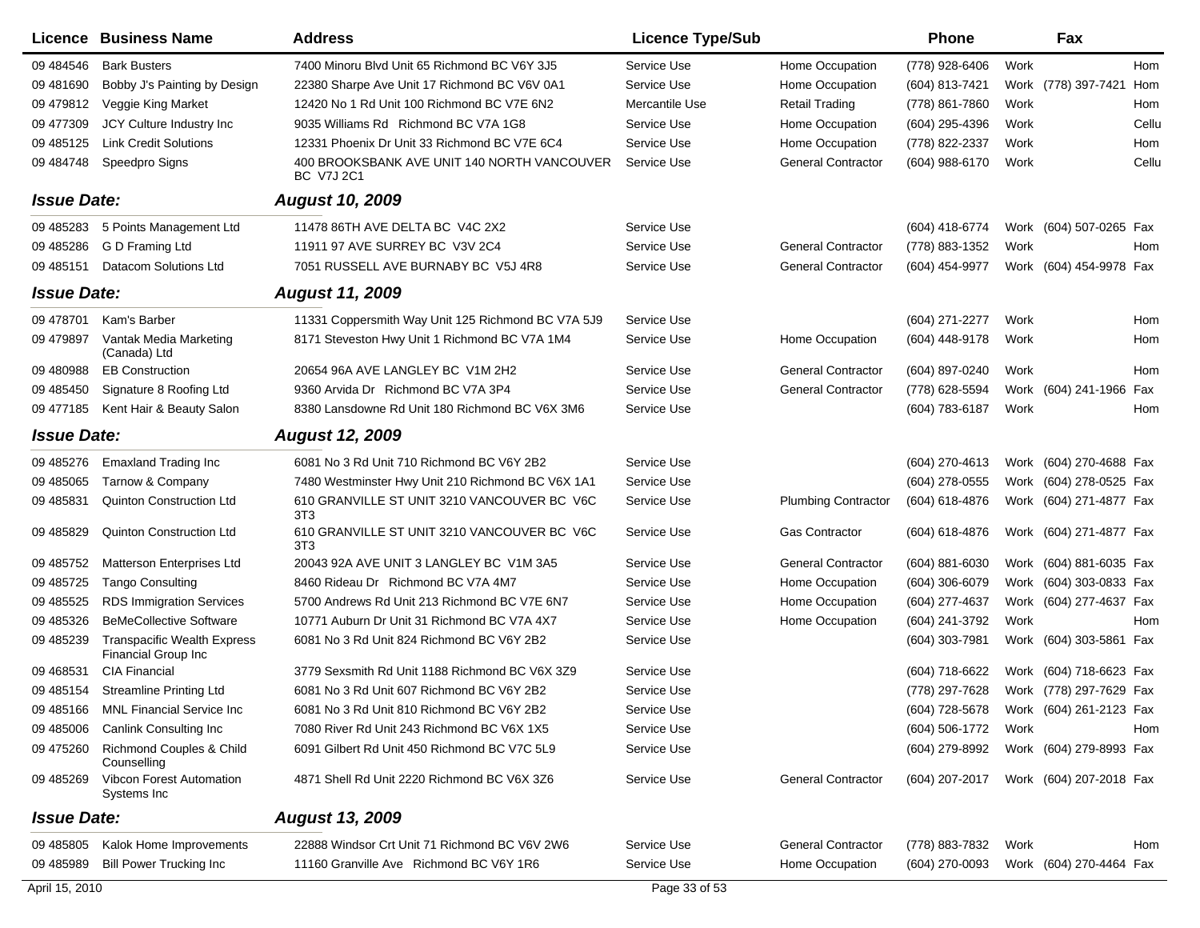| Licence | Business Name | Address | Licence Type/Sub | | Phone | | Fax | |
|---|---|---|---|---|---|---|---|---|
| 09 484546 | Bark Busters | 7400 Minoru Blvd Unit 65 Richmond BC V6Y 3J5 | Service Use | Home Occupation | (778) 928-6406 | Work | | Hom |
| 09 481690 | Bobby J's Painting by Design | 22380 Sharpe Ave Unit 17 Richmond BC V6V 0A1 | Service Use | Home Occupation | (604) 813-7421 | Work | (778) 397-7421 | Hom |
| 09 479812 | Veggie King Market | 12420 No 1 Rd Unit 100 Richmond BC V7E 6N2 | Mercantile Use | Retail Trading | (778) 861-7860 | Work | | Hom |
| 09 477309 | JCY Culture Industry Inc | 9035 Williams Rd Richmond BC V7A 1G8 | Service Use | Home Occupation | (604) 295-4396 | Work | | Cellu |
| 09 485125 | Link Credit Solutions | 12331 Phoenix Dr Unit 33 Richmond BC V7E 6C4 | Service Use | Home Occupation | (778) 822-2337 | Work | | Hom |
| 09 484748 | Speedpro Signs | 400 BROOKSBANK AVE UNIT 140 NORTH VANCOUVER BC V7J 2C1 | Service Use | General Contractor | (604) 988-6170 | Work | | Cellu |
| ***Issue Date:*** | | ***August 10, 2009*** | | | | | | |
| 09 485283 | 5 Points Management Ltd | 11478 86TH AVE DELTA BC V4C 2X2 | Service Use | | (604) 418-6774 | Work | (604) 507-0265 | Fax |
| 09 485286 | G D Framing Ltd | 11911 97 AVE SURREY BC V3V 2C4 | Service Use | General Contractor | (778) 883-1352 | Work | | Hom |
| 09 485151 | Datacom Solutions Ltd | 7051 RUSSELL AVE BURNABY BC V5J 4R8 | Service Use | General Contractor | (604) 454-9977 | Work | (604) 454-9978 | Fax |
| ***Issue Date:*** | | ***August 11, 2009*** | | | | | | |
| 09 478701 | Kam's Barber | 11331 Coppersmith Way Unit 125 Richmond BC V7A 5J9 | Service Use | | (604) 271-2277 | Work | | Hom |
| 09 479897 | Vantak Media Marketing (Canada) Ltd | 8171 Steveston Hwy Unit 1 Richmond BC V7A 1M4 | Service Use | Home Occupation | (604) 448-9178 | Work | | Hom |
| 09 480988 | EB Construction | 20654 96A AVE LANGLEY BC V1M 2H2 | Service Use | General Contractor | (604) 897-0240 | Work | | Hom |
| 09 485450 | Signature 8 Roofing Ltd | 9360 Arvida Dr Richmond BC V7A 3P4 | Service Use | General Contractor | (778) 628-5594 | Work | (604) 241-1966 | Fax |
| 09 477185 | Kent Hair & Beauty Salon | 8380 Lansdowne Rd Unit 180 Richmond BC V6X 3M6 | Service Use | | (604) 783-6187 | Work | | Hom |
| ***Issue Date:*** | | ***August 12, 2009*** | | | | | | |
| 09 485276 | Emaxland Trading Inc | 6081 No 3 Rd Unit 710 Richmond BC V6Y 2B2 | Service Use | | (604) 270-4613 | Work | (604) 270-4688 | Fax |
| 09 485065 | Tarnow & Company | 7480 Westminster Hwy Unit 210 Richmond BC V6X 1A1 | Service Use | | (604) 278-0555 | Work | (604) 278-0525 | Fax |
| 09 485831 | Quinton Construction Ltd | 610 GRANVILLE ST UNIT 3210 VANCOUVER BC V6C 3T3 | Service Use | Plumbing Contractor | (604) 618-4876 | Work | (604) 271-4877 | Fax |
| 09 485829 | Quinton Construction Ltd | 610 GRANVILLE ST UNIT 3210 VANCOUVER BC V6C 3T3 | Service Use | Gas Contractor | (604) 618-4876 | Work | (604) 271-4877 | Fax |
| 09 485752 | Matterson Enterprises Ltd | 20043 92A AVE UNIT 3 LANGLEY BC V1M 3A5 | Service Use | General Contractor | (604) 881-6030 | Work | (604) 881-6035 | Fax |
| 09 485725 | Tango Consulting | 8460 Rideau Dr Richmond BC V7A 4M7 | Service Use | Home Occupation | (604) 306-6079 | Work | (604) 303-0833 | Fax |
| 09 485525 | RDS Immigration Services | 5700 Andrews Rd Unit 213 Richmond BC V7E 6N7 | Service Use | Home Occupation | (604) 277-4637 | Work | (604) 277-4637 | Fax |
| 09 485326 | BeMeCollective Software | 10771 Auburn Dr Unit 31 Richmond BC V7A 4X7 | Service Use | Home Occupation | (604) 241-3792 | Work | | Hom |
| 09 485239 | Transpacific Wealth Express Financial Group Inc | 6081 No 3 Rd Unit 824 Richmond BC V6Y 2B2 | Service Use | | (604) 303-7981 | Work | (604) 303-5861 | Fax |
| 09 468531 | CIA Financial | 3779 Sexsmith Rd Unit 1188 Richmond BC V6X 3Z9 | Service Use | | (604) 718-6622 | Work | (604) 718-6623 | Fax |
| 09 485154 | Streamline Printing Ltd | 6081 No 3 Rd Unit 607 Richmond BC V6Y 2B2 | Service Use | | (778) 297-7628 | Work | (778) 297-7629 | Fax |
| 09 485166 | MNL Financial Service Inc | 6081 No 3 Rd Unit 810 Richmond BC V6Y 2B2 | Service Use | | (604) 728-5678 | Work | (604) 261-2123 | Fax |
| 09 485006 | Canlink Consulting Inc | 7080 River Rd Unit 243 Richmond BC V6X 1X5 | Service Use | | (604) 506-1772 | Work | | Hom |
| 09 475260 | Richmond Couples & Child Counselling | 6091 Gilbert Rd Unit 450 Richmond BC V7C 5L9 | Service Use | | (604) 279-8992 | Work | (604) 279-8993 | Fax |
| 09 485269 | Vibcon Forest Automation Systems Inc | 4871 Shell Rd Unit 2220 Richmond BC V6X 3Z6 | Service Use | General Contractor | (604) 207-2017 | Work | (604) 207-2018 | Fax |
| ***Issue Date:*** | | ***August 13, 2009*** | | | | | | |
| 09 485805 | Kalok Home Improvements | 22888 Windsor Crt Unit 71 Richmond BC V6V 2W6 | Service Use | General Contractor | (778) 883-7832 | Work | | Hom |
| 09 485989 | Bill Power Trucking Inc | 11160 Granville Ave Richmond BC V6Y 1R6 | Service Use | Home Occupation | (604) 270-0093 | Work | (604) 270-4464 | Fax |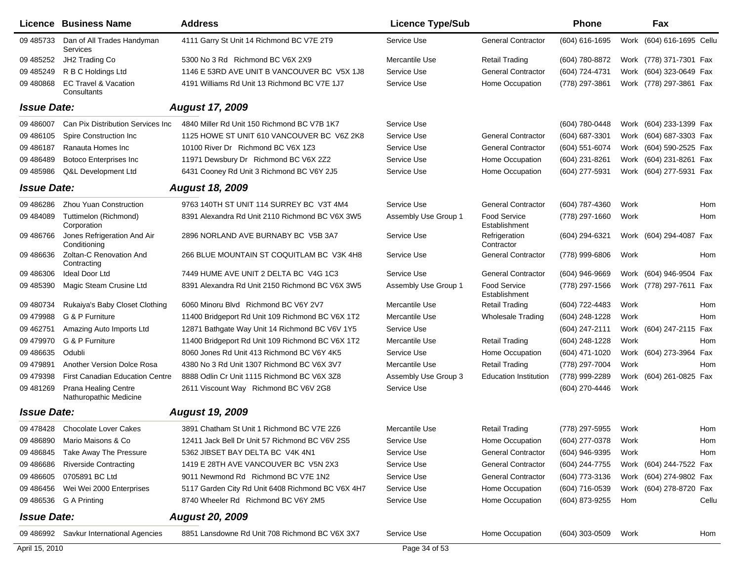| Licence | Business Name | Address | Licence Type/Sub | | Phone | | Fax | |
|---|---|---|---|---|---|---|---|---|
| 09 485733 | Dan of All Trades Handyman Services | 4111 Garry St Unit 14 Richmond BC V7E 2T9 | Service Use | General Contractor | (604) 616-1695 | Work | (604) 616-1695 | Cellu |
| 09 485252 | JH2 Trading Co | 5300 No 3 Rd Richmond BC V6X 2X9 | Mercantile Use | Retail Trading | (604) 780-8872 | Work | (778) 371-7301 | Fax |
| 09 485249 | R B C Holdings Ltd | 1146 E 53RD AVE UNIT B VANCOUVER BC V5X 1J8 | Service Use | General Contractor | (604) 724-4731 | Work | (604) 323-0649 | Fax |
| 09 480868 | EC Travel & Vacation Consultants | 4191 Williams Rd Unit 13 Richmond BC V7E 1J7 | Service Use | Home Occupation | (778) 297-3861 | Work | (778) 297-3861 | Fax |
| ***Issue Date:*** | | ***August 17, 2009*** | | | | | | |
| 09 486007 | Can Pix Distribution Services Inc | 4840 Miller Rd Unit 150 Richmond BC V7B 1K7 | Service Use | | (604) 780-0448 | Work | (604) 233-1399 | Fax |
| 09 486105 | Spire Construction Inc | 1125 HOWE ST UNIT 610 VANCOUVER BC V6Z 2K8 | Service Use | General Contractor | (604) 687-3301 | Work | (604) 687-3303 | Fax |
| 09 486187 | Ranauta Homes Inc | 10100 River Dr Richmond BC V6X 1Z3 | Service Use | General Contractor | (604) 551-6074 | Work | (604) 590-2525 | Fax |
| 09 486489 | Botoco Enterprises Inc | 11971 Dewsbury Dr Richmond BC V6X 2Z2 | Service Use | Home Occupation | (604) 231-8261 | Work | (604) 231-8261 | Fax |
| 09 485986 | Q&L Development Ltd | 6431 Cooney Rd Unit 3 Richmond BC V6Y 2J5 | Service Use | Home Occupation | (604) 277-5931 | Work | (604) 277-5931 | Fax |
| ***Issue Date:*** | | ***August 18, 2009*** | | | | | | |
| 09 486286 | Zhou Yuan Construction | 9763 140TH ST UNIT 114 SURREY BC V3T 4M4 | Service Use | General Contractor | (604) 787-4360 | Work | | Hom |
| 09 484089 | Tuttimelon (Richmond) Corporation | 8391 Alexandra Rd Unit 2110 Richmond BC V6X 3W5 | Assembly Use Group 1 | Food Service Establishment | (778) 297-1660 | Work | | Hom |
| 09 486766 | Jones Refrigeration And Air Conditioning | 2896 NORLAND AVE BURNABY BC V5B 3A7 | Service Use | Refrigeration Contractor | (604) 294-6321 | Work | (604) 294-4087 | Fax |
| 09 486636 | Zoltan-C Renovation And Contracting | 266 BLUE MOUNTAIN ST COQUITLAM BC V3K 4H8 | Service Use | General Contractor | (778) 999-6806 | Work | | Hom |
| 09 486306 | Ideal Door Ltd | 7449 HUME AVE UNIT 2 DELTA BC V4G 1C3 | Service Use | General Contractor | (604) 946-9669 | Work | (604) 946-9504 | Fax |
| 09 485390 | Magic Steam Crusine Ltd | 8391 Alexandra Rd Unit 2150 Richmond BC V6X 3W5 | Assembly Use Group 1 | Food Service Establishment | (778) 297-1566 | Work | (778) 297-7611 | Fax |
| 09 480734 | Rukaiya's Baby Closet Clothing | 6060 Minoru Blvd Richmond BC V6Y 2V7 | Mercantile Use | Retail Trading | (604) 722-4483 | Work | | Hom |
| 09 479988 | G & P Furniture | 11400 Bridgeport Rd Unit 109 Richmond BC V6X 1T2 | Mercantile Use | Wholesale Trading | (604) 248-1228 | Work | | Hom |
| 09 462751 | Amazing Auto Imports Ltd | 12871 Bathgate Way Unit 14 Richmond BC V6V 1Y5 | Service Use | | (604) 247-2111 | Work | (604) 247-2115 | Fax |
| 09 479970 | G & P Furniture | 11400 Bridgeport Rd Unit 109 Richmond BC V6X 1T2 | Mercantile Use | Retail Trading | (604) 248-1228 | Work | | Hom |
| 09 486635 | Odubli | 8060 Jones Rd Unit 413 Richmond BC V6Y 4K5 | Service Use | Home Occupation | (604) 471-1020 | Work | (604) 273-3964 | Fax |
| 09 479891 | Another Version Dolce Rosa | 4380 No 3 Rd Unit 1307 Richmond BC V6X 3V7 | Mercantile Use | Retail Trading | (778) 297-7004 | Work | | Hom |
| 09 479398 | First Canadian Education Centre | 8888 Odlin Cr Unit 1115 Richmond BC V6X 3Z8 | Assembly Use Group 3 | Education Institution | (778) 999-2289 | Work | (604) 261-0825 | Fax |
| 09 481269 | Prana Healing Centre Nathuropathic Medicine | 2611 Viscount Way Richmond BC V6V 2G8 | Service Use | | (604) 270-4446 | Work | | |
| ***Issue Date:*** | | ***August 19, 2009*** | | | | | | |
| 09 478428 | Chocolate Lover Cakes | 3891 Chatham St Unit 1 Richmond BC V7E 2Z6 | Mercantile Use | Retail Trading | (778) 297-5955 | Work | | Hom |
| 09 486890 | Mario Maisons & Co | 12411 Jack Bell Dr Unit 57 Richmond BC V6V 2S5 | Service Use | Home Occupation | (604) 277-0378 | Work | | Hom |
| 09 486845 | Take Away The Pressure | 5362 JIBSET BAY DELTA BC V4K 4N1 | Service Use | General Contractor | (604) 946-9395 | Work | | Hom |
| 09 486686 | Riverside Contracting | 1419 E 28TH AVE VANCOUVER BC V5N 2X3 | Service Use | General Contractor | (604) 244-7755 | Work | (604) 244-7522 | Fax |
| 09 486605 | 0705891 BC Ltd | 9011 Newmond Rd Richmond BC V7E 1N2 | Service Use | General Contractor | (604) 773-3136 | Work | (604) 274-9802 | Fax |
| 09 486456 | Wei Wei 2000 Enterprises | 5117 Garden City Rd Unit 6408 Richmond BC V6X 4H7 | Service Use | Home Occupation | (604) 716-0539 | Work | (604) 278-8720 | Fax |
| 09 486536 | G A Printing | 8740 Wheeler Rd Richmond BC V6Y 2M5 | Service Use | Home Occupation | (604) 873-9255 | Hom | | Cellu |
| ***Issue Date:*** | | ***August 20, 2009*** | | | | | | |
| 09 486992 | Savkur International Agencies | 8851 Lansdowne Rd Unit 708 Richmond BC V6X 3X7 | Service Use | Home Occupation | (604) 303-0509 | Work | | Hom |

April 15, 2010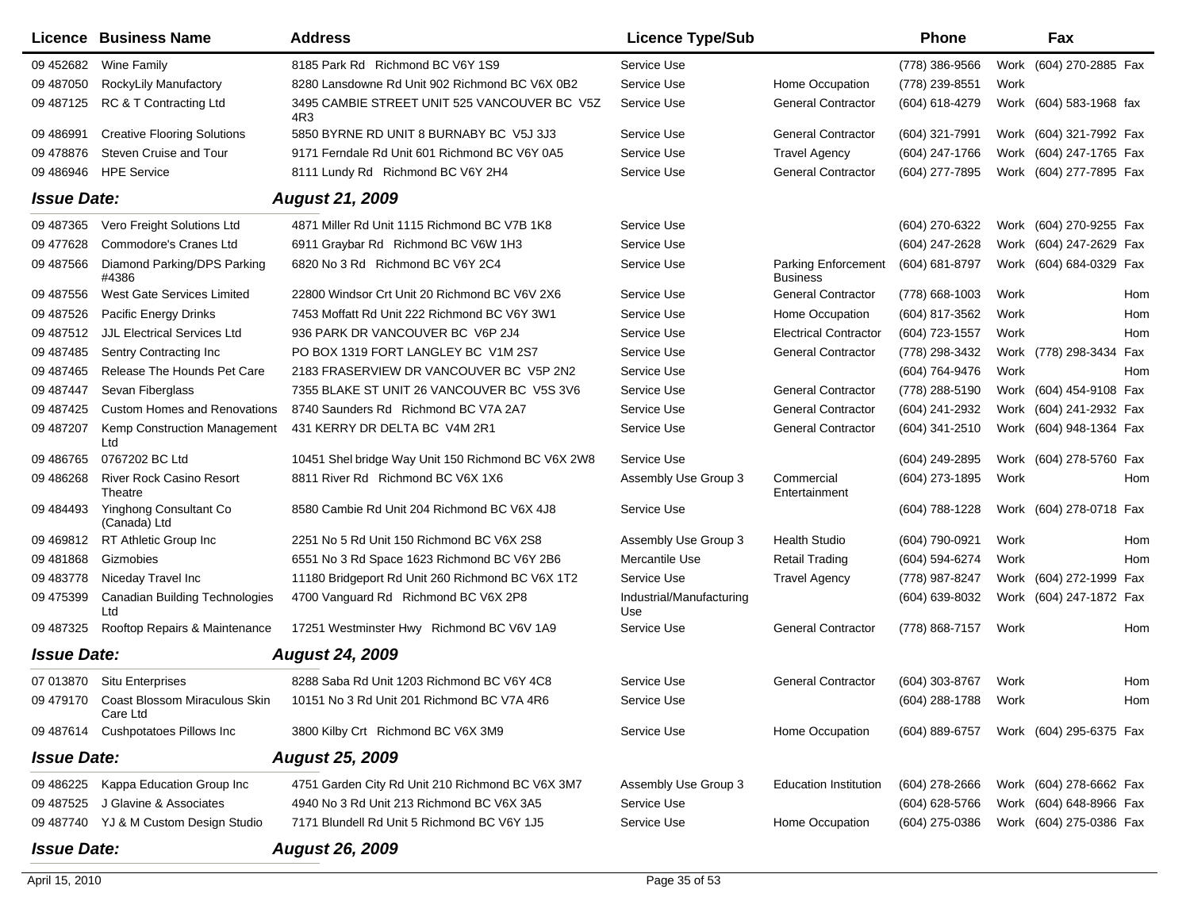| Licence | Business Name | Address | Licence Type/Sub | | Phone | | Fax | |
|---|---|---|---|---|---|---|---|---|
| 09 452682 | Wine Family | 8185 Park Rd Richmond BC V6Y 1S9 | Service Use | | (778) 386-9566 | Work | (604) 270-2885 | Fax |
| 09 487050 | RockyLily Manufactory | 8280 Lansdowne Rd Unit 902 Richmond BC V6X 0B2 | Service Use | Home Occupation | (778) 239-8551 | Work | | |
| 09 487125 | RC & T Contracting Ltd | 3495 CAMBIE STREET UNIT 525 VANCOUVER BC V5Z 4R3 | Service Use | General Contractor | (604) 618-4279 | Work | (604) 583-1968 | fax |
| 09 486991 | Creative Flooring Solutions | 5850 BYRNE RD UNIT 8 BURNABY BC V5J 3J3 | Service Use | General Contractor | (604) 321-7991 | Work | (604) 321-7992 | Fax |
| 09 478876 | Steven Cruise and Tour | 9171 Ferndale Rd Unit 601 Richmond BC V6Y 0A5 | Service Use | Travel Agency | (604) 247-1766 | Work | (604) 247-1765 | Fax |
| 09 486946 | HPE Service | 8111 Lundy Rd Richmond BC V6Y 2H4 | Service Use | General Contractor | (604) 277-7895 | Work | (604) 277-7895 | Fax |
| ***Issue Date:*** | | ***August 21, 2009*** | | | | | | |
| 09 487365 | Vero Freight Solutions Ltd | 4871 Miller Rd Unit 1115 Richmond BC V7B 1K8 | Service Use | | (604) 270-6322 | Work | (604) 270-9255 | Fax |
| 09 477628 | Commodore's Cranes Ltd | 6911 Graybar Rd Richmond BC V6W 1H3 | Service Use | | (604) 247-2628 | Work | (604) 247-2629 | Fax |
| 09 487566 | Diamond Parking/DPS Parking #4386 | 6820 No 3 Rd Richmond BC V6Y 2C4 | Service Use | Parking Enforcement Business | (604) 681-8797 | Work | (604) 684-0329 | Fax |
| 09 487556 | West Gate Services Limited | 22800 Windsor Crt Unit 20 Richmond BC V6V 2X6 | Service Use | General Contractor | (778) 668-1003 | Work | | Hom |
| 09 487526 | Pacific Energy Drinks | 7453 Moffatt Rd Unit 222 Richmond BC V6Y 3W1 | Service Use | Home Occupation | (604) 817-3562 | Work | | Hom |
| 09 487512 | JJL Electrical Services Ltd | 936 PARK DR VANCOUVER BC V6P 2J4 | Service Use | Electrical Contractor | (604) 723-1557 | Work | | Hom |
| 09 487485 | Sentry Contracting Inc | PO BOX 1319 FORT LANGLEY BC V1M 2S7 | Service Use | General Contractor | (778) 298-3432 | Work | (778) 298-3434 | Fax |
| 09 487465 | Release The Hounds Pet Care | 2183 FRASERVIEW DR VANCOUVER BC V5P 2N2 | Service Use | | (604) 764-9476 | Work | | Hom |
| 09 487447 | Sevan Fiberglass | 7355 BLAKE ST UNIT 26 VANCOUVER BC V5S 3V6 | Service Use | General Contractor | (778) 288-5190 | Work | (604) 454-9108 | Fax |
| 09 487425 | Custom Homes and Renovations | 8740 Saunders Rd Richmond BC V7A 2A7 | Service Use | General Contractor | (604) 241-2932 | Work | (604) 241-2932 | Fax |
| 09 487207 | Kemp Construction Management Ltd | 431 KERRY DR DELTA BC V4M 2R1 | Service Use | General Contractor | (604) 341-2510 | Work | (604) 948-1364 | Fax |
| 09 486765 | 0767202 BC Ltd | 10451 Shel bridge Way Unit 150 Richmond BC V6X 2W8 | Service Use | | (604) 249-2895 | Work | (604) 278-5760 | Fax |
| 09 486268 | River Rock Casino Resort Theatre | 8811 River Rd Richmond BC V6X 1X6 | Assembly Use Group 3 | Commercial Entertainment | (604) 273-1895 | Work | | Hom |
| 09 484493 | Yinghong Consultant Co (Canada) Ltd | 8580 Cambie Rd Unit 204 Richmond BC V6X 4J8 | Service Use | | (604) 788-1228 | Work | (604) 278-0718 | Fax |
| 09 469812 | RT Athletic Group Inc | 2251 No 5 Rd Unit 150 Richmond BC V6X 2S8 | Assembly Use Group 3 | Health Studio | (604) 790-0921 | Work | | Hom |
| 09 481868 | Gizmobies | 6551 No 3 Rd Space 1623 Richmond BC V6Y 2B6 | Mercantile Use | Retail Trading | (604) 594-6274 | Work | | Hom |
| 09 483778 | Niceday Travel Inc | 11180 Bridgeport Rd Unit 260 Richmond BC V6X 1T2 | Service Use | Travel Agency | (778) 987-8247 | Work | (604) 272-1999 | Fax |
| 09 475399 | Canadian Building Technologies Ltd | 4700 Vanguard Rd Richmond BC V6X 2P8 | Industrial/Manufacturing Use | | (604) 639-8032 | Work | (604) 247-1872 | Fax |
| 09 487325 | Rooftop Repairs & Maintenance | 17251 Westminster Hwy Richmond BC V6V 1A9 | Service Use | General Contractor | (778) 868-7157 | Work | | Hom |
| ***Issue Date:*** | | ***August 24, 2009*** | | | | | | |
| 07 013870 | Situ Enterprises | 8288 Saba Rd Unit 1203 Richmond BC V6Y 4C8 | Service Use | General Contractor | (604) 303-8767 | Work | | Hom |
| 09 479170 | Coast Blossom Miraculous Skin Care Ltd | 10151 No 3 Rd Unit 201 Richmond BC V7A 4R6 | Service Use | | (604) 288-1788 | Work | | Hom |
| 09 487614 | Cushpotatoes Pillows Inc | 3800 Kilby Crt Richmond BC V6X 3M9 | Service Use | Home Occupation | (604) 889-6757 | Work | (604) 295-6375 | Fax |
| ***Issue Date:*** | | ***August 25, 2009*** | | | | | | |
| 09 486225 | Kappa Education Group Inc | 4751 Garden City Rd Unit 210 Richmond BC V6X 3M7 | Assembly Use Group 3 | Education Institution | (604) 278-2666 | Work | (604) 278-6662 | Fax |
| 09 487525 | J Glavine & Associates | 4940 No 3 Rd Unit 213 Richmond BC V6X 3A5 | Service Use | | (604) 628-5766 | Work | (604) 648-8966 | Fax |
| 09 487740 | YJ & M Custom Design Studio | 7171 Blundell Rd Unit 5 Richmond BC V6Y 1J5 | Service Use | Home Occupation | (604) 275-0386 | Work | (604) 275-0386 | Fax |
| ***Issue Date:*** | | ***August 26, 2009*** | | | | | | |

April 15, 2010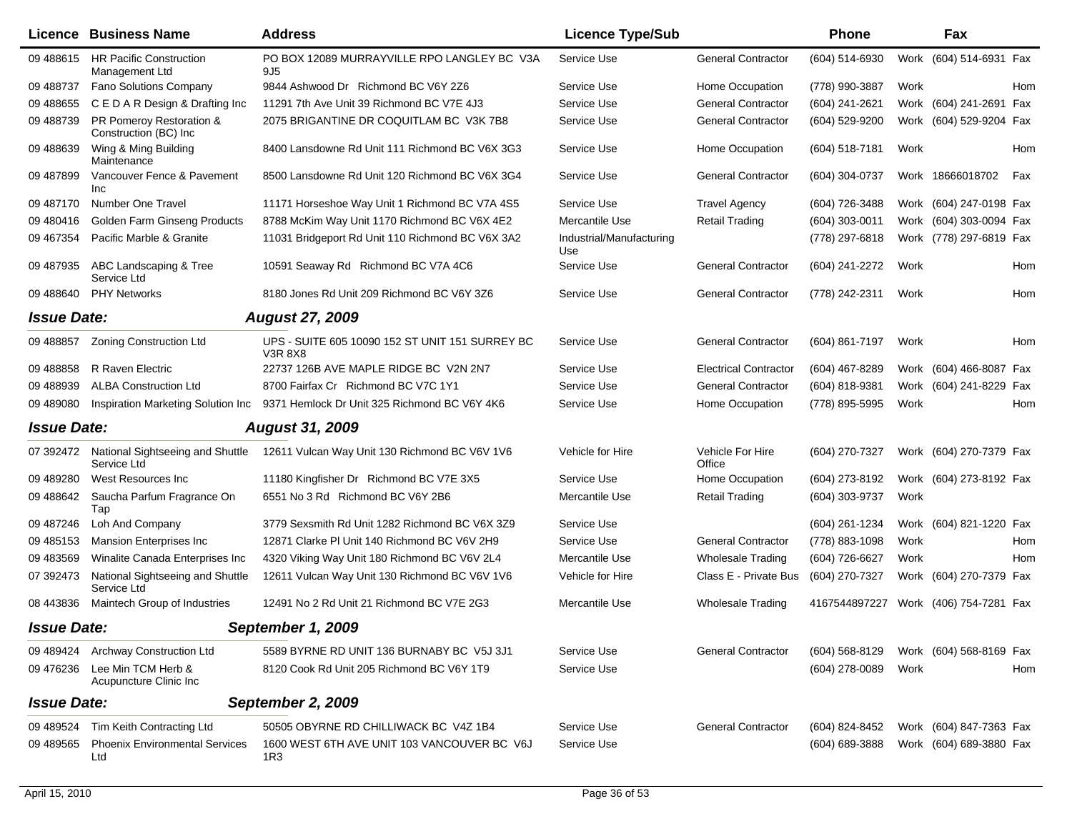| Licence | Business Name | Address | Licence Type/Sub | | Phone | | Fax | |
|---|---|---|---|---|---|---|---|---|
| 09 488615 | HR Pacific Construction Management Ltd | PO BOX 12089 MURRAYVILLE RPO LANGLEY BC V3A 9J5 | Service Use | General Contractor | (604) 514-6930 | Work | (604) 514-6931 | Fax |
| 09 488737 | Fano Solutions Company | 9844 Ashwood Dr Richmond BC V6Y 2Z6 | Service Use | Home Occupation | (778) 990-3887 | Work | | Hom |
| 09 488655 | C E D A R Design & Drafting Inc | 11291 7th Ave Unit 39 Richmond BC V7E 4J3 | Service Use | General Contractor | (604) 241-2621 | Work | (604) 241-2691 | Fax |
| 09 488739 | PR Pomeroy Restoration & Construction (BC) Inc | 2075 BRIGANTINE DR COQUITLAM BC V3K 7B8 | Service Use | General Contractor | (604) 529-9200 | Work | (604) 529-9204 | Fax |
| 09 488639 | Wing & Ming Building Maintenance | 8400 Lansdowne Rd Unit 111 Richmond BC V6X 3G3 | Service Use | Home Occupation | (604) 518-7181 | Work | | Hom |
| 09 487899 | Vancouver Fence & Pavement Inc | 8500 Lansdowne Rd Unit 120 Richmond BC V6X 3G4 | Service Use | General Contractor | (604) 304-0737 | Work | 18666018702 | Fax |
| 09 487170 | Number One Travel | 11171 Horseshoe Way Unit 1 Richmond BC V7A 4S5 | Service Use | Travel Agency | (604) 726-3488 | Work | (604) 247-0198 | Fax |
| 09 480416 | Golden Farm Ginseng Products | 8788 McKim Way Unit 1170 Richmond BC V6X 4E2 | Mercantile Use | Retail Trading | (604) 303-0011 | Work | (604) 303-0094 | Fax |
| 09 467354 | Pacific Marble & Granite | 11031 Bridgeport Rd Unit 110 Richmond BC V6X 3A2 | Industrial/Manufacturing Use | | (778) 297-6818 | Work | (778) 297-6819 | Fax |
| 09 487935 | ABC Landscaping & Tree Service Ltd | 10591 Seaway Rd Richmond BC V7A 4C6 | Service Use | General Contractor | (604) 241-2272 | Work | | Hom |
| 09 488640 | PHY Networks | 8180 Jones Rd Unit 209 Richmond BC V6Y 3Z6 | Service Use | General Contractor | (778) 242-2311 | Work | | Hom |
| ***Issue Date:*** | | ***August 27, 2009*** | | | | | | |
| 09 488857 | Zoning Construction Ltd | UPS - SUITE 605 10090 152 ST UNIT 151 SURREY BC V3R 8X8 | Service Use | General Contractor | (604) 861-7197 | Work | | Hom |
| 09 488858 | R Raven Electric | 22737 126B AVE MAPLE RIDGE BC V2N 2N7 | Service Use | Electrical Contractor | (604) 467-8289 | Work | (604) 466-8087 | Fax |
| 09 488939 | ALBA Construction Ltd | 8700 Fairfax Cr Richmond BC V7C 1Y1 | Service Use | General Contractor | (604) 818-9381 | Work | (604) 241-8229 | Fax |
| 09 489080 | Inspiration Marketing Solution Inc | 9371 Hemlock Dr Unit 325 Richmond BC V6Y 4K6 | Service Use | Home Occupation | (778) 895-5995 | Work | | Hom |
| ***Issue Date:*** | | ***August 31, 2009*** | | | | | | |
| 07 392472 | National Sightseeing and Shuttle Service Ltd | 12611 Vulcan Way Unit 130 Richmond BC V6V 1V6 | Vehicle for Hire | Vehicle For Hire Office | (604) 270-7327 | Work | (604) 270-7379 | Fax |
| 09 489280 | West Resources Inc | 11180 Kingfisher Dr Richmond BC V7E 3X5 | Service Use | Home Occupation | (604) 273-8192 | Work | (604) 273-8192 | Fax |
| 09 488642 | Saucha Parfum Fragrance On Tap | 6551 No 3 Rd Richmond BC V6Y 2B6 | Mercantile Use | Retail Trading | (604) 303-9737 | Work | | |
| 09 487246 | Loh And Company | 3779 Sexsmith Rd Unit 1282 Richmond BC V6X 3Z9 | Service Use | | (604) 261-1234 | Work | (604) 821-1220 | Fax |
| 09 485153 | Mansion Enterprises Inc | 12871 Clarke Pl Unit 140 Richmond BC V6V 2H9 | Service Use | General Contractor | (778) 883-1098 | Work | | Hom |
| 09 483569 | Winalite Canada Enterprises Inc | 4320 Viking Way Unit 180 Richmond BC V6V 2L4 | Mercantile Use | Wholesale Trading | (604) 726-6627 | Work | | Hom |
| 07 392473 | National Sightseeing and Shuttle Service Ltd | 12611 Vulcan Way Unit 130 Richmond BC V6V 1V6 | Vehicle for Hire | Class E - Private Bus | (604) 270-7327 | Work | (604) 270-7379 | Fax |
| 08 443836 | Maintech Group of Industries | 12491 No 2 Rd Unit 21 Richmond BC V7E 2G3 | Mercantile Use | Wholesale Trading | 4167544897227 | Work | (406) 754-7281 | Fax |
| ***Issue Date:*** | | ***September 1, 2009*** | | | | | | |
| 09 489424 | Archway Construction Ltd | 5589 BYRNE RD UNIT 136 BURNABY BC V5J 3J1 | Service Use | General Contractor | (604) 568-8129 | Work | (604) 568-8169 | Fax |
| 09 476236 | Lee Min TCM Herb & Acupuncture Clinic Inc | 8120 Cook Rd Unit 205 Richmond BC V6Y 1T9 | Service Use | | (604) 278-0089 | Work | | Hom |
| ***Issue Date:*** | | ***September 2, 2009*** | | | | | | |
| 09 489524 | Tim Keith Contracting Ltd | 50505 OBYRNE RD CHILLIWACK BC V4Z 1B4 | Service Use | General Contractor | (604) 824-8452 | Work | (604) 847-7363 | Fax |
| 09 489565 | Phoenix Environmental Services Ltd | 1600 WEST 6TH AVE UNIT 103 VANCOUVER BC V6J 1R3 | Service Use | | (604) 689-3888 | Work | (604) 689-3880 | Fax |

April 15, 2010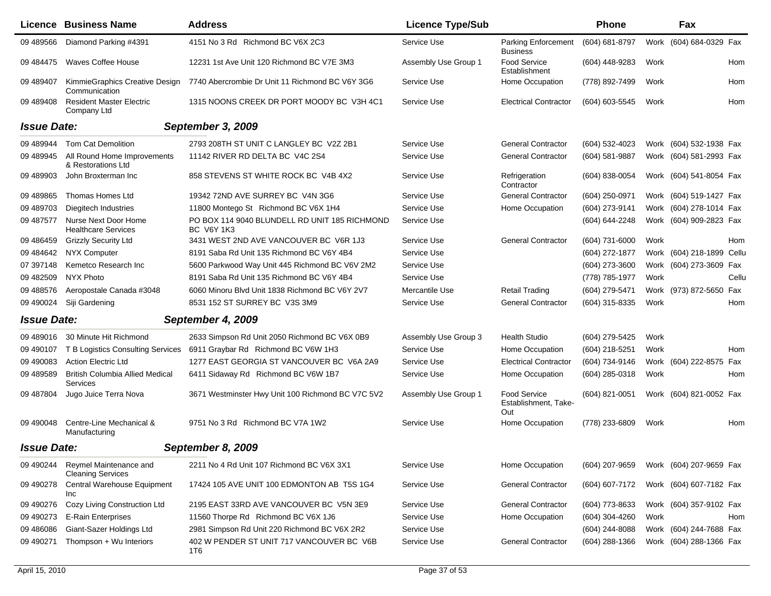| Licence | Business Name | Address | Licence Type/Sub | | Phone | | Fax | |
|---|---|---|---|---|---|---|---|---|
| 09 489566 | Diamond Parking #4391 | 4151 No 3 Rd Richmond BC V6X 2C3 | Service Use | Parking Enforcement Business | (604) 681-8797 | Work | (604) 684-0329 | Fax |
| 09 484475 | Waves Coffee House | 12231 1st Ave Unit 120 Richmond BC V7E 3M3 | Assembly Use Group 1 | Food Service Establishment | (604) 448-9283 | Work | | Hom |
| 09 489407 | KimmieGraphics Creative Design Communication | 7740 Abercrombie Dr Unit 11 Richmond BC V6Y 3G6 | Service Use | Home Occupation | (778) 892-7499 | Work | | Hom |
| 09 489408 | Resident Master Electric Company Ltd | 1315 NOONS CREEK DR PORT MOODY BC V3H 4C1 | Service Use | Electrical Contractor | (604) 603-5545 | Work | | Hom |
| ***Issue Date:*** | ***September 3, 2009*** | | | | | | | |
| 09 489944 | Tom Cat Demolition | 2793 208TH ST UNIT C LANGLEY BC V2Z 2B1 | Service Use | General Contractor | (604) 532-4023 | Work | (604) 532-1938 | Fax |
| 09 489945 | All Round Home Improvements & Restorations Ltd | 11142 RIVER RD DELTA BC V4C 2S4 | Service Use | General Contractor | (604) 581-9887 | Work | (604) 581-2993 | Fax |
| 09 489903 | John Broxterman Inc | 858 STEVENS ST WHITE ROCK BC V4B 4X2 | Service Use | Refrigeration Contractor | (604) 838-0054 | Work | (604) 541-8054 | Fax |
| 09 489865 | Thomas Homes Ltd | 19342 72ND AVE SURREY BC V4N 3G6 | Service Use | General Contractor | (604) 250-0971 | Work | (604) 519-1427 | Fax |
| 09 489703 | Diegitech Industries | 11800 Montego St Richmond BC V6X 1H4 | Service Use | Home Occupation | (604) 273-9141 | Work | (604) 278-1014 | Fax |
| 09 487577 | Nurse Next Door Home Healthcare Services | PO BOX 114 9040 BLUNDELL RD UNIT 185 RICHMOND BC V6Y 1K3 | Service Use | | (604) 644-2248 | Work | (604) 909-2823 | Fax |
| 09 486459 | Grizzly Security Ltd | 3431 WEST 2ND AVE VANCOUVER BC V6R 1J3 | Service Use | General Contractor | (604) 731-6000 | Work | | Hom |
| 09 484642 | NYX Computer | 8191 Saba Rd Unit 135 Richmond BC V6Y 4B4 | Service Use | | (604) 272-1877 | Work | (604) 218-1899 | Cellu |
| 07 397148 | Kemetco Research Inc | 5600 Parkwood Way Unit 445 Richmond BC V6V 2M2 | Service Use | | (604) 273-3600 | Work | (604) 273-3609 | Fax |
| 09 482509 | NYX Photo | 8191 Saba Rd Unit 135 Richmond BC V6Y 4B4 | Service Use | | (778) 785-1977 | Work | | Cellu |
| 09 488576 | Aeropostale Canada #3048 | 6060 Minoru Blvd Unit 1838 Richmond BC V6Y 2V7 | Mercantile Use | Retail Trading | (604) 279-5471 | Work | (973) 872-5650 | Fax |
| 09 490024 | Siji Gardening | 8531 152 ST SURREY BC V3S 3M9 | Service Use | General Contractor | (604) 315-8335 | Work | | Hom |
| ***Issue Date:*** | ***September 4, 2009*** | | | | | | | |
| 09 489016 | 30 Minute Hit Richmond | 2633 Simpson Rd Unit 2050 Richmond BC V6X 0B9 | Assembly Use Group 3 | Health Studio | (604) 279-5425 | Work | | |
| 09 490107 | T B Logistics Consulting Services | 6911 Graybar Rd Richmond BC V6W 1H3 | Service Use | Home Occupation | (604) 218-5251 | Work | | Hom |
| 09 490083 | Action Electric Ltd | 1277 EAST GEORGIA ST VANCOUVER BC V6A 2A9 | Service Use | Electrical Contractor | (604) 734-9146 | Work | (604) 222-8575 | Fax |
| 09 489589 | British Columbia Allied Medical Services | 6411 Sidaway Rd Richmond BC V6W 1B7 | Service Use | Home Occupation | (604) 285-0318 | Work | | Hom |
| 09 487804 | Jugo Juice Terra Nova | 3671 Westminster Hwy Unit 100 Richmond BC V7C 5V2 | Assembly Use Group 1 | Food Service Establishment, Take-Out | (604) 821-0051 | Work | (604) 821-0052 | Fax |
| 09 490048 | Centre-Line Mechanical & Manufacturing | 9751 No 3 Rd Richmond BC V7A 1W2 | Service Use | Home Occupation | (778) 233-6809 | Work | | Hom |
| ***Issue Date:*** | ***September 8, 2009*** | | | | | | | |
| 09 490244 | Reymel Maintenance and Cleaning Services | 2211 No 4 Rd Unit 107 Richmond BC V6X 3X1 | Service Use | Home Occupation | (604) 207-9659 | Work | (604) 207-9659 | Fax |
| 09 490278 | Central Warehouse Equipment Inc | 17424 105 AVE UNIT 100 EDMONTON AB T5S 1G4 | Service Use | General Contractor | (604) 607-7172 | Work | (604) 607-7182 | Fax |
| 09 490276 | Cozy Living Construction Ltd | 2195 EAST 33RD AVE VANCOUVER BC V5N 3E9 | Service Use | General Contractor | (604) 773-8633 | Work | (604) 357-9102 | Fax |
| 09 490273 | E-Rain Enterprises | 11560 Thorpe Rd Richmond BC V6X 1J6 | Service Use | Home Occupation | (604) 304-4260 | Work | | Hom |
| 09 486086 | Giant-Sazer Holdings Ltd | 2981 Simpson Rd Unit 220 Richmond BC V6X 2R2 | Service Use | | (604) 244-8088 | Work | (604) 244-7688 | Fax |
| 09 490271 | Thompson + Wu Interiors | 402 W PENDER ST UNIT 717 VANCOUVER BC V6B 1T6 | Service Use | General Contractor | (604) 288-1366 | Work | (604) 288-1366 | Fax |

April 15, 2010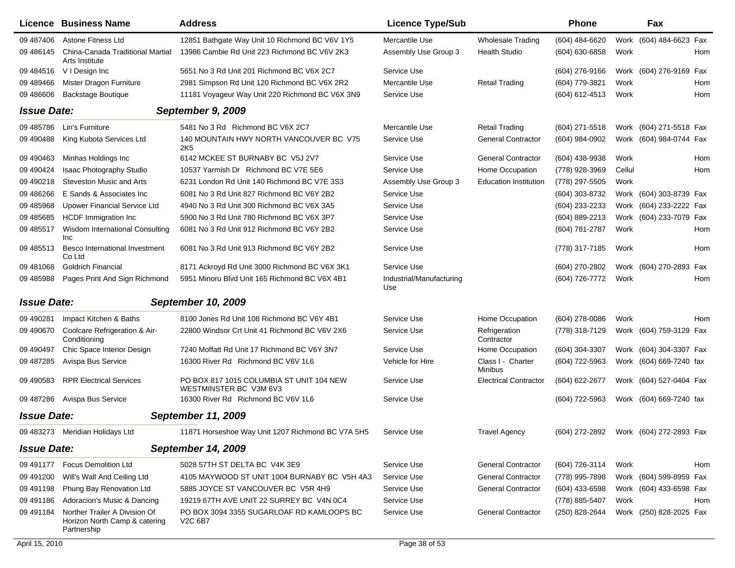| Licence | Business Name | Address | Licence Type/Sub | | Phone | | Fax | |
|---|---|---|---|---|---|---|---|---|
| 09 487406 | Astone Fitness Ltd | 12851 Bathgate Way Unit 10 Richmond BC V6V 1Y5 | Mercantile Use | Wholesale Trading | (604) 484-6620 | Work | (604) 484-6623 | Fax |
| 09 486145 | China-Canada Traditional Martial Arts Institute | 13986 Cambie Rd Unit 223 Richmond BC V6V 2K3 | Assembly Use Group 3 | Health Studio | (604) 630-6858 | Work | | Hom |
| 09 484516 | V I Design Inc | 5651 No 3 Rd Unit 201 Richmond BC V6X 2C7 | Service Use | | (604) 276-9166 | Work | (604) 276-9169 | Fax |
| 09 489466 | Mister Dragon Furniture | 2981 Simpson Rd Unit 120 Richmond BC V6X 2R2 | Mercantile Use | Retail Trading | (604) 779-3821 | Work | | Hom |
| 09 486606 | Backstage Boutique | 11181 Voyageur Way Unit 220 Richmond BC V6X 3N9 | Service Use | | (604) 612-4513 | Work | | Hom |

**Issue Date:** ***September 9, 2009***

| Licence | Business Name | Address | Licence Type/Sub | | Phone | | Fax | |
|---|---|---|---|---|---|---|---|---|
| 09 485786 | Lin's Furniture | 5481 No 3 Rd Richmond BC V6X 2C7 | Mercantile Use | Retail Trading | (604) 271-5518 | Work | (604) 271-5518 | Fax |
| 09 490488 | King Kubota Services Ltd | 140 MOUNTAIN HWY NORTH VANCOUVER BC V75 2K5 | Service Use | General Contractor | (604) 984-0902 | Work | (604) 984-0744 | Fax |
| 09 490463 | Minhas Holdings Inc | 6142 MCKEE ST BURNABY BC V5J 2V7 | Service Use | General Contractor | (604) 438-9938 | Work | | Hom |
| 09 490424 | Isaac Photography Studio | 10537 Yarmish Dr Richmond BC V7E 5E6 | Service Use | Home Occupation | (778) 928-3969 | Cellul | | Hom |
| 09 490218 | Steveston Music and Arts | 6231 London Rd Unit 140 Richmond BC V7E 3S3 | Assembly Use Group 3 | Education Institution | (778) 297-5505 | Work | | |
| 09 486266 | E Sands & Associates Inc | 6081 No 3 Rd Unit 827 Richmond BC V6Y 2B2 | Service Use | | (604) 303-8732 | Work | (604) 303-8739 | Fax |
| 09 485968 | Upower Financial Service Ltd | 4940 No 3 Rd Unit 300 Richmond BC V6X 3A5 | Service Use | | (604) 233-2233 | Work | (604) 233-2222 | Fax |
| 09 485685 | HCDF Immigration Inc | 5900 No 3 Rd Unit 780 Richmond BC V6X 3P7 | Service Use | | (604) 889-2213 | Work | (604) 233-7079 | Fax |
| 09 485517 | Wisdom International Consulting Inc | 6081 No 3 Rd Unit 912 Richmond BC V6Y 2B2 | Service Use | | (604) 781-2787 | Work | | Hom |
| 09 485513 | Besco International Investment Co Ltd | 6081 No 3 Rd Unit 913 Richmond BC V6Y 2B2 | Service Use | | (778) 317-7185 | Work | | Hom |
| 09 481068 | Goldrich Financial | 8171 Ackroyd Rd Unit 3000 Richmond BC V6X 3K1 | Service Use | | (604) 270-2802 | Work | (604) 270-2893 | Fax |
| 09 485988 | Pages Print And Sign Richmond | 5951 Minoru Blvd Unit 165 Richmond BC V6X 4B1 | Industrial/Manufacturing Use | | (604) 726-7772 | Work | | Hom |

**Issue Date:** ***September 10, 2009***

| Licence | Business Name | Address | Licence Type/Sub | | Phone | | Fax | |
|---|---|---|---|---|---|---|---|---|
| 09 490281 | Impact Kitchen & Baths | 8100 Jones Rd Unit 108 Richmond BC V6Y 4B1 | Service Use | Home Occupation | (604) 278-0086 | Work | | Hom |
| 09 490670 | Coolcare Refrigeration & Air-Conditioning | 22800 Windsor Crt Unit 41 Richmond BC V6V 2X6 | Service Use | Refrigeration Contractor | (778) 318-7129 | Work | (604) 759-3129 | Fax |
| 09 490497 | Chic Space Interior Design | 7240 Moffatt Rd Unit 17 Richmond BC V6Y 3N7 | Service Use | Home Occupation | (604) 304-3307 | Work | (604) 304-3307 | Fax |
| 09 487285 | Avispa Bus Service | 16300 River Rd Richmond BC V6V 1L6 | Vehicle for Hire | Class I - Charter Minibus | (604) 722-5963 | Work | (604) 669-7240 | fax |
| 09 490583 | RPR Electrical Services | PO BOX 817 1015 COLUMBIA ST UNIT 104 NEW WESTMINSTER BC V3M 6V3 | Service Use | Electrical Contractor | (604) 622-2677 | Work | (604) 527-0404 | Fax |
| 09 487286 | Avispa Bus Service | 16300 River Rd Richmond BC V6V 1L6 | Service Use | | (604) 722-5963 | Work | (604) 669-7240 | fax |

**Issue Date:** ***September 11, 2009***

| Licence | Business Name | Address | Licence Type/Sub | | Phone | | Fax | |
|---|---|---|---|---|---|---|---|---|
| 09 483273 | Meridian Holidays Ltd | 11871 Horseshoe Way Unit 1207 Richmond BC V7A 5H5 | Service Use | Travel Agency | (604) 272-2892 | Work | (604) 272-2893 | Fax |

**Issue Date:** ***September 14, 2009***

| Licence | Business Name | Address | Licence Type/Sub | | Phone | | Fax | |
|---|---|---|---|---|---|---|---|---|
| 09 491177 | Focus Demolition Ltd | 5028 57TH ST DELTA BC V4K 3E9 | Service Use | General Contractor | (604) 726-3114 | Work | | Hom |
| 09 491200 | Will's Wall And Ceiling Ltd | 4105 MAYWOOD ST UNIT 1004 BURNABY BC V5H 4A3 | Service Use | General Contractor | (778) 995-7898 | Work | (604) 599-8959 | Fax |
| 09 491198 | Phung Bay Renovation Ltd | 5885 JOYCE ST VANCOUVER BC V5R 4H9 | Service Use | General Contractor | (604) 433-6598 | Work | (604) 433-6598 | Fax |
| 09 491186 | Adoracion's Music & Dancing | 19219 67TH AVE UNIT 22 SURREY BC V4N 0C4 | Service Use | | (778) 885-5407 | Work | | Hom |
| 09 491184 | Norther Trailer A Division Of Horizon North Camp & catering Partnership | PO BOX 3094 3355 SUGARLOAF RD KAMLOOPS BC V2C 6B7 | Service Use | General Contractor | (250) 828-2644 | Work | (250) 828-2025 | Fax |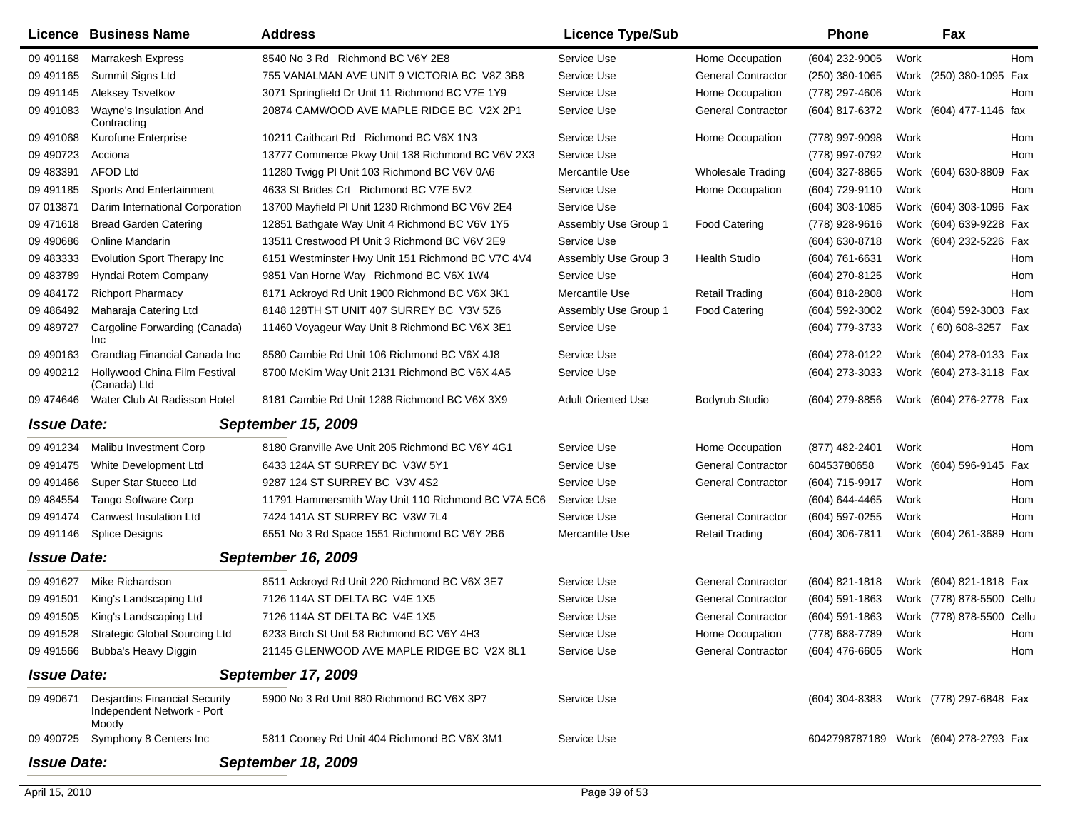| Licence | Business Name | Address | Licence Type/Sub | | Phone | | Fax | |
|---|---|---|---|---|---|---|---|---|
| 09 491168 | Marrakesh Express | 8540 No 3 Rd Richmond BC V6Y 2E8 | Service Use | Home Occupation | (604) 232-9005 | Work | | Hom |
| 09 491165 | Summit Signs Ltd | 755 VANALMAN AVE UNIT 9 VICTORIA BC V8Z 3B8 | Service Use | General Contractor | (250) 380-1065 | Work | (250) 380-1095 | Fax |
| 09 491145 | Aleksey Tsvetkov | 3071 Springfield Dr Unit 11 Richmond BC V7E 1Y9 | Service Use | Home Occupation | (778) 297-4606 | Work | | Hom |
| 09 491083 | Wayne's Insulation And Contracting | 20874 CAMWOOD AVE MAPLE RIDGE BC V2X 2P1 | Service Use | General Contractor | (604) 817-6372 | Work | (604) 477-1146 | fax |
| 09 491068 | Kurofune Enterprise | 10211 Caithcart Rd Richmond BC V6X 1N3 | Service Use | Home Occupation | (778) 997-9098 | Work | | Hom |
| 09 490723 | Acciona | 13777 Commerce Pkwy Unit 138 Richmond BC V6V 2X3 | Service Use | | (778) 997-0792 | Work | | Hom |
| 09 483391 | AFOD Ltd | 11280 Twigg Pl Unit 103 Richmond BC V6V 0A6 | Mercantile Use | Wholesale Trading | (604) 327-8865 | Work | (604) 630-8809 | Fax |
| 09 491185 | Sports And Entertainment | 4633 St Brides Crt Richmond BC V7E 5V2 | Service Use | Home Occupation | (604) 729-9110 | Work | | Hom |
| 07 013871 | Darim International Corporation | 13700 Mayfield Pl Unit 1230 Richmond BC V6V 2E4 | Service Use | | (604) 303-1085 | Work | (604) 303-1096 | Fax |
| 09 471618 | Bread Garden Catering | 12851 Bathgate Way Unit 4 Richmond BC V6V 1Y5 | Assembly Use Group 1 | Food Catering | (778) 928-9616 | Work | (604) 639-9228 | Fax |
| 09 490686 | Online Mandarin | 13511 Crestwood Pl Unit 3 Richmond BC V6V 2E9 | Service Use | | (604) 630-8718 | Work | (604) 232-5226 | Fax |
| 09 483333 | Evolution Sport Therapy Inc | 6151 Westminster Hwy Unit 151 Richmond BC V7C 4V4 | Assembly Use Group 3 | Health Studio | (604) 761-6631 | Work | | Hom |
| 09 483789 | Hyndai Rotem Company | 9851 Van Horne Way Richmond BC V6X 1W4 | Service Use | | (604) 270-8125 | Work | | Hom |
| 09 484172 | Richport Pharmacy | 8171 Ackroyd Rd Unit 1900 Richmond BC V6X 3K1 | Mercantile Use | Retail Trading | (604) 818-2808 | Work | | Hom |
| 09 486492 | Maharaja Catering Ltd | 8148 128TH ST UNIT 407 SURREY BC V3V 5Z6 | Assembly Use Group 1 | Food Catering | (604) 592-3002 | Work | (604) 592-3003 | Fax |
| 09 489727 | Cargoline Forwarding (Canada) Inc | 11460 Voyageur Way Unit 8 Richmond BC V6X 3E1 | Service Use | | (604) 779-3733 | Work | ( 60) 608-3257 | Fax |
| 09 490163 | Grandtag Financial Canada Inc | 8580 Cambie Rd Unit 106 Richmond BC V6X 4J8 | Service Use | | (604) 278-0122 | Work | (604) 278-0133 | Fax |
| 09 490212 | Hollywood China Film Festival (Canada) Ltd | 8700 McKim Way Unit 2131 Richmond BC V6X 4A5 | Service Use | | (604) 273-3033 | Work | (604) 273-3118 | Fax |
| 09 474646 | Water Club At Radisson Hotel | 8181 Cambie Rd Unit 1288 Richmond BC V6X 3X9 | Adult Oriented Use | Bodyrub Studio | (604) 279-8856 | Work | (604) 276-2778 | Fax |

***Issue Date: September 15, 2009***

| Licence | Business Name | Address | Licence Type/Sub | | Phone | | Fax | |
|---|---|---|---|---|---|---|---|---|
| 09 491234 | Malibu Investment Corp | 8180 Granville Ave Unit 205 Richmond BC V6Y 4G1 | Service Use | Home Occupation | (877) 482-2401 | Work | | Hom |
| 09 491475 | White Development Ltd | 6433 124A ST SURREY BC V3W 5Y1 | Service Use | General Contractor | 60453780658 | Work | (604) 596-9145 | Fax |
| 09 491466 | Super Star Stucco Ltd | 9287 124 ST SURREY BC V3V 4S2 | Service Use | General Contractor | (604) 715-9917 | Work | | Hom |
| 09 484554 | Tango Software Corp | 11791 Hammersmith Way Unit 110 Richmond BC V7A 5C6 | Service Use | | (604) 644-4465 | Work | | Hom |
| 09 491474 | Canwest Insulation Ltd | 7424 141A ST SURREY BC V3W 7L4 | Service Use | General Contractor | (604) 597-0255 | Work | | Hom |
| 09 491146 | Splice Designs | 6551 No 3 Rd Space 1551 Richmond BC V6Y 2B6 | Mercantile Use | Retail Trading | (604) 306-7811 | Work | (604) 261-3689 | Hom |

***Issue Date: September 16, 2009***

| Licence | Business Name | Address | Licence Type/Sub | | Phone | | Fax | |
|---|---|---|---|---|---|---|---|---|
| 09 491627 | Mike Richardson | 8511 Ackroyd Rd Unit 220 Richmond BC V6X 3E7 | Service Use | General Contractor | (604) 821-1818 | Work | (604) 821-1818 | Fax |
| 09 491501 | King's Landscaping Ltd | 7126 114A ST DELTA BC V4E 1X5 | Service Use | General Contractor | (604) 591-1863 | Work | (778) 878-5500 | Cellu |
| 09 491505 | King's Landscaping Ltd | 7126 114A ST DELTA BC V4E 1X5 | Service Use | General Contractor | (604) 591-1863 | Work | (778) 878-5500 | Cellu |
| 09 491528 | Strategic Global Sourcing Ltd | 6233 Birch St Unit 58 Richmond BC V6Y 4H3 | Service Use | Home Occupation | (778) 688-7789 | Work | | Hom |
| 09 491566 | Bubba's Heavy Diggin | 21145 GLENWOOD AVE MAPLE RIDGE BC V2X 8L1 | Service Use | General Contractor | (604) 476-6605 | Work | | Hom |

***Issue Date: September 17, 2009***

| Licence | Business Name | Address | Licence Type/Sub | | Phone | | Fax | |
|---|---|---|---|---|---|---|---|---|
| 09 490671 | Desjardins Financial Security Independent Network - Port Moody | 5900 No 3 Rd Unit 880 Richmond BC V6X 3P7 | Service Use | | (604) 304-8383 | Work | (778) 297-6848 | Fax |
| 09 490725 | Symphony 8 Centers Inc | 5811 Cooney Rd Unit 404 Richmond BC V6X 3M1 | Service Use | | 6042798787189 | Work | (604) 278-2793 | Fax |

***Issue Date: September 18, 2009***

April 15, 2010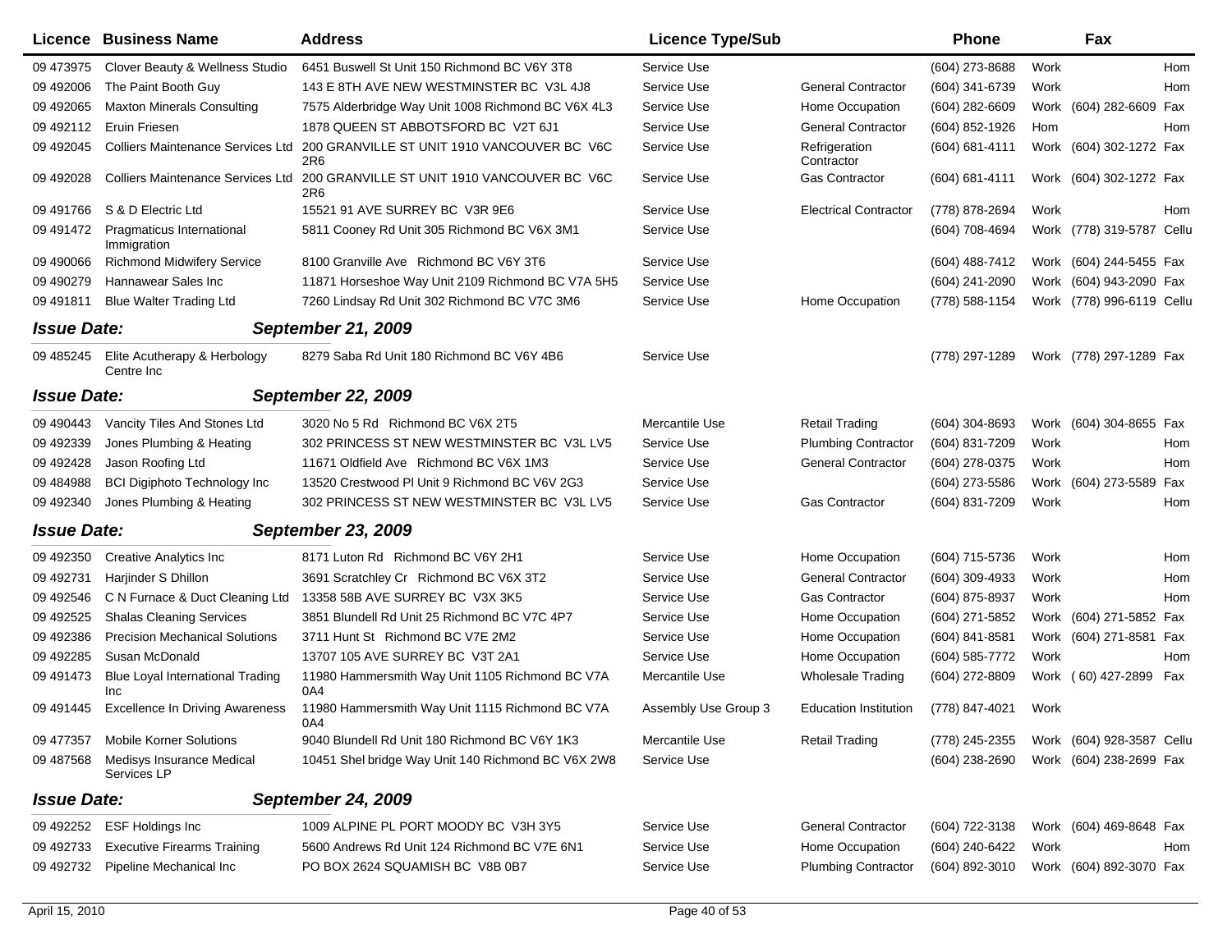| Licence | Business Name | Address | Licence Type/Sub | | Phone | | Fax | |
|---|---|---|---|---|---|---|---|---|
| 09 473975 | Clover Beauty & Wellness Studio | 6451 Buswell St Unit 150 Richmond BC V6Y 3T8 | Service Use | | (604) 273-8688 | Work | | Hom |
| 09 492006 | The Paint Booth Guy | 143 E 8TH AVE NEW WESTMINSTER BC V3L 4J8 | Service Use | General Contractor | (604) 341-6739 | Work | | Hom |
| 09 492065 | Maxton Minerals Consulting | 7575 Alderbridge Way Unit 1008 Richmond BC V6X 4L3 | Service Use | Home Occupation | (604) 282-6609 | Work | (604) 282-6609 | Fax |
| 09 492112 | Eruin Friesen | 1878 QUEEN ST ABBOTSFORD BC V2T 6J1 | Service Use | General Contractor | (604) 852-1926 | Hom | | Hom |
| 09 492045 | Colliers Maintenance Services Ltd | 200 GRANVILLE ST UNIT 1910 VANCOUVER BC V6C 2R6 | Service Use | Refrigeration Contractor | (604) 681-4111 | Work | (604) 302-1272 | Fax |
| 09 492028 | Colliers Maintenance Services Ltd | 200 GRANVILLE ST UNIT 1910 VANCOUVER BC V6C 2R6 | Service Use | Gas Contractor | (604) 681-4111 | Work | (604) 302-1272 | Fax |
| 09 491766 | S & D Electric Ltd | 15521 91 AVE SURREY BC V3R 9E6 | Service Use | Electrical Contractor | (778) 878-2694 | Work | | Hom |
| 09 491472 | Pragmaticus International Immigration | 5811 Cooney Rd Unit 305 Richmond BC V6X 3M1 | Service Use | | (604) 708-4694 | Work | (778) 319-5787 | Cellu |
| 09 490066 | Richmond Midwifery Service | 8100 Granville Ave Richmond BC V6Y 3T6 | Service Use | | (604) 488-7412 | Work | (604) 244-5455 | Fax |
| 09 490279 | Hannawear Sales Inc | 11871 Horseshoe Way Unit 2109 Richmond BC V7A 5H5 | Service Use | | (604) 241-2090 | Work | (604) 943-2090 | Fax |
| 09 491811 | Blue Walter Trading Ltd | 7260 Lindsay Rd Unit 302 Richmond BC V7C 3M6 | Service Use | Home Occupation | (778) 588-1154 | Work | (778) 996-6119 | Cellu |

***Issue Date:*** ***September 21, 2009***

| Licence | Business Name | Address | Licence Type/Sub | | Phone | | Fax | |
|---|---|---|---|---|---|---|---|---|
| 09 485245 | Elite Acutherapy & Herbology Centre Inc | 8279 Saba Rd Unit 180 Richmond BC V6Y 4B6 | Service Use | | (778) 297-1289 | Work | (778) 297-1289 | Fax |

***Issue Date:*** ***September 22, 2009***

| Licence | Business Name | Address | Licence Type/Sub | | Phone | | Fax | |
|---|---|---|---|---|---|---|---|---|
| 09 490443 | Vancity Tiles And Stones Ltd | 3020 No 5 Rd Richmond BC V6X 2T5 | Mercantile Use | Retail Trading | (604) 304-8693 | Work | (604) 304-8655 | Fax |
| 09 492339 | Jones Plumbing & Heating | 302 PRINCESS ST NEW WESTMINSTER BC V3L LV5 | Service Use | Plumbing Contractor | (604) 831-7209 | Work | | Hom |
| 09 492428 | Jason Roofing Ltd | 11671 Oldfield Ave Richmond BC V6X 1M3 | Service Use | General Contractor | (604) 278-0375 | Work | | Hom |
| 09 484988 | BCI Digiphoto Technology Inc | 13520 Crestwood Pl Unit 9 Richmond BC V6V 2G3 | Service Use | | (604) 273-5586 | Work | (604) 273-5589 | Fax |
| 09 492340 | Jones Plumbing & Heating | 302 PRINCESS ST NEW WESTMINSTER BC V3L LV5 | Service Use | Gas Contractor | (604) 831-7209 | Work | | Hom |

***Issue Date:*** ***September 23, 2009***

| Licence | Business Name | Address | Licence Type/Sub | | Phone | | Fax | |
|---|---|---|---|---|---|---|---|---|
| 09 492350 | Creative Analytics Inc | 8171 Luton Rd Richmond BC V6Y 2H1 | Service Use | Home Occupation | (604) 715-5736 | Work | | Hom |
| 09 492731 | Harjinder S Dhillon | 3691 Scratchley Cr Richmond BC V6X 3T2 | Service Use | General Contractor | (604) 309-4933 | Work | | Hom |
| 09 492546 | C N Furnace & Duct Cleaning Ltd | 13358 58B AVE SURREY BC V3X 3K5 | Service Use | Gas Contractor | (604) 875-8937 | Work | | Hom |
| 09 492525 | Shalas Cleaning Services | 3851 Blundell Rd Unit 25 Richmond BC V7C 4P7 | Service Use | Home Occupation | (604) 271-5852 | Work | (604) 271-5852 | Fax |
| 09 492386 | Precision Mechanical Solutions | 3711 Hunt St Richmond BC V7E 2M2 | Service Use | Home Occupation | (604) 841-8581 | Work | (604) 271-8581 | Fax |
| 09 492285 | Susan McDonald | 13707 105 AVE SURREY BC V3T 2A1 | Service Use | Home Occupation | (604) 585-7772 | Work | | Hom |
| 09 491473 | Blue Loyal International Trading Inc | 11980 Hammersmith Way Unit 1105 Richmond BC V7A 0A4 | Mercantile Use | Wholesale Trading | (604) 272-8809 | Work | ( 60) 427-2899 | Fax |
| 09 491445 | Excellence In Driving Awareness | 11980 Hammersmith Way Unit 1115 Richmond BC V7A 0A4 | Assembly Use Group 3 | Education Institution | (778) 847-4021 | Work | | |
| 09 477357 | Mobile Korner Solutions | 9040 Blundell Rd Unit 180 Richmond BC V6Y 1K3 | Mercantile Use | Retail Trading | (778) 245-2355 | Work | (604) 928-3587 | Cellu |
| 09 487568 | Medisys Insurance Medical Services LP | 10451 Shel bridge Way Unit 140 Richmond BC V6X 2W8 | Service Use | | (604) 238-2690 | Work | (604) 238-2699 | Fax |

***Issue Date:*** ***September 24, 2009***

| Licence | Business Name | Address | Licence Type/Sub | | Phone | | Fax | |
|---|---|---|---|---|---|---|---|---|
| 09 492252 | ESF Holdings Inc | 1009 ALPINE PL PORT MOODY BC V3H 3Y5 | Service Use | General Contractor | (604) 722-3138 | Work | (604) 469-8648 | Fax |
| 09 492733 | Executive Firearms Training | 5600 Andrews Rd Unit 124 Richmond BC V7E 6N1 | Service Use | Home Occupation | (604) 240-6422 | Work | | Hom |
| 09 492732 | Pipeline Mechanical Inc | PO BOX 2624 SQUAMISH BC V8B 0B7 | Service Use | Plumbing Contractor | (604) 892-3010 | Work | (604) 892-3070 | Fax |

April 15, 2010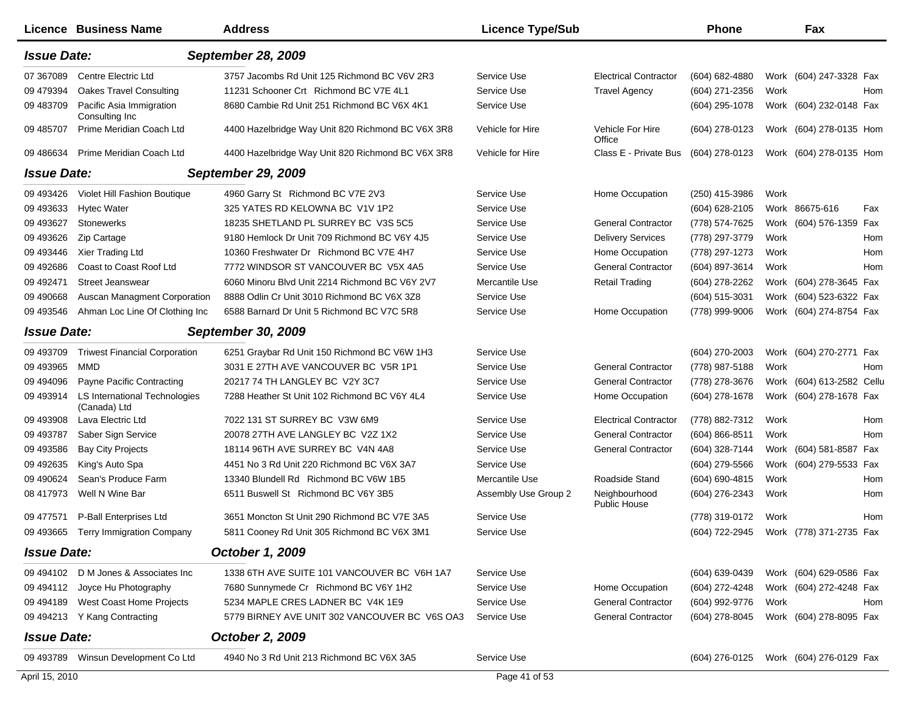| Licence | Business Name | Address | Licence Type/Sub | | Phone | | Fax | |
|---|---|---|---|---|---|---|---|---|
| ***Issue Date:*** | | ***September 28, 2009*** | | | | | | |
| 07 367089 | Centre Electric Ltd | 3757 Jacombs Rd Unit 125 Richmond BC V6V 2R3 | Service Use | Electrical Contractor | (604) 682-4880 | Work | (604) 247-3328 | Fax |
| 09 479394 | Oakes Travel Consulting | 11231 Schooner Crt Richmond BC V7E 4L1 | Service Use | Travel Agency | (604) 271-2356 | Work | | Hom |
| 09 483709 | Pacific Asia Immigration Consulting Inc | 8680 Cambie Rd Unit 251 Richmond BC V6X 4K1 | Service Use | | (604) 295-1078 | Work | (604) 232-0148 | Fax |
| 09 485707 | Prime Meridian Coach Ltd | 4400 Hazelbridge Way Unit 820 Richmond BC V6X 3R8 | Vehicle for Hire | Vehicle For Hire Office | (604) 278-0123 | Work | (604) 278-0135 | Hom |
| 09 486634 | Prime Meridian Coach Ltd | 4400 Hazelbridge Way Unit 820 Richmond BC V6X 3R8 | Vehicle for Hire | Class E - Private Bus | (604) 278-0123 | Work | (604) 278-0135 | Hom |
| ***Issue Date:*** | | ***September 29, 2009*** | | | | | | |
| 09 493426 | Violet Hill Fashion Boutique | 4960 Garry St Richmond BC V7E 2V3 | Service Use | Home Occupation | (250) 415-3986 | Work | | |
| 09 493633 | Hytec Water | 325 YATES RD KELOWNA BC V1V 1P2 | Service Use | | (604) 628-2105 | Work | 86675-616 | Fax |
| 09 493627 | Stonewerks | 18235 SHETLAND PL SURREY BC V3S 5C5 | Service Use | General Contractor | (778) 574-7625 | Work | (604) 576-1359 | Fax |
| 09 493626 | Zip Cartage | 9180 Hemlock Dr Unit 709 Richmond BC V6Y 4J5 | Service Use | Delivery Services | (778) 297-3779 | Work | | Hom |
| 09 493446 | Xier Trading Ltd | 10360 Freshwater Dr Richmond BC V7E 4H7 | Service Use | Home Occupation | (778) 297-1273 | Work | | Hom |
| 09 492686 | Coast to Coast Roof Ltd | 7772 WINDSOR ST VANCOUVER BC V5X 4A5 | Service Use | General Contractor | (604) 897-3614 | Work | | Hom |
| 09 492471 | Street Jeanswear | 6060 Minoru Blvd Unit 2214 Richmond BC V6Y 2V7 | Mercantile Use | Retail Trading | (604) 278-2262 | Work | (604) 278-3645 | Fax |
| 09 490668 | Auscan Managment Corporation | 8888 Odlin Cr Unit 3010 Richmond BC V6X 3Z8 | Service Use | | (604) 515-3031 | Work | (604) 523-6322 | Fax |
| 09 493546 | Ahman Loc Line Of Clothing Inc | 6588 Barnard Dr Unit 5 Richmond BC V7C 5R8 | Service Use | Home Occupation | (778) 999-9006 | Work | (604) 274-8754 | Fax |
| ***Issue Date:*** | | ***September 30, 2009*** | | | | | | |
| 09 493709 | Triwest Financial Corporation | 6251 Graybar Rd Unit 150 Richmond BC V6W 1H3 | Service Use | | (604) 270-2003 | Work | (604) 270-2771 | Fax |
| 09 493965 | MMD | 3031 E 27TH AVE VANCOUVER BC V5R 1P1 | Service Use | General Contractor | (778) 987-5188 | Work | | Hom |
| 09 494096 | Payne Pacific Contracting | 20217 74 TH LANGLEY BC V2Y 3C7 | Service Use | General Contractor | (778) 278-3676 | Work | (604) 613-2582 | Cellu |
| 09 493914 | LS International Technologies (Canada) Ltd | 7288 Heather St Unit 102 Richmond BC V6Y 4L4 | Service Use | Home Occupation | (604) 278-1678 | Work | (604) 278-1678 | Fax |
| 09 493908 | Lava Electric Ltd | 7022 131 ST SURREY BC V3W 6M9 | Service Use | Electrical Contractor | (778) 882-7312 | Work | | Hom |
| 09 493787 | Saber Sign Service | 20078 27TH AVE LANGLEY BC V2Z 1X2 | Service Use | General Contractor | (604) 866-8511 | Work | | Hom |
| 09 493586 | Bay City Projects | 18114 96TH AVE SURREY BC V4N 4A8 | Service Use | General Contractor | (604) 328-7144 | Work | (604) 581-8587 | Fax |
| 09 492635 | King's Auto Spa | 4451 No 3 Rd Unit 220 Richmond BC V6X 3A7 | Service Use | | (604) 279-5566 | Work | (604) 279-5533 | Fax |
| 09 490624 | Sean's Produce Farm | 13340 Blundell Rd Richmond BC V6W 1B5 | Mercantile Use | Roadside Stand | (604) 690-4815 | Work | | Hom |
| 08 417973 | Well N Wine Bar | 6511 Buswell St Richmond BC V6Y 3B5 | Assembly Use Group 2 | Neighbourhood Public House | (604) 276-2343 | Work | | Hom |
| 09 477571 | P-Ball Enterprises Ltd | 3651 Moncton St Unit 290 Richmond BC V7E 3A5 | Service Use | | (778) 319-0172 | Work | | Hom |
| 09 493665 | Terry Immigration Company | 5811 Cooney Rd Unit 305 Richmond BC V6X 3M1 | Service Use | | (604) 722-2945 | Work | (778) 371-2735 | Fax |
| ***Issue Date:*** | | ***October 1, 2009*** | | | | | | |
| 09 494102 | D M Jones & Associates Inc | 1338 6TH AVE SUITE 101 VANCOUVER BC V6H 1A7 | Service Use | | (604) 639-0439 | Work | (604) 629-0586 | Fax |
| 09 494112 | Joyce Hu Photography | 7680 Sunnymede Cr Richmond BC V6Y 1H2 | Service Use | Home Occupation | (604) 272-4248 | Work | (604) 272-4248 | Fax |
| 09 494189 | West Coast Home Projects | 5234 MAPLE CRES LADNER BC V4K 1E9 | Service Use | General Contractor | (604) 992-9776 | Work | | Hom |
| 09 494213 | Y Kang Contracting | 5779 BIRNEY AVE UNIT 302 VANCOUVER BC V6S OA3 | Service Use | General Contractor | (604) 278-8045 | Work | (604) 278-8095 | Fax |
| ***Issue Date:*** | | ***October 2, 2009*** | | | | | | |
| 09 493789 | Winsun Development Co Ltd | 4940 No 3 Rd Unit 213 Richmond BC V6X 3A5 | Service Use | | (604) 276-0125 | Work | (604) 276-0129 | Fax |

April 15, 2010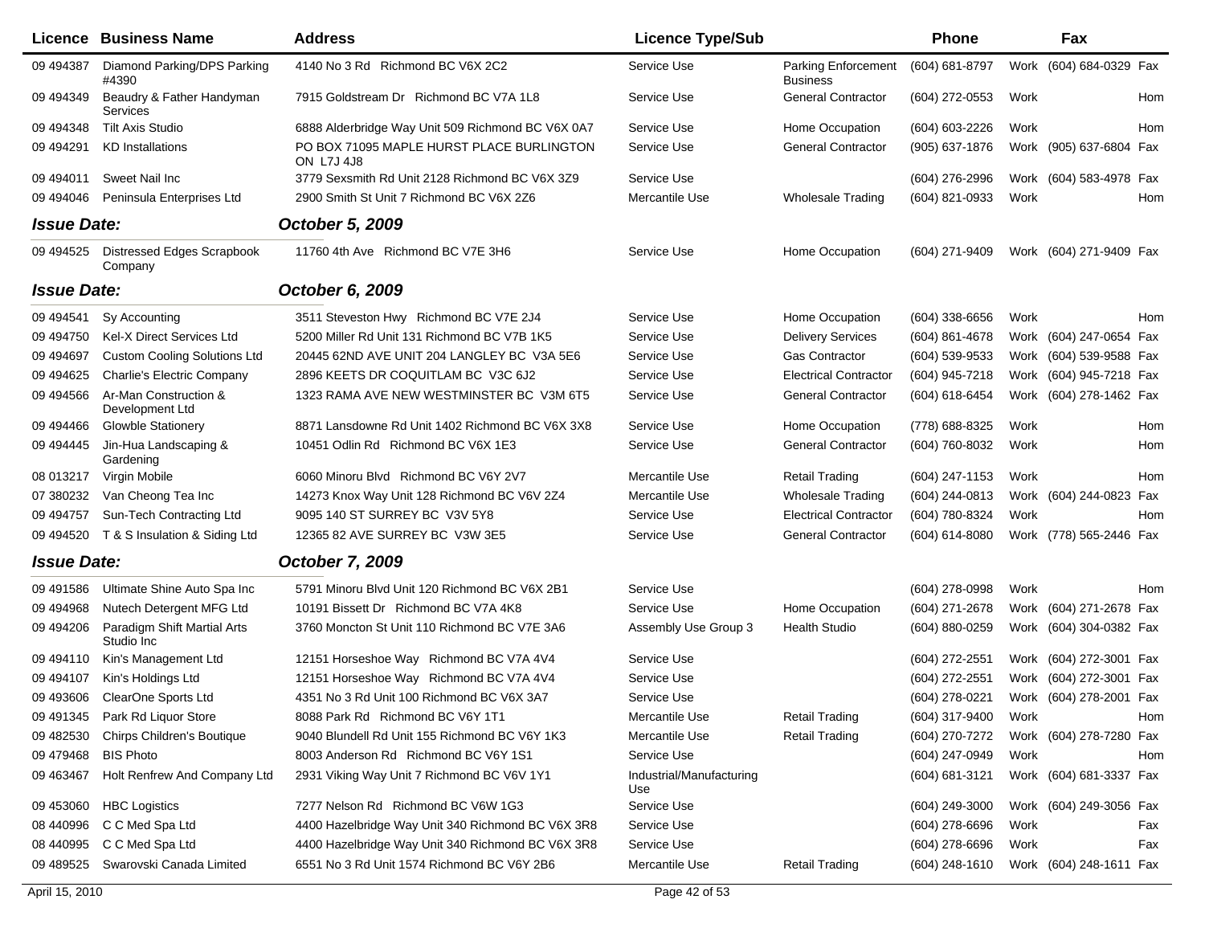| Licence | Business Name | Address | Licence Type/Sub | | Phone | | Fax | |
|---|---|---|---|---|---|---|---|---|
| 09 494387 | Diamond Parking/DPS Parking #4390 | 4140 No 3 Rd Richmond BC V6X 2C2 | Service Use | Parking Enforcement Business | (604) 681-8797 | Work | (604) 684-0329 | Fax |
| 09 494349 | Beaudry & Father Handyman Services | 7915 Goldstream Dr Richmond BC V7A 1L8 | Service Use | General Contractor | (604) 272-0553 | Work | | Hom |
| 09 494348 | Tilt Axis Studio | 6888 Alderbridge Way Unit 509 Richmond BC V6X 0A7 | Service Use | Home Occupation | (604) 603-2226 | Work | | Hom |
| 09 494291 | KD Installations | PO BOX 71095 MAPLE HURST PLACE BURLINGTON ON L7J 4J8 | Service Use | General Contractor | (905) 637-1876 | Work | (905) 637-6804 | Fax |
| 09 494011 | Sweet Nail Inc | 3779 Sexsmith Rd Unit 2128 Richmond BC V6X 3Z9 | Service Use | | (604) 276-2996 | Work | (604) 583-4978 | Fax |
| 09 494046 | Peninsula Enterprises Ltd | 2900 Smith St Unit 7 Richmond BC V6X 2Z6 | Mercantile Use | Wholesale Trading | (604) 821-0933 | Work | | Hom |
| ***Issue Date:*** | | ***October 5, 2009*** | | | | | | |
| 09 494525 | Distressed Edges Scrapbook Company | 11760 4th Ave Richmond BC V7E 3H6 | Service Use | Home Occupation | (604) 271-9409 | Work | (604) 271-9409 | Fax |
| ***Issue Date:*** | | ***October 6, 2009*** | | | | | | |
| 09 494541 | Sy Accounting | 3511 Steveston Hwy Richmond BC V7E 2J4 | Service Use | Home Occupation | (604) 338-6656 | Work | | Hom |
| 09 494750 | Kel-X Direct Services Ltd | 5200 Miller Rd Unit 131 Richmond BC V7B 1K5 | Service Use | Delivery Services | (604) 861-4678 | Work | (604) 247-0654 | Fax |
| 09 494697 | Custom Cooling Solutions Ltd | 20445 62ND AVE UNIT 204 LANGLEY BC V3A 5E6 | Service Use | Gas Contractor | (604) 539-9533 | Work | (604) 539-9588 | Fax |
| 09 494625 | Charlie's Electric Company | 2896 KEETS DR COQUITLAM BC V3C 6J2 | Service Use | Electrical Contractor | (604) 945-7218 | Work | (604) 945-7218 | Fax |
| 09 494566 | Ar-Man Construction & Development Ltd | 1323 RAMA AVE NEW WESTMINSTER BC V3M 6T5 | Service Use | General Contractor | (604) 618-6454 | Work | (604) 278-1462 | Fax |
| 09 494466 | Glowble Stationery | 8871 Lansdowne Rd Unit 1402 Richmond BC V6X 3X8 | Service Use | Home Occupation | (778) 688-8325 | Work | | Hom |
| 09 494445 | Jin-Hua Landscaping & Gardening | 10451 Odlin Rd Richmond BC V6X 1E3 | Service Use | General Contractor | (604) 760-8032 | Work | | Hom |
| 08 013217 | Virgin Mobile | 6060 Minoru Blvd Richmond BC V6Y 2V7 | Mercantile Use | Retail Trading | (604) 247-1153 | Work | | Hom |
| 07 380232 | Van Cheong Tea Inc | 14273 Knox Way Unit 128 Richmond BC V6V 2Z4 | Mercantile Use | Wholesale Trading | (604) 244-0813 | Work | (604) 244-0823 | Fax |
| 09 494757 | Sun-Tech Contracting Ltd | 9095 140 ST SURREY BC V3V 5Y8 | Service Use | Electrical Contractor | (604) 780-8324 | Work | | Hom |
| 09 494520 | T & S Insulation & Siding Ltd | 12365 82 AVE SURREY BC V3W 3E5 | Service Use | General Contractor | (604) 614-8080 | Work | (778) 565-2446 | Fax |
| ***Issue Date:*** | | ***October 7, 2009*** | | | | | | |
| 09 491586 | Ultimate Shine Auto Spa Inc | 5791 Minoru Blvd Unit 120 Richmond BC V6X 2B1 | Service Use | | (604) 278-0998 | Work | | Hom |
| 09 494968 | Nutech Detergent MFG Ltd | 10191 Bissett Dr Richmond BC V7A 4K8 | Service Use | Home Occupation | (604) 271-2678 | Work | (604) 271-2678 | Fax |
| 09 494206 | Paradigm Shift Martial Arts Studio Inc | 3760 Moncton St Unit 110 Richmond BC V7E 3A6 | Assembly Use Group 3 | Health Studio | (604) 880-0259 | Work | (604) 304-0382 | Fax |
| 09 494110 | Kin's Management Ltd | 12151 Horseshoe Way Richmond BC V7A 4V4 | Service Use | | (604) 272-2551 | Work | (604) 272-3001 | Fax |
| 09 494107 | Kin's Holdings Ltd | 12151 Horseshoe Way Richmond BC V7A 4V4 | Service Use | | (604) 272-2551 | Work | (604) 272-3001 | Fax |
| 09 493606 | ClearOne Sports Ltd | 4351 No 3 Rd Unit 100 Richmond BC V6X 3A7 | Service Use | | (604) 278-0221 | Work | (604) 278-2001 | Fax |
| 09 491345 | Park Rd Liquor Store | 8088 Park Rd Richmond BC V6Y 1T1 | Mercantile Use | Retail Trading | (604) 317-9400 | Work | | Hom |
| 09 482530 | Chirps Children's Boutique | 9040 Blundell Rd Unit 155 Richmond BC V6Y 1K3 | Mercantile Use | Retail Trading | (604) 270-7272 | Work | (604) 278-7280 | Fax |
| 09 479468 | BIS Photo | 8003 Anderson Rd Richmond BC V6Y 1S1 | Service Use | | (604) 247-0949 | Work | | Hom |
| 09 463467 | Holt Renfrew And Company Ltd | 2931 Viking Way Unit 7 Richmond BC V6V 1Y1 | Industrial/Manufacturing Use | | (604) 681-3121 | Work | (604) 681-3337 | Fax |
| 09 453060 | HBC Logistics | 7277 Nelson Rd Richmond BC V6W 1G3 | Service Use | | (604) 249-3000 | Work | (604) 249-3056 | Fax |
| 08 440996 | C C Med Spa Ltd | 4400 Hazelbridge Way Unit 340 Richmond BC V6X 3R8 | Service Use | | (604) 278-6696 | Work | | Fax |
| 08 440995 | C C Med Spa Ltd | 4400 Hazelbridge Way Unit 340 Richmond BC V6X 3R8 | Service Use | | (604) 278-6696 | Work | | Fax |
| 09 489525 | Swarovski Canada Limited | 6551 No 3 Rd Unit 1574 Richmond BC V6Y 2B6 | Mercantile Use | Retail Trading | (604) 248-1610 | Work | (604) 248-1611 | Fax |

April 15, 2010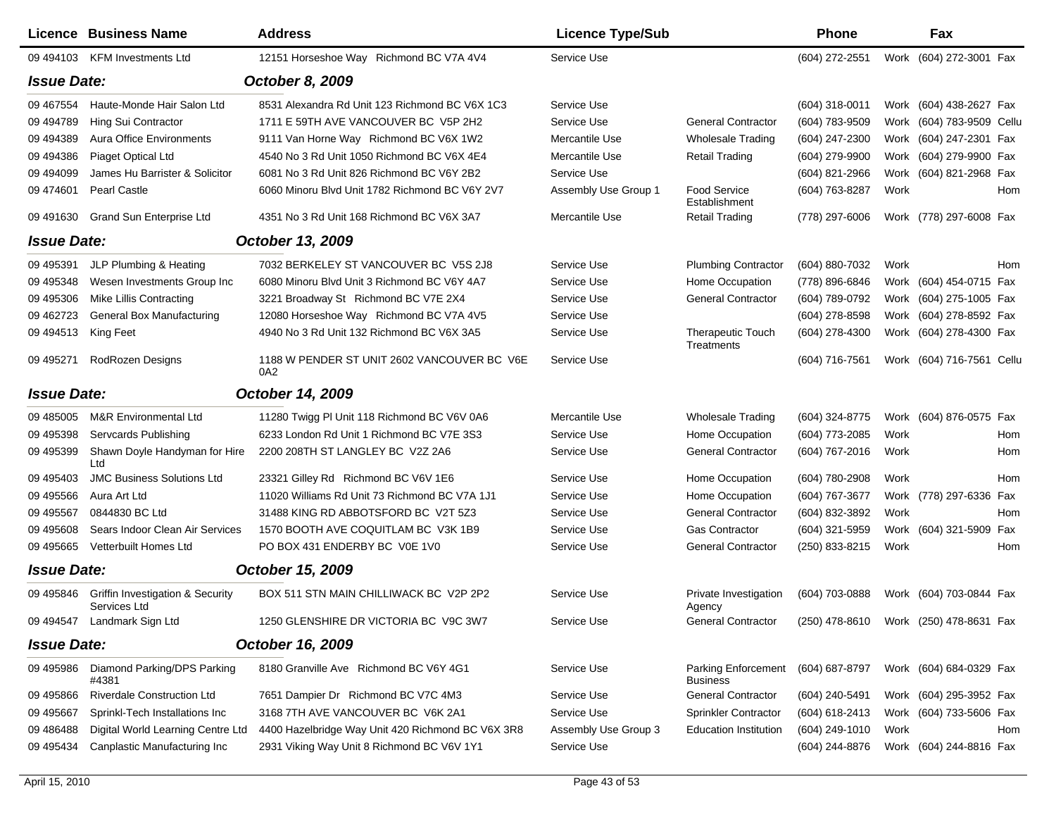| Licence | Business Name | Address | Licence Type/Sub | | Phone | | Fax | |
|---|---|---|---|---|---|---|---|---|
| 09 494103 | KFM Investments Ltd | 12151 Horseshoe Way Richmond BC V7A 4V4 | Service Use | | (604) 272-2551 | Work | (604) 272-3001 | Fax |
| ***Issue Date:*** | | ***October 8, 2009*** | | | | | | |
| 09 467554 | Haute-Monde Hair Salon Ltd | 8531 Alexandra Rd Unit 123 Richmond BC V6X 1C3 | Service Use | | (604) 318-0011 | Work | (604) 438-2627 | Fax |
| 09 494789 | Hing Sui Contractor | 1711 E 59TH AVE VANCOUVER BC V5P 2H2 | Service Use | General Contractor | (604) 783-9509 | Work | (604) 783-9509 | Cellu |
| 09 494389 | Aura Office Environments | 9111 Van Horne Way Richmond BC V6X 1W2 | Mercantile Use | Wholesale Trading | (604) 247-2300 | Work | (604) 247-2301 | Fax |
| 09 494386 | Piaget Optical Ltd | 4540 No 3 Rd Unit 1050 Richmond BC V6X 4E4 | Mercantile Use | Retail Trading | (604) 279-9900 | Work | (604) 279-9900 | Fax |
| 09 494099 | James Hu Barrister & Solicitor | 6081 No 3 Rd Unit 826 Richmond BC V6Y 2B2 | Service Use | | (604) 821-2966 | Work | (604) 821-2968 | Fax |
| 09 474601 | Pearl Castle | 6060 Minoru Blvd Unit 1782 Richmond BC V6Y 2V7 | Assembly Use Group 1 | Food Service Establishment | (604) 763-8287 | Work | | Hom |
| 09 491630 | Grand Sun Enterprise Ltd | 4351 No 3 Rd Unit 168 Richmond BC V6X 3A7 | Mercantile Use | Retail Trading | (778) 297-6006 | Work | (778) 297-6008 | Fax |
| ***Issue Date:*** | | ***October 13, 2009*** | | | | | | |
| 09 495391 | JLP Plumbing & Heating | 7032 BERKELEY ST VANCOUVER BC V5S 2J8 | Service Use | Plumbing Contractor | (604) 880-7032 | Work | | Hom |
| 09 495348 | Wesen Investments Group Inc | 6080 Minoru Blvd Unit 3 Richmond BC V6Y 4A7 | Service Use | Home Occupation | (778) 896-6846 | Work | (604) 454-0715 | Fax |
| 09 495306 | Mike Lillis Contracting | 3221 Broadway St Richmond BC V7E 2X4 | Service Use | General Contractor | (604) 789-0792 | Work | (604) 275-1005 | Fax |
| 09 462723 | General Box Manufacturing | 12080 Horseshoe Way Richmond BC V7A 4V5 | Service Use | | (604) 278-8598 | Work | (604) 278-8592 | Fax |
| 09 494513 | King Feet | 4940 No 3 Rd Unit 132 Richmond BC V6X 3A5 | Service Use | Therapeutic Touch Treatments | (604) 278-4300 | Work | (604) 278-4300 | Fax |
| 09 495271 | RodRozen Designs | 1188 W PENDER ST UNIT 2602 VANCOUVER BC V6E 0A2 | Service Use | | (604) 716-7561 | Work | (604) 716-7561 | Cellu |
| ***Issue Date:*** | | ***October 14, 2009*** | | | | | | |
| 09 485005 | M&R Environmental Ltd | 11280 Twigg Pl Unit 118 Richmond BC V6V 0A6 | Mercantile Use | Wholesale Trading | (604) 324-8775 | Work | (604) 876-0575 | Fax |
| 09 495398 | Servcards Publishing | 6233 London Rd Unit 1 Richmond BC V7E 3S3 | Service Use | Home Occupation | (604) 773-2085 | Work | | Hom |
| 09 495399 | Shawn Doyle Handyman for Hire Ltd | 2200 208TH ST LANGLEY BC V2Z 2A6 | Service Use | General Contractor | (604) 767-2016 | Work | | Hom |
| 09 495403 | JMC Business Solutions Ltd | 23321 Gilley Rd Richmond BC V6V 1E6 | Service Use | Home Occupation | (604) 780-2908 | Work | | Hom |
| 09 495566 | Aura Art Ltd | 11020 Williams Rd Unit 73 Richmond BC V7A 1J1 | Service Use | Home Occupation | (604) 767-3677 | Work | (778) 297-6336 | Fax |
| 09 495567 | 0844830 BC Ltd | 31488 KING RD ABBOTSFORD BC V2T 5Z3 | Service Use | General Contractor | (604) 832-3892 | Work | | Hom |
| 09 495608 | Sears Indoor Clean Air Services | 1570 BOOTH AVE COQUITLAM BC V3K 1B9 | Service Use | Gas Contractor | (604) 321-5959 | Work | (604) 321-5909 | Fax |
| 09 495665 | Vetterbuilt Homes Ltd | PO BOX 431 ENDERBY BC V0E 1V0 | Service Use | General Contractor | (250) 833-8215 | Work | | Hom |
| ***Issue Date:*** | | ***October 15, 2009*** | | | | | | |
| 09 495846 | Griffin Investigation & Security Services Ltd | BOX 511 STN MAIN CHILLIWACK BC V2P 2P2 | Service Use | Private Investigation Agency | (604) 703-0888 | Work | (604) 703-0844 | Fax |
| 09 494547 | Landmark Sign Ltd | 1250 GLENSHIRE DR VICTORIA BC V9C 3W7 | Service Use | General Contractor | (250) 478-8610 | Work | (250) 478-8631 | Fax |
| ***Issue Date:*** | | ***October 16, 2009*** | | | | | | |
| 09 495986 | Diamond Parking/DPS Parking #4381 | 8180 Granville Ave Richmond BC V6Y 4G1 | Service Use | Parking Enforcement Business | (604) 687-8797 | Work | (604) 684-0329 | Fax |
| 09 495866 | Riverdale Construction Ltd | 7651 Dampier Dr Richmond BC V7C 4M3 | Service Use | General Contractor | (604) 240-5491 | Work | (604) 295-3952 | Fax |
| 09 495667 | Sprinkl-Tech Installations Inc | 3168 7TH AVE VANCOUVER BC V6K 2A1 | Service Use | Sprinkler Contractor | (604) 618-2413 | Work | (604) 733-5606 | Fax |
| 09 486488 | Digital World Learning Centre Ltd | 4400 Hazelbridge Way Unit 420 Richmond BC V6X 3R8 | Assembly Use Group 3 | Education Institution | (604) 249-1010 | Work | | Hom |
| 09 495434 | Canplastic Manufacturing Inc | 2931 Viking Way Unit 8 Richmond BC V6V 1Y1 | Service Use | | (604) 244-8876 | Work | (604) 244-8816 | Fax |

April 15, 2010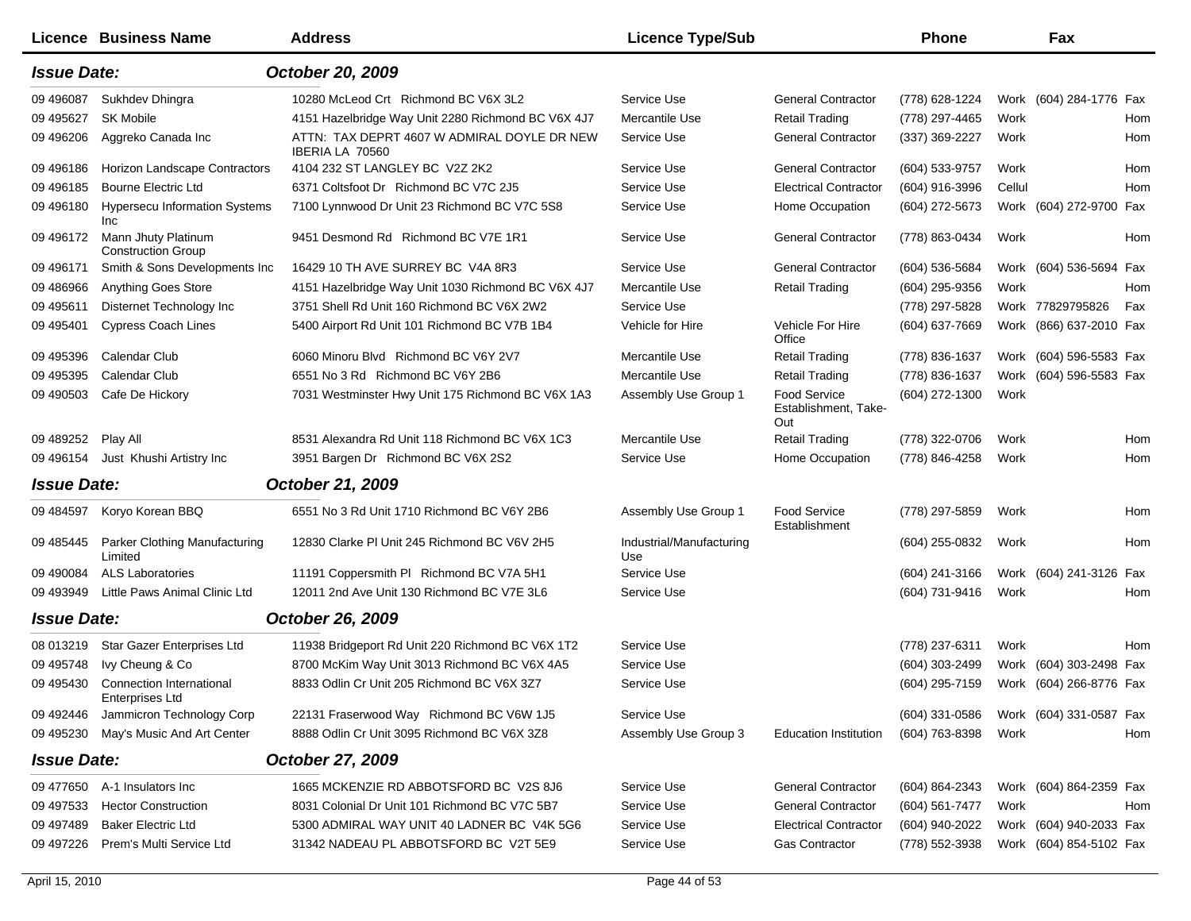| Licence | Business Name | Address | Licence Type/Sub | | Phone | | Fax | |
|---|---|---|---|---|---|---|---|---|
| ***Issue Date:*** | | ***October 20, 2009*** | | | | | | |
| 09 496087 | Sukhdev Dhingra | 10280 McLeod Crt Richmond BC V6X 3L2 | Service Use | General Contractor | (778) 628-1224 | Work | (604) 284-1776 | Fax |
| 09 495627 | SK Mobile | 4151 Hazelbridge Way Unit 2280 Richmond BC V6X 4J7 | Mercantile Use | Retail Trading | (778) 297-4465 | Work | | Hom |
| 09 496206 | Aggreko Canada Inc | ATTN: TAX DEPRT 4607 W ADMIRAL DOYLE DR NEW IBERIA LA 70560 | Service Use | General Contractor | (337) 369-2227 | Work | | Hom |
| 09 496186 | Horizon Landscape Contractors | 4104 232 ST LANGLEY BC V2Z 2K2 | Service Use | General Contractor | (604) 533-9757 | Work | | Hom |
| 09 496185 | Bourne Electric Ltd | 6371 Coltsfoot Dr Richmond BC V7C 2J5 | Service Use | Electrical Contractor | (604) 916-3996 | Cellul | | Hom |
| 09 496180 | Hypersecu Information Systems Inc | 7100 Lynnwood Dr Unit 23 Richmond BC V7C 5S8 | Service Use | Home Occupation | (604) 272-5673 | Work | (604) 272-9700 | Fax |
| 09 496172 | Mann Jhuty Platinum Construction Group | 9451 Desmond Rd Richmond BC V7E 1R1 | Service Use | General Contractor | (778) 863-0434 | Work | | Hom |
| 09 496171 | Smith & Sons Developments Inc | 16429 10 TH AVE SURREY BC V4A 8R3 | Service Use | General Contractor | (604) 536-5684 | Work | (604) 536-5694 | Fax |
| 09 486966 | Anything Goes Store | 4151 Hazelbridge Way Unit 1030 Richmond BC V6X 4J7 | Mercantile Use | Retail Trading | (604) 295-9356 | Work | | Hom |
| 09 495611 | Disternet Technology Inc | 3751 Shell Rd Unit 160 Richmond BC V6X 2W2 | Service Use | | (778) 297-5828 | Work | 77829795826 | Fax |
| 09 495401 | Cypress Coach Lines | 5400 Airport Rd Unit 101 Richmond BC V7B 1B4 | Vehicle for Hire | Vehicle For Hire Office | (604) 637-7669 | Work | (866) 637-2010 | Fax |
| 09 495396 | Calendar Club | 6060 Minoru Blvd Richmond BC V6Y 2V7 | Mercantile Use | Retail Trading | (778) 836-1637 | Work | (604) 596-5583 | Fax |
| 09 495395 | Calendar Club | 6551 No 3 Rd Richmond BC V6Y 2B6 | Mercantile Use | Retail Trading | (778) 836-1637 | Work | (604) 596-5583 | Fax |
| 09 490503 | Cafe De Hickory | 7031 Westminster Hwy Unit 175 Richmond BC V6X 1A3 | Assembly Use Group 1 | Food Service Establishment, Take-Out | (604) 272-1300 | Work | | |
| 09 489252 | Play All | 8531 Alexandra Rd Unit 118 Richmond BC V6X 1C3 | Mercantile Use | Retail Trading | (778) 322-0706 | Work | | Hom |
| 09 496154 | Just Khushi Artistry Inc | 3951 Bargen Dr Richmond BC V6X 2S2 | Service Use | Home Occupation | (778) 846-4258 | Work | | Hom |
| ***Issue Date:*** | | ***October 21, 2009*** | | | | | | |
| 09 484597 | Koryo Korean BBQ | 6551 No 3 Rd Unit 1710 Richmond BC V6Y 2B6 | Assembly Use Group 1 | Food Service Establishment | (778) 297-5859 | Work | | Hom |
| 09 485445 | Parker Clothing Manufacturing Limited | 12830 Clarke Pl Unit 245 Richmond BC V6V 2H5 | Industrial/Manufacturing Use | | (604) 255-0832 | Work | | Hom |
| 09 490084 | ALS Laboratories | 11191 Coppersmith Pl Richmond BC V7A 5H1 | Service Use | | (604) 241-3166 | Work | (604) 241-3126 | Fax |
| 09 493949 | Little Paws Animal Clinic Ltd | 12011 2nd Ave Unit 130 Richmond BC V7E 3L6 | Service Use | | (604) 731-9416 | Work | | Hom |
| ***Issue Date:*** | | ***October 26, 2009*** | | | | | | |
| 08 013219 | Star Gazer Enterprises Ltd | 11938 Bridgeport Rd Unit 220 Richmond BC V6X 1T2 | Service Use | | (778) 237-6311 | Work | | Hom |
| 09 495748 | Ivy Cheung & Co | 8700 McKim Way Unit 3013 Richmond BC V6X 4A5 | Service Use | | (604) 303-2499 | Work | (604) 303-2498 | Fax |
| 09 495430 | Connection International Enterprises Ltd | 8833 Odlin Cr Unit 205 Richmond BC V6X 3Z7 | Service Use | | (604) 295-7159 | Work | (604) 266-8776 | Fax |
| 09 492446 | Jammicron Technology Corp | 22131 Fraserwood Way Richmond BC V6W 1J5 | Service Use | | (604) 331-0586 | Work | (604) 331-0587 | Fax |
| 09 495230 | May's Music And Art Center | 8888 Odlin Cr Unit 3095 Richmond BC V6X 3Z8 | Assembly Use Group 3 | Education Institution | (604) 763-8398 | Work | | Hom |
| ***Issue Date:*** | | ***October 27, 2009*** | | | | | | |
| 09 477650 | A-1 Insulators Inc | 1665 MCKENZIE RD ABBOTSFORD BC V2S 8J6 | Service Use | General Contractor | (604) 864-2343 | Work | (604) 864-2359 | Fax |
| 09 497533 | Hector Construction | 8031 Colonial Dr Unit 101 Richmond BC V7C 5B7 | Service Use | General Contractor | (604) 561-7477 | Work | | Hom |
| 09 497489 | Baker Electric Ltd | 5300 ADMIRAL WAY UNIT 40 LADNER BC V4K 5G6 | Service Use | Electrical Contractor | (604) 940-2022 | Work | (604) 940-2033 | Fax |
| 09 497226 | Prem's Multi Service Ltd | 31342 NADEAU PL ABBOTSFORD BC V2T 5E9 | Service Use | Gas Contractor | (778) 552-3938 | Work | (604) 854-5102 | Fax |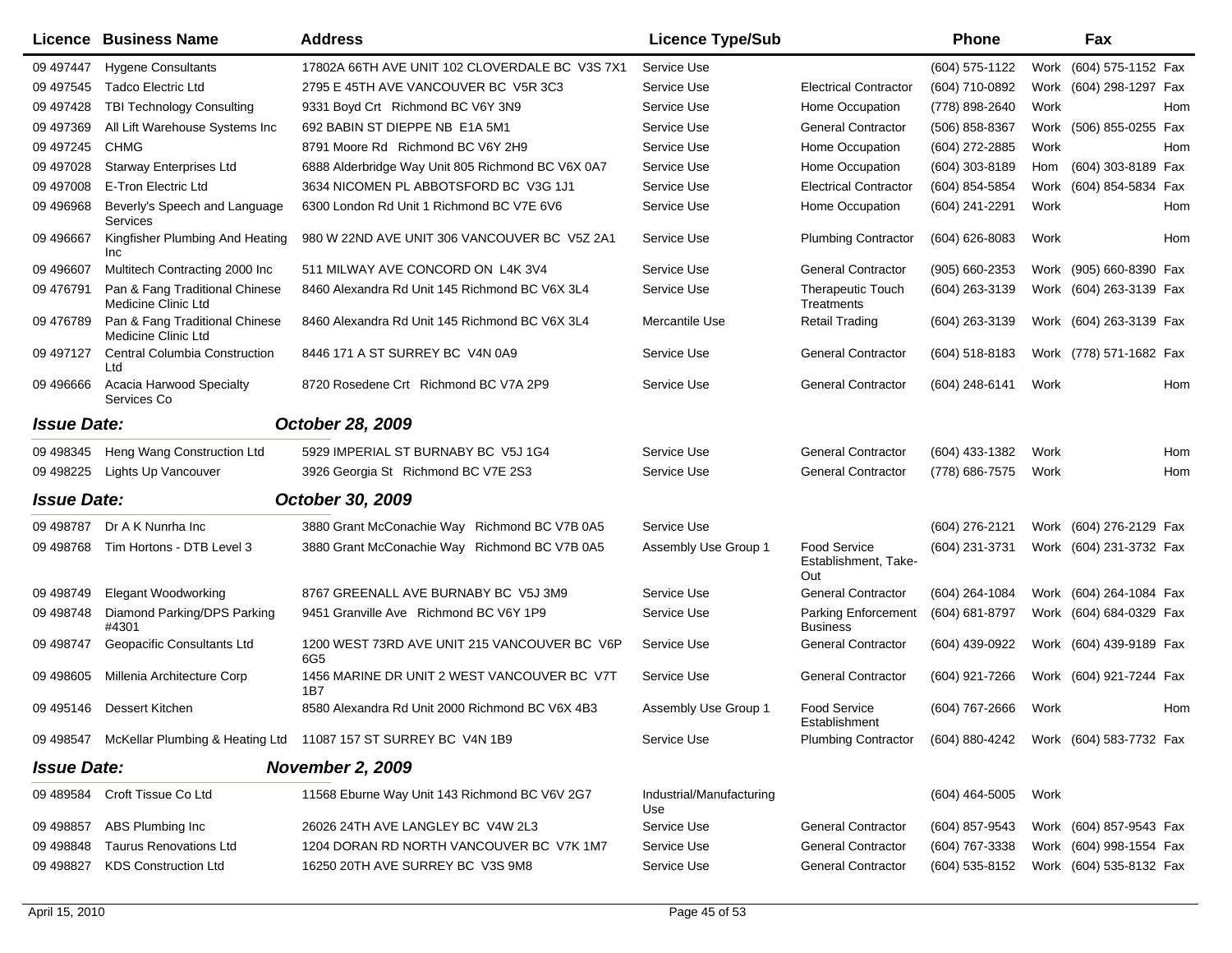| Licence | Business Name | Address | Licence Type/Sub | | Phone | | Fax | |
|---|---|---|---|---|---|---|---|---|
| 09 497447 | Hygene Consultants | 17802A 66TH AVE UNIT 102 CLOVERDALE BC V3S 7X1 | Service Use | | (604) 575-1122 | Work | (604) 575-1152 | Fax |
| 09 497545 | Tadco Electric Ltd | 2795 E 45TH AVE VANCOUVER BC V5R 3C3 | Service Use | Electrical Contractor | (604) 710-0892 | Work | (604) 298-1297 | Fax |
| 09 497428 | TBI Technology Consulting | 9331 Boyd Crt Richmond BC V6Y 3N9 | Service Use | Home Occupation | (778) 898-2640 | Work | | Hom |
| 09 497369 | All Lift Warehouse Systems Inc | 692 BABIN ST DIEPPE NB E1A 5M1 | Service Use | General Contractor | (506) 858-8367 | Work | (506) 855-0255 | Fax |
| 09 497245 | CHMG | 8791 Moore Rd Richmond BC V6Y 2H9 | Service Use | Home Occupation | (604) 272-2885 | Work | | Hom |
| 09 497028 | Starway Enterprises Ltd | 6888 Alderbridge Way Unit 805 Richmond BC V6X 0A7 | Service Use | Home Occupation | (604) 303-8189 | Hom | (604) 303-8189 | Fax |
| 09 497008 | E-Tron Electric Ltd | 3634 NICOMEN PL ABBOTSFORD BC V3G 1J1 | Service Use | Electrical Contractor | (604) 854-5854 | Work | (604) 854-5834 | Fax |
| 09 496968 | Beverly's Speech and Language Services | 6300 London Rd Unit 1 Richmond BC V7E 6V6 | Service Use | Home Occupation | (604) 241-2291 | Work | | Hom |
| 09 496667 | Kingfisher Plumbing And Heating Inc | 980 W 22ND AVE UNIT 306 VANCOUVER BC V5Z 2A1 | Service Use | Plumbing Contractor | (604) 626-8083 | Work | | Hom |
| 09 496607 | Multitech Contracting 2000 Inc | 511 MILWAY AVE CONCORD ON L4K 3V4 | Service Use | General Contractor | (905) 660-2353 | Work | (905) 660-8390 | Fax |
| 09 476791 | Pan & Fang Traditional Chinese Medicine Clinic Ltd | 8460 Alexandra Rd Unit 145 Richmond BC V6X 3L4 | Service Use | Therapeutic Touch Treatments | (604) 263-3139 | Work | (604) 263-3139 | Fax |
| 09 476789 | Pan & Fang Traditional Chinese Medicine Clinic Ltd | 8460 Alexandra Rd Unit 145 Richmond BC V6X 3L4 | Mercantile Use | Retail Trading | (604) 263-3139 | Work | (604) 263-3139 | Fax |
| 09 497127 | Central Columbia Construction Ltd | 8446 171 A ST SURREY BC V4N 0A9 | Service Use | General Contractor | (604) 518-8183 | Work | (778) 571-1682 | Fax |
| 09 496666 | Acacia Harwood Specialty Services Co | 8720 Rosedene Crt Richmond BC V7A 2P9 | Service Use | General Contractor | (604) 248-6141 | Work | | Hom |

***Issue Date:*** ***October 28, 2009***

| Licence | Business Name | Address | Licence Type/Sub | | Phone | | Fax | |
|---|---|---|---|---|---|---|---|---|
| 09 498345 | Heng Wang Construction Ltd | 5929 IMPERIAL ST BURNABY BC V5J 1G4 | Service Use | General Contractor | (604) 433-1382 | Work | | Hom |
| 09 498225 | Lights Up Vancouver | 3926 Georgia St Richmond BC V7E 2S3 | Service Use | General Contractor | (778) 686-7575 | Work | | Hom |

***Issue Date:*** ***October 30, 2009***

| Licence | Business Name | Address | Licence Type/Sub | | Phone | | Fax | |
|---|---|---|---|---|---|---|---|---|
| 09 498787 | Dr A K Nunrha Inc | 3880 Grant McConachie Way Richmond BC V7B 0A5 | Service Use | | (604) 276-2121 | Work | (604) 276-2129 | Fax |
| 09 498768 | Tim Hortons - DTB Level 3 | 3880 Grant McConachie Way Richmond BC V7B 0A5 | Assembly Use Group 1 | Food Service Establishment, Take-Out | (604) 231-3731 | Work | (604) 231-3732 | Fax |
| 09 498749 | Elegant Woodworking | 8767 GREENALL AVE BURNABY BC V5J 3M9 | Service Use | General Contractor | (604) 264-1084 | Work | (604) 264-1084 | Fax |
| 09 498748 | Diamond Parking/DPS Parking #4301 | 9451 Granville Ave Richmond BC V6Y 1P9 | Service Use | Parking Enforcement Business | (604) 681-8797 | Work | (604) 684-0329 | Fax |
| 09 498747 | Geopacific Consultants Ltd | 1200 WEST 73RD AVE UNIT 215 VANCOUVER BC V6P 6G5 | Service Use | General Contractor | (604) 439-0922 | Work | (604) 439-9189 | Fax |
| 09 498605 | Millenia Architecture Corp | 1456 MARINE DR UNIT 2 WEST VANCOUVER BC V7T 1B7 | Service Use | General Contractor | (604) 921-7266 | Work | (604) 921-7244 | Fax |
| 09 495146 | Dessert Kitchen | 8580 Alexandra Rd Unit 2000 Richmond BC V6X 4B3 | Assembly Use Group 1 | Food Service Establishment | (604) 767-2666 | Work | | Hom |
| 09 498547 | McKellar Plumbing & Heating Ltd | 11087 157 ST SURREY BC V4N 1B9 | Service Use | Plumbing Contractor | (604) 880-4242 | Work | (604) 583-7732 | Fax |

***Issue Date:*** ***November 2, 2009***

| Licence | Business Name | Address | Licence Type/Sub | | Phone | | Fax | |
|---|---|---|---|---|---|---|---|---|
| 09 489584 | Croft Tissue Co Ltd | 11568 Eburne Way Unit 143 Richmond BC V6V 2G7 | Industrial/Manufacturing Use | | (604) 464-5005 | Work | | |
| 09 498857 | ABS Plumbing Inc | 26026 24TH AVE LANGLEY BC V4W 2L3 | Service Use | General Contractor | (604) 857-9543 | Work | (604) 857-9543 | Fax |
| 09 498848 | Taurus Renovations Ltd | 1204 DORAN RD NORTH VANCOUVER BC V7K 1M7 | Service Use | General Contractor | (604) 767-3338 | Work | (604) 998-1554 | Fax |
| 09 498827 | KDS Construction Ltd | 16250 20TH AVE SURREY BC V3S 9M8 | Service Use | General Contractor | (604) 535-8152 | Work | (604) 535-8132 | Fax |

April 15, 2010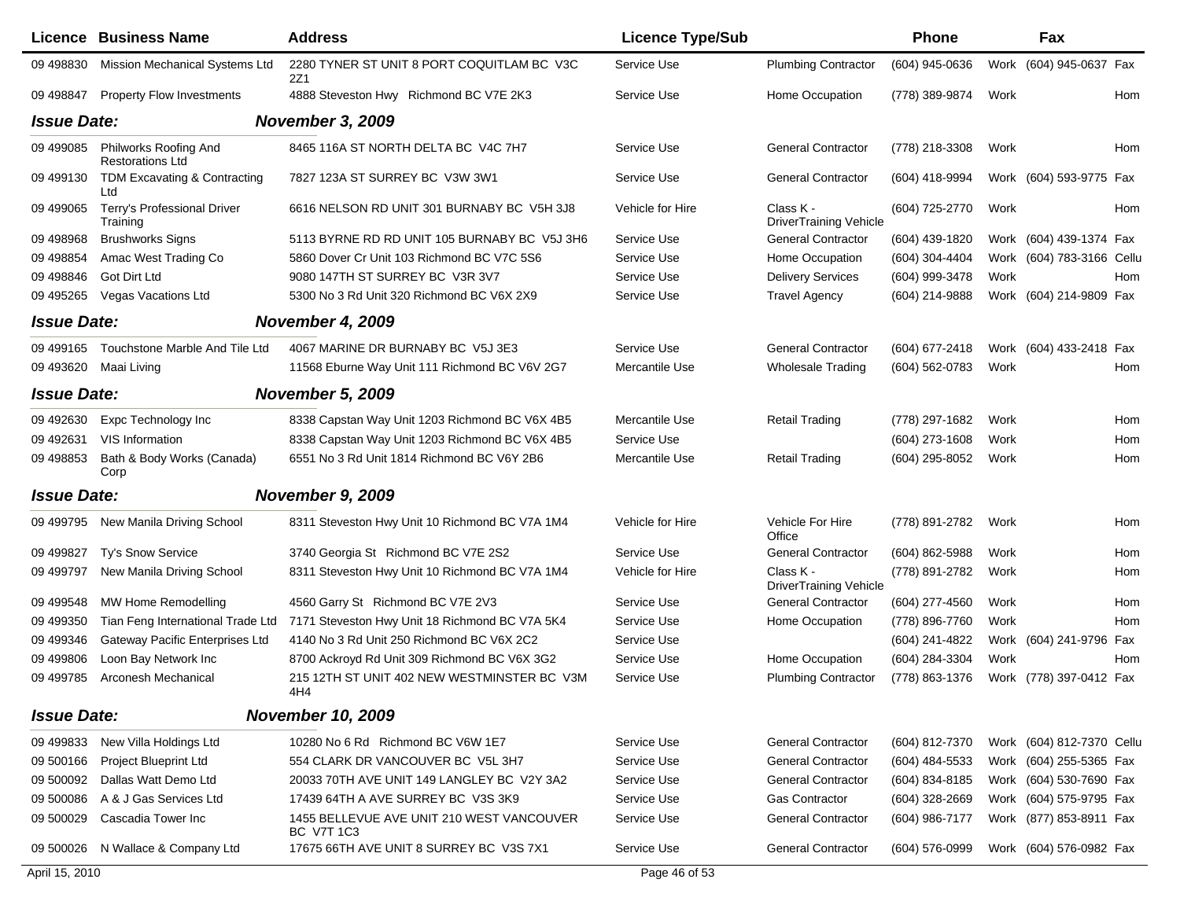| Licence | Business Name | Address | Licence Type/Sub | | Phone | | Fax | |
|---|---|---|---|---|---|---|---|---|
| 09 498830 | Mission Mechanical Systems Ltd | 2280 TYNER ST UNIT 8 PORT COQUITLAM BC V3C 2Z1 | Service Use | Plumbing Contractor | (604) 945-0636 | Work | (604) 945-0637 | Fax |
| 09 498847 | Property Flow Investments | 4888 Steveston Hwy Richmond BC V7E 2K3 | Service Use | Home Occupation | (778) 389-9874 | Work | | Hom |
| ***Issue Date:*** | | ***November 3, 2009*** | | | | | | |
| 09 499085 | Philworks Roofing And Restorations Ltd | 8465 116A ST NORTH DELTA BC V4C 7H7 | Service Use | General Contractor | (778) 218-3308 | Work | | Hom |
| 09 499130 | TDM Excavating & Contracting Ltd | 7827 123A ST SURREY BC V3W 3W1 | Service Use | General Contractor | (604) 418-9994 | Work | (604) 593-9775 | Fax |
| 09 499065 | Terry's Professional Driver Training | 6616 NELSON RD UNIT 301 BURNABY BC V5H 3J8 | Vehicle for Hire | Class K - DriverTraining Vehicle | (604) 725-2770 | Work | | Hom |
| 09 498968 | Brushworks Signs | 5113 BYRNE RD RD UNIT 105 BURNABY BC V5J 3H6 | Service Use | General Contractor | (604) 439-1820 | Work | (604) 439-1374 | Fax |
| 09 498854 | Amac West Trading Co | 5860 Dover Cr Unit 103 Richmond BC V7C 5S6 | Service Use | Home Occupation | (604) 304-4404 | Work | (604) 783-3166 | Cellu |
| 09 498846 | Got Dirt Ltd | 9080 147TH ST SURREY BC V3R 3V7 | Service Use | Delivery Services | (604) 999-3478 | Work | | Hom |
| 09 495265 | Vegas Vacations Ltd | 5300 No 3 Rd Unit 320 Richmond BC V6X 2X9 | Service Use | Travel Agency | (604) 214-9888 | Work | (604) 214-9809 | Fax |
| ***Issue Date:*** | | ***November 4, 2009*** | | | | | | |
| 09 499165 | Touchstone Marble And Tile Ltd | 4067 MARINE DR BURNABY BC V5J 3E3 | Service Use | General Contractor | (604) 677-2418 | Work | (604) 433-2418 | Fax |
| 09 493620 | Maai Living | 11568 Eburne Way Unit 111 Richmond BC V6V 2G7 | Mercantile Use | Wholesale Trading | (604) 562-0783 | Work | | Hom |
| ***Issue Date:*** | | ***November 5, 2009*** | | | | | | |
| 09 492630 | Expc Technology Inc | 8338 Capstan Way Unit 1203 Richmond BC V6X 4B5 | Mercantile Use | Retail Trading | (778) 297-1682 | Work | | Hom |
| 09 492631 | VIS Information | 8338 Capstan Way Unit 1203 Richmond BC V6X 4B5 | Service Use | | (604) 273-1608 | Work | | Hom |
| 09 498853 | Bath & Body Works (Canada) Corp | 6551 No 3 Rd Unit 1814 Richmond BC V6Y 2B6 | Mercantile Use | Retail Trading | (604) 295-8052 | Work | | Hom |
| ***Issue Date:*** | | ***November 9, 2009*** | | | | | | |
| 09 499795 | New Manila Driving School | 8311 Steveston Hwy Unit 10 Richmond BC V7A 1M4 | Vehicle for Hire | Vehicle For Hire Office | (778) 891-2782 | Work | | Hom |
| 09 499827 | Ty's Snow Service | 3740 Georgia St Richmond BC V7E 2S2 | Service Use | General Contractor | (604) 862-5988 | Work | | Hom |
| 09 499797 | New Manila Driving School | 8311 Steveston Hwy Unit 10 Richmond BC V7A 1M4 | Vehicle for Hire | Class K - DriverTraining Vehicle | (778) 891-2782 | Work | | Hom |
| 09 499548 | MW Home Remodelling | 4560 Garry St Richmond BC V7E 2V3 | Service Use | General Contractor | (604) 277-4560 | Work | | Hom |
| 09 499350 | Tian Feng International Trade Ltd | 7171 Steveston Hwy Unit 18 Richmond BC V7A 5K4 | Service Use | Home Occupation | (778) 896-7760 | Work | | Hom |
| 09 499346 | Gateway Pacific Enterprises Ltd | 4140 No 3 Rd Unit 250 Richmond BC V6X 2C2 | Service Use | | (604) 241-4822 | Work | (604) 241-9796 | Fax |
| 09 499806 | Loon Bay Network Inc | 8700 Ackroyd Rd Unit 309 Richmond BC V6X 3G2 | Service Use | Home Occupation | (604) 284-3304 | Work | | Hom |
| 09 499785 | Arconesh Mechanical | 215 12TH ST UNIT 402 NEW WESTMINSTER BC V3M 4H4 | Service Use | Plumbing Contractor | (778) 863-1376 | Work | (778) 397-0412 | Fax |
| ***Issue Date:*** | | ***November 10, 2009*** | | | | | | |
| 09 499833 | New Villa Holdings Ltd | 10280 No 6 Rd Richmond BC V6W 1E7 | Service Use | General Contractor | (604) 812-7370 | Work | (604) 812-7370 | Cellu |
| 09 500166 | Project Blueprint Ltd | 554 CLARK DR VANCOUVER BC V5L 3H7 | Service Use | General Contractor | (604) 484-5533 | Work | (604) 255-5365 | Fax |
| 09 500092 | Dallas Watt Demo Ltd | 20033 70TH AVE UNIT 149 LANGLEY BC V2Y 3A2 | Service Use | General Contractor | (604) 834-8185 | Work | (604) 530-7690 | Fax |
| 09 500086 | A & J Gas Services Ltd | 17439 64TH A AVE SURREY BC V3S 3K9 | Service Use | Gas Contractor | (604) 328-2669 | Work | (604) 575-9795 | Fax |
| 09 500029 | Cascadia Tower Inc | 1455 BELLEVUE AVE UNIT 210 WEST VANCOUVER BC V7T 1C3 | Service Use | General Contractor | (604) 986-7177 | Work | (877) 853-8911 | Fax |
| 09 500026 | N Wallace & Company Ltd | 17675 66TH AVE UNIT 8 SURREY BC V3S 7X1 | Service Use | General Contractor | (604) 576-0999 | Work | (604) 576-0982 | Fax |

April 15, 2010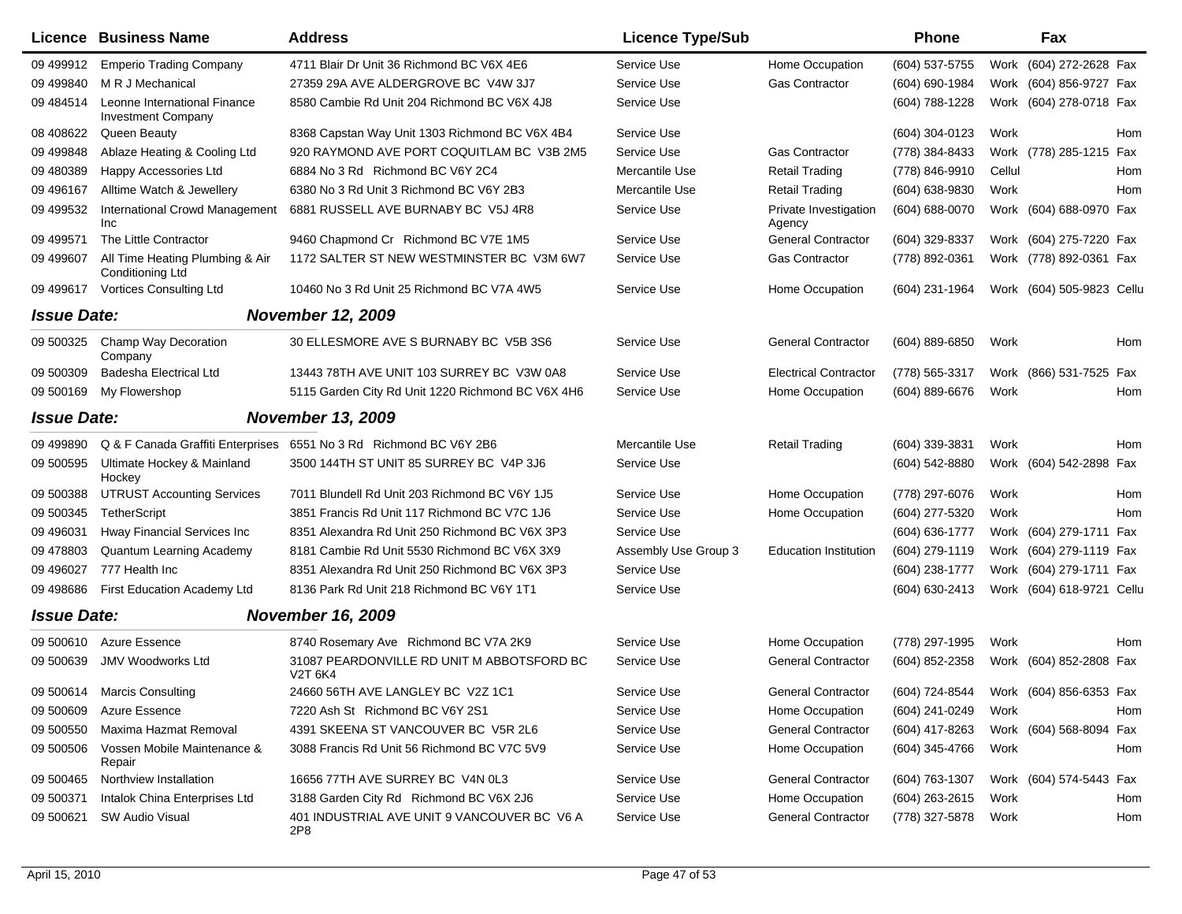| Licence | Business Name | Address | Licence Type/Sub | | Phone | | Fax | |
|---|---|---|---|---|---|---|---|---|
| 09 499912 | Emperio Trading Company | 4711 Blair Dr Unit 36 Richmond BC V6X 4E6 | Service Use | Home Occupation | (604) 537-5755 | Work | (604) 272-2628 | Fax |
| 09 499840 | M R J Mechanical | 27359 29A AVE ALDERGROVE BC V4W 3J7 | Service Use | Gas Contractor | (604) 690-1984 | Work | (604) 856-9727 | Fax |
| 09 484514 | Leonne International Finance Investment Company | 8580 Cambie Rd Unit 204 Richmond BC V6X 4J8 | Service Use | | (604) 788-1228 | Work | (604) 278-0718 | Fax |
| 08 408622 | Queen Beauty | 8368 Capstan Way Unit 1303 Richmond BC V6X 4B4 | Service Use | | (604) 304-0123 | Work | | Hom |
| 09 499848 | Ablaze Heating & Cooling Ltd | 920 RAYMOND AVE PORT COQUITLAM BC V3B 2M5 | Service Use | Gas Contractor | (778) 384-8433 | Work | (778) 285-1215 | Fax |
| 09 480389 | Happy Accessories Ltd | 6884 No 3 Rd Richmond BC V6Y 2C4 | Mercantile Use | Retail Trading | (778) 846-9910 | Cellul | | Hom |
| 09 496167 | Alltime Watch & Jewellery | 6380 No 3 Rd Unit 3 Richmond BC V6Y 2B3 | Mercantile Use | Retail Trading | (604) 638-9830 | Work | | Hom |
| 09 499532 | International Crowd Management Inc | 6881 RUSSELL AVE BURNABY BC V5J 4R8 | Service Use | Private Investigation Agency | (604) 688-0070 | Work | (604) 688-0970 | Fax |
| 09 499571 | The Little Contractor | 9460 Chapmond Cr Richmond BC V7E 1M5 | Service Use | General Contractor | (604) 329-8337 | Work | (604) 275-7220 | Fax |
| 09 499607 | All Time Heating Plumbing & Air Conditioning Ltd | 1172 SALTER ST NEW WESTMINSTER BC V3M 6W7 | Service Use | Gas Contractor | (778) 892-0361 | Work | (778) 892-0361 | Fax |
| 09 499617 | Vortices Consulting Ltd | 10460 No 3 Rd Unit 25 Richmond BC V7A 4W5 | Service Use | Home Occupation | (604) 231-1964 | Work | (604) 505-9823 | Cellu |

***Issue Date:*** ***November 12, 2009***

| Licence | Business Name | Address | Licence Type/Sub | | Phone | | Fax | |
|---|---|---|---|---|---|---|---|---|
| 09 500325 | Champ Way Decoration Company | 30 ELLESMORE AVE S BURNABY BC V5B 3S6 | Service Use | General Contractor | (604) 889-6850 | Work | | Hom |
| 09 500309 | Badesha Electrical Ltd | 13443 78TH AVE UNIT 103 SURREY BC V3W 0A8 | Service Use | Electrical Contractor | (778) 565-3317 | Work | (866) 531-7525 | Fax |
| 09 500169 | My Flowershop | 5115 Garden City Rd Unit 1220 Richmond BC V6X 4H6 | Service Use | Home Occupation | (604) 889-6676 | Work | | Hom |

***Issue Date:*** ***November 13, 2009***

| Licence | Business Name | Address | Licence Type/Sub | | Phone | | Fax | |
|---|---|---|---|---|---|---|---|---|
| 09 499890 | Q & F Canada Graffiti Enterprises | 6551 No 3 Rd Richmond BC V6Y 2B6 | Mercantile Use | Retail Trading | (604) 339-3831 | Work | | Hom |
| 09 500595 | Ultimate Hockey & Mainland Hockey | 3500 144TH ST UNIT 85 SURREY BC V4P 3J6 | Service Use | | (604) 542-8880 | Work | (604) 542-2898 | Fax |
| 09 500388 | UTRUST Accounting Services | 7011 Blundell Rd Unit 203 Richmond BC V6Y 1J5 | Service Use | Home Occupation | (778) 297-6076 | Work | | Hom |
| 09 500345 | TetherScript | 3851 Francis Rd Unit 117 Richmond BC V7C 1J6 | Service Use | Home Occupation | (604) 277-5320 | Work | | Hom |
| 09 496031 | Hway Financial Services Inc | 8351 Alexandra Rd Unit 250 Richmond BC V6X 3P3 | Service Use | | (604) 636-1777 | Work | (604) 279-1711 | Fax |
| 09 478803 | Quantum Learning Academy | 8181 Cambie Rd Unit 5530 Richmond BC V6X 3X9 | Assembly Use Group 3 | Education Institution | (604) 279-1119 | Work | (604) 279-1119 | Fax |
| 09 496027 | 777 Health Inc | 8351 Alexandra Rd Unit 250 Richmond BC V6X 3P3 | Service Use | | (604) 238-1777 | Work | (604) 279-1711 | Fax |
| 09 498686 | First Education Academy Ltd | 8136 Park Rd Unit 218 Richmond BC V6Y 1T1 | Service Use | | (604) 630-2413 | Work | (604) 618-9721 | Cellu |

***Issue Date:*** ***November 16, 2009***

| Licence | Business Name | Address | Licence Type/Sub | | Phone | | Fax | |
|---|---|---|---|---|---|---|---|---|
| 09 500610 | Azure Essence | 8740 Rosemary Ave Richmond BC V7A 2K9 | Service Use | Home Occupation | (778) 297-1995 | Work | | Hom |
| 09 500639 | JMV Woodworks Ltd | 31087 PEARDONVILLE RD UNIT M ABBOTSFORD BC V2T 6K4 | Service Use | General Contractor | (604) 852-2358 | Work | (604) 852-2808 | Fax |
| 09 500614 | Marcis Consulting | 24660 56TH AVE LANGLEY BC V2Z 1C1 | Service Use | General Contractor | (604) 724-8544 | Work | (604) 856-6353 | Fax |
| 09 500609 | Azure Essence | 7220 Ash St Richmond BC V6Y 2S1 | Service Use | Home Occupation | (604) 241-0249 | Work | | Hom |
| 09 500550 | Maxima Hazmat Removal | 4391 SKEENA ST VANCOUVER BC V5R 2L6 | Service Use | General Contractor | (604) 417-8263 | Work | (604) 568-8094 | Fax |
| 09 500506 | Vossen Mobile Maintenance & Repair | 3088 Francis Rd Unit 56 Richmond BC V7C 5V9 | Service Use | Home Occupation | (604) 345-4766 | Work | | Hom |
| 09 500465 | Northview Installation | 16656 77TH AVE SURREY BC V4N 0L3 | Service Use | General Contractor | (604) 763-1307 | Work | (604) 574-5443 | Fax |
| 09 500371 | Intalok China Enterprises Ltd | 3188 Garden City Rd Richmond BC V6X 2J6 | Service Use | Home Occupation | (604) 263-2615 | Work | | Hom |
| 09 500621 | SW Audio Visual | 401 INDUSTRIAL AVE UNIT 9 VANCOUVER BC V6 A 2P8 | Service Use | General Contractor | (778) 327-5878 | Work | | Hom |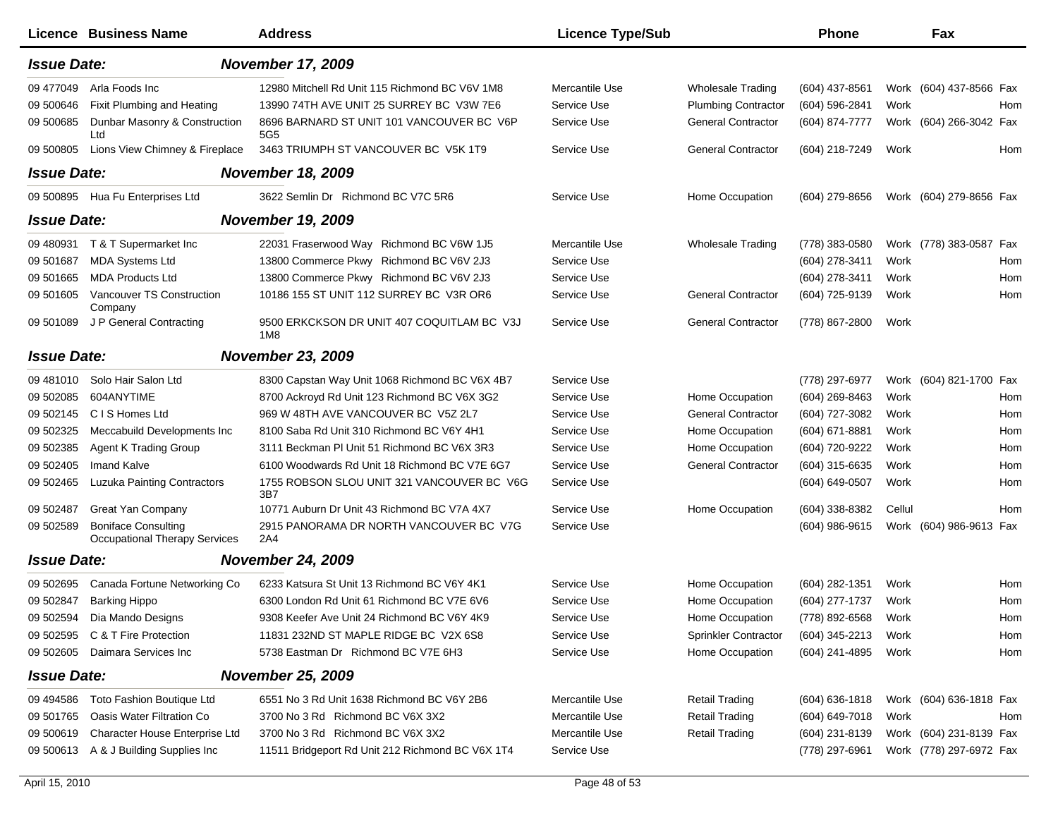| Licence | Business Name | Address | Licence Type/Sub | | Phone | | Fax | |
|---|---|---|---|---|---|---|---|---|
| ***Issue Date:*** | | ***November 17, 2009*** | | | | | | |
| 09 477049 | Arla Foods Inc | 12980 Mitchell Rd Unit 115 Richmond BC V6V 1M8 | Mercantile Use | Wholesale Trading | (604) 437-8561 | Work | (604) 437-8566 | Fax |
| 09 500646 | Fixit Plumbing and Heating | 13990 74TH AVE UNIT 25 SURREY BC V3W 7E6 | Service Use | Plumbing Contractor | (604) 596-2841 | Work | | Hom |
| 09 500685 | Dunbar Masonry & Construction Ltd | 8696 BARNARD ST UNIT 101 VANCOUVER BC V6P 5G5 | Service Use | General Contractor | (604) 874-7777 | Work | (604) 266-3042 | Fax |
| 09 500805 | Lions View Chimney & Fireplace | 3463 TRIUMPH ST VANCOUVER BC V5K 1T9 | Service Use | General Contractor | (604) 218-7249 | Work | | Hom |
| ***Issue Date:*** | | ***November 18, 2009*** | | | | | | |
| 09 500895 | Hua Fu Enterprises Ltd | 3622 Semlin Dr Richmond BC V7C 5R6 | Service Use | Home Occupation | (604) 279-8656 | Work | (604) 279-8656 | Fax |
| ***Issue Date:*** | | ***November 19, 2009*** | | | | | | |
| 09 480931 | T & T Supermarket Inc | 22031 Fraserwood Way Richmond BC V6W 1J5 | Mercantile Use | Wholesale Trading | (778) 383-0580 | Work | (778) 383-0587 | Fax |
| 09 501687 | MDA Systems Ltd | 13800 Commerce Pkwy Richmond BC V6V 2J3 | Service Use | | (604) 278-3411 | Work | | Hom |
| 09 501665 | MDA Products Ltd | 13800 Commerce Pkwy Richmond BC V6V 2J3 | Service Use | | (604) 278-3411 | Work | | Hom |
| 09 501605 | Vancouver TS Construction Company | 10186 155 ST UNIT 112 SURREY BC V3R OR6 | Service Use | General Contractor | (604) 725-9139 | Work | | Hom |
| 09 501089 | J P General Contracting | 9500 ERKCKSON DR UNIT 407 COQUITLAM BC V3J 1M8 | Service Use | General Contractor | (778) 867-2800 | Work | | |
| ***Issue Date:*** | | ***November 23, 2009*** | | | | | | |
| 09 481010 | Solo Hair Salon Ltd | 8300 Capstan Way Unit 1068 Richmond BC V6X 4B7 | Service Use | | (778) 297-6977 | Work | (604) 821-1700 | Fax |
| 09 502085 | 604ANYTIME | 8700 Ackroyd Rd Unit 123 Richmond BC V6X 3G2 | Service Use | Home Occupation | (604) 269-8463 | Work | | Hom |
| 09 502145 | C I S Homes Ltd | 969 W 48TH AVE VANCOUVER BC V5Z 2L7 | Service Use | General Contractor | (604) 727-3082 | Work | | Hom |
| 09 502325 | Meccabuild Developments Inc | 8100 Saba Rd Unit 310 Richmond BC V6Y 4H1 | Service Use | Home Occupation | (604) 671-8881 | Work | | Hom |
| 09 502385 | Agent K Trading Group | 3111 Beckman Pl Unit 51 Richmond BC V6X 3R3 | Service Use | Home Occupation | (604) 720-9222 | Work | | Hom |
| 09 502405 | Imand Kalve | 6100 Woodwards Rd Unit 18 Richmond BC V7E 6G7 | Service Use | General Contractor | (604) 315-6635 | Work | | Hom |
| 09 502465 | Luzuka Painting Contractors | 1755 ROBSON SLOU UNIT 321 VANCOUVER BC V6G 3B7 | Service Use | | (604) 649-0507 | Work | | Hom |
| 09 502487 | Great Yan Company | 10771 Auburn Dr Unit 43 Richmond BC V7A 4X7 | Service Use | Home Occupation | (604) 338-8382 | Cellul | | Hom |
| 09 502589 | Boniface Consulting Occupational Therapy Services | 2915 PANORAMA DR NORTH VANCOUVER BC V7G 2A4 | Service Use | | (604) 986-9615 | Work | (604) 986-9613 | Fax |
| ***Issue Date:*** | | ***November 24, 2009*** | | | | | | |
| 09 502695 | Canada Fortune Networking Co | 6233 Katsura St Unit 13 Richmond BC V6Y 4K1 | Service Use | Home Occupation | (604) 282-1351 | Work | | Hom |
| 09 502847 | Barking Hippo | 6300 London Rd Unit 61 Richmond BC V7E 6V6 | Service Use | Home Occupation | (604) 277-1737 | Work | | Hom |
| 09 502594 | Dia Mando Designs | 9308 Keefer Ave Unit 24 Richmond BC V6Y 4K9 | Service Use | Home Occupation | (778) 892-6568 | Work | | Hom |
| 09 502595 | C & T Fire Protection | 11831 232ND ST MAPLE RIDGE BC V2X 6S8 | Service Use | Sprinkler Contractor | (604) 345-2213 | Work | | Hom |
| 09 502605 | Daimara Services Inc | 5738 Eastman Dr Richmond BC V7E 6H3 | Service Use | Home Occupation | (604) 241-4895 | Work | | Hom |
| ***Issue Date:*** | | ***November 25, 2009*** | | | | | | |
| 09 494586 | Toto Fashion Boutique Ltd | 6551 No 3 Rd Unit 1638 Richmond BC V6Y 2B6 | Mercantile Use | Retail Trading | (604) 636-1818 | Work | (604) 636-1818 | Fax |
| 09 501765 | Oasis Water Filtration Co | 3700 No 3 Rd Richmond BC V6X 3X2 | Mercantile Use | Retail Trading | (604) 649-7018 | Work | | Hom |
| 09 500619 | Character House Enterprise Ltd | 3700 No 3 Rd Richmond BC V6X 3X2 | Mercantile Use | Retail Trading | (604) 231-8139 | Work | (604) 231-8139 | Fax |
| 09 500613 | A & J Building Supplies Inc | 11511 Bridgeport Rd Unit 212 Richmond BC V6X 1T4 | Service Use | | (778) 297-6961 | Work | (778) 297-6972 | Fax |

April 15, 2010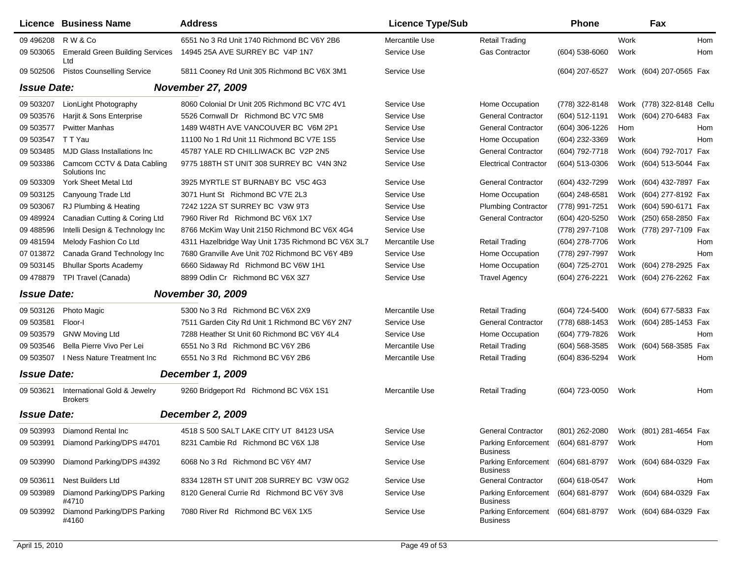| Licence | Business Name | Address | Licence Type/Sub | | Phone | | Fax | |
|---|---|---|---|---|---|---|---|---|
| 09 496208 | R W & Co | 6551 No 3 Rd Unit 1740 Richmond BC V6Y 2B6 | Mercantile Use | Retail Trading | | Work | | Hom |
| 09 503065 | Emerald Green Building Services Ltd | 14945 25A AVE SURREY BC V4P 1N7 | Service Use | Gas Contractor | (604) 538-6060 | Work | | Hom |
| 09 502506 | Pistos Counselling Service | 5811 Cooney Rd Unit 305 Richmond BC V6X 3M1 | Service Use | | (604) 207-6527 | Work | (604) 207-0565 | Fax |
| ***Issue Date:*** | | ***November 27, 2009*** | | | | | | |
| 09 503207 | LionLight Photography | 8060 Colonial Dr Unit 205 Richmond BC V7C 4V1 | Service Use | Home Occupation | (778) 322-8148 | Work | (778) 322-8148 | Cellu |
| 09 503576 | Harjit & Sons Enterprise | 5526 Cornwall Dr Richmond BC V7C 5M8 | Service Use | General Contractor | (604) 512-1191 | Work | (604) 270-6483 | Fax |
| 09 503577 | Pwitter Manhas | 1489 W48TH AVE VANCOUVER BC V6M 2P1 | Service Use | General Contractor | (604) 306-1226 | Hom | | Hom |
| 09 503547 | T T Yau | 11100 No 1 Rd Unit 11 Richmond BC V7E 1S5 | Service Use | Home Occupation | (604) 232-3369 | Work | | Hom |
| 09 503485 | MJD Glass Installations Inc | 45787 YALE RD CHILLIWACK BC V2P 2N5 | Service Use | General Contractor | (604) 792-7718 | Work | (604) 792-7017 | Fax |
| 09 503386 | Camcom CCTV & Data Cabling Solutions Inc | 9775 188TH ST UNIT 308 SURREY BC V4N 3N2 | Service Use | Electrical Contractor | (604) 513-0306 | Work | (604) 513-5044 | Fax |
| 09 503309 | York Sheet Metal Ltd | 3925 MYRTLE ST BURNABY BC V5C 4G3 | Service Use | General Contractor | (604) 432-7299 | Work | (604) 432-7897 | Fax |
| 09 503125 | Canyoung Trade Ltd | 3071 Hunt St Richmond BC V7E 2L3 | Service Use | Home Occupation | (604) 248-6581 | Work | (604) 277-8192 | Fax |
| 09 503067 | RJ Plumbing & Heating | 7242 122A ST SURREY BC V3W 9T3 | Service Use | Plumbing Contractor | (778) 991-7251 | Work | (604) 590-6171 | Fax |
| 09 489924 | Canadian Cutting & Coring Ltd | 7960 River Rd Richmond BC V6X 1X7 | Service Use | General Contractor | (604) 420-5250 | Work | (250) 658-2850 | Fax |
| 09 488596 | Intelli Design & Technology Inc | 8766 McKim Way Unit 2150 Richmond BC V6X 4G4 | Service Use | | (778) 297-7108 | Work | (778) 297-7109 | Fax |
| 09 481594 | Melody Fashion Co Ltd | 4311 Hazelbridge Way Unit 1735 Richmond BC V6X 3L7 | Mercantile Use | Retail Trading | (604) 278-7706 | Work | | Hom |
| 07 013872 | Canada Grand Technology Inc | 7680 Granville Ave Unit 702 Richmond BC V6Y 4B9 | Service Use | Home Occupation | (778) 297-7997 | Work | | Hom |
| 09 503145 | Bhullar Sports Academy | 6660 Sidaway Rd Richmond BC V6W 1H1 | Service Use | Home Occupation | (604) 725-2701 | Work | (604) 278-2925 | Fax |
| 09 478879 | TPI Travel (Canada) | 8899 Odlin Cr Richmond BC V6X 3Z7 | Service Use | Travel Agency | (604) 276-2221 | Work | (604) 276-2262 | Fax |
| ***Issue Date:*** | | ***November 30, 2009*** | | | | | | |
| 09 503126 | Photo Magic | 5300 No 3 Rd Richmond BC V6X 2X9 | Mercantile Use | Retail Trading | (604) 724-5400 | Work | (604) 677-5833 | Fax |
| 09 503581 | Floor-I | 7511 Garden City Rd Unit 1 Richmond BC V6Y 2N7 | Service Use | General Contractor | (778) 688-1453 | Work | (604) 285-1453 | Fax |
| 09 503579 | GNW Moving Ltd | 7288 Heather St Unit 60 Richmond BC V6Y 4L4 | Service Use | Home Occupation | (604) 779-7826 | Work | | Hom |
| 09 503546 | Bella Pierre Vivo Per Lei | 6551 No 3 Rd Richmond BC V6Y 2B6 | Mercantile Use | Retail Trading | (604) 568-3585 | Work | (604) 568-3585 | Fax |
| 09 503507 | I Ness Nature Treatment Inc | 6551 No 3 Rd Richmond BC V6Y 2B6 | Mercantile Use | Retail Trading | (604) 836-5294 | Work | | Hom |
| ***Issue Date:*** | | ***December 1, 2009*** | | | | | | |
| 09 503621 | International Gold & Jewelry Brokers | 9260 Bridgeport Rd Richmond BC V6X 1S1 | Mercantile Use | Retail Trading | (604) 723-0050 | Work | | Hom |
| ***Issue Date:*** | | ***December 2, 2009*** | | | | | | |
| 09 503993 | Diamond Rental Inc | 4518 S 500 SALT LAKE CITY UT 84123 USA | Service Use | General Contractor | (801) 262-2080 | Work | (801) 281-4654 | Fax |
| 09 503991 | Diamond Parking/DPS #4701 | 8231 Cambie Rd Richmond BC V6X 1J8 | Service Use | Parking Enforcement Business | (604) 681-8797 | Work | | Hom |
| 09 503990 | Diamond Parking/DPS #4392 | 6068 No 3 Rd Richmond BC V6Y 4M7 | Service Use | Parking Enforcement Business | (604) 681-8797 | Work | (604) 684-0329 | Fax |
| 09 503611 | Nest Builders Ltd | 8334 128TH ST UNIT 208 SURREY BC V3W 0G2 | Service Use | General Contractor | (604) 618-0547 | Work | | Hom |
| 09 503989 | Diamond Parking/DPS Parking #4710 | 8120 General Currie Rd Richmond BC V6Y 3V8 | Service Use | Parking Enforcement Business | (604) 681-8797 | Work | (604) 684-0329 | Fax |
| 09 503992 | Diamond Parking/DPS Parking #4160 | 7080 River Rd Richmond BC V6X 1X5 | Service Use | Parking Enforcement Business | (604) 681-8797 | Work | (604) 684-0329 | Fax |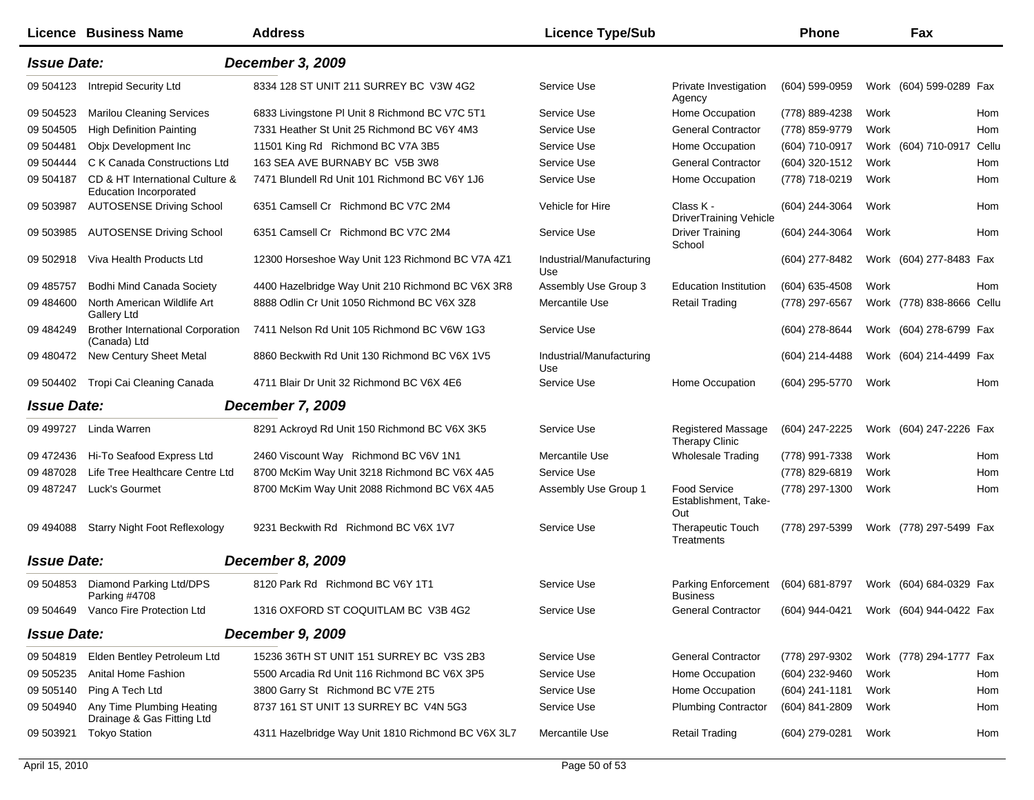| Licence | Business Name | Address | Licence Type/Sub | | Phone | | Fax | |
|---|---|---|---|---|---|---|---|---|
| ***Issue Date:*** | | ***December 3, 2009*** | | | | | | |
| 09 504123 | Intrepid Security Ltd | 8334 128 ST UNIT 211 SURREY BC V3W 4G2 | Service Use | Private Investigation Agency | (604) 599-0959 | Work | (604) 599-0289 | Fax |
| 09 504523 | Marilou Cleaning Services | 6833 Livingstone Pl Unit 8 Richmond BC V7C 5T1 | Service Use | Home Occupation | (778) 889-4238 | Work | | Hom |
| 09 504505 | High Definition Painting | 7331 Heather St Unit 25 Richmond BC V6Y 4M3 | Service Use | General Contractor | (778) 859-9779 | Work | | Hom |
| 09 504481 | Objx Development Inc | 11501 King Rd Richmond BC V7A 3B5 | Service Use | Home Occupation | (604) 710-0917 | Work | (604) 710-0917 | Cellu |
| 09 504444 | C K Canada Constructions Ltd | 163 SEA AVE BURNABY BC V5B 3W8 | Service Use | General Contractor | (604) 320-1512 | Work | | Hom |
| 09 504187 | CD & HT International Culture & Education Incorporated | 7471 Blundell Rd Unit 101 Richmond BC V6Y 1J6 | Service Use | Home Occupation | (778) 718-0219 | Work | | Hom |
| 09 503987 | AUTOSENSE Driving School | 6351 Camsell Cr Richmond BC V7C 2M4 | Vehicle for Hire | Class K - DriverTraining Vehicle | (604) 244-3064 | Work | | Hom |
| 09 503985 | AUTOSENSE Driving School | 6351 Camsell Cr Richmond BC V7C 2M4 | Service Use | Driver Training School | (604) 244-3064 | Work | | Hom |
| 09 502918 | Viva Health Products Ltd | 12300 Horseshoe Way Unit 123 Richmond BC V7A 4Z1 | Industrial/Manufacturing Use | | (604) 277-8482 | Work | (604) 277-8483 | Fax |
| 09 485757 | Bodhi Mind Canada Society | 4400 Hazelbridge Way Unit 210 Richmond BC V6X 3R8 | Assembly Use Group 3 | Education Institution | (604) 635-4508 | Work | | Hom |
| 09 484600 | North American Wildlife Art Gallery Ltd | 8888 Odlin Cr Unit 1050 Richmond BC V6X 3Z8 | Mercantile Use | Retail Trading | (778) 297-6567 | Work | (778) 838-8666 | Cellu |
| 09 484249 | Brother International Corporation (Canada) Ltd | 7411 Nelson Rd Unit 105 Richmond BC V6W 1G3 | Service Use | | (604) 278-8644 | Work | (604) 278-6799 | Fax |
| 09 480472 | New Century Sheet Metal | 8860 Beckwith Rd Unit 130 Richmond BC V6X 1V5 | Industrial/Manufacturing Use | | (604) 214-4488 | Work | (604) 214-4499 | Fax |
| 09 504402 | Tropi Cai Cleaning Canada | 4711 Blair Dr Unit 32 Richmond BC V6X 4E6 | Service Use | Home Occupation | (604) 295-5770 | Work | | Hom |
| ***Issue Date:*** | | ***December 7, 2009*** | | | | | | |
| 09 499727 | Linda Warren | 8291 Ackroyd Rd Unit 150 Richmond BC V6X 3K5 | Service Use | Registered Massage Therapy Clinic | (604) 247-2225 | Work | (604) 247-2226 | Fax |
| 09 472436 | Hi-To Seafood Express Ltd | 2460 Viscount Way Richmond BC V6V 1N1 | Mercantile Use | Wholesale Trading | (778) 991-7338 | Work | | Hom |
| 09 487028 | Life Tree Healthcare Centre Ltd | 8700 McKim Way Unit 3218 Richmond BC V6X 4A5 | Service Use | | (778) 829-6819 | Work | | Hom |
| 09 487247 | Luck's Gourmet | 8700 McKim Way Unit 2088 Richmond BC V6X 4A5 | Assembly Use Group 1 | Food Service Establishment, Take-Out | (778) 297-1300 | Work | | Hom |
| 09 494088 | Starry Night Foot Reflexology | 9231 Beckwith Rd Richmond BC V6X 1V7 | Service Use | Therapeutic Touch Treatments | (778) 297-5399 | Work | (778) 297-5499 | Fax |
| ***Issue Date:*** | | ***December 8, 2009*** | | | | | | |
| 09 504853 | Diamond Parking Ltd/DPS Parking #4708 | 8120 Park Rd Richmond BC V6Y 1T1 | Service Use | Parking Enforcement Business | (604) 681-8797 | Work | (604) 684-0329 | Fax |
| 09 504649 | Vanco Fire Protection Ltd | 1316 OXFORD ST COQUITLAM BC V3B 4G2 | Service Use | General Contractor | (604) 944-0421 | Work | (604) 944-0422 | Fax |
| ***Issue Date:*** | | ***December 9, 2009*** | | | | | | |
| 09 504819 | Elden Bentley Petroleum Ltd | 15236 36TH ST UNIT 151 SURREY BC V3S 2B3 | Service Use | General Contractor | (778) 297-9302 | Work | (778) 294-1777 | Fax |
| 09 505235 | Anital Home Fashion | 5500 Arcadia Rd Unit 116 Richmond BC V6X 3P5 | Service Use | Home Occupation | (604) 232-9460 | Work | | Hom |
| 09 505140 | Ping A Tech Ltd | 3800 Garry St Richmond BC V7E 2T5 | Service Use | Home Occupation | (604) 241-1181 | Work | | Hom |
| 09 504940 | Any Time Plumbing Heating Drainage & Gas Fitting Ltd | 8737 161 ST UNIT 13 SURREY BC V4N 5G3 | Service Use | Plumbing Contractor | (604) 841-2809 | Work | | Hom |
| 09 503921 | Tokyo Station | 4311 Hazelbridge Way Unit 1810 Richmond BC V6X 3L7 | Mercantile Use | Retail Trading | (604) 279-0281 | Work | | Hom |

April 15, 2010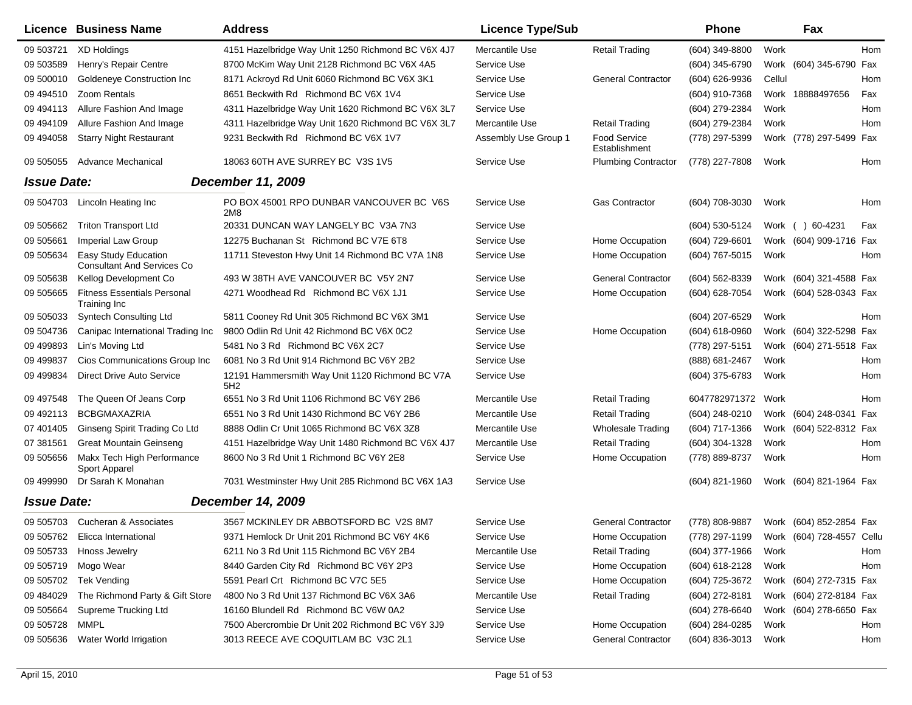| Licence | Business Name | Address | Licence Type/Sub | | Phone | | Fax | |
|---|---|---|---|---|---|---|---|---|
| 09 503721 | XD Holdings | 4151 Hazelbridge Way Unit 1250 Richmond BC V6X 4J7 | Mercantile Use | Retail Trading | (604) 349-8800 | Work | | Hom |
| 09 503589 | Henry's Repair Centre | 8700 McKim Way Unit 2128 Richmond BC V6X 4A5 | Service Use | | (604) 345-6790 | Work | (604) 345-6790 | Fax |
| 09 500010 | Goldeneye Construction Inc | 8171 Ackroyd Rd Unit 6060 Richmond BC V6X 3K1 | Service Use | General Contractor | (604) 626-9936 | Cellul | | Hom |
| 09 494510 | Zoom Rentals | 8651 Beckwith Rd Richmond BC V6X 1V4 | Service Use | | (604) 910-7368 | Work | 18888497656 | Fax |
| 09 494113 | Allure Fashion And Image | 4311 Hazelbridge Way Unit 1620 Richmond BC V6X 3L7 | Service Use | | (604) 279-2384 | Work | | Hom |
| 09 494109 | Allure Fashion And Image | 4311 Hazelbridge Way Unit 1620 Richmond BC V6X 3L7 | Mercantile Use | Retail Trading | (604) 279-2384 | Work | | Hom |
| 09 494058 | Starry Night Restaurant | 9231 Beckwith Rd Richmond BC V6X 1V7 | Assembly Use Group 1 | Food Service Establishment | (778) 297-5399 | Work | (778) 297-5499 | Fax |
| 09 505055 | Advance Mechanical | 18063 60TH AVE SURREY BC V3S 1V5 | Service Use | Plumbing Contractor | (778) 227-7808 | Work | | Hom |
| ***Issue Date:*** | | ***December 11, 2009*** | | | | | | |
| 09 504703 | Lincoln Heating Inc | PO BOX 45001 RPO DUNBAR VANCOUVER BC V6S 2M8 | Service Use | Gas Contractor | (604) 708-3030 | Work | | Hom |
| 09 505662 | Triton Transport Ltd | 20331 DUNCAN WAY LANGELY BC V3A 7N3 | Service Use | | (604) 530-5124 | Work | ( ) 60-4231 | Fax |
| 09 505661 | Imperial Law Group | 12275 Buchanan St Richmond BC V7E 6T8 | Service Use | Home Occupation | (604) 729-6601 | Work | (604) 909-1716 | Fax |
| 09 505634 | Easy Study Education Consultant And Services Co | 11711 Steveston Hwy Unit 14 Richmond BC V7A 1N8 | Service Use | Home Occupation | (604) 767-5015 | Work | | Hom |
| 09 505638 | Kellog Development Co | 493 W 38TH AVE VANCOUVER BC V5Y 2N7 | Service Use | General Contractor | (604) 562-8339 | Work | (604) 321-4588 | Fax |
| 09 505665 | Fitness Essentials Personal Training Inc | 4271 Woodhead Rd Richmond BC V6X 1J1 | Service Use | Home Occupation | (604) 628-7054 | Work | (604) 528-0343 | Fax |
| 09 505033 | Syntech Consulting Ltd | 5811 Cooney Rd Unit 305 Richmond BC V6X 3M1 | Service Use | | (604) 207-6529 | Work | | Hom |
| 09 504736 | Canipac International Trading Inc | 9800 Odlin Rd Unit 42 Richmond BC V6X 0C2 | Service Use | Home Occupation | (604) 618-0960 | Work | (604) 322-5298 | Fax |
| 09 499893 | Lin's Moving Ltd | 5481 No 3 Rd Richmond BC V6X 2C7 | Service Use | | (778) 297-5151 | Work | (604) 271-5518 | Fax |
| 09 499837 | Cios Communications Group Inc | 6081 No 3 Rd Unit 914 Richmond BC V6Y 2B2 | Service Use | | (888) 681-2467 | Work | | Hom |
| 09 499834 | Direct Drive Auto Service | 12191 Hammersmith Way Unit 1120 Richmond BC V7A 5H2 | Service Use | | (604) 375-6783 | Work | | Hom |
| 09 497548 | The Queen Of Jeans Corp | 6551 No 3 Rd Unit 1106 Richmond BC V6Y 2B6 | Mercantile Use | Retail Trading | 6047782971372 | Work | | Hom |
| 09 492113 | BCBGMAXAZRIA | 6551 No 3 Rd Unit 1430 Richmond BC V6Y 2B6 | Mercantile Use | Retail Trading | (604) 248-0210 | Work | (604) 248-0341 | Fax |
| 07 401405 | Ginseng Spirit Trading Co Ltd | 8888 Odlin Cr Unit 1065 Richmond BC V6X 3Z8 | Mercantile Use | Wholesale Trading | (604) 717-1366 | Work | (604) 522-8312 | Fax |
| 07 381561 | Great Mountain Geinseng | 4151 Hazelbridge Way Unit 1480 Richmond BC V6X 4J7 | Mercantile Use | Retail Trading | (604) 304-1328 | Work | | Hom |
| 09 505656 | Makx Tech High Performance Sport Apparel | 8600 No 3 Rd Unit 1 Richmond BC V6Y 2E8 | Service Use | Home Occupation | (778) 889-8737 | Work | | Hom |
| 09 499990 | Dr Sarah K Monahan | 7031 Westminster Hwy Unit 285 Richmond BC V6X 1A3 | Service Use | | (604) 821-1960 | Work | (604) 821-1964 | Fax |
| ***Issue Date:*** | | ***December 14, 2009*** | | | | | | |
| 09 505703 | Cucheran & Associates | 3567 MCKINLEY DR ABBOTSFORD BC V2S 8M7 | Service Use | General Contractor | (778) 808-9887 | Work | (604) 852-2854 | Fax |
| 09 505762 | Elicca International | 9371 Hemlock Dr Unit 201 Richmond BC V6Y 4K6 | Service Use | Home Occupation | (778) 297-1199 | Work | (604) 728-4557 | Cellu |
| 09 505733 | Hnoss Jewelry | 6211 No 3 Rd Unit 115 Richmond BC V6Y 2B4 | Mercantile Use | Retail Trading | (604) 377-1966 | Work | | Hom |
| 09 505719 | Mogo Wear | 8440 Garden City Rd Richmond BC V6Y 2P3 | Service Use | Home Occupation | (604) 618-2128 | Work | | Hom |
| 09 505702 | Tek Vending | 5591 Pearl Crt Richmond BC V7C 5E5 | Service Use | Home Occupation | (604) 725-3672 | Work | (604) 272-7315 | Fax |
| 09 484029 | The Richmond Party & Gift Store | 4800 No 3 Rd Unit 137 Richmond BC V6X 3A6 | Mercantile Use | Retail Trading | (604) 272-8181 | Work | (604) 272-8184 | Fax |
| 09 505664 | Supreme Trucking Ltd | 16160 Blundell Rd Richmond BC V6W 0A2 | Service Use | | (604) 278-6640 | Work | (604) 278-6650 | Fax |
| 09 505728 | MMPL | 7500 Abercrombie Dr Unit 202 Richmond BC V6Y 3J9 | Service Use | Home Occupation | (604) 284-0285 | Work | | Hom |
| 09 505636 | Water World Irrigation | 3013 REECE AVE COQUITLAM BC V3C 2L1 | Service Use | General Contractor | (604) 836-3013 | Work | | Hom |

April 15, 2010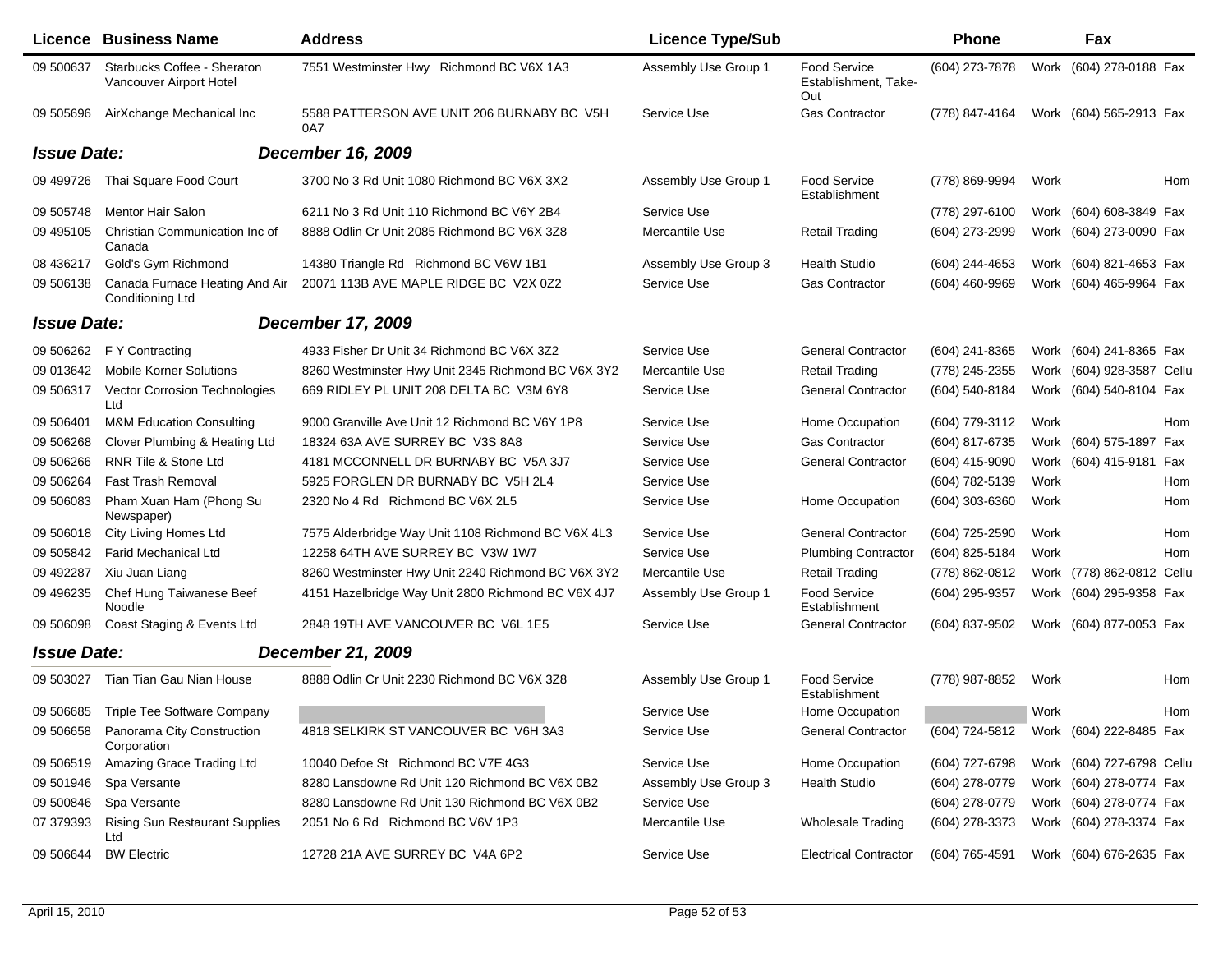| Licence | Business Name | Address | Licence Type/Sub | | Phone | | Fax | |
|---|---|---|---|---|---|---|---|---|
| 09 500637 | Starbucks Coffee - Sheraton Vancouver Airport Hotel | 7551 Westminster Hwy Richmond BC V6X 1A3 | Assembly Use Group 1 | Food Service Establishment, Take-Out | (604) 273-7878 | Work | (604) 278-0188 | Fax |
| 09 505696 | AirXchange Mechanical Inc | 5588 PATTERSON AVE UNIT 206 BURNABY BC V5H 0A7 | Service Use | Gas Contractor | (778) 847-4164 | Work | (604) 565-2913 | Fax |

***Issue Date:*** ***December 16, 2009***

| Licence | Business Name | Address | Licence Type/Sub | | Phone | | Fax | |
|---|---|---|---|---|---|---|---|---|
| 09 499726 | Thai Square Food Court | 3700 No 3 Rd Unit 1080 Richmond BC V6X 3X2 | Assembly Use Group 1 | Food Service Establishment | (778) 869-9994 | Work | | Hom |
| 09 505748 | Mentor Hair Salon | 6211 No 3 Rd Unit 110 Richmond BC V6Y 2B4 | Service Use | | (778) 297-6100 | Work | (604) 608-3849 | Fax |
| 09 495105 | Christian Communication Inc of Canada | 8888 Odlin Cr Unit 2085 Richmond BC V6X 3Z8 | Mercantile Use | Retail Trading | (604) 273-2999 | Work | (604) 273-0090 | Fax |
| 08 436217 | Gold's Gym Richmond | 14380 Triangle Rd Richmond BC V6W 1B1 | Assembly Use Group 3 | Health Studio | (604) 244-4653 | Work | (604) 821-4653 | Fax |
| 09 506138 | Canada Furnace Heating And Air Conditioning Ltd | 20071 113B AVE MAPLE RIDGE BC V2X 0Z2 | Service Use | Gas Contractor | (604) 460-9969 | Work | (604) 465-9964 | Fax |

***Issue Date:*** ***December 17, 2009***

| Licence | Business Name | Address | Licence Type/Sub | | Phone | | Fax | |
|---|---|---|---|---|---|---|---|---|
| 09 506262 | F Y Contracting | 4933 Fisher Dr Unit 34 Richmond BC V6X 3Z2 | Service Use | General Contractor | (604) 241-8365 | Work | (604) 241-8365 | Fax |
| 09 013642 | Mobile Korner Solutions | 8260 Westminster Hwy Unit 2345 Richmond BC V6X 3Y2 | Mercantile Use | Retail Trading | (778) 245-2355 | Work | (604) 928-3587 | Cellu |
| 09 506317 | Vector Corrosion Technologies Ltd | 669 RIDLEY PL UNIT 208 DELTA BC V3M 6Y8 | Service Use | General Contractor | (604) 540-8184 | Work | (604) 540-8104 | Fax |
| 09 506401 | M&M Education Consulting | 9000 Granville Ave Unit 12 Richmond BC V6Y 1P8 | Service Use | Home Occupation | (604) 779-3112 | Work | | Hom |
| 09 506268 | Clover Plumbing & Heating Ltd | 18324 63A AVE SURREY BC V3S 8A8 | Service Use | Gas Contractor | (604) 817-6735 | Work | (604) 575-1897 | Fax |
| 09 506266 | RNR Tile & Stone Ltd | 4181 MCCONNELL DR BURNABY BC V5A 3J7 | Service Use | General Contractor | (604) 415-9090 | Work | (604) 415-9181 | Fax |
| 09 506264 | Fast Trash Removal | 5925 FORGLEN DR BURNABY BC V5H 2L4 | Service Use | | (604) 782-5139 | Work | | Hom |
| 09 506083 | Pham Xuan Ham (Phong Su Newspaper) | 2320 No 4 Rd Richmond BC V6X 2L5 | Service Use | Home Occupation | (604) 303-6360 | Work | | Hom |
| 09 506018 | City Living Homes Ltd | 7575 Alderbridge Way Unit 1108 Richmond BC V6X 4L3 | Service Use | General Contractor | (604) 725-2590 | Work | | Hom |
| 09 505842 | Farid Mechanical Ltd | 12258 64TH AVE SURREY BC V3W 1W7 | Service Use | Plumbing Contractor | (604) 825-5184 | Work | | Hom |
| 09 492287 | Xiu Juan Liang | 8260 Westminster Hwy Unit 2240 Richmond BC V6X 3Y2 | Mercantile Use | Retail Trading | (778) 862-0812 | Work | (778) 862-0812 | Cellu |
| 09 496235 | Chef Hung Taiwanese Beef Noodle | 4151 Hazelbridge Way Unit 2800 Richmond BC V6X 4J7 | Assembly Use Group 1 | Food Service Establishment | (604) 295-9357 | Work | (604) 295-9358 | Fax |
| 09 506098 | Coast Staging & Events Ltd | 2848 19TH AVE VANCOUVER BC V6L 1E5 | Service Use | General Contractor | (604) 837-9502 | Work | (604) 877-0053 | Fax |

***Issue Date:*** ***December 21, 2009***

| Licence | Business Name | Address | Licence Type/Sub | | Phone | | Fax | |
|---|---|---|---|---|---|---|---|---|
| 09 503027 | Tian Tian Gau Nian House | 8888 Odlin Cr Unit 2230 Richmond BC V6X 3Z8 | Assembly Use Group 1 | Food Service Establishment | (778) 987-8852 | Work | | Hom |
| 09 506685 | Triple Tee Software Company | | Service Use | Home Occupation | | Work | | Hom |
| 09 506658 | Panorama City Construction Corporation | 4818 SELKIRK ST VANCOUVER BC V6H 3A3 | Service Use | General Contractor | (604) 724-5812 | Work | (604) 222-8485 | Fax |
| 09 506519 | Amazing Grace Trading Ltd | 10040 Defoe St Richmond BC V7E 4G3 | Service Use | Home Occupation | (604) 727-6798 | Work | (604) 727-6798 | Cellu |
| 09 501946 | Spa Versante | 8280 Lansdowne Rd Unit 120 Richmond BC V6X 0B2 | Assembly Use Group 3 | Health Studio | (604) 278-0779 | Work | (604) 278-0774 | Fax |
| 09 500846 | Spa Versante | 8280 Lansdowne Rd Unit 130 Richmond BC V6X 0B2 | Service Use | | (604) 278-0779 | Work | (604) 278-0774 | Fax |
| 07 379393 | Rising Sun Restaurant Supplies Ltd | 2051 No 6 Rd Richmond BC V6V 1P3 | Mercantile Use | Wholesale Trading | (604) 278-3373 | Work | (604) 278-3374 | Fax |
| 09 506644 | BW Electric | 12728 21A AVE SURREY BC V4A 6P2 | Service Use | Electrical Contractor | (604) 765-4591 | Work | (604) 676-2635 | Fax |

April 15, 2010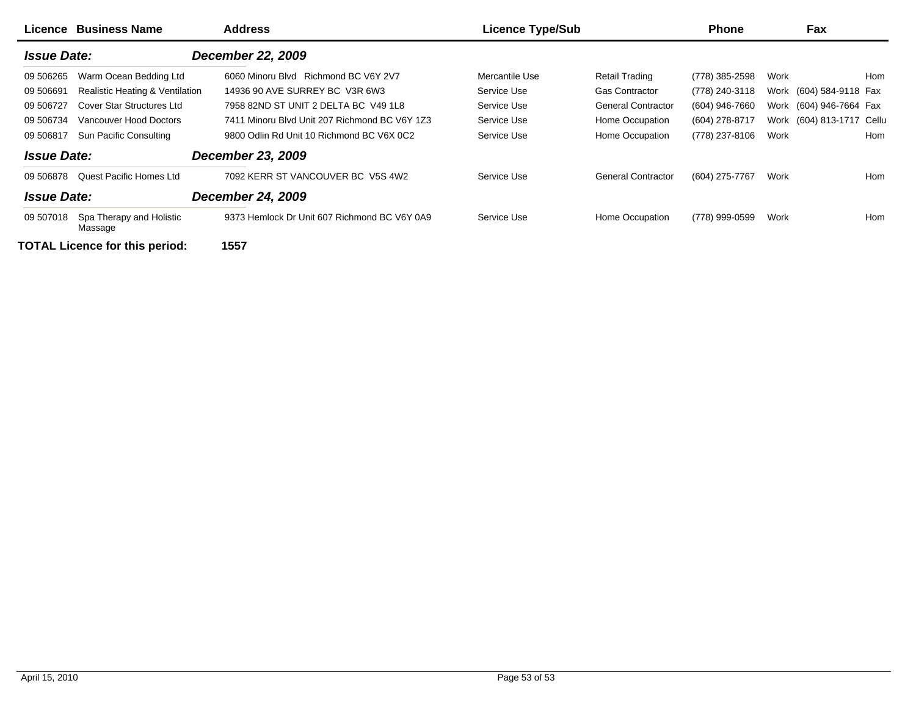| Licence | Business Name | Address | Licence Type/Sub | | Phone | | Fax | |
|---|---|---|---|---|---|---|---|---|
| ***Issue Date:*** | | ***December 22, 2009*** | | | | | | |
| 09 506265 | Warm Ocean Bedding Ltd | 6060 Minoru Blvd Richmond BC V6Y 2V7 | Mercantile Use | Retail Trading | (778) 385-2598 | Work | | Hom |
| 09 506691 | Realistic Heating & Ventilation | 14936 90 AVE SURREY BC V3R 6W3 | Service Use | Gas Contractor | (778) 240-3118 | Work | (604) 584-9118 | Fax |
| 09 506727 | Cover Star Structures Ltd | 7958 82ND ST UNIT 2 DELTA BC V49 1L8 | Service Use | General Contractor | (604) 946-7660 | Work | (604) 946-7664 | Fax |
| 09 506734 | Vancouver Hood Doctors | 7411 Minoru Blvd Unit 207 Richmond BC V6Y 1Z3 | Service Use | Home Occupation | (604) 278-8717 | Work | (604) 813-1717 | Cellu |
| 09 506817 | Sun Pacific Consulting | 9800 Odlin Rd Unit 10 Richmond BC V6X 0C2 | Service Use | Home Occupation | (778) 237-8106 | Work | | Hom |
| ***Issue Date:*** | | ***December 23, 2009*** | | | | | | |
| 09 506878 | Quest Pacific Homes Ltd | 7092 KERR ST VANCOUVER BC V5S 4W2 | Service Use | General Contractor | (604) 275-7767 | Work | | Hom |
| ***Issue Date:*** | | ***December 24, 2009*** | | | | | | |
| 09 507018 | Spa Therapy and Holistic Massage | 9373 Hemlock Dr Unit 607 Richmond BC V6Y 0A9 | Service Use | Home Occupation | (778) 999-0599 | Work | | Hom |

**TOTAL Licence for this period: 1557**

April 15, 2010